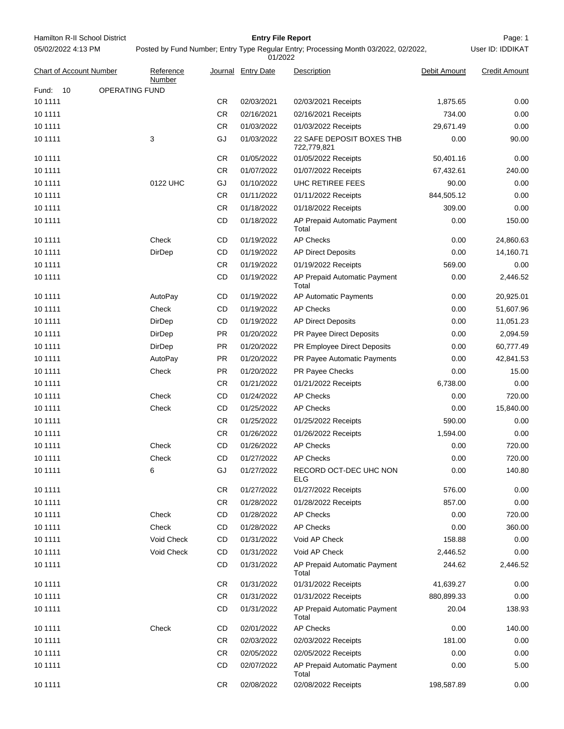Hamilton R-II School District

05/02/2022 4:13 PM

# Entry File Report

Posted by Fund Number; Entry Type Regular Entry; Processing Month 03/2022, 02/2022, 01/2022

User ID: IDDIKAT

| Chart of Account Number | Reference Number | Journal | Entry Date | Description | Debit Amount | Credit Amount |
|---|---|---|---|---|---|---|
| Fund: 10 OPERATING FUND | | | | | | |
| 10 1111 | | CR | 02/03/2021 | 02/03/2021 Receipts | 1,875.65 | 0.00 |
| 10 1111 | | CR | 02/16/2021 | 02/16/2021 Receipts | 734.00 | 0.00 |
| 10 1111 | | CR | 01/03/2022 | 01/03/2022 Receipts | 29,671.49 | 0.00 |
| 10 1111 | 3 | GJ | 01/03/2022 | 22 SAFE DEPOSIT BOXES THB 722,779,821 | 0.00 | 90.00 |
| 10 1111 | | CR | 01/05/2022 | 01/05/2022 Receipts | 50,401.16 | 0.00 |
| 10 1111 | | CR | 01/07/2022 | 01/07/2022 Receipts | 67,432.61 | 240.00 |
| 10 1111 | 0122 UHC | GJ | 01/10/2022 | UHC RETIREE FEES | 90.00 | 0.00 |
| 10 1111 | | CR | 01/11/2022 | 01/11/2022 Receipts | 844,505.12 | 0.00 |
| 10 1111 | | CR | 01/18/2022 | 01/18/2022 Receipts | 309.00 | 0.00 |
| 10 1111 | | CD | 01/18/2022 | AP Prepaid Automatic Payment Total | 0.00 | 150.00 |
| 10 1111 | Check | CD | 01/19/2022 | AP Checks | 0.00 | 24,860.63 |
| 10 1111 | DirDep | CD | 01/19/2022 | AP Direct Deposits | 0.00 | 14,160.71 |
| 10 1111 | | CR | 01/19/2022 | 01/19/2022 Receipts | 569.00 | 0.00 |
| 10 1111 | | CD | 01/19/2022 | AP Prepaid Automatic Payment Total | 0.00 | 2,446.52 |
| 10 1111 | AutoPay | CD | 01/19/2022 | AP Automatic Payments | 0.00 | 20,925.01 |
| 10 1111 | Check | CD | 01/19/2022 | AP Checks | 0.00 | 51,607.96 |
| 10 1111 | DirDep | CD | 01/19/2022 | AP Direct Deposits | 0.00 | 11,051.23 |
| 10 1111 | DirDep | PR | 01/20/2022 | PR Payee Direct Deposits | 0.00 | 2,094.59 |
| 10 1111 | DirDep | PR | 01/20/2022 | PR Employee Direct Deposits | 0.00 | 60,777.49 |
| 10 1111 | AutoPay | PR | 01/20/2022 | PR Payee Automatic Payments | 0.00 | 42,841.53 |
| 10 1111 | Check | PR | 01/20/2022 | PR Payee Checks | 0.00 | 15.00 |
| 10 1111 | | CR | 01/21/2022 | 01/21/2022 Receipts | 6,738.00 | 0.00 |
| 10 1111 | Check | CD | 01/24/2022 | AP Checks | 0.00 | 720.00 |
| 10 1111 | Check | CD | 01/25/2022 | AP Checks | 0.00 | 15,840.00 |
| 10 1111 | | CR | 01/25/2022 | 01/25/2022 Receipts | 590.00 | 0.00 |
| 10 1111 | | CR | 01/26/2022 | 01/26/2022 Receipts | 1,594.00 | 0.00 |
| 10 1111 | Check | CD | 01/26/2022 | AP Checks | 0.00 | 720.00 |
| 10 1111 | Check | CD | 01/27/2022 | AP Checks | 0.00 | 720.00 |
| 10 1111 | 6 | GJ | 01/27/2022 | RECORD OCT-DEC UHC NON ELG | 0.00 | 140.80 |
| 10 1111 | | CR | 01/27/2022 | 01/27/2022 Receipts | 576.00 | 0.00 |
| 10 1111 | | CR | 01/28/2022 | 01/28/2022 Receipts | 857.00 | 0.00 |
| 10 1111 | Check | CD | 01/28/2022 | AP Checks | 0.00 | 720.00 |
| 10 1111 | Check | CD | 01/28/2022 | AP Checks | 0.00 | 360.00 |
| 10 1111 | Void Check | CD | 01/31/2022 | Void AP Check | 158.88 | 0.00 |
| 10 1111 | Void Check | CD | 01/31/2022 | Void AP Check | 2,446.52 | 0.00 |
| 10 1111 | | CD | 01/31/2022 | AP Prepaid Automatic Payment Total | 244.62 | 2,446.52 |
| 10 1111 | | CR | 01/31/2022 | 01/31/2022 Receipts | 41,639.27 | 0.00 |
| 10 1111 | | CR | 01/31/2022 | 01/31/2022 Receipts | 880,899.33 | 0.00 |
| 10 1111 | | CD | 01/31/2022 | AP Prepaid Automatic Payment Total | 20.04 | 138.93 |
| 10 1111 | Check | CD | 02/01/2022 | AP Checks | 0.00 | 140.00 |
| 10 1111 | | CR | 02/03/2022 | 02/03/2022 Receipts | 181.00 | 0.00 |
| 10 1111 | | CR | 02/05/2022 | 02/05/2022 Receipts | 0.00 | 0.00 |
| 10 1111 | | CD | 02/07/2022 | AP Prepaid Automatic Payment Total | 0.00 | 5.00 |
| 10 1111 | | CR | 02/08/2022 | 02/08/2022 Receipts | 198,587.89 | 0.00 |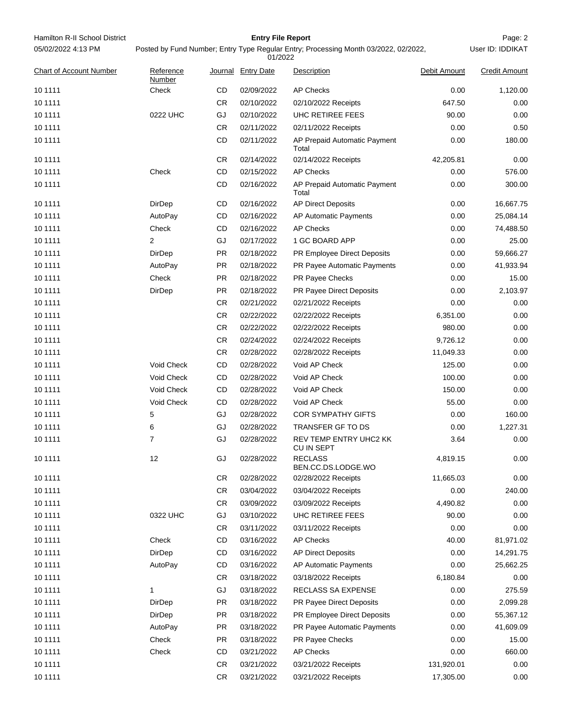Hamilton R-II School District

05/02/2022 4:13 PM

**Entry File Report**

Posted by Fund Number; Entry Type Regular Entry; Processing Month 03/2022, 02/2022, 01/2022

User ID: IDDIKAT

| Chart of Account Number | Reference Number | Journal | Entry Date | Description | Debit Amount | Credit Amount |
|---|---|---|---|---|---|---|
| 10 1111 | Check | CD | 02/09/2022 | AP Checks | 0.00 | 1,120.00 |
| 10 1111 | | CR | 02/10/2022 | 02/10/2022 Receipts | 647.50 | 0.00 |
| 10 1111 | 0222 UHC | GJ | 02/10/2022 | UHC RETIREE FEES | 90.00 | 0.00 |
| 10 1111 | | CR | 02/11/2022 | 02/11/2022 Receipts | 0.00 | 0.50 |
| 10 1111 | | CD | 02/11/2022 | AP Prepaid Automatic Payment Total | 0.00 | 180.00 |
| 10 1111 | | CR | 02/14/2022 | 02/14/2022 Receipts | 42,205.81 | 0.00 |
| 10 1111 | Check | CD | 02/15/2022 | AP Checks | 0.00 | 576.00 |
| 10 1111 | | CD | 02/16/2022 | AP Prepaid Automatic Payment Total | 0.00 | 300.00 |
| 10 1111 | DirDep | CD | 02/16/2022 | AP Direct Deposits | 0.00 | 16,667.75 |
| 10 1111 | AutoPay | CD | 02/16/2022 | AP Automatic Payments | 0.00 | 25,084.14 |
| 10 1111 | Check | CD | 02/16/2022 | AP Checks | 0.00 | 74,488.50 |
| 10 1111 | 2 | GJ | 02/17/2022 | 1 GC BOARD APP | 0.00 | 25.00 |
| 10 1111 | DirDep | PR | 02/18/2022 | PR Employee Direct Deposits | 0.00 | 59,666.27 |
| 10 1111 | AutoPay | PR | 02/18/2022 | PR Payee Automatic Payments | 0.00 | 41,933.94 |
| 10 1111 | Check | PR | 02/18/2022 | PR Payee Checks | 0.00 | 15.00 |
| 10 1111 | DirDep | PR | 02/18/2022 | PR Payee Direct Deposits | 0.00 | 2,103.97 |
| 10 1111 | | CR | 02/21/2022 | 02/21/2022 Receipts | 0.00 | 0.00 |
| 10 1111 | | CR | 02/22/2022 | 02/22/2022 Receipts | 6,351.00 | 0.00 |
| 10 1111 | | CR | 02/22/2022 | 02/22/2022 Receipts | 980.00 | 0.00 |
| 10 1111 | | CR | 02/24/2022 | 02/24/2022 Receipts | 9,726.12 | 0.00 |
| 10 1111 | | CR | 02/28/2022 | 02/28/2022 Receipts | 11,049.33 | 0.00 |
| 10 1111 | Void Check | CD | 02/28/2022 | Void AP Check | 125.00 | 0.00 |
| 10 1111 | Void Check | CD | 02/28/2022 | Void AP Check | 100.00 | 0.00 |
| 10 1111 | Void Check | CD | 02/28/2022 | Void AP Check | 150.00 | 0.00 |
| 10 1111 | Void Check | CD | 02/28/2022 | Void AP Check | 55.00 | 0.00 |
| 10 1111 | 5 | GJ | 02/28/2022 | COR SYMPATHY GIFTS | 0.00 | 160.00 |
| 10 1111 | 6 | GJ | 02/28/2022 | TRANSFER GF TO DS | 0.00 | 1,227.31 |
| 10 1111 | 7 | GJ | 02/28/2022 | REV TEMP ENTRY UHC2 KK CU IN SEPT | 3.64 | 0.00 |
| 10 1111 | 12 | GJ | 02/28/2022 | RECLASS BEN.CC.DS.LODGE.WO | 4,819.15 | 0.00 |
| 10 1111 | | CR | 02/28/2022 | 02/28/2022 Receipts | 11,665.03 | 0.00 |
| 10 1111 | | CR | 03/04/2022 | 03/04/2022 Receipts | 0.00 | 240.00 |
| 10 1111 | | CR | 03/09/2022 | 03/09/2022 Receipts | 4,490.82 | 0.00 |
| 10 1111 | 0322 UHC | GJ | 03/10/2022 | UHC RETIREE FEES | 90.00 | 0.00 |
| 10 1111 | | CR | 03/11/2022 | 03/11/2022 Receipts | 0.00 | 0.00 |
| 10 1111 | Check | CD | 03/16/2022 | AP Checks | 40.00 | 81,971.02 |
| 10 1111 | DirDep | CD | 03/16/2022 | AP Direct Deposits | 0.00 | 14,291.75 |
| 10 1111 | AutoPay | CD | 03/16/2022 | AP Automatic Payments | 0.00 | 25,662.25 |
| 10 1111 | | CR | 03/18/2022 | 03/18/2022 Receipts | 6,180.84 | 0.00 |
| 10 1111 | 1 | GJ | 03/18/2022 | RECLASS SA EXPENSE | 0.00 | 275.59 |
| 10 1111 | DirDep | PR | 03/18/2022 | PR Payee Direct Deposits | 0.00 | 2,099.28 |
| 10 1111 | DirDep | PR | 03/18/2022 | PR Employee Direct Deposits | 0.00 | 55,367.12 |
| 10 1111 | AutoPay | PR | 03/18/2022 | PR Payee Automatic Payments | 0.00 | 41,609.09 |
| 10 1111 | Check | PR | 03/18/2022 | PR Payee Checks | 0.00 | 15.00 |
| 10 1111 | Check | CD | 03/21/2022 | AP Checks | 0.00 | 660.00 |
| 10 1111 | | CR | 03/21/2022 | 03/21/2022 Receipts | 131,920.01 | 0.00 |
| 10 1111 | | CR | 03/21/2022 | 03/21/2022 Receipts | 17,305.00 | 0.00 |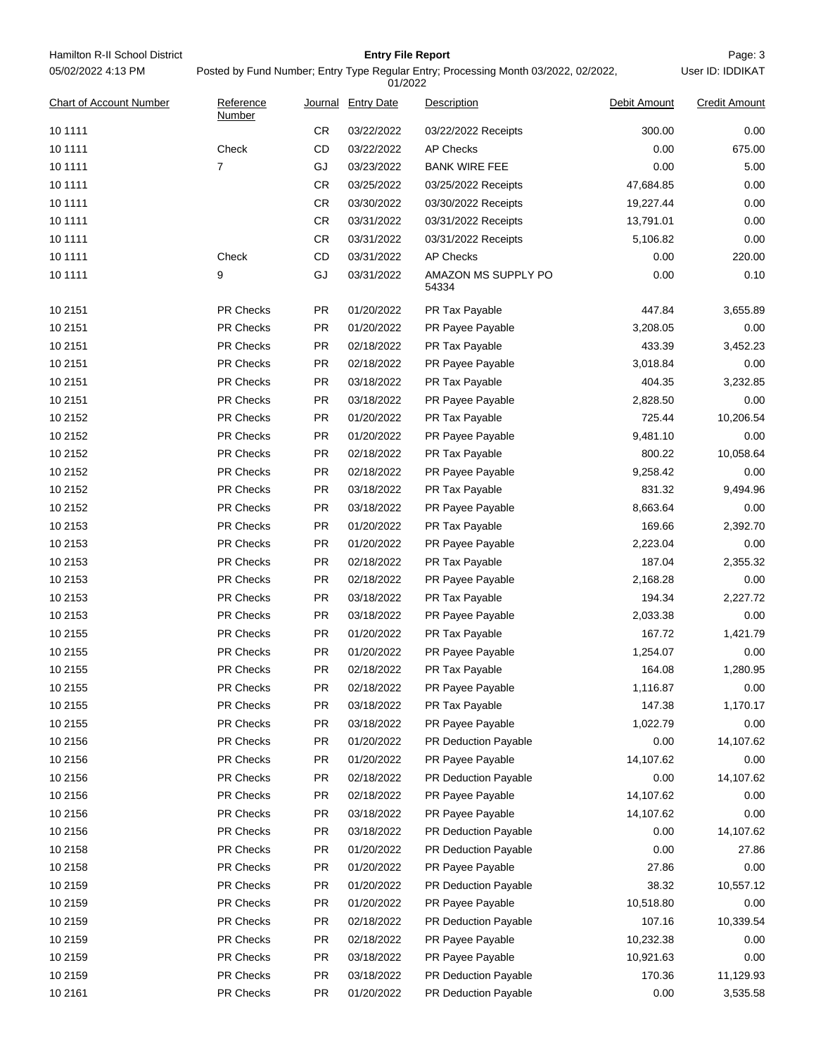| Chart of Account Number | Reference Number | Journal | Entry Date | Description | Debit Amount | Credit Amount |
|---|---|---|---|---|---|---|
| 10 1111 | | CR | 03/22/2022 | 03/22/2022 Receipts | 300.00 | 0.00 |
| 10 1111 | Check | CD | 03/22/2022 | AP Checks | 0.00 | 675.00 |
| 10 1111 | 7 | GJ | 03/23/2022 | BANK WIRE FEE | 0.00 | 5.00 |
| 10 1111 | | CR | 03/25/2022 | 03/25/2022 Receipts | 47,684.85 | 0.00 |
| 10 1111 | | CR | 03/30/2022 | 03/30/2022 Receipts | 19,227.44 | 0.00 |
| 10 1111 | | CR | 03/31/2022 | 03/31/2022 Receipts | 13,791.01 | 0.00 |
| 10 1111 | | CR | 03/31/2022 | 03/31/2022 Receipts | 5,106.82 | 0.00 |
| 10 1111 | Check | CD | 03/31/2022 | AP Checks | 0.00 | 220.00 |
| 10 1111 | 9 | GJ | 03/31/2022 | AMAZON MS SUPPLY PO 54334 | 0.00 | 0.10 |
| 10 2151 | PR Checks | PR | 01/20/2022 | PR Tax Payable | 447.84 | 3,655.89 |
| 10 2151 | PR Checks | PR | 01/20/2022 | PR Payee Payable | 3,208.05 | 0.00 |
| 10 2151 | PR Checks | PR | 02/18/2022 | PR Tax Payable | 433.39 | 3,452.23 |
| 10 2151 | PR Checks | PR | 02/18/2022 | PR Payee Payable | 3,018.84 | 0.00 |
| 10 2151 | PR Checks | PR | 03/18/2022 | PR Tax Payable | 404.35 | 3,232.85 |
| 10 2151 | PR Checks | PR | 03/18/2022 | PR Payee Payable | 2,828.50 | 0.00 |
| 10 2152 | PR Checks | PR | 01/20/2022 | PR Tax Payable | 725.44 | 10,206.54 |
| 10 2152 | PR Checks | PR | 01/20/2022 | PR Payee Payable | 9,481.10 | 0.00 |
| 10 2152 | PR Checks | PR | 02/18/2022 | PR Tax Payable | 800.22 | 10,058.64 |
| 10 2152 | PR Checks | PR | 02/18/2022 | PR Payee Payable | 9,258.42 | 0.00 |
| 10 2152 | PR Checks | PR | 03/18/2022 | PR Tax Payable | 831.32 | 9,494.96 |
| 10 2152 | PR Checks | PR | 03/18/2022 | PR Payee Payable | 8,663.64 | 0.00 |
| 10 2153 | PR Checks | PR | 01/20/2022 | PR Tax Payable | 169.66 | 2,392.70 |
| 10 2153 | PR Checks | PR | 01/20/2022 | PR Payee Payable | 2,223.04 | 0.00 |
| 10 2153 | PR Checks | PR | 02/18/2022 | PR Tax Payable | 187.04 | 2,355.32 |
| 10 2153 | PR Checks | PR | 02/18/2022 | PR Payee Payable | 2,168.28 | 0.00 |
| 10 2153 | PR Checks | PR | 03/18/2022 | PR Tax Payable | 194.34 | 2,227.72 |
| 10 2153 | PR Checks | PR | 03/18/2022 | PR Payee Payable | 2,033.38 | 0.00 |
| 10 2155 | PR Checks | PR | 01/20/2022 | PR Tax Payable | 167.72 | 1,421.79 |
| 10 2155 | PR Checks | PR | 01/20/2022 | PR Payee Payable | 1,254.07 | 0.00 |
| 10 2155 | PR Checks | PR | 02/18/2022 | PR Tax Payable | 164.08 | 1,280.95 |
| 10 2155 | PR Checks | PR | 02/18/2022 | PR Payee Payable | 1,116.87 | 0.00 |
| 10 2155 | PR Checks | PR | 03/18/2022 | PR Tax Payable | 147.38 | 1,170.17 |
| 10 2155 | PR Checks | PR | 03/18/2022 | PR Payee Payable | 1,022.79 | 0.00 |
| 10 2156 | PR Checks | PR | 01/20/2022 | PR Deduction Payable | 0.00 | 14,107.62 |
| 10 2156 | PR Checks | PR | 01/20/2022 | PR Payee Payable | 14,107.62 | 0.00 |
| 10 2156 | PR Checks | PR | 02/18/2022 | PR Deduction Payable | 0.00 | 14,107.62 |
| 10 2156 | PR Checks | PR | 02/18/2022 | PR Payee Payable | 14,107.62 | 0.00 |
| 10 2156 | PR Checks | PR | 03/18/2022 | PR Payee Payable | 14,107.62 | 0.00 |
| 10 2156 | PR Checks | PR | 03/18/2022 | PR Deduction Payable | 0.00 | 14,107.62 |
| 10 2158 | PR Checks | PR | 01/20/2022 | PR Deduction Payable | 0.00 | 27.86 |
| 10 2158 | PR Checks | PR | 01/20/2022 | PR Payee Payable | 27.86 | 0.00 |
| 10 2159 | PR Checks | PR | 01/20/2022 | PR Deduction Payable | 38.32 | 10,557.12 |
| 10 2159 | PR Checks | PR | 01/20/2022 | PR Payee Payable | 10,518.80 | 0.00 |
| 10 2159 | PR Checks | PR | 02/18/2022 | PR Deduction Payable | 107.16 | 10,339.54 |
| 10 2159 | PR Checks | PR | 02/18/2022 | PR Payee Payable | 10,232.38 | 0.00 |
| 10 2159 | PR Checks | PR | 03/18/2022 | PR Payee Payable | 10,921.63 | 0.00 |
| 10 2159 | PR Checks | PR | 03/18/2022 | PR Deduction Payable | 170.36 | 11,129.93 |
| 10 2161 | PR Checks | PR | 01/20/2022 | PR Deduction Payable | 0.00 | 3,535.58 |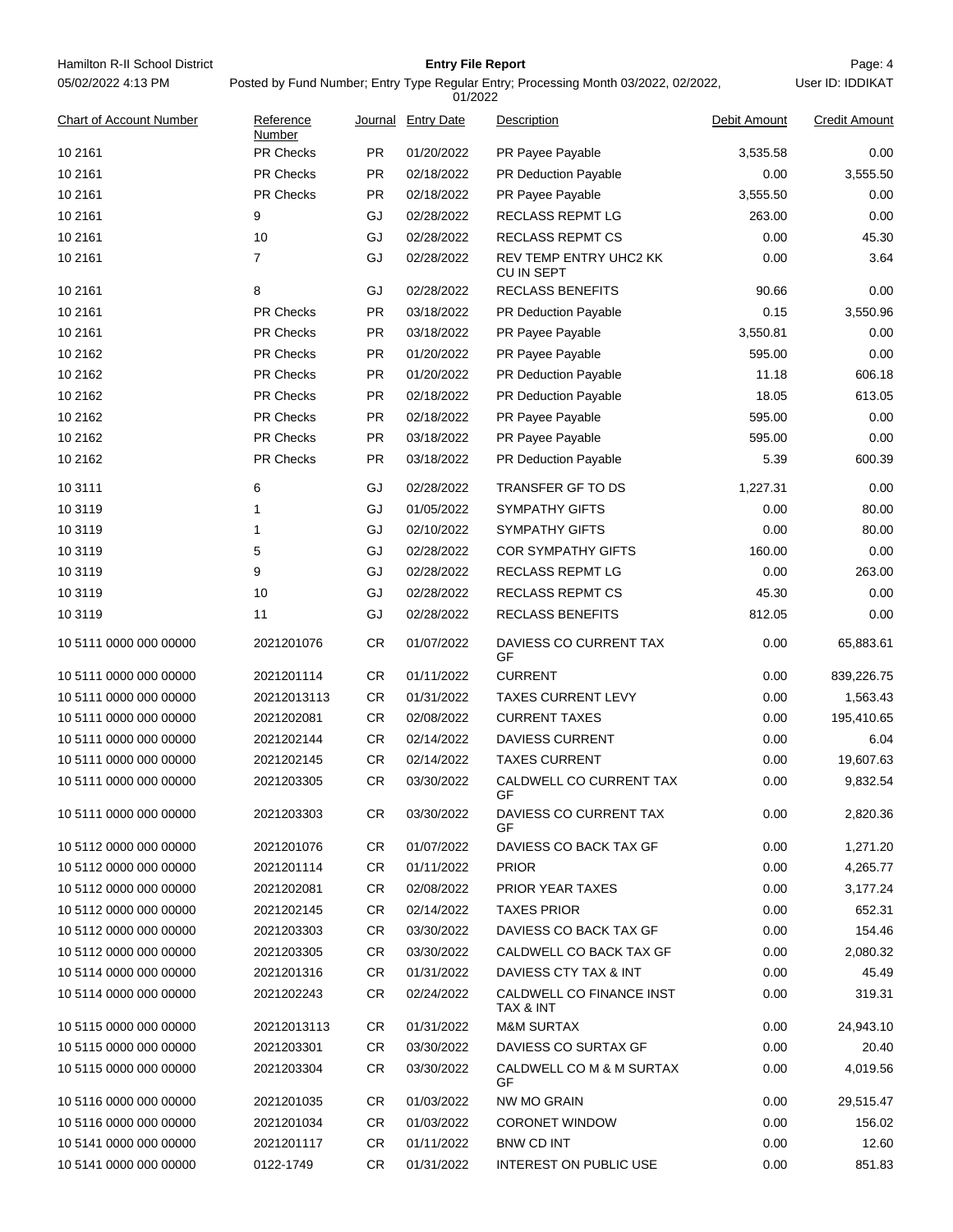| Chart of Account Number | Reference Number | Journal | Entry Date | Description | Debit Amount | Credit Amount |
|---|---|---|---|---|---|---|
| 10 2161 | PR Checks | PR | 01/20/2022 | PR Payee Payable | 3,535.58 | 0.00 |
| 10 2161 | PR Checks | PR | 02/18/2022 | PR Deduction Payable | 0.00 | 3,555.50 |
| 10 2161 | PR Checks | PR | 02/18/2022 | PR Payee Payable | 3,555.50 | 0.00 |
| 10 2161 | 9 | GJ | 02/28/2022 | RECLASS REPMT LG | 263.00 | 0.00 |
| 10 2161 | 10 | GJ | 02/28/2022 | RECLASS REPMT CS | 0.00 | 45.30 |
| 10 2161 | 7 | GJ | 02/28/2022 | REV TEMP ENTRY UHC2 KK CU IN SEPT | 0.00 | 3.64 |
| 10 2161 | 8 | GJ | 02/28/2022 | RECLASS BENEFITS | 90.66 | 0.00 |
| 10 2161 | PR Checks | PR | 03/18/2022 | PR Deduction Payable | 0.15 | 3,550.96 |
| 10 2161 | PR Checks | PR | 03/18/2022 | PR Payee Payable | 3,550.81 | 0.00 |
| 10 2162 | PR Checks | PR | 01/20/2022 | PR Payee Payable | 595.00 | 0.00 |
| 10 2162 | PR Checks | PR | 01/20/2022 | PR Deduction Payable | 11.18 | 606.18 |
| 10 2162 | PR Checks | PR | 02/18/2022 | PR Deduction Payable | 18.05 | 613.05 |
| 10 2162 | PR Checks | PR | 02/18/2022 | PR Payee Payable | 595.00 | 0.00 |
| 10 2162 | PR Checks | PR | 03/18/2022 | PR Payee Payable | 595.00 | 0.00 |
| 10 2162 | PR Checks | PR | 03/18/2022 | PR Deduction Payable | 5.39 | 600.39 |
| 10 3111 | 6 | GJ | 02/28/2022 | TRANSFER GF TO DS | 1,227.31 | 0.00 |
| 10 3119 | 1 | GJ | 01/05/2022 | SYMPATHY GIFTS | 0.00 | 80.00 |
| 10 3119 | 1 | GJ | 02/10/2022 | SYMPATHY GIFTS | 0.00 | 80.00 |
| 10 3119 | 5 | GJ | 02/28/2022 | COR SYMPATHY GIFTS | 160.00 | 0.00 |
| 10 3119 | 9 | GJ | 02/28/2022 | RECLASS REPMT LG | 0.00 | 263.00 |
| 10 3119 | 10 | GJ | 02/28/2022 | RECLASS REPMT CS | 45.30 | 0.00 |
| 10 3119 | 11 | GJ | 02/28/2022 | RECLASS BENEFITS | 812.05 | 0.00 |
| 10 5111 0000 000 00000 | 2021201076 | CR | 01/07/2022 | DAVIESS CO CURRENT TAX GF | 0.00 | 65,883.61 |
| 10 5111 0000 000 00000 | 2021201114 | CR | 01/11/2022 | CURRENT | 0.00 | 839,226.75 |
| 10 5111 0000 000 00000 | 20212013113 | CR | 01/31/2022 | TAXES CURRENT LEVY | 0.00 | 1,563.43 |
| 10 5111 0000 000 00000 | 2021202081 | CR | 02/08/2022 | CURRENT TAXES | 0.00 | 195,410.65 |
| 10 5111 0000 000 00000 | 2021202144 | CR | 02/14/2022 | DAVIESS CURRENT | 0.00 | 6.04 |
| 10 5111 0000 000 00000 | 2021202145 | CR | 02/14/2022 | TAXES CURRENT | 0.00 | 19,607.63 |
| 10 5111 0000 000 00000 | 2021203305 | CR | 03/30/2022 | CALDWELL CO CURRENT TAX GF | 0.00 | 9,832.54 |
| 10 5111 0000 000 00000 | 2021203303 | CR | 03/30/2022 | DAVIESS CO CURRENT TAX GF | 0.00 | 2,820.36 |
| 10 5112 0000 000 00000 | 2021201076 | CR | 01/07/2022 | DAVIESS CO BACK TAX GF | 0.00 | 1,271.20 |
| 10 5112 0000 000 00000 | 2021201114 | CR | 01/11/2022 | PRIOR | 0.00 | 4,265.77 |
| 10 5112 0000 000 00000 | 2021202081 | CR | 02/08/2022 | PRIOR YEAR TAXES | 0.00 | 3,177.24 |
| 10 5112 0000 000 00000 | 2021202145 | CR | 02/14/2022 | TAXES PRIOR | 0.00 | 652.31 |
| 10 5112 0000 000 00000 | 2021203303 | CR | 03/30/2022 | DAVIESS CO BACK TAX GF | 0.00 | 154.46 |
| 10 5112 0000 000 00000 | 2021203305 | CR | 03/30/2022 | CALDWELL CO BACK TAX GF | 0.00 | 2,080.32 |
| 10 5114 0000 000 00000 | 2021201316 | CR | 01/31/2022 | DAVIESS CTY TAX & INT | 0.00 | 45.49 |
| 10 5114 0000 000 00000 | 2021202243 | CR | 02/24/2022 | CALDWELL CO FINANCE INST TAX & INT | 0.00 | 319.31 |
| 10 5115 0000 000 00000 | 20212013113 | CR | 01/31/2022 | M&M SURTAX | 0.00 | 24,943.10 |
| 10 5115 0000 000 00000 | 2021203301 | CR | 03/30/2022 | DAVIESS CO SURTAX GF | 0.00 | 20.40 |
| 10 5115 0000 000 00000 | 2021203304 | CR | 03/30/2022 | CALDWELL CO M & M SURTAX GF | 0.00 | 4,019.56 |
| 10 5116 0000 000 00000 | 2021201035 | CR | 01/03/2022 | NW MO GRAIN | 0.00 | 29,515.47 |
| 10 5116 0000 000 00000 | 2021201034 | CR | 01/03/2022 | CORONET WINDOW | 0.00 | 156.02 |
| 10 5141 0000 000 00000 | 2021201117 | CR | 01/11/2022 | BNW CD INT | 0.00 | 12.60 |
| 10 5141 0000 000 00000 | 0122-1749 | CR | 01/31/2022 | INTEREST ON PUBLIC USE | 0.00 | 851.83 |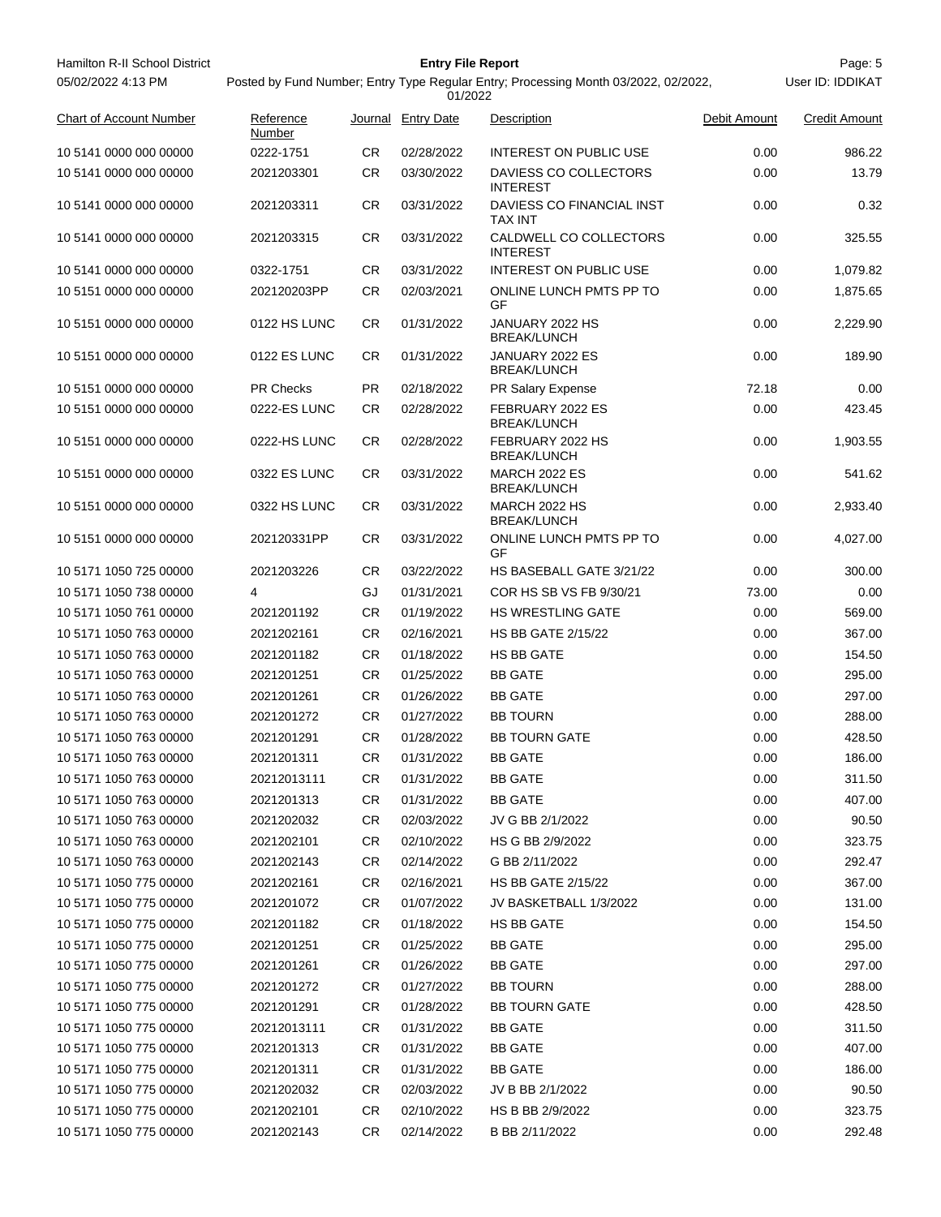| Chart of Account Number | Reference Number | Journal | Entry Date | Description | Debit Amount | Credit Amount |
|---|---|---|---|---|---|---|
| 10 5141 0000 000 00000 | 0222-1751 | CR | 02/28/2022 | INTEREST ON PUBLIC USE | 0.00 | 986.22 |
| 10 5141 0000 000 00000 | 2021203301 | CR | 03/30/2022 | DAVIESS CO COLLECTORS INTEREST | 0.00 | 13.79 |
| 10 5141 0000 000 00000 | 2021203311 | CR | 03/31/2022 | DAVIESS CO FINANCIAL INST TAX INT | 0.00 | 0.32 |
| 10 5141 0000 000 00000 | 2021203315 | CR | 03/31/2022 | CALDWELL CO COLLECTORS INTEREST | 0.00 | 325.55 |
| 10 5141 0000 000 00000 | 0322-1751 | CR | 03/31/2022 | INTEREST ON PUBLIC USE | 0.00 | 1,079.82 |
| 10 5151 0000 000 00000 | 202120203PP | CR | 02/03/2021 | ONLINE LUNCH PMTS PP TO GF | 0.00 | 1,875.65 |
| 10 5151 0000 000 00000 | 0122 HS LUNC | CR | 01/31/2022 | JANUARY 2022 HS BREAK/LUNCH | 0.00 | 2,229.90 |
| 10 5151 0000 000 00000 | 0122 ES LUNC | CR | 01/31/2022 | JANUARY 2022 ES BREAK/LUNCH | 0.00 | 189.90 |
| 10 5151 0000 000 00000 | PR Checks | PR | 02/18/2022 | PR Salary Expense | 72.18 | 0.00 |
| 10 5151 0000 000 00000 | 0222-ES LUNC | CR | 02/28/2022 | FEBRUARY 2022 ES BREAK/LUNCH | 0.00 | 423.45 |
| 10 5151 0000 000 00000 | 0222-HS LUNC | CR | 02/28/2022 | FEBRUARY 2022 HS BREAK/LUNCH | 0.00 | 1,903.55 |
| 10 5151 0000 000 00000 | 0322 ES LUNC | CR | 03/31/2022 | MARCH 2022 ES BREAK/LUNCH | 0.00 | 541.62 |
| 10 5151 0000 000 00000 | 0322 HS LUNC | CR | 03/31/2022 | MARCH 2022 HS BREAK/LUNCH | 0.00 | 2,933.40 |
| 10 5151 0000 000 00000 | 202120331PP | CR | 03/31/2022 | ONLINE LUNCH PMTS PP TO GF | 0.00 | 4,027.00 |
| 10 5171 1050 725 00000 | 2021203226 | CR | 03/22/2022 | HS BASEBALL GATE 3/21/22 | 0.00 | 300.00 |
| 10 5171 1050 738 00000 | 4 | GJ | 01/31/2021 | COR HS SB VS FB 9/30/21 | 73.00 | 0.00 |
| 10 5171 1050 761 00000 | 2021201192 | CR | 01/19/2022 | HS WRESTLING GATE | 0.00 | 569.00 |
| 10 5171 1050 763 00000 | 2021202161 | CR | 02/16/2021 | HS BB GATE 2/15/22 | 0.00 | 367.00 |
| 10 5171 1050 763 00000 | 2021201182 | CR | 01/18/2022 | HS BB GATE | 0.00 | 154.50 |
| 10 5171 1050 763 00000 | 2021201251 | CR | 01/25/2022 | BB GATE | 0.00 | 295.00 |
| 10 5171 1050 763 00000 | 2021201261 | CR | 01/26/2022 | BB GATE | 0.00 | 297.00 |
| 10 5171 1050 763 00000 | 2021201272 | CR | 01/27/2022 | BB TOURN | 0.00 | 288.00 |
| 10 5171 1050 763 00000 | 2021201291 | CR | 01/28/2022 | BB TOURN GATE | 0.00 | 428.50 |
| 10 5171 1050 763 00000 | 2021201311 | CR | 01/31/2022 | BB GATE | 0.00 | 186.00 |
| 10 5171 1050 763 00000 | 20212013111 | CR | 01/31/2022 | BB GATE | 0.00 | 311.50 |
| 10 5171 1050 763 00000 | 2021201313 | CR | 01/31/2022 | BB GATE | 0.00 | 407.00 |
| 10 5171 1050 763 00000 | 2021202032 | CR | 02/03/2022 | JV G BB 2/1/2022 | 0.00 | 90.50 |
| 10 5171 1050 763 00000 | 2021202101 | CR | 02/10/2022 | HS G BB 2/9/2022 | 0.00 | 323.75 |
| 10 5171 1050 763 00000 | 2021202143 | CR | 02/14/2022 | G BB 2/11/2022 | 0.00 | 292.47 |
| 10 5171 1050 775 00000 | 2021202161 | CR | 02/16/2021 | HS BB GATE 2/15/22 | 0.00 | 367.00 |
| 10 5171 1050 775 00000 | 2021201072 | CR | 01/07/2022 | JV BASKETBALL 1/3/2022 | 0.00 | 131.00 |
| 10 5171 1050 775 00000 | 2021201182 | CR | 01/18/2022 | HS BB GATE | 0.00 | 154.50 |
| 10 5171 1050 775 00000 | 2021201251 | CR | 01/25/2022 | BB GATE | 0.00 | 295.00 |
| 10 5171 1050 775 00000 | 2021201261 | CR | 01/26/2022 | BB GATE | 0.00 | 297.00 |
| 10 5171 1050 775 00000 | 2021201272 | CR | 01/27/2022 | BB TOURN | 0.00 | 288.00 |
| 10 5171 1050 775 00000 | 2021201291 | CR | 01/28/2022 | BB TOURN GATE | 0.00 | 428.50 |
| 10 5171 1050 775 00000 | 20212013111 | CR | 01/31/2022 | BB GATE | 0.00 | 311.50 |
| 10 5171 1050 775 00000 | 2021201313 | CR | 01/31/2022 | BB GATE | 0.00 | 407.00 |
| 10 5171 1050 775 00000 | 2021201311 | CR | 01/31/2022 | BB GATE | 0.00 | 186.00 |
| 10 5171 1050 775 00000 | 2021202032 | CR | 02/03/2022 | JV B BB 2/1/2022 | 0.00 | 90.50 |
| 10 5171 1050 775 00000 | 2021202101 | CR | 02/10/2022 | HS B BB 2/9/2022 | 0.00 | 323.75 |
| 10 5171 1050 775 00000 | 2021202143 | CR | 02/14/2022 | B BB 2/11/2022 | 0.00 | 292.48 |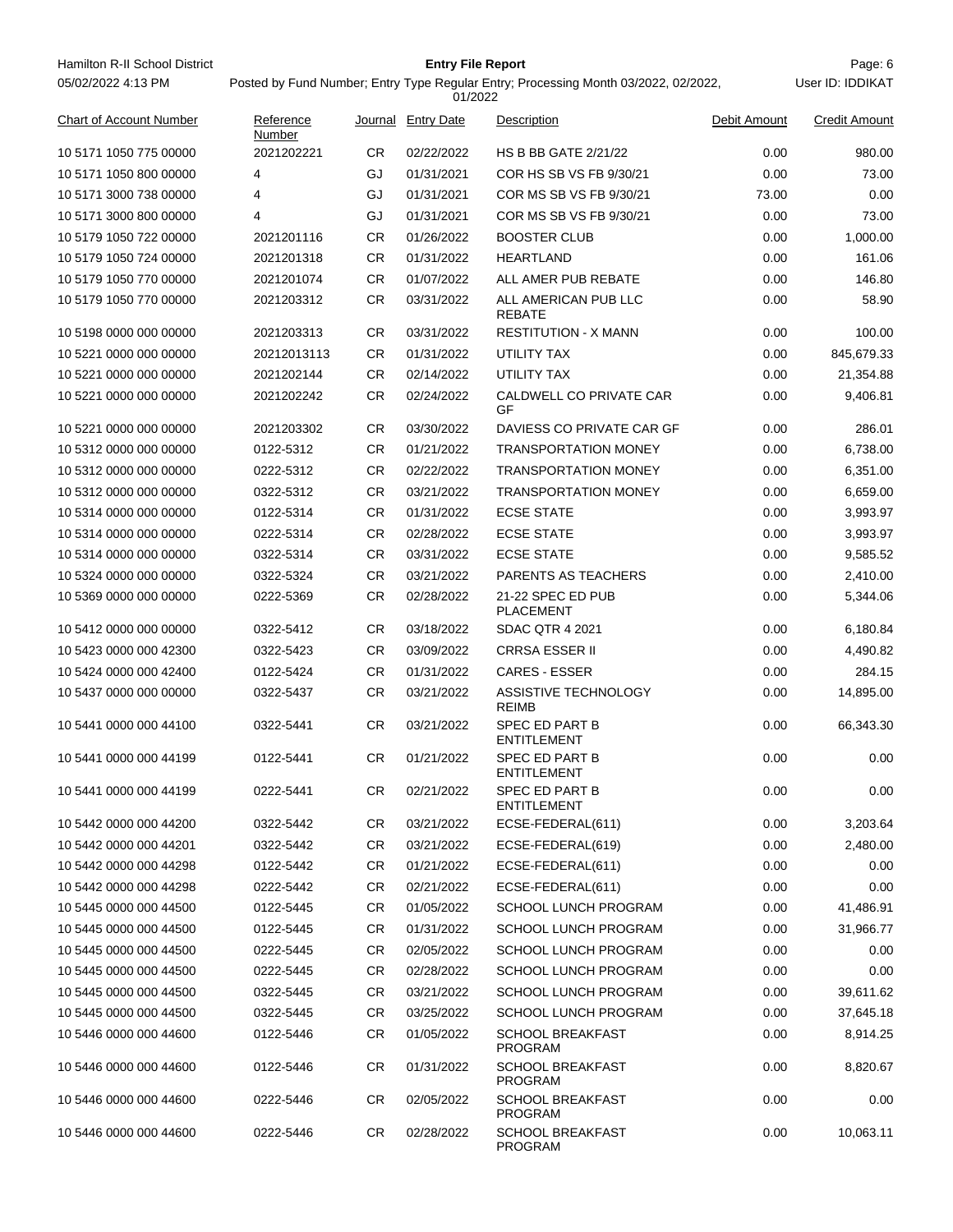| Chart of Account Number | Reference Number | Journal | Entry Date | Description | Debit Amount | Credit Amount |
|---|---|---|---|---|---|---|
| 10 5171 1050 775 00000 | 2021202221 | CR | 02/22/2022 | HS B BB GATE 2/21/22 | 0.00 | 980.00 |
| 10 5171 1050 800 00000 | 4 | GJ | 01/31/2021 | COR HS SB VS FB 9/30/21 | 0.00 | 73.00 |
| 10 5171 3000 738 00000 | 4 | GJ | 01/31/2021 | COR MS SB VS FB 9/30/21 | 73.00 | 0.00 |
| 10 5171 3000 800 00000 | 4 | GJ | 01/31/2021 | COR MS SB VS FB 9/30/21 | 0.00 | 73.00 |
| 10 5179 1050 722 00000 | 2021201116 | CR | 01/26/2022 | BOOSTER CLUB | 0.00 | 1,000.00 |
| 10 5179 1050 724 00000 | 2021201318 | CR | 01/31/2022 | HEARTLAND | 0.00 | 161.06 |
| 10 5179 1050 770 00000 | 2021201074 | CR | 01/07/2022 | ALL AMER PUB REBATE | 0.00 | 146.80 |
| 10 5179 1050 770 00000 | 2021203312 | CR | 03/31/2022 | ALL AMERICAN PUB LLC REBATE | 0.00 | 58.90 |
| 10 5198 0000 000 00000 | 2021203313 | CR | 03/31/2022 | RESTITUTION - X MANN | 0.00 | 100.00 |
| 10 5221 0000 000 00000 | 20212013113 | CR | 01/31/2022 | UTILITY TAX | 0.00 | 845,679.33 |
| 10 5221 0000 000 00000 | 2021202144 | CR | 02/14/2022 | UTILITY TAX | 0.00 | 21,354.88 |
| 10 5221 0000 000 00000 | 2021202242 | CR | 02/24/2022 | CALDWELL CO PRIVATE CAR GF | 0.00 | 9,406.81 |
| 10 5221 0000 000 00000 | 2021203302 | CR | 03/30/2022 | DAVIESS CO PRIVATE CAR GF | 0.00 | 286.01 |
| 10 5312 0000 000 00000 | 0122-5312 | CR | 01/21/2022 | TRANSPORTATION MONEY | 0.00 | 6,738.00 |
| 10 5312 0000 000 00000 | 0222-5312 | CR | 02/22/2022 | TRANSPORTATION MONEY | 0.00 | 6,351.00 |
| 10 5312 0000 000 00000 | 0322-5312 | CR | 03/21/2022 | TRANSPORTATION MONEY | 0.00 | 6,659.00 |
| 10 5314 0000 000 00000 | 0122-5314 | CR | 01/31/2022 | ECSE STATE | 0.00 | 3,993.97 |
| 10 5314 0000 000 00000 | 0222-5314 | CR | 02/28/2022 | ECSE STATE | 0.00 | 3,993.97 |
| 10 5314 0000 000 00000 | 0322-5314 | CR | 03/31/2022 | ECSE STATE | 0.00 | 9,585.52 |
| 10 5324 0000 000 00000 | 0322-5324 | CR | 03/21/2022 | PARENTS AS TEACHERS | 0.00 | 2,410.00 |
| 10 5369 0000 000 00000 | 0222-5369 | CR | 02/28/2022 | 21-22 SPEC ED PUB PLACEMENT | 0.00 | 5,344.06 |
| 10 5412 0000 000 00000 | 0322-5412 | CR | 03/18/2022 | SDAC QTR 4 2021 | 0.00 | 6,180.84 |
| 10 5423 0000 000 42300 | 0322-5423 | CR | 03/09/2022 | CRRSA ESSER II | 0.00 | 4,490.82 |
| 10 5424 0000 000 42400 | 0122-5424 | CR | 01/31/2022 | CARES - ESSER | 0.00 | 284.15 |
| 10 5437 0000 000 00000 | 0322-5437 | CR | 03/21/2022 | ASSISTIVE TECHNOLOGY REIMB | 0.00 | 14,895.00 |
| 10 5441 0000 000 44100 | 0322-5441 | CR | 03/21/2022 | SPEC ED PART B ENTITLEMENT | 0.00 | 66,343.30 |
| 10 5441 0000 000 44199 | 0122-5441 | CR | 01/21/2022 | SPEC ED PART B ENTITLEMENT | 0.00 | 0.00 |
| 10 5441 0000 000 44199 | 0222-5441 | CR | 02/21/2022 | SPEC ED PART B ENTITLEMENT | 0.00 | 0.00 |
| 10 5442 0000 000 44200 | 0322-5442 | CR | 03/21/2022 | ECSE-FEDERAL(611) | 0.00 | 3,203.64 |
| 10 5442 0000 000 44201 | 0322-5442 | CR | 03/21/2022 | ECSE-FEDERAL(619) | 0.00 | 2,480.00 |
| 10 5442 0000 000 44298 | 0122-5442 | CR | 01/21/2022 | ECSE-FEDERAL(611) | 0.00 | 0.00 |
| 10 5442 0000 000 44298 | 0222-5442 | CR | 02/21/2022 | ECSE-FEDERAL(611) | 0.00 | 0.00 |
| 10 5445 0000 000 44500 | 0122-5445 | CR | 01/05/2022 | SCHOOL LUNCH PROGRAM | 0.00 | 41,486.91 |
| 10 5445 0000 000 44500 | 0122-5445 | CR | 01/31/2022 | SCHOOL LUNCH PROGRAM | 0.00 | 31,966.77 |
| 10 5445 0000 000 44500 | 0222-5445 | CR | 02/05/2022 | SCHOOL LUNCH PROGRAM | 0.00 | 0.00 |
| 10 5445 0000 000 44500 | 0222-5445 | CR | 02/28/2022 | SCHOOL LUNCH PROGRAM | 0.00 | 0.00 |
| 10 5445 0000 000 44500 | 0322-5445 | CR | 03/21/2022 | SCHOOL LUNCH PROGRAM | 0.00 | 39,611.62 |
| 10 5445 0000 000 44500 | 0322-5445 | CR | 03/25/2022 | SCHOOL LUNCH PROGRAM | 0.00 | 37,645.18 |
| 10 5446 0000 000 44600 | 0122-5446 | CR | 01/05/2022 | SCHOOL BREAKFAST PROGRAM | 0.00 | 8,914.25 |
| 10 5446 0000 000 44600 | 0122-5446 | CR | 01/31/2022 | SCHOOL BREAKFAST PROGRAM | 0.00 | 8,820.67 |
| 10 5446 0000 000 44600 | 0222-5446 | CR | 02/05/2022 | SCHOOL BREAKFAST PROGRAM | 0.00 | 0.00 |
| 10 5446 0000 000 44600 | 0222-5446 | CR | 02/28/2022 | SCHOOL BREAKFAST PROGRAM | 0.00 | 10,063.11 |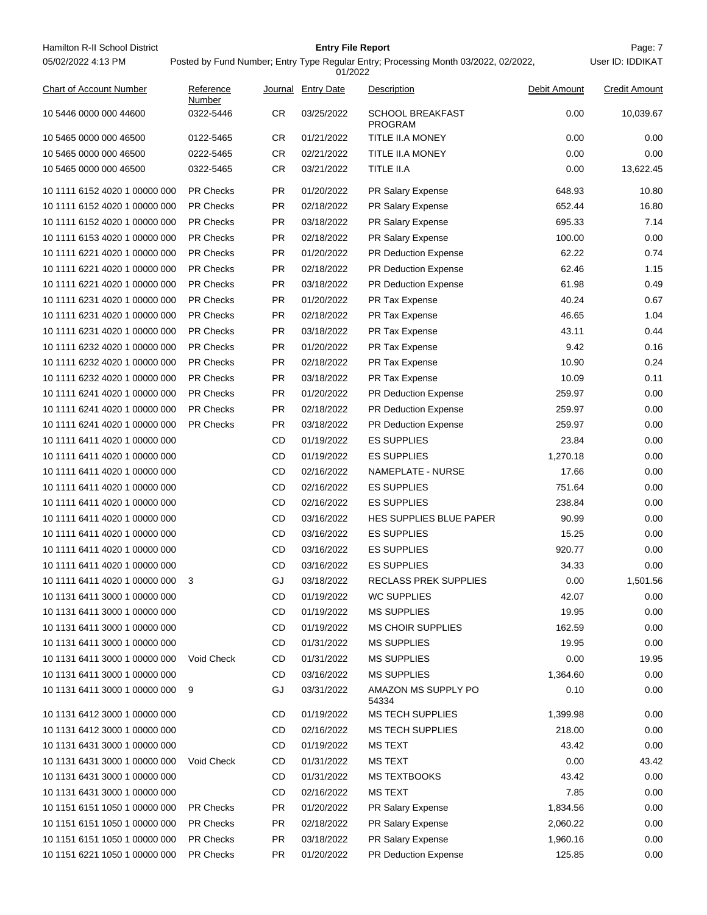Hamilton R-II School District

05/02/2022 4:13 PM

**Entry File Report**

Posted by Fund Number; Entry Type Regular Entry; Processing Month 03/2022, 02/2022, 01/2022

User ID: IDDIKAT

| Chart of Account Number | Reference Number | Journal | Entry Date | Description | Debit Amount | Credit Amount |
|---|---|---|---|---|---|---|
| 10 5446 0000 000 44600 | 0322-5446 | CR | 03/25/2022 | SCHOOL BREAKFAST PROGRAM | 0.00 | 10,039.67 |
| 10 5465 0000 000 46500 | 0122-5465 | CR | 01/21/2022 | TITLE II.A MONEY | 0.00 | 0.00 |
| 10 5465 0000 000 46500 | 0222-5465 | CR | 02/21/2022 | TITLE II.A MONEY | 0.00 | 0.00 |
| 10 5465 0000 000 46500 | 0322-5465 | CR | 03/21/2022 | TITLE II.A | 0.00 | 13,622.45 |
| 10 1111 6152 4020 1 00000 000 | PR Checks | PR | 01/20/2022 | PR Salary Expense | 648.93 | 10.80 |
| 10 1111 6152 4020 1 00000 000 | PR Checks | PR | 02/18/2022 | PR Salary Expense | 652.44 | 16.80 |
| 10 1111 6152 4020 1 00000 000 | PR Checks | PR | 03/18/2022 | PR Salary Expense | 695.33 | 7.14 |
| 10 1111 6153 4020 1 00000 000 | PR Checks | PR | 02/18/2022 | PR Salary Expense | 100.00 | 0.00 |
| 10 1111 6221 4020 1 00000 000 | PR Checks | PR | 01/20/2022 | PR Deduction Expense | 62.22 | 0.74 |
| 10 1111 6221 4020 1 00000 000 | PR Checks | PR | 02/18/2022 | PR Deduction Expense | 62.46 | 1.15 |
| 10 1111 6221 4020 1 00000 000 | PR Checks | PR | 03/18/2022 | PR Deduction Expense | 61.98 | 0.49 |
| 10 1111 6231 4020 1 00000 000 | PR Checks | PR | 01/20/2022 | PR Tax Expense | 40.24 | 0.67 |
| 10 1111 6231 4020 1 00000 000 | PR Checks | PR | 02/18/2022 | PR Tax Expense | 46.65 | 1.04 |
| 10 1111 6231 4020 1 00000 000 | PR Checks | PR | 03/18/2022 | PR Tax Expense | 43.11 | 0.44 |
| 10 1111 6232 4020 1 00000 000 | PR Checks | PR | 01/20/2022 | PR Tax Expense | 9.42 | 0.16 |
| 10 1111 6232 4020 1 00000 000 | PR Checks | PR | 02/18/2022 | PR Tax Expense | 10.90 | 0.24 |
| 10 1111 6232 4020 1 00000 000 | PR Checks | PR | 03/18/2022 | PR Tax Expense | 10.09 | 0.11 |
| 10 1111 6241 4020 1 00000 000 | PR Checks | PR | 01/20/2022 | PR Deduction Expense | 259.97 | 0.00 |
| 10 1111 6241 4020 1 00000 000 | PR Checks | PR | 02/18/2022 | PR Deduction Expense | 259.97 | 0.00 |
| 10 1111 6241 4020 1 00000 000 | PR Checks | PR | 03/18/2022 | PR Deduction Expense | 259.97 | 0.00 |
| 10 1111 6411 4020 1 00000 000 | | CD | 01/19/2022 | ES SUPPLIES | 23.84 | 0.00 |
| 10 1111 6411 4020 1 00000 000 | | CD | 01/19/2022 | ES SUPPLIES | 1,270.18 | 0.00 |
| 10 1111 6411 4020 1 00000 000 | | CD | 02/16/2022 | NAMEPLATE - NURSE | 17.66 | 0.00 |
| 10 1111 6411 4020 1 00000 000 | | CD | 02/16/2022 | ES SUPPLIES | 751.64 | 0.00 |
| 10 1111 6411 4020 1 00000 000 | | CD | 02/16/2022 | ES SUPPLIES | 238.84 | 0.00 |
| 10 1111 6411 4020 1 00000 000 | | CD | 03/16/2022 | HES SUPPLIES BLUE PAPER | 90.99 | 0.00 |
| 10 1111 6411 4020 1 00000 000 | | CD | 03/16/2022 | ES SUPPLIES | 15.25 | 0.00 |
| 10 1111 6411 4020 1 00000 000 | | CD | 03/16/2022 | ES SUPPLIES | 920.77 | 0.00 |
| 10 1111 6411 4020 1 00000 000 | | CD | 03/16/2022 | ES SUPPLIES | 34.33 | 0.00 |
| 10 1111 6411 4020 1 00000 000 | 3 | GJ | 03/18/2022 | RECLASS PREK SUPPLIES | 0.00 | 1,501.56 |
| 10 1131 6411 3000 1 00000 000 | | CD | 01/19/2022 | WC SUPPLIES | 42.07 | 0.00 |
| 10 1131 6411 3000 1 00000 000 | | CD | 01/19/2022 | MS SUPPLIES | 19.95 | 0.00 |
| 10 1131 6411 3000 1 00000 000 | | CD | 01/19/2022 | MS CHOIR SUPPLIES | 162.59 | 0.00 |
| 10 1131 6411 3000 1 00000 000 | | CD | 01/31/2022 | MS SUPPLIES | 19.95 | 0.00 |
| 10 1131 6411 3000 1 00000 000 | Void Check | CD | 01/31/2022 | MS SUPPLIES | 0.00 | 19.95 |
| 10 1131 6411 3000 1 00000 000 | | CD | 03/16/2022 | MS SUPPLIES | 1,364.60 | 0.00 |
| 10 1131 6411 3000 1 00000 000 | 9 | GJ | 03/31/2022 | AMAZON MS SUPPLY PO 54334 | 0.10 | 0.00 |
| 10 1131 6412 3000 1 00000 000 | | CD | 01/19/2022 | MS TECH SUPPLIES | 1,399.98 | 0.00 |
| 10 1131 6412 3000 1 00000 000 | | CD | 02/16/2022 | MS TECH SUPPLIES | 218.00 | 0.00 |
| 10 1131 6431 3000 1 00000 000 | | CD | 01/19/2022 | MS TEXT | 43.42 | 0.00 |
| 10 1131 6431 3000 1 00000 000 | Void Check | CD | 01/31/2022 | MS TEXT | 0.00 | 43.42 |
| 10 1131 6431 3000 1 00000 000 | | CD | 01/31/2022 | MS TEXTBOOKS | 43.42 | 0.00 |
| 10 1131 6431 3000 1 00000 000 | | CD | 02/16/2022 | MS TEXT | 7.85 | 0.00 |
| 10 1151 6151 1050 1 00000 000 | PR Checks | PR | 01/20/2022 | PR Salary Expense | 1,834.56 | 0.00 |
| 10 1151 6151 1050 1 00000 000 | PR Checks | PR | 02/18/2022 | PR Salary Expense | 2,060.22 | 0.00 |
| 10 1151 6151 1050 1 00000 000 | PR Checks | PR | 03/18/2022 | PR Salary Expense | 1,960.16 | 0.00 |
| 10 1151 6221 1050 1 00000 000 | PR Checks | PR | 01/20/2022 | PR Deduction Expense | 125.85 | 0.00 |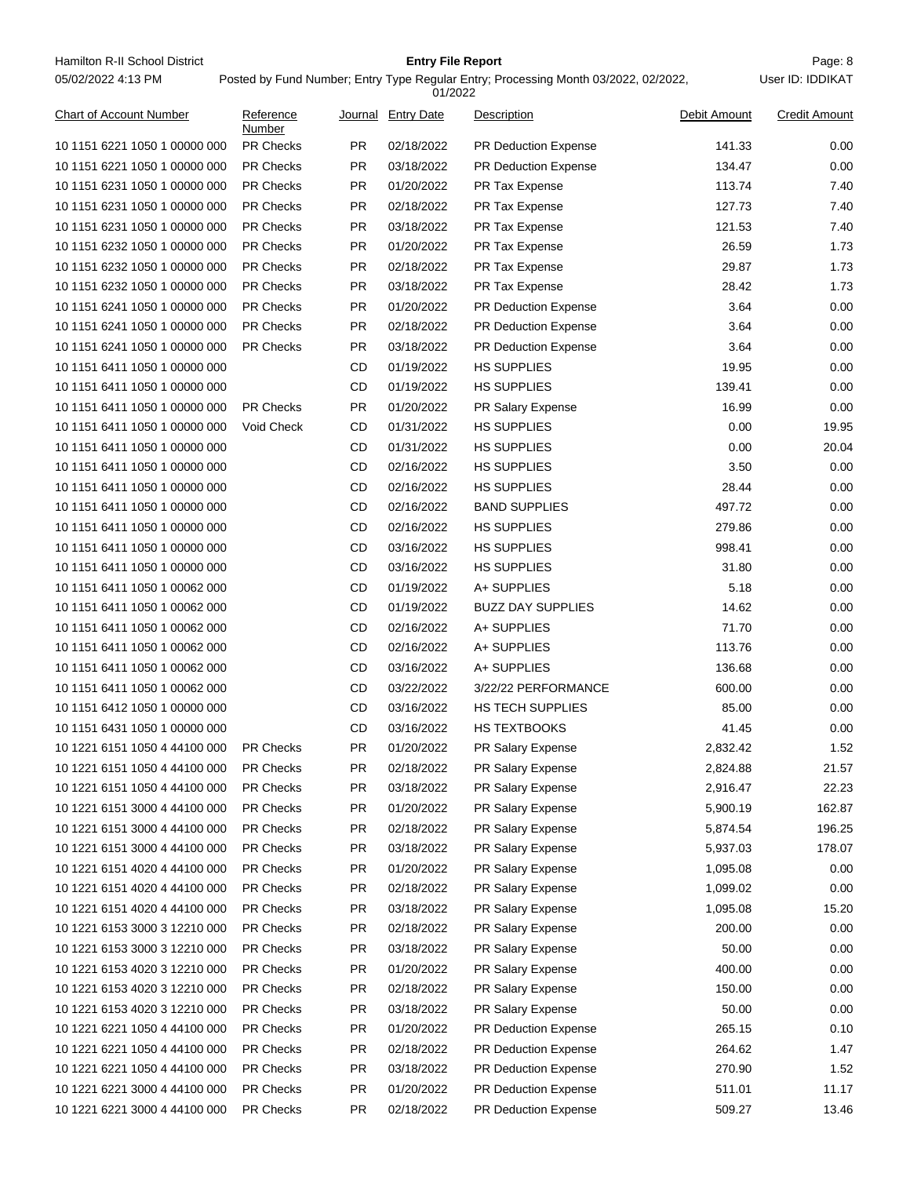| Chart of Account Number | Reference Number | Journal | Entry Date | Description | Debit Amount | Credit Amount |
|---|---|---|---|---|---|---|
| 10 1151 6221 1050 1 00000 000 | PR Checks | PR | 02/18/2022 | PR Deduction Expense | 141.33 | 0.00 |
| 10 1151 6221 1050 1 00000 000 | PR Checks | PR | 03/18/2022 | PR Deduction Expense | 134.47 | 0.00 |
| 10 1151 6231 1050 1 00000 000 | PR Checks | PR | 01/20/2022 | PR Tax Expense | 113.74 | 7.40 |
| 10 1151 6231 1050 1 00000 000 | PR Checks | PR | 02/18/2022 | PR Tax Expense | 127.73 | 7.40 |
| 10 1151 6231 1050 1 00000 000 | PR Checks | PR | 03/18/2022 | PR Tax Expense | 121.53 | 7.40 |
| 10 1151 6232 1050 1 00000 000 | PR Checks | PR | 01/20/2022 | PR Tax Expense | 26.59 | 1.73 |
| 10 1151 6232 1050 1 00000 000 | PR Checks | PR | 02/18/2022 | PR Tax Expense | 29.87 | 1.73 |
| 10 1151 6232 1050 1 00000 000 | PR Checks | PR | 03/18/2022 | PR Tax Expense | 28.42 | 1.73 |
| 10 1151 6241 1050 1 00000 000 | PR Checks | PR | 01/20/2022 | PR Deduction Expense | 3.64 | 0.00 |
| 10 1151 6241 1050 1 00000 000 | PR Checks | PR | 02/18/2022 | PR Deduction Expense | 3.64 | 0.00 |
| 10 1151 6241 1050 1 00000 000 | PR Checks | PR | 03/18/2022 | PR Deduction Expense | 3.64 | 0.00 |
| 10 1151 6411 1050 1 00000 000 | | CD | 01/19/2022 | HS SUPPLIES | 19.95 | 0.00 |
| 10 1151 6411 1050 1 00000 000 | | CD | 01/19/2022 | HS SUPPLIES | 139.41 | 0.00 |
| 10 1151 6411 1050 1 00000 000 | PR Checks | PR | 01/20/2022 | PR Salary Expense | 16.99 | 0.00 |
| 10 1151 6411 1050 1 00000 000 | Void Check | CD | 01/31/2022 | HS SUPPLIES | 0.00 | 19.95 |
| 10 1151 6411 1050 1 00000 000 | | CD | 01/31/2022 | HS SUPPLIES | 0.00 | 20.04 |
| 10 1151 6411 1050 1 00000 000 | | CD | 02/16/2022 | HS SUPPLIES | 3.50 | 0.00 |
| 10 1151 6411 1050 1 00000 000 | | CD | 02/16/2022 | HS SUPPLIES | 28.44 | 0.00 |
| 10 1151 6411 1050 1 00000 000 | | CD | 02/16/2022 | BAND SUPPLIES | 497.72 | 0.00 |
| 10 1151 6411 1050 1 00000 000 | | CD | 02/16/2022 | HS SUPPLIES | 279.86 | 0.00 |
| 10 1151 6411 1050 1 00000 000 | | CD | 03/16/2022 | HS SUPPLIES | 998.41 | 0.00 |
| 10 1151 6411 1050 1 00000 000 | | CD | 03/16/2022 | HS SUPPLIES | 31.80 | 0.00 |
| 10 1151 6411 1050 1 00062 000 | | CD | 01/19/2022 | A+ SUPPLIES | 5.18 | 0.00 |
| 10 1151 6411 1050 1 00062 000 | | CD | 01/19/2022 | BUZZ DAY SUPPLIES | 14.62 | 0.00 |
| 10 1151 6411 1050 1 00062 000 | | CD | 02/16/2022 | A+ SUPPLIES | 71.70 | 0.00 |
| 10 1151 6411 1050 1 00062 000 | | CD | 02/16/2022 | A+ SUPPLIES | 113.76 | 0.00 |
| 10 1151 6411 1050 1 00062 000 | | CD | 03/16/2022 | A+ SUPPLIES | 136.68 | 0.00 |
| 10 1151 6411 1050 1 00062 000 | | CD | 03/22/2022 | 3/22/22 PERFORMANCE | 600.00 | 0.00 |
| 10 1151 6412 1050 1 00000 000 | | CD | 03/16/2022 | HS TECH SUPPLIES | 85.00 | 0.00 |
| 10 1151 6431 1050 1 00000 000 | | CD | 03/16/2022 | HS TEXTBOOKS | 41.45 | 0.00 |
| 10 1221 6151 1050 4 44100 000 | PR Checks | PR | 01/20/2022 | PR Salary Expense | 2,832.42 | 1.52 |
| 10 1221 6151 1050 4 44100 000 | PR Checks | PR | 02/18/2022 | PR Salary Expense | 2,824.88 | 21.57 |
| 10 1221 6151 1050 4 44100 000 | PR Checks | PR | 03/18/2022 | PR Salary Expense | 2,916.47 | 22.23 |
| 10 1221 6151 3000 4 44100 000 | PR Checks | PR | 01/20/2022 | PR Salary Expense | 5,900.19 | 162.87 |
| 10 1221 6151 3000 4 44100 000 | PR Checks | PR | 02/18/2022 | PR Salary Expense | 5,874.54 | 196.25 |
| 10 1221 6151 3000 4 44100 000 | PR Checks | PR | 03/18/2022 | PR Salary Expense | 5,937.03 | 178.07 |
| 10 1221 6151 4020 4 44100 000 | PR Checks | PR | 01/20/2022 | PR Salary Expense | 1,095.08 | 0.00 |
| 10 1221 6151 4020 4 44100 000 | PR Checks | PR | 02/18/2022 | PR Salary Expense | 1,099.02 | 0.00 |
| 10 1221 6151 4020 4 44100 000 | PR Checks | PR | 03/18/2022 | PR Salary Expense | 1,095.08 | 15.20 |
| 10 1221 6153 3000 3 12210 000 | PR Checks | PR | 02/18/2022 | PR Salary Expense | 200.00 | 0.00 |
| 10 1221 6153 3000 3 12210 000 | PR Checks | PR | 03/18/2022 | PR Salary Expense | 50.00 | 0.00 |
| 10 1221 6153 4020 3 12210 000 | PR Checks | PR | 01/20/2022 | PR Salary Expense | 400.00 | 0.00 |
| 10 1221 6153 4020 3 12210 000 | PR Checks | PR | 02/18/2022 | PR Salary Expense | 150.00 | 0.00 |
| 10 1221 6153 4020 3 12210 000 | PR Checks | PR | 03/18/2022 | PR Salary Expense | 50.00 | 0.00 |
| 10 1221 6221 1050 4 44100 000 | PR Checks | PR | 01/20/2022 | PR Deduction Expense | 265.15 | 0.10 |
| 10 1221 6221 1050 4 44100 000 | PR Checks | PR | 02/18/2022 | PR Deduction Expense | 264.62 | 1.47 |
| 10 1221 6221 1050 4 44100 000 | PR Checks | PR | 03/18/2022 | PR Deduction Expense | 270.90 | 1.52 |
| 10 1221 6221 3000 4 44100 000 | PR Checks | PR | 01/20/2022 | PR Deduction Expense | 511.01 | 11.17 |
| 10 1221 6221 3000 4 44100 000 | PR Checks | PR | 02/18/2022 | PR Deduction Expense | 509.27 | 13.46 |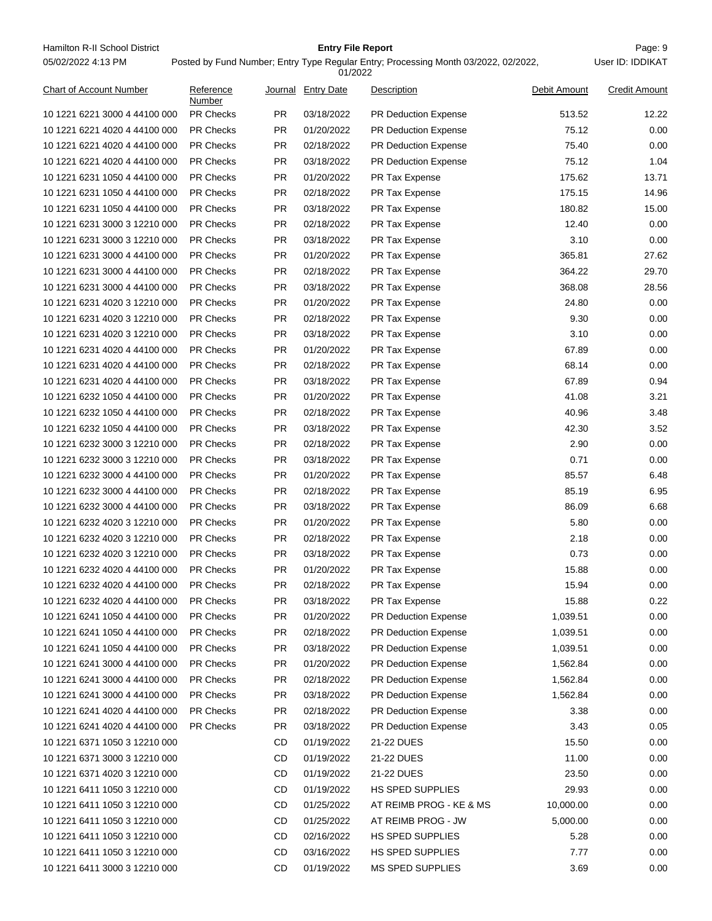| Chart of Account Number | Reference Number | Journal | Entry Date | Description | Debit Amount | Credit Amount |
|---|---|---|---|---|---|---|
| 10 1221 6221 3000 4 44100 000 | PR Checks | PR | 03/18/2022 | PR Deduction Expense | 513.52 | 12.22 |
| 10 1221 6221 4020 4 44100 000 | PR Checks | PR | 01/20/2022 | PR Deduction Expense | 75.12 | 0.00 |
| 10 1221 6221 4020 4 44100 000 | PR Checks | PR | 02/18/2022 | PR Deduction Expense | 75.40 | 0.00 |
| 10 1221 6221 4020 4 44100 000 | PR Checks | PR | 03/18/2022 | PR Deduction Expense | 75.12 | 1.04 |
| 10 1221 6231 1050 4 44100 000 | PR Checks | PR | 01/20/2022 | PR Tax Expense | 175.62 | 13.71 |
| 10 1221 6231 1050 4 44100 000 | PR Checks | PR | 02/18/2022 | PR Tax Expense | 175.15 | 14.96 |
| 10 1221 6231 1050 4 44100 000 | PR Checks | PR | 03/18/2022 | PR Tax Expense | 180.82 | 15.00 |
| 10 1221 6231 3000 3 12210 000 | PR Checks | PR | 02/18/2022 | PR Tax Expense | 12.40 | 0.00 |
| 10 1221 6231 3000 3 12210 000 | PR Checks | PR | 03/18/2022 | PR Tax Expense | 3.10 | 0.00 |
| 10 1221 6231 3000 4 44100 000 | PR Checks | PR | 01/20/2022 | PR Tax Expense | 365.81 | 27.62 |
| 10 1221 6231 3000 4 44100 000 | PR Checks | PR | 02/18/2022 | PR Tax Expense | 364.22 | 29.70 |
| 10 1221 6231 3000 4 44100 000 | PR Checks | PR | 03/18/2022 | PR Tax Expense | 368.08 | 28.56 |
| 10 1221 6231 4020 3 12210 000 | PR Checks | PR | 01/20/2022 | PR Tax Expense | 24.80 | 0.00 |
| 10 1221 6231 4020 3 12210 000 | PR Checks | PR | 02/18/2022 | PR Tax Expense | 9.30 | 0.00 |
| 10 1221 6231 4020 3 12210 000 | PR Checks | PR | 03/18/2022 | PR Tax Expense | 3.10 | 0.00 |
| 10 1221 6231 4020 4 44100 000 | PR Checks | PR | 01/20/2022 | PR Tax Expense | 67.89 | 0.00 |
| 10 1221 6231 4020 4 44100 000 | PR Checks | PR | 02/18/2022 | PR Tax Expense | 68.14 | 0.00 |
| 10 1221 6231 4020 4 44100 000 | PR Checks | PR | 03/18/2022 | PR Tax Expense | 67.89 | 0.94 |
| 10 1221 6232 1050 4 44100 000 | PR Checks | PR | 01/20/2022 | PR Tax Expense | 41.08 | 3.21 |
| 10 1221 6232 1050 4 44100 000 | PR Checks | PR | 02/18/2022 | PR Tax Expense | 40.96 | 3.48 |
| 10 1221 6232 1050 4 44100 000 | PR Checks | PR | 03/18/2022 | PR Tax Expense | 42.30 | 3.52 |
| 10 1221 6232 3000 3 12210 000 | PR Checks | PR | 02/18/2022 | PR Tax Expense | 2.90 | 0.00 |
| 10 1221 6232 3000 3 12210 000 | PR Checks | PR | 03/18/2022 | PR Tax Expense | 0.71 | 0.00 |
| 10 1221 6232 3000 4 44100 000 | PR Checks | PR | 01/20/2022 | PR Tax Expense | 85.57 | 6.48 |
| 10 1221 6232 3000 4 44100 000 | PR Checks | PR | 02/18/2022 | PR Tax Expense | 85.19 | 6.95 |
| 10 1221 6232 3000 4 44100 000 | PR Checks | PR | 03/18/2022 | PR Tax Expense | 86.09 | 6.68 |
| 10 1221 6232 4020 3 12210 000 | PR Checks | PR | 01/20/2022 | PR Tax Expense | 5.80 | 0.00 |
| 10 1221 6232 4020 3 12210 000 | PR Checks | PR | 02/18/2022 | PR Tax Expense | 2.18 | 0.00 |
| 10 1221 6232 4020 3 12210 000 | PR Checks | PR | 03/18/2022 | PR Tax Expense | 0.73 | 0.00 |
| 10 1221 6232 4020 4 44100 000 | PR Checks | PR | 01/20/2022 | PR Tax Expense | 15.88 | 0.00 |
| 10 1221 6232 4020 4 44100 000 | PR Checks | PR | 02/18/2022 | PR Tax Expense | 15.94 | 0.00 |
| 10 1221 6232 4020 4 44100 000 | PR Checks | PR | 03/18/2022 | PR Tax Expense | 15.88 | 0.22 |
| 10 1221 6241 1050 4 44100 000 | PR Checks | PR | 01/20/2022 | PR Deduction Expense | 1,039.51 | 0.00 |
| 10 1221 6241 1050 4 44100 000 | PR Checks | PR | 02/18/2022 | PR Deduction Expense | 1,039.51 | 0.00 |
| 10 1221 6241 1050 4 44100 000 | PR Checks | PR | 03/18/2022 | PR Deduction Expense | 1,039.51 | 0.00 |
| 10 1221 6241 3000 4 44100 000 | PR Checks | PR | 01/20/2022 | PR Deduction Expense | 1,562.84 | 0.00 |
| 10 1221 6241 3000 4 44100 000 | PR Checks | PR | 02/18/2022 | PR Deduction Expense | 1,562.84 | 0.00 |
| 10 1221 6241 3000 4 44100 000 | PR Checks | PR | 03/18/2022 | PR Deduction Expense | 1,562.84 | 0.00 |
| 10 1221 6241 4020 4 44100 000 | PR Checks | PR | 02/18/2022 | PR Deduction Expense | 3.38 | 0.00 |
| 10 1221 6241 4020 4 44100 000 | PR Checks | PR | 03/18/2022 | PR Deduction Expense | 3.43 | 0.05 |
| 10 1221 6371 1050 3 12210 000 | | CD | 01/19/2022 | 21-22 DUES | 15.50 | 0.00 |
| 10 1221 6371 3000 3 12210 000 | | CD | 01/19/2022 | 21-22 DUES | 11.00 | 0.00 |
| 10 1221 6371 4020 3 12210 000 | | CD | 01/19/2022 | 21-22 DUES | 23.50 | 0.00 |
| 10 1221 6411 1050 3 12210 000 | | CD | 01/19/2022 | HS SPED SUPPLIES | 29.93 | 0.00 |
| 10 1221 6411 1050 3 12210 000 | | CD | 01/25/2022 | AT REIMB PROG - KE & MS | 10,000.00 | 0.00 |
| 10 1221 6411 1050 3 12210 000 | | CD | 01/25/2022 | AT REIMB PROG - JW | 5,000.00 | 0.00 |
| 10 1221 6411 1050 3 12210 000 | | CD | 02/16/2022 | HS SPED SUPPLIES | 5.28 | 0.00 |
| 10 1221 6411 1050 3 12210 000 | | CD | 03/16/2022 | HS SPED SUPPLIES | 7.77 | 0.00 |
| 10 1221 6411 3000 3 12210 000 | | CD | 01/19/2022 | MS SPED SUPPLIES | 3.69 | 0.00 |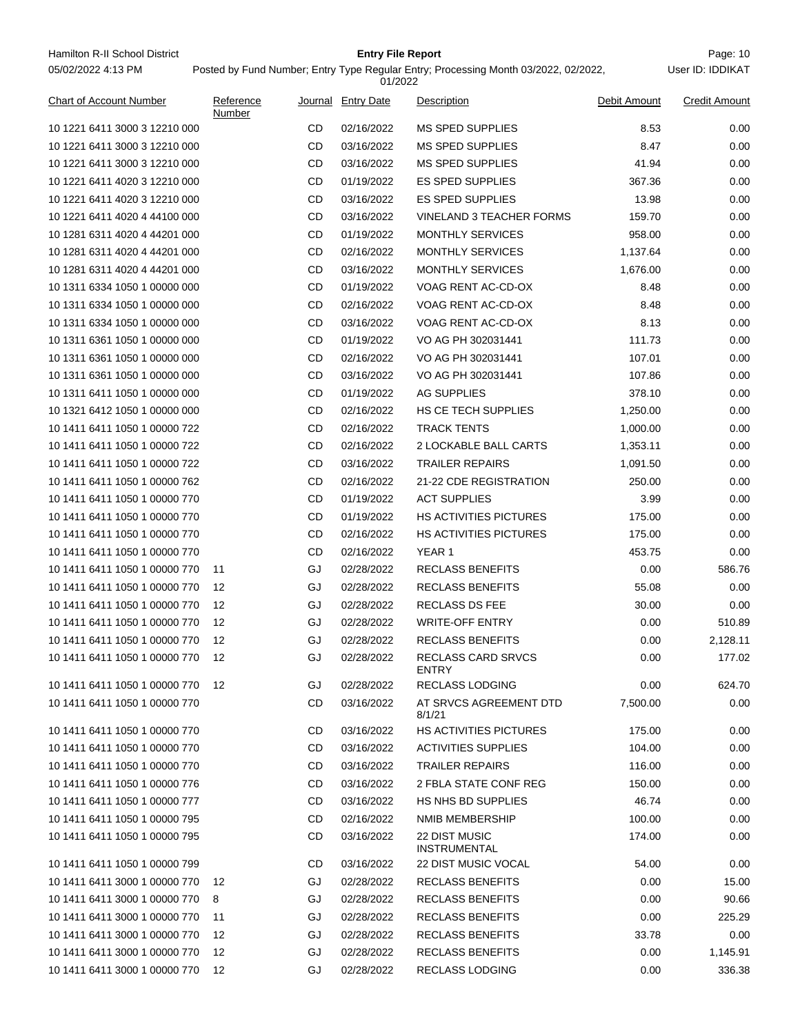Hamilton R-II School District

05/02/2022 4:13 PM

**Entry File Report**

Posted by Fund Number; Entry Type Regular Entry; Processing Month 03/2022, 02/2022, 01/2022

User ID: IDDIKAT

| Chart of Account Number | Reference Number | Journal | Entry Date | Description | Debit Amount | Credit Amount |
|---|---|---|---|---|---|---|
| 10 1221 6411 3000 3 12210 000 | | CD | 02/16/2022 | MS SPED SUPPLIES | 8.53 | 0.00 |
| 10 1221 6411 3000 3 12210 000 | | CD | 03/16/2022 | MS SPED SUPPLIES | 8.47 | 0.00 |
| 10 1221 6411 3000 3 12210 000 | | CD | 03/16/2022 | MS SPED SUPPLIES | 41.94 | 0.00 |
| 10 1221 6411 4020 3 12210 000 | | CD | 01/19/2022 | ES SPED SUPPLIES | 367.36 | 0.00 |
| 10 1221 6411 4020 3 12210 000 | | CD | 03/16/2022 | ES SPED SUPPLIES | 13.98 | 0.00 |
| 10 1221 6411 4020 3 12210 000 | | CD | 03/16/2022 | VINELAND 3 TEACHER FORMS | 159.70 | 0.00 |
| 10 1281 6311 4020 4 44201 000 | | CD | 01/19/2022 | MONTHLY SERVICES | 958.00 | 0.00 |
| 10 1281 6311 4020 4 44201 000 | | CD | 02/16/2022 | MONTHLY SERVICES | 1,137.64 | 0.00 |
| 10 1281 6311 4020 4 44201 000 | | CD | 03/16/2022 | MONTHLY SERVICES | 1,676.00 | 0.00 |
| 10 1311 6334 1050 1 00000 000 | | CD | 01/19/2022 | VOAG RENT AC-CD-OX | 8.48 | 0.00 |
| 10 1311 6334 1050 1 00000 000 | | CD | 02/16/2022 | VOAG RENT AC-CD-OX | 8.48 | 0.00 |
| 10 1311 6334 1050 1 00000 000 | | CD | 03/16/2022 | VOAG RENT AC-CD-OX | 8.13 | 0.00 |
| 10 1311 6361 1050 1 00000 000 | | CD | 01/19/2022 | VO AG PH 302031441 | 111.73 | 0.00 |
| 10 1311 6361 1050 1 00000 000 | | CD | 02/16/2022 | VO AG PH 302031441 | 107.01 | 0.00 |
| 10 1311 6361 1050 1 00000 000 | | CD | 03/16/2022 | VO AG PH 302031441 | 107.86 | 0.00 |
| 10 1311 6411 1050 1 00000 000 | | CD | 01/19/2022 | AG SUPPLIES | 378.10 | 0.00 |
| 10 1321 6412 1050 1 00000 000 | | CD | 02/16/2022 | HS CE TECH SUPPLIES | 1,250.00 | 0.00 |
| 10 1411 6411 1050 1 00000 722 | | CD | 02/16/2022 | TRACK TENTS | 1,000.00 | 0.00 |
| 10 1411 6411 1050 1 00000 722 | | CD | 02/16/2022 | 2 LOCKABLE BALL CARTS | 1,353.11 | 0.00 |
| 10 1411 6411 1050 1 00000 722 | | CD | 03/16/2022 | TRAILER REPAIRS | 1,091.50 | 0.00 |
| 10 1411 6411 1050 1 00000 762 | | CD | 02/16/2022 | 21-22 CDE REGISTRATION | 250.00 | 0.00 |
| 10 1411 6411 1050 1 00000 770 | | CD | 01/19/2022 | ACT SUPPLIES | 3.99 | 0.00 |
| 10 1411 6411 1050 1 00000 770 | | CD | 01/19/2022 | HS ACTIVITIES PICTURES | 175.00 | 0.00 |
| 10 1411 6411 1050 1 00000 770 | | CD | 02/16/2022 | HS ACTIVITIES PICTURES | 175.00 | 0.00 |
| 10 1411 6411 1050 1 00000 770 | | CD | 02/16/2022 | YEAR 1 | 453.75 | 0.00 |
| 10 1411 6411 1050 1 00000 770 | 11 | GJ | 02/28/2022 | RECLASS BENEFITS | 0.00 | 586.76 |
| 10 1411 6411 1050 1 00000 770 | 12 | GJ | 02/28/2022 | RECLASS BENEFITS | 55.08 | 0.00 |
| 10 1411 6411 1050 1 00000 770 | 12 | GJ | 02/28/2022 | RECLASS DS FEE | 30.00 | 0.00 |
| 10 1411 6411 1050 1 00000 770 | 12 | GJ | 02/28/2022 | WRITE-OFF ENTRY | 0.00 | 510.89 |
| 10 1411 6411 1050 1 00000 770 | 12 | GJ | 02/28/2022 | RECLASS BENEFITS | 0.00 | 2,128.11 |
| 10 1411 6411 1050 1 00000 770 | 12 | GJ | 02/28/2022 | RECLASS CARD SRVCS ENTRY | 0.00 | 177.02 |
| 10 1411 6411 1050 1 00000 770 | 12 | GJ | 02/28/2022 | RECLASS LODGING | 0.00 | 624.70 |
| 10 1411 6411 1050 1 00000 770 | | CD | 03/16/2022 | AT SRVCS AGREEMENT DTD 8/1/21 | 7,500.00 | 0.00 |
| 10 1411 6411 1050 1 00000 770 | | CD | 03/16/2022 | HS ACTIVITIES PICTURES | 175.00 | 0.00 |
| 10 1411 6411 1050 1 00000 770 | | CD | 03/16/2022 | ACTIVITIES SUPPLIES | 104.00 | 0.00 |
| 10 1411 6411 1050 1 00000 770 | | CD | 03/16/2022 | TRAILER REPAIRS | 116.00 | 0.00 |
| 10 1411 6411 1050 1 00000 776 | | CD | 03/16/2022 | 2 FBLA STATE CONF REG | 150.00 | 0.00 |
| 10 1411 6411 1050 1 00000 777 | | CD | 03/16/2022 | HS NHS BD SUPPLIES | 46.74 | 0.00 |
| 10 1411 6411 1050 1 00000 795 | | CD | 02/16/2022 | NMIB MEMBERSHIP | 100.00 | 0.00 |
| 10 1411 6411 1050 1 00000 795 | | CD | 03/16/2022 | 22 DIST MUSIC INSTRUMENTAL | 174.00 | 0.00 |
| 10 1411 6411 1050 1 00000 799 | | CD | 03/16/2022 | 22 DIST MUSIC VOCAL | 54.00 | 0.00 |
| 10 1411 6411 3000 1 00000 770 | 12 | GJ | 02/28/2022 | RECLASS BENEFITS | 0.00 | 15.00 |
| 10 1411 6411 3000 1 00000 770 | 8 | GJ | 02/28/2022 | RECLASS BENEFITS | 0.00 | 90.66 |
| 10 1411 6411 3000 1 00000 770 | 11 | GJ | 02/28/2022 | RECLASS BENEFITS | 0.00 | 225.29 |
| 10 1411 6411 3000 1 00000 770 | 12 | GJ | 02/28/2022 | RECLASS BENEFITS | 33.78 | 0.00 |
| 10 1411 6411 3000 1 00000 770 | 12 | GJ | 02/28/2022 | RECLASS BENEFITS | 0.00 | 1,145.91 |
| 10 1411 6411 3000 1 00000 770 | 12 | GJ | 02/28/2022 | RECLASS LODGING | 0.00 | 336.38 |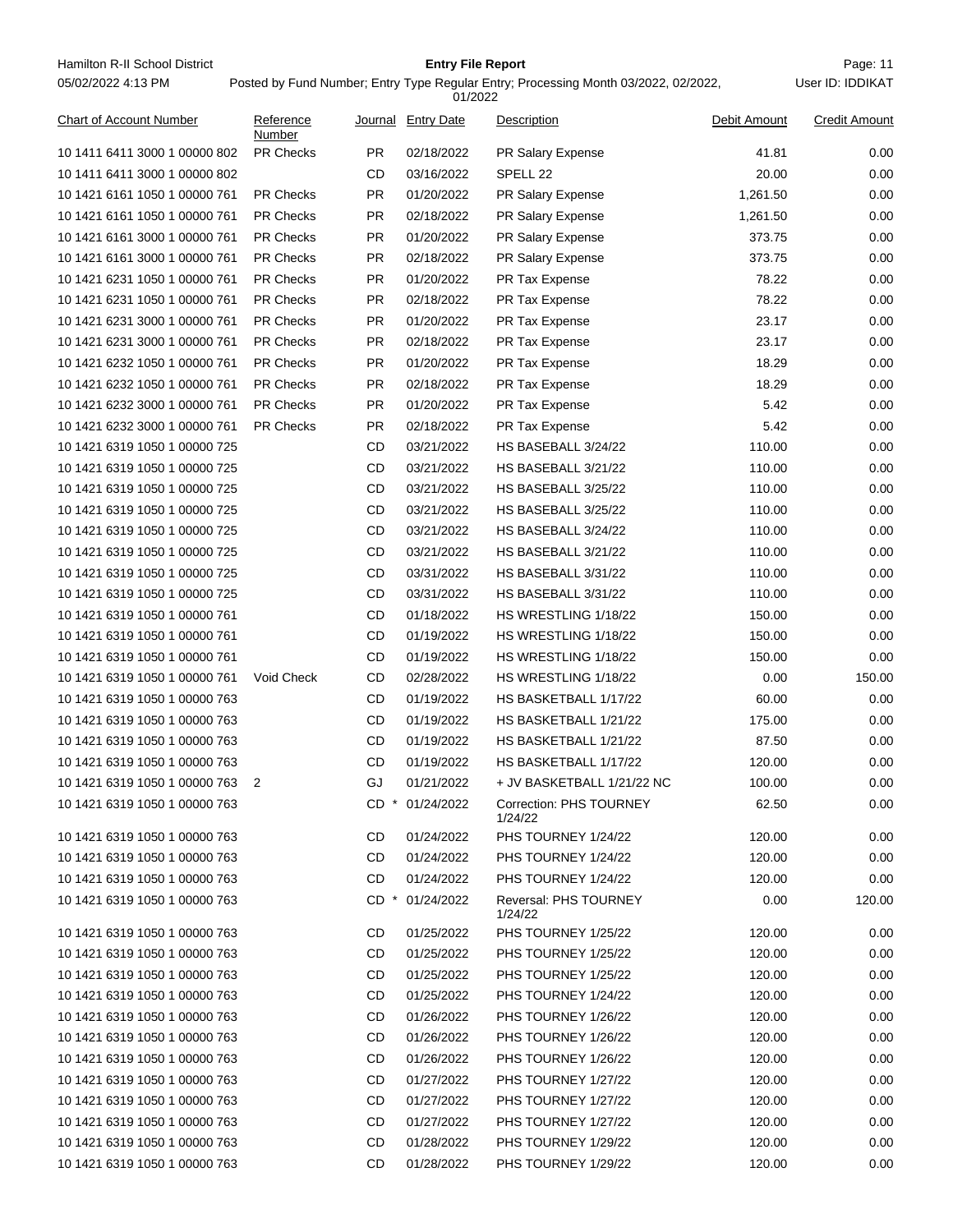| Chart of Account Number | Reference Number | Journal | Entry Date | Description | Debit Amount | Credit Amount |
|---|---|---|---|---|---|---|
| 10 1411 6411 3000 1 00000 802 | PR Checks | PR | 02/18/2022 | PR Salary Expense | 41.81 | 0.00 |
| 10 1411 6411 3000 1 00000 802 | | CD | 03/16/2022 | SPELL 22 | 20.00 | 0.00 |
| 10 1421 6161 1050 1 00000 761 | PR Checks | PR | 01/20/2022 | PR Salary Expense | 1,261.50 | 0.00 |
| 10 1421 6161 1050 1 00000 761 | PR Checks | PR | 02/18/2022 | PR Salary Expense | 1,261.50 | 0.00 |
| 10 1421 6161 3000 1 00000 761 | PR Checks | PR | 01/20/2022 | PR Salary Expense | 373.75 | 0.00 |
| 10 1421 6161 3000 1 00000 761 | PR Checks | PR | 02/18/2022 | PR Salary Expense | 373.75 | 0.00 |
| 10 1421 6231 1050 1 00000 761 | PR Checks | PR | 01/20/2022 | PR Tax Expense | 78.22 | 0.00 |
| 10 1421 6231 1050 1 00000 761 | PR Checks | PR | 02/18/2022 | PR Tax Expense | 78.22 | 0.00 |
| 10 1421 6231 3000 1 00000 761 | PR Checks | PR | 01/20/2022 | PR Tax Expense | 23.17 | 0.00 |
| 10 1421 6231 3000 1 00000 761 | PR Checks | PR | 02/18/2022 | PR Tax Expense | 23.17 | 0.00 |
| 10 1421 6232 1050 1 00000 761 | PR Checks | PR | 01/20/2022 | PR Tax Expense | 18.29 | 0.00 |
| 10 1421 6232 1050 1 00000 761 | PR Checks | PR | 02/18/2022 | PR Tax Expense | 18.29 | 0.00 |
| 10 1421 6232 3000 1 00000 761 | PR Checks | PR | 01/20/2022 | PR Tax Expense | 5.42 | 0.00 |
| 10 1421 6232 3000 1 00000 761 | PR Checks | PR | 02/18/2022 | PR Tax Expense | 5.42 | 0.00 |
| 10 1421 6319 1050 1 00000 725 | | CD | 03/21/2022 | HS BASEBALL 3/24/22 | 110.00 | 0.00 |
| 10 1421 6319 1050 1 00000 725 | | CD | 03/21/2022 | HS BASEBALL 3/21/22 | 110.00 | 0.00 |
| 10 1421 6319 1050 1 00000 725 | | CD | 03/21/2022 | HS BASEBALL 3/25/22 | 110.00 | 0.00 |
| 10 1421 6319 1050 1 00000 725 | | CD | 03/21/2022 | HS BASEBALL 3/24/22 | 110.00 | 0.00 |
| 10 1421 6319 1050 1 00000 725 | | CD | 03/21/2022 | HS BASEBALL 3/21/22 | 110.00 | 0.00 |
| 10 1421 6319 1050 1 00000 725 | | CD | 03/31/2022 | HS BASEBALL 3/31/22 | 110.00 | 0.00 |
| 10 1421 6319 1050 1 00000 725 | | CD | 03/31/2022 | HS BASEBALL 3/31/22 | 110.00 | 0.00 |
| 10 1421 6319 1050 1 00000 761 | | CD | 01/18/2022 | HS WRESTLING 1/18/22 | 150.00 | 0.00 |
| 10 1421 6319 1050 1 00000 761 | | CD | 01/19/2022 | HS WRESTLING 1/18/22 | 150.00 | 0.00 |
| 10 1421 6319 1050 1 00000 761 | | CD | 01/19/2022 | HS WRESTLING 1/18/22 | 150.00 | 0.00 |
| 10 1421 6319 1050 1 00000 761 | Void Check | CD | 02/28/2022 | HS WRESTLING 1/18/22 | 0.00 | 150.00 |
| 10 1421 6319 1050 1 00000 763 | | CD | 01/19/2022 | HS BASKETBALL 1/17/22 | 60.00 | 0.00 |
| 10 1421 6319 1050 1 00000 763 | | CD | 01/19/2022 | HS BASKETBALL 1/21/22 | 175.00 | 0.00 |
| 10 1421 6319 1050 1 00000 763 | | CD | 01/19/2022 | HS BASKETBALL 1/21/22 | 87.50 | 0.00 |
| 10 1421 6319 1050 1 00000 763 | | CD | 01/19/2022 | HS BASKETBALL 1/17/22 | 120.00 | 0.00 |
| 10 1421 6319 1050 1 00000 763 | 2 | GJ | 01/21/2022 | + JV BASKETBALL 1/21/22 NC | 100.00 | 0.00 |
| 10 1421 6319 1050 1 00000 763 | | CD * | 01/24/2022 | Correction: PHS TOURNEY 1/24/22 | 62.50 | 0.00 |
| 10 1421 6319 1050 1 00000 763 | | CD | 01/24/2022 | PHS TOURNEY 1/24/22 | 120.00 | 0.00 |
| 10 1421 6319 1050 1 00000 763 | | CD | 01/24/2022 | PHS TOURNEY 1/24/22 | 120.00 | 0.00 |
| 10 1421 6319 1050 1 00000 763 | | CD | 01/24/2022 | PHS TOURNEY 1/24/22 | 120.00 | 0.00 |
| 10 1421 6319 1050 1 00000 763 | | CD * | 01/24/2022 | Reversal: PHS TOURNEY 1/24/22 | 0.00 | 120.00 |
| 10 1421 6319 1050 1 00000 763 | | CD | 01/25/2022 | PHS TOURNEY 1/25/22 | 120.00 | 0.00 |
| 10 1421 6319 1050 1 00000 763 | | CD | 01/25/2022 | PHS TOURNEY 1/25/22 | 120.00 | 0.00 |
| 10 1421 6319 1050 1 00000 763 | | CD | 01/25/2022 | PHS TOURNEY 1/25/22 | 120.00 | 0.00 |
| 10 1421 6319 1050 1 00000 763 | | CD | 01/25/2022 | PHS TOURNEY 1/24/22 | 120.00 | 0.00 |
| 10 1421 6319 1050 1 00000 763 | | CD | 01/26/2022 | PHS TOURNEY 1/26/22 | 120.00 | 0.00 |
| 10 1421 6319 1050 1 00000 763 | | CD | 01/26/2022 | PHS TOURNEY 1/26/22 | 120.00 | 0.00 |
| 10 1421 6319 1050 1 00000 763 | | CD | 01/26/2022 | PHS TOURNEY 1/26/22 | 120.00 | 0.00 |
| 10 1421 6319 1050 1 00000 763 | | CD | 01/27/2022 | PHS TOURNEY 1/27/22 | 120.00 | 0.00 |
| 10 1421 6319 1050 1 00000 763 | | CD | 01/27/2022 | PHS TOURNEY 1/27/22 | 120.00 | 0.00 |
| 10 1421 6319 1050 1 00000 763 | | CD | 01/27/2022 | PHS TOURNEY 1/27/22 | 120.00 | 0.00 |
| 10 1421 6319 1050 1 00000 763 | | CD | 01/28/2022 | PHS TOURNEY 1/29/22 | 120.00 | 0.00 |
| 10 1421 6319 1050 1 00000 763 | | CD | 01/28/2022 | PHS TOURNEY 1/29/22 | 120.00 | 0.00 |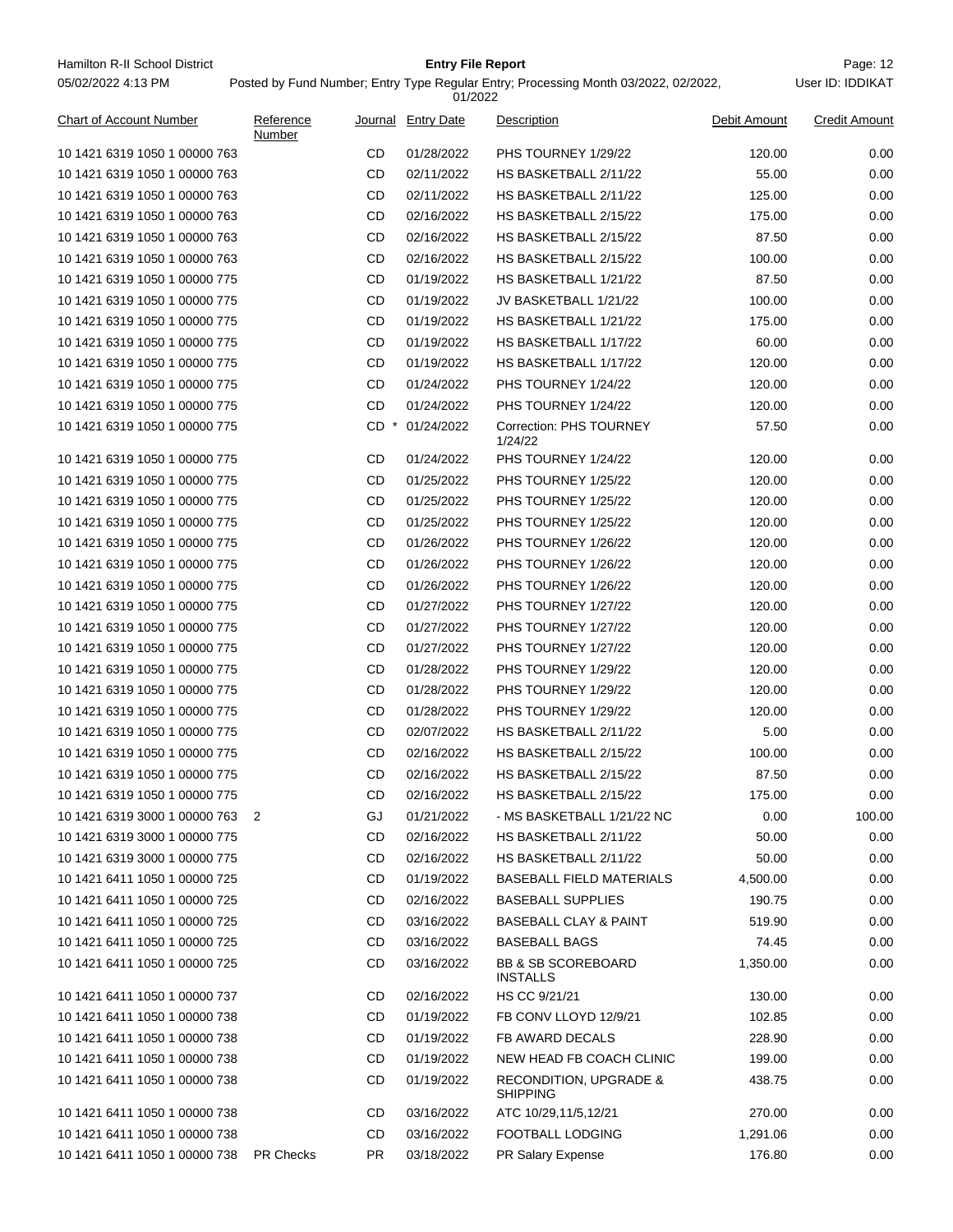Hamilton R-II School District

05/02/2022 4:13 PM

**Entry File Report**

Posted by Fund Number; Entry Type Regular Entry; Processing Month 03/2022, 02/2022, 01/2022

User ID: IDDIKAT

| Chart of Account Number | Reference Number | Journal | Entry Date | Description | Debit Amount | Credit Amount |
|---|---|---|---|---|---|---|
| 10 1421 6319 1050 1 00000 763 | | CD | 01/28/2022 | PHS TOURNEY 1/29/22 | 120.00 | 0.00 |
| 10 1421 6319 1050 1 00000 763 | | CD | 02/11/2022 | HS BASKETBALL 2/11/22 | 55.00 | 0.00 |
| 10 1421 6319 1050 1 00000 763 | | CD | 02/11/2022 | HS BASKETBALL 2/11/22 | 125.00 | 0.00 |
| 10 1421 6319 1050 1 00000 763 | | CD | 02/16/2022 | HS BASKETBALL 2/15/22 | 175.00 | 0.00 |
| 10 1421 6319 1050 1 00000 763 | | CD | 02/16/2022 | HS BASKETBALL 2/15/22 | 87.50 | 0.00 |
| 10 1421 6319 1050 1 00000 763 | | CD | 02/16/2022 | HS BASKETBALL 2/15/22 | 100.00 | 0.00 |
| 10 1421 6319 1050 1 00000 775 | | CD | 01/19/2022 | HS BASKETBALL 1/21/22 | 87.50 | 0.00 |
| 10 1421 6319 1050 1 00000 775 | | CD | 01/19/2022 | JV BASKETBALL 1/21/22 | 100.00 | 0.00 |
| 10 1421 6319 1050 1 00000 775 | | CD | 01/19/2022 | HS BASKETBALL 1/21/22 | 175.00 | 0.00 |
| 10 1421 6319 1050 1 00000 775 | | CD | 01/19/2022 | HS BASKETBALL 1/17/22 | 60.00 | 0.00 |
| 10 1421 6319 1050 1 00000 775 | | CD | 01/19/2022 | HS BASKETBALL 1/17/22 | 120.00 | 0.00 |
| 10 1421 6319 1050 1 00000 775 | | CD | 01/24/2022 | PHS TOURNEY 1/24/22 | 120.00 | 0.00 |
| 10 1421 6319 1050 1 00000 775 | | CD | 01/24/2022 | PHS TOURNEY 1/24/22 | 120.00 | 0.00 |
| 10 1421 6319 1050 1 00000 775 | | CD * | 01/24/2022 | Correction: PHS TOURNEY 1/24/22 | 57.50 | 0.00 |
| 10 1421 6319 1050 1 00000 775 | | CD | 01/24/2022 | PHS TOURNEY 1/24/22 | 120.00 | 0.00 |
| 10 1421 6319 1050 1 00000 775 | | CD | 01/25/2022 | PHS TOURNEY 1/25/22 | 120.00 | 0.00 |
| 10 1421 6319 1050 1 00000 775 | | CD | 01/25/2022 | PHS TOURNEY 1/25/22 | 120.00 | 0.00 |
| 10 1421 6319 1050 1 00000 775 | | CD | 01/25/2022 | PHS TOURNEY 1/25/22 | 120.00 | 0.00 |
| 10 1421 6319 1050 1 00000 775 | | CD | 01/26/2022 | PHS TOURNEY 1/26/22 | 120.00 | 0.00 |
| 10 1421 6319 1050 1 00000 775 | | CD | 01/26/2022 | PHS TOURNEY 1/26/22 | 120.00 | 0.00 |
| 10 1421 6319 1050 1 00000 775 | | CD | 01/26/2022 | PHS TOURNEY 1/26/22 | 120.00 | 0.00 |
| 10 1421 6319 1050 1 00000 775 | | CD | 01/27/2022 | PHS TOURNEY 1/27/22 | 120.00 | 0.00 |
| 10 1421 6319 1050 1 00000 775 | | CD | 01/27/2022 | PHS TOURNEY 1/27/22 | 120.00 | 0.00 |
| 10 1421 6319 1050 1 00000 775 | | CD | 01/27/2022 | PHS TOURNEY 1/27/22 | 120.00 | 0.00 |
| 10 1421 6319 1050 1 00000 775 | | CD | 01/28/2022 | PHS TOURNEY 1/29/22 | 120.00 | 0.00 |
| 10 1421 6319 1050 1 00000 775 | | CD | 01/28/2022 | PHS TOURNEY 1/29/22 | 120.00 | 0.00 |
| 10 1421 6319 1050 1 00000 775 | | CD | 01/28/2022 | PHS TOURNEY 1/29/22 | 120.00 | 0.00 |
| 10 1421 6319 1050 1 00000 775 | | CD | 02/07/2022 | HS BASKETBALL 2/11/22 | 5.00 | 0.00 |
| 10 1421 6319 1050 1 00000 775 | | CD | 02/16/2022 | HS BASKETBALL 2/15/22 | 100.00 | 0.00 |
| 10 1421 6319 1050 1 00000 775 | | CD | 02/16/2022 | HS BASKETBALL 2/15/22 | 87.50 | 0.00 |
| 10 1421 6319 1050 1 00000 775 | | CD | 02/16/2022 | HS BASKETBALL 2/15/22 | 175.00 | 0.00 |
| 10 1421 6319 3000 1 00000 763 | 2 | GJ | 01/21/2022 | - MS BASKETBALL 1/21/22 NC | 0.00 | 100.00 |
| 10 1421 6319 3000 1 00000 775 | | CD | 02/16/2022 | HS BASKETBALL 2/11/22 | 50.00 | 0.00 |
| 10 1421 6319 3000 1 00000 775 | | CD | 02/16/2022 | HS BASKETBALL 2/11/22 | 50.00 | 0.00 |
| 10 1421 6411 1050 1 00000 725 | | CD | 01/19/2022 | BASEBALL FIELD MATERIALS | 4,500.00 | 0.00 |
| 10 1421 6411 1050 1 00000 725 | | CD | 02/16/2022 | BASEBALL SUPPLIES | 190.75 | 0.00 |
| 10 1421 6411 1050 1 00000 725 | | CD | 03/16/2022 | BASEBALL CLAY & PAINT | 519.90 | 0.00 |
| 10 1421 6411 1050 1 00000 725 | | CD | 03/16/2022 | BASEBALL BAGS | 74.45 | 0.00 |
| 10 1421 6411 1050 1 00000 725 | | CD | 03/16/2022 | BB & SB SCOREBOARD INSTALLS | 1,350.00 | 0.00 |
| 10 1421 6411 1050 1 00000 737 | | CD | 02/16/2022 | HS CC 9/21/21 | 130.00 | 0.00 |
| 10 1421 6411 1050 1 00000 738 | | CD | 01/19/2022 | FB CONV LLOYD 12/9/21 | 102.85 | 0.00 |
| 10 1421 6411 1050 1 00000 738 | | CD | 01/19/2022 | FB AWARD DECALS | 228.90 | 0.00 |
| 10 1421 6411 1050 1 00000 738 | | CD | 01/19/2022 | NEW HEAD FB COACH CLINIC | 199.00 | 0.00 |
| 10 1421 6411 1050 1 00000 738 | | CD | 01/19/2022 | RECONDITION, UPGRADE & SHIPPING | 438.75 | 0.00 |
| 10 1421 6411 1050 1 00000 738 | | CD | 03/16/2022 | ATC 10/29,11/5,12/21 | 270.00 | 0.00 |
| 10 1421 6411 1050 1 00000 738 | | CD | 03/16/2022 | FOOTBALL LODGING | 1,291.06 | 0.00 |
| 10 1421 6411 1050 1 00000 738 | PR Checks | PR | 03/18/2022 | PR Salary Expense | 176.80 | 0.00 |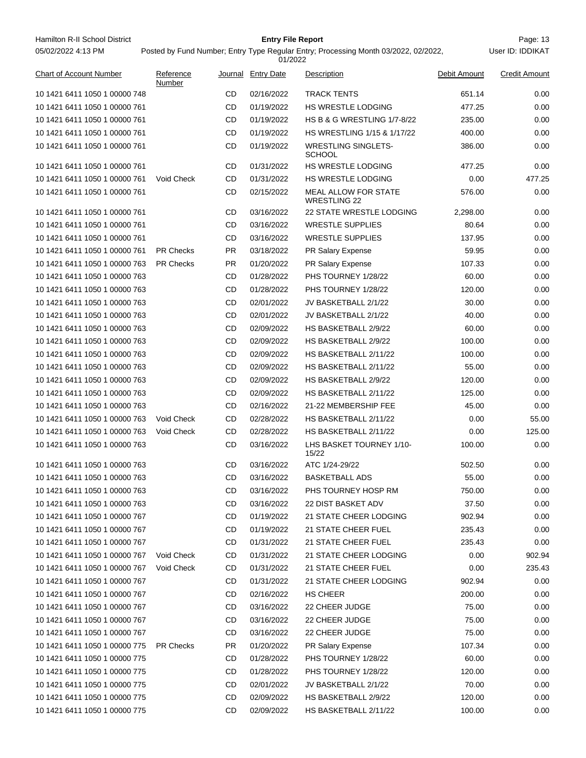| Chart of Account Number | Reference Number | Journal | Entry Date | Description | Debit Amount | Credit Amount |
|---|---|---|---|---|---|---|
| 10 1421 6411 1050 1 00000 748 | | CD | 02/16/2022 | TRACK TENTS | 651.14 | 0.00 |
| 10 1421 6411 1050 1 00000 761 | | CD | 01/19/2022 | HS WRESTLE LODGING | 477.25 | 0.00 |
| 10 1421 6411 1050 1 00000 761 | | CD | 01/19/2022 | HS B & G WRESTLING 1/7-8/22 | 235.00 | 0.00 |
| 10 1421 6411 1050 1 00000 761 | | CD | 01/19/2022 | HS WRESTLING 1/15 & 1/17/22 | 400.00 | 0.00 |
| 10 1421 6411 1050 1 00000 761 | | CD | 01/19/2022 | WRESTLING SINGLETS-SCHOOL | 386.00 | 0.00 |
| 10 1421 6411 1050 1 00000 761 | | CD | 01/31/2022 | HS WRESTLE LODGING | 477.25 | 0.00 |
| 10 1421 6411 1050 1 00000 761 | Void Check | CD | 01/31/2022 | HS WRESTLE LODGING | 0.00 | 477.25 |
| 10 1421 6411 1050 1 00000 761 | | CD | 02/15/2022 | MEAL ALLOW FOR STATE WRESTLING 22 | 576.00 | 0.00 |
| 10 1421 6411 1050 1 00000 761 | | CD | 03/16/2022 | 22 STATE WRESTLE LODGING | 2,298.00 | 0.00 |
| 10 1421 6411 1050 1 00000 761 | | CD | 03/16/2022 | WRESTLE SUPPLIES | 80.64 | 0.00 |
| 10 1421 6411 1050 1 00000 761 | | CD | 03/16/2022 | WRESTLE SUPPLIES | 137.95 | 0.00 |
| 10 1421 6411 1050 1 00000 761 | PR Checks | PR | 03/18/2022 | PR Salary Expense | 59.95 | 0.00 |
| 10 1421 6411 1050 1 00000 763 | PR Checks | PR | 01/20/2022 | PR Salary Expense | 107.33 | 0.00 |
| 10 1421 6411 1050 1 00000 763 | | CD | 01/28/2022 | PHS TOURNEY 1/28/22 | 60.00 | 0.00 |
| 10 1421 6411 1050 1 00000 763 | | CD | 01/28/2022 | PHS TOURNEY 1/28/22 | 120.00 | 0.00 |
| 10 1421 6411 1050 1 00000 763 | | CD | 02/01/2022 | JV BASKETBALL 2/1/22 | 30.00 | 0.00 |
| 10 1421 6411 1050 1 00000 763 | | CD | 02/01/2022 | JV BASKETBALL 2/1/22 | 40.00 | 0.00 |
| 10 1421 6411 1050 1 00000 763 | | CD | 02/09/2022 | HS BASKETBALL 2/9/22 | 60.00 | 0.00 |
| 10 1421 6411 1050 1 00000 763 | | CD | 02/09/2022 | HS BASKETBALL 2/9/22 | 100.00 | 0.00 |
| 10 1421 6411 1050 1 00000 763 | | CD | 02/09/2022 | HS BASKETBALL 2/11/22 | 100.00 | 0.00 |
| 10 1421 6411 1050 1 00000 763 | | CD | 02/09/2022 | HS BASKETBALL 2/11/22 | 55.00 | 0.00 |
| 10 1421 6411 1050 1 00000 763 | | CD | 02/09/2022 | HS BASKETBALL 2/9/22 | 120.00 | 0.00 |
| 10 1421 6411 1050 1 00000 763 | | CD | 02/09/2022 | HS BASKETBALL 2/11/22 | 125.00 | 0.00 |
| 10 1421 6411 1050 1 00000 763 | | CD | 02/16/2022 | 21-22 MEMBERSHIP FEE | 45.00 | 0.00 |
| 10 1421 6411 1050 1 00000 763 | Void Check | CD | 02/28/2022 | HS BASKETBALL 2/11/22 | 0.00 | 55.00 |
| 10 1421 6411 1050 1 00000 763 | Void Check | CD | 02/28/2022 | HS BASKETBALL 2/11/22 | 0.00 | 125.00 |
| 10 1421 6411 1050 1 00000 763 | | CD | 03/16/2022 | LHS BASKET TOURNEY 1/10-15/22 | 100.00 | 0.00 |
| 10 1421 6411 1050 1 00000 763 | | CD | 03/16/2022 | ATC 1/24-29/22 | 502.50 | 0.00 |
| 10 1421 6411 1050 1 00000 763 | | CD | 03/16/2022 | BASKETBALL ADS | 55.00 | 0.00 |
| 10 1421 6411 1050 1 00000 763 | | CD | 03/16/2022 | PHS TOURNEY HOSP RM | 750.00 | 0.00 |
| 10 1421 6411 1050 1 00000 763 | | CD | 03/16/2022 | 22 DIST BASKET ADV | 37.50 | 0.00 |
| 10 1421 6411 1050 1 00000 767 | | CD | 01/19/2022 | 21 STATE CHEER LODGING | 902.94 | 0.00 |
| 10 1421 6411 1050 1 00000 767 | | CD | 01/19/2022 | 21 STATE CHEER FUEL | 235.43 | 0.00 |
| 10 1421 6411 1050 1 00000 767 | | CD | 01/31/2022 | 21 STATE CHEER FUEL | 235.43 | 0.00 |
| 10 1421 6411 1050 1 00000 767 | Void Check | CD | 01/31/2022 | 21 STATE CHEER LODGING | 0.00 | 902.94 |
| 10 1421 6411 1050 1 00000 767 | Void Check | CD | 01/31/2022 | 21 STATE CHEER FUEL | 0.00 | 235.43 |
| 10 1421 6411 1050 1 00000 767 | | CD | 01/31/2022 | 21 STATE CHEER LODGING | 902.94 | 0.00 |
| 10 1421 6411 1050 1 00000 767 | | CD | 02/16/2022 | HS CHEER | 200.00 | 0.00 |
| 10 1421 6411 1050 1 00000 767 | | CD | 03/16/2022 | 22 CHEER JUDGE | 75.00 | 0.00 |
| 10 1421 6411 1050 1 00000 767 | | CD | 03/16/2022 | 22 CHEER JUDGE | 75.00 | 0.00 |
| 10 1421 6411 1050 1 00000 767 | | CD | 03/16/2022 | 22 CHEER JUDGE | 75.00 | 0.00 |
| 10 1421 6411 1050 1 00000 775 | PR Checks | PR | 01/20/2022 | PR Salary Expense | 107.34 | 0.00 |
| 10 1421 6411 1050 1 00000 775 | | CD | 01/28/2022 | PHS TOURNEY 1/28/22 | 60.00 | 0.00 |
| 10 1421 6411 1050 1 00000 775 | | CD | 01/28/2022 | PHS TOURNEY 1/28/22 | 120.00 | 0.00 |
| 10 1421 6411 1050 1 00000 775 | | CD | 02/01/2022 | JV BASKETBALL 2/1/22 | 70.00 | 0.00 |
| 10 1421 6411 1050 1 00000 775 | | CD | 02/09/2022 | HS BASKETBALL 2/9/22 | 120.00 | 0.00 |
| 10 1421 6411 1050 1 00000 775 | | CD | 02/09/2022 | HS BASKETBALL 2/11/22 | 100.00 | 0.00 |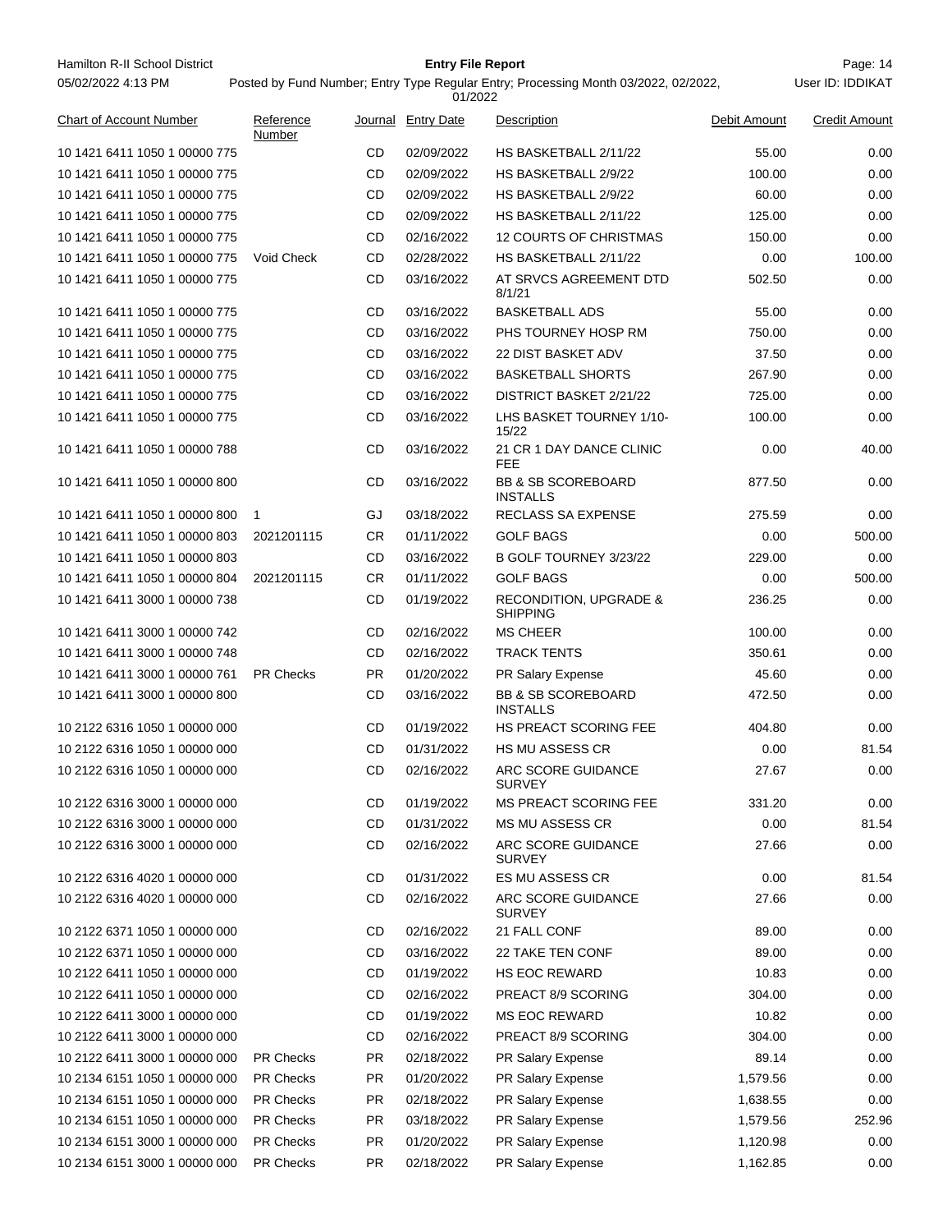| Chart of Account Number | Reference Number | Journal | Entry Date | Description | Debit Amount | Credit Amount |
|---|---|---|---|---|---|---|
| 10 1421 6411 1050 1 00000 775 | | CD | 02/09/2022 | HS BASKETBALL 2/11/22 | 55.00 | 0.00 |
| 10 1421 6411 1050 1 00000 775 | | CD | 02/09/2022 | HS BASKETBALL 2/9/22 | 100.00 | 0.00 |
| 10 1421 6411 1050 1 00000 775 | | CD | 02/09/2022 | HS BASKETBALL 2/9/22 | 60.00 | 0.00 |
| 10 1421 6411 1050 1 00000 775 | | CD | 02/09/2022 | HS BASKETBALL 2/11/22 | 125.00 | 0.00 |
| 10 1421 6411 1050 1 00000 775 | | CD | 02/16/2022 | 12 COURTS OF CHRISTMAS | 150.00 | 0.00 |
| 10 1421 6411 1050 1 00000 775 | Void Check | CD | 02/28/2022 | HS BASKETBALL 2/11/22 | 0.00 | 100.00 |
| 10 1421 6411 1050 1 00000 775 | | CD | 03/16/2022 | AT SRVCS AGREEMENT DTD 8/1/21 | 502.50 | 0.00 |
| 10 1421 6411 1050 1 00000 775 | | CD | 03/16/2022 | BASKETBALL ADS | 55.00 | 0.00 |
| 10 1421 6411 1050 1 00000 775 | | CD | 03/16/2022 | PHS TOURNEY HOSP RM | 750.00 | 0.00 |
| 10 1421 6411 1050 1 00000 775 | | CD | 03/16/2022 | 22 DIST BASKET ADV | 37.50 | 0.00 |
| 10 1421 6411 1050 1 00000 775 | | CD | 03/16/2022 | BASKETBALL SHORTS | 267.90 | 0.00 |
| 10 1421 6411 1050 1 00000 775 | | CD | 03/16/2022 | DISTRICT BASKET 2/21/22 | 725.00 | 0.00 |
| 10 1421 6411 1050 1 00000 775 | | CD | 03/16/2022 | LHS BASKET TOURNEY 1/10-15/22 | 100.00 | 0.00 |
| 10 1421 6411 1050 1 00000 788 | | CD | 03/16/2022 | 21 CR 1 DAY DANCE CLINIC FEE | 0.00 | 40.00 |
| 10 1421 6411 1050 1 00000 800 | | CD | 03/16/2022 | BB & SB SCOREBOARD INSTALLS | 877.50 | 0.00 |
| 10 1421 6411 1050 1 00000 800 | 1 | GJ | 03/18/2022 | RECLASS SA EXPENSE | 275.59 | 0.00 |
| 10 1421 6411 1050 1 00000 803 | 2021201115 | CR | 01/11/2022 | GOLF BAGS | 0.00 | 500.00 |
| 10 1421 6411 1050 1 00000 803 | | CD | 03/16/2022 | B GOLF TOURNEY 3/23/22 | 229.00 | 0.00 |
| 10 1421 6411 1050 1 00000 804 | 2021201115 | CR | 01/11/2022 | GOLF BAGS | 0.00 | 500.00 |
| 10 1421 6411 3000 1 00000 738 | | CD | 01/19/2022 | RECONDITION, UPGRADE & SHIPPING | 236.25 | 0.00 |
| 10 1421 6411 3000 1 00000 742 | | CD | 02/16/2022 | MS CHEER | 100.00 | 0.00 |
| 10 1421 6411 3000 1 00000 748 | | CD | 02/16/2022 | TRACK TENTS | 350.61 | 0.00 |
| 10 1421 6411 3000 1 00000 761 | PR Checks | PR | 01/20/2022 | PR Salary Expense | 45.60 | 0.00 |
| 10 1421 6411 3000 1 00000 800 | | CD | 03/16/2022 | BB & SB SCOREBOARD INSTALLS | 472.50 | 0.00 |
| 10 2122 6316 1050 1 00000 000 | | CD | 01/19/2022 | HS PREACT SCORING FEE | 404.80 | 0.00 |
| 10 2122 6316 1050 1 00000 000 | | CD | 01/31/2022 | HS MU ASSESS CR | 0.00 | 81.54 |
| 10 2122 6316 1050 1 00000 000 | | CD | 02/16/2022 | ARC SCORE GUIDANCE SURVEY | 27.67 | 0.00 |
| 10 2122 6316 3000 1 00000 000 | | CD | 01/19/2022 | MS PREACT SCORING FEE | 331.20 | 0.00 |
| 10 2122 6316 3000 1 00000 000 | | CD | 01/31/2022 | MS MU ASSESS CR | 0.00 | 81.54 |
| 10 2122 6316 3000 1 00000 000 | | CD | 02/16/2022 | ARC SCORE GUIDANCE SURVEY | 27.66 | 0.00 |
| 10 2122 6316 4020 1 00000 000 | | CD | 01/31/2022 | ES MU ASSESS CR | 0.00 | 81.54 |
| 10 2122 6316 4020 1 00000 000 | | CD | 02/16/2022 | ARC SCORE GUIDANCE SURVEY | 27.66 | 0.00 |
| 10 2122 6371 1050 1 00000 000 | | CD | 02/16/2022 | 21 FALL CONF | 89.00 | 0.00 |
| 10 2122 6371 1050 1 00000 000 | | CD | 03/16/2022 | 22 TAKE TEN CONF | 89.00 | 0.00 |
| 10 2122 6411 1050 1 00000 000 | | CD | 01/19/2022 | HS EOC REWARD | 10.83 | 0.00 |
| 10 2122 6411 1050 1 00000 000 | | CD | 02/16/2022 | PREACT 8/9 SCORING | 304.00 | 0.00 |
| 10 2122 6411 3000 1 00000 000 | | CD | 01/19/2022 | MS EOC REWARD | 10.82 | 0.00 |
| 10 2122 6411 3000 1 00000 000 | | CD | 02/16/2022 | PREACT 8/9 SCORING | 304.00 | 0.00 |
| 10 2122 6411 3000 1 00000 000 | PR Checks | PR | 02/18/2022 | PR Salary Expense | 89.14 | 0.00 |
| 10 2134 6151 1050 1 00000 000 | PR Checks | PR | 01/20/2022 | PR Salary Expense | 1,579.56 | 0.00 |
| 10 2134 6151 1050 1 00000 000 | PR Checks | PR | 02/18/2022 | PR Salary Expense | 1,638.55 | 0.00 |
| 10 2134 6151 1050 1 00000 000 | PR Checks | PR | 03/18/2022 | PR Salary Expense | 1,579.56 | 252.96 |
| 10 2134 6151 3000 1 00000 000 | PR Checks | PR | 01/20/2022 | PR Salary Expense | 1,120.98 | 0.00 |
| 10 2134 6151 3000 1 00000 000 | PR Checks | PR | 02/18/2022 | PR Salary Expense | 1,162.85 | 0.00 |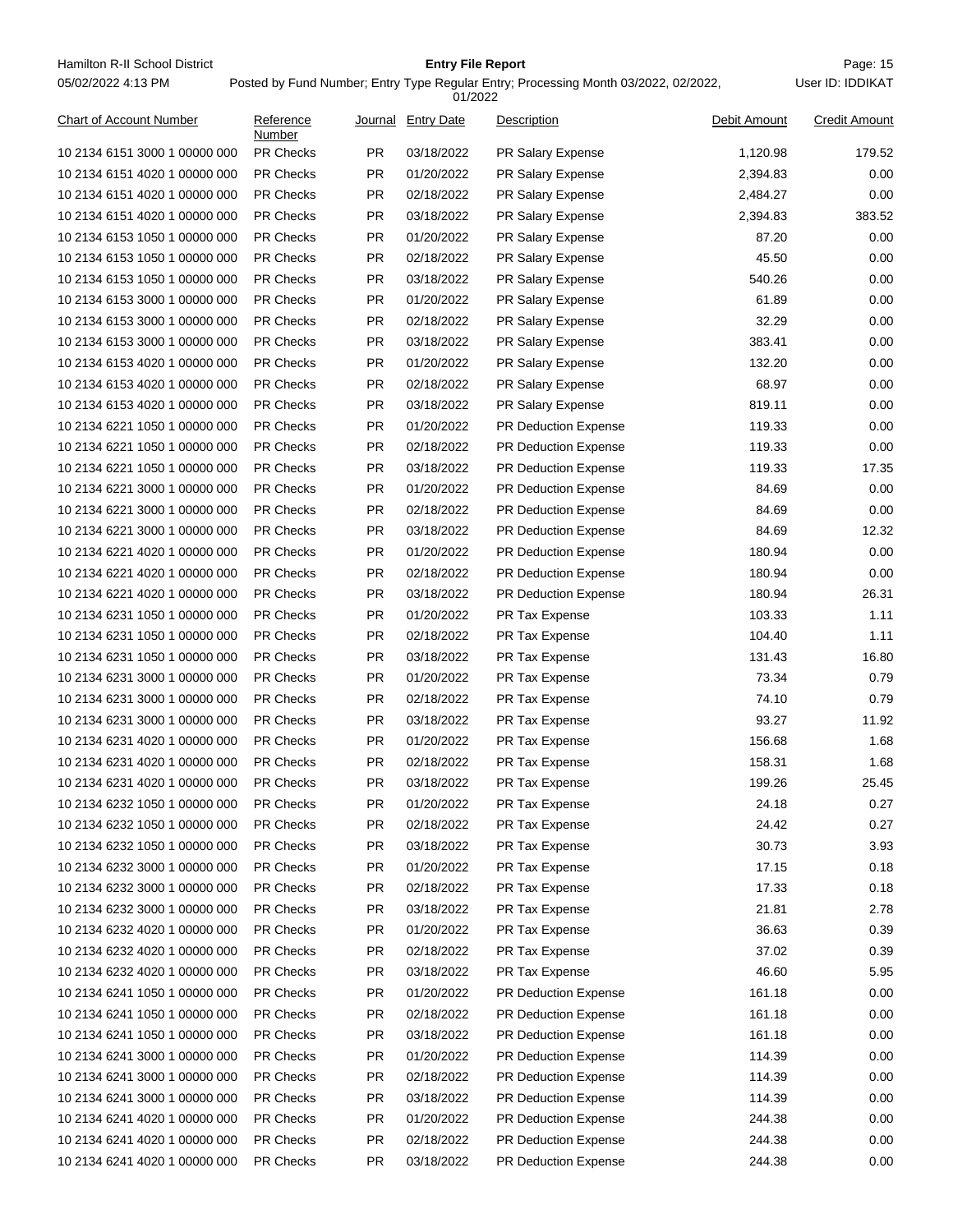| Chart of Account Number | Reference Number | Journal | Entry Date | Description | Debit Amount | Credit Amount |
|---|---|---|---|---|---|---|
| 10 2134 6151 3000 1 00000 000 | PR Checks | PR | 03/18/2022 | PR Salary Expense | 1,120.98 | 179.52 |
| 10 2134 6151 4020 1 00000 000 | PR Checks | PR | 01/20/2022 | PR Salary Expense | 2,394.83 | 0.00 |
| 10 2134 6151 4020 1 00000 000 | PR Checks | PR | 02/18/2022 | PR Salary Expense | 2,484.27 | 0.00 |
| 10 2134 6151 4020 1 00000 000 | PR Checks | PR | 03/18/2022 | PR Salary Expense | 2,394.83 | 383.52 |
| 10 2134 6153 1050 1 00000 000 | PR Checks | PR | 01/20/2022 | PR Salary Expense | 87.20 | 0.00 |
| 10 2134 6153 1050 1 00000 000 | PR Checks | PR | 02/18/2022 | PR Salary Expense | 45.50 | 0.00 |
| 10 2134 6153 1050 1 00000 000 | PR Checks | PR | 03/18/2022 | PR Salary Expense | 540.26 | 0.00 |
| 10 2134 6153 3000 1 00000 000 | PR Checks | PR | 01/20/2022 | PR Salary Expense | 61.89 | 0.00 |
| 10 2134 6153 3000 1 00000 000 | PR Checks | PR | 02/18/2022 | PR Salary Expense | 32.29 | 0.00 |
| 10 2134 6153 3000 1 00000 000 | PR Checks | PR | 03/18/2022 | PR Salary Expense | 383.41 | 0.00 |
| 10 2134 6153 4020 1 00000 000 | PR Checks | PR | 01/20/2022 | PR Salary Expense | 132.20 | 0.00 |
| 10 2134 6153 4020 1 00000 000 | PR Checks | PR | 02/18/2022 | PR Salary Expense | 68.97 | 0.00 |
| 10 2134 6153 4020 1 00000 000 | PR Checks | PR | 03/18/2022 | PR Salary Expense | 819.11 | 0.00 |
| 10 2134 6221 1050 1 00000 000 | PR Checks | PR | 01/20/2022 | PR Deduction Expense | 119.33 | 0.00 |
| 10 2134 6221 1050 1 00000 000 | PR Checks | PR | 02/18/2022 | PR Deduction Expense | 119.33 | 0.00 |
| 10 2134 6221 1050 1 00000 000 | PR Checks | PR | 03/18/2022 | PR Deduction Expense | 119.33 | 17.35 |
| 10 2134 6221 3000 1 00000 000 | PR Checks | PR | 01/20/2022 | PR Deduction Expense | 84.69 | 0.00 |
| 10 2134 6221 3000 1 00000 000 | PR Checks | PR | 02/18/2022 | PR Deduction Expense | 84.69 | 0.00 |
| 10 2134 6221 3000 1 00000 000 | PR Checks | PR | 03/18/2022 | PR Deduction Expense | 84.69 | 12.32 |
| 10 2134 6221 4020 1 00000 000 | PR Checks | PR | 01/20/2022 | PR Deduction Expense | 180.94 | 0.00 |
| 10 2134 6221 4020 1 00000 000 | PR Checks | PR | 02/18/2022 | PR Deduction Expense | 180.94 | 0.00 |
| 10 2134 6221 4020 1 00000 000 | PR Checks | PR | 03/18/2022 | PR Deduction Expense | 180.94 | 26.31 |
| 10 2134 6231 1050 1 00000 000 | PR Checks | PR | 01/20/2022 | PR Tax Expense | 103.33 | 1.11 |
| 10 2134 6231 1050 1 00000 000 | PR Checks | PR | 02/18/2022 | PR Tax Expense | 104.40 | 1.11 |
| 10 2134 6231 1050 1 00000 000 | PR Checks | PR | 03/18/2022 | PR Tax Expense | 131.43 | 16.80 |
| 10 2134 6231 3000 1 00000 000 | PR Checks | PR | 01/20/2022 | PR Tax Expense | 73.34 | 0.79 |
| 10 2134 6231 3000 1 00000 000 | PR Checks | PR | 02/18/2022 | PR Tax Expense | 74.10 | 0.79 |
| 10 2134 6231 3000 1 00000 000 | PR Checks | PR | 03/18/2022 | PR Tax Expense | 93.27 | 11.92 |
| 10 2134 6231 4020 1 00000 000 | PR Checks | PR | 01/20/2022 | PR Tax Expense | 156.68 | 1.68 |
| 10 2134 6231 4020 1 00000 000 | PR Checks | PR | 02/18/2022 | PR Tax Expense | 158.31 | 1.68 |
| 10 2134 6231 4020 1 00000 000 | PR Checks | PR | 03/18/2022 | PR Tax Expense | 199.26 | 25.45 |
| 10 2134 6232 1050 1 00000 000 | PR Checks | PR | 01/20/2022 | PR Tax Expense | 24.18 | 0.27 |
| 10 2134 6232 1050 1 00000 000 | PR Checks | PR | 02/18/2022 | PR Tax Expense | 24.42 | 0.27 |
| 10 2134 6232 1050 1 00000 000 | PR Checks | PR | 03/18/2022 | PR Tax Expense | 30.73 | 3.93 |
| 10 2134 6232 3000 1 00000 000 | PR Checks | PR | 01/20/2022 | PR Tax Expense | 17.15 | 0.18 |
| 10 2134 6232 3000 1 00000 000 | PR Checks | PR | 02/18/2022 | PR Tax Expense | 17.33 | 0.18 |
| 10 2134 6232 3000 1 00000 000 | PR Checks | PR | 03/18/2022 | PR Tax Expense | 21.81 | 2.78 |
| 10 2134 6232 4020 1 00000 000 | PR Checks | PR | 01/20/2022 | PR Tax Expense | 36.63 | 0.39 |
| 10 2134 6232 4020 1 00000 000 | PR Checks | PR | 02/18/2022 | PR Tax Expense | 37.02 | 0.39 |
| 10 2134 6232 4020 1 00000 000 | PR Checks | PR | 03/18/2022 | PR Tax Expense | 46.60 | 5.95 |
| 10 2134 6241 1050 1 00000 000 | PR Checks | PR | 01/20/2022 | PR Deduction Expense | 161.18 | 0.00 |
| 10 2134 6241 1050 1 00000 000 | PR Checks | PR | 02/18/2022 | PR Deduction Expense | 161.18 | 0.00 |
| 10 2134 6241 1050 1 00000 000 | PR Checks | PR | 03/18/2022 | PR Deduction Expense | 161.18 | 0.00 |
| 10 2134 6241 3000 1 00000 000 | PR Checks | PR | 01/20/2022 | PR Deduction Expense | 114.39 | 0.00 |
| 10 2134 6241 3000 1 00000 000 | PR Checks | PR | 02/18/2022 | PR Deduction Expense | 114.39 | 0.00 |
| 10 2134 6241 3000 1 00000 000 | PR Checks | PR | 03/18/2022 | PR Deduction Expense | 114.39 | 0.00 |
| 10 2134 6241 4020 1 00000 000 | PR Checks | PR | 01/20/2022 | PR Deduction Expense | 244.38 | 0.00 |
| 10 2134 6241 4020 1 00000 000 | PR Checks | PR | 02/18/2022 | PR Deduction Expense | 244.38 | 0.00 |
| 10 2134 6241 4020 1 00000 000 | PR Checks | PR | 03/18/2022 | PR Deduction Expense | 244.38 | 0.00 |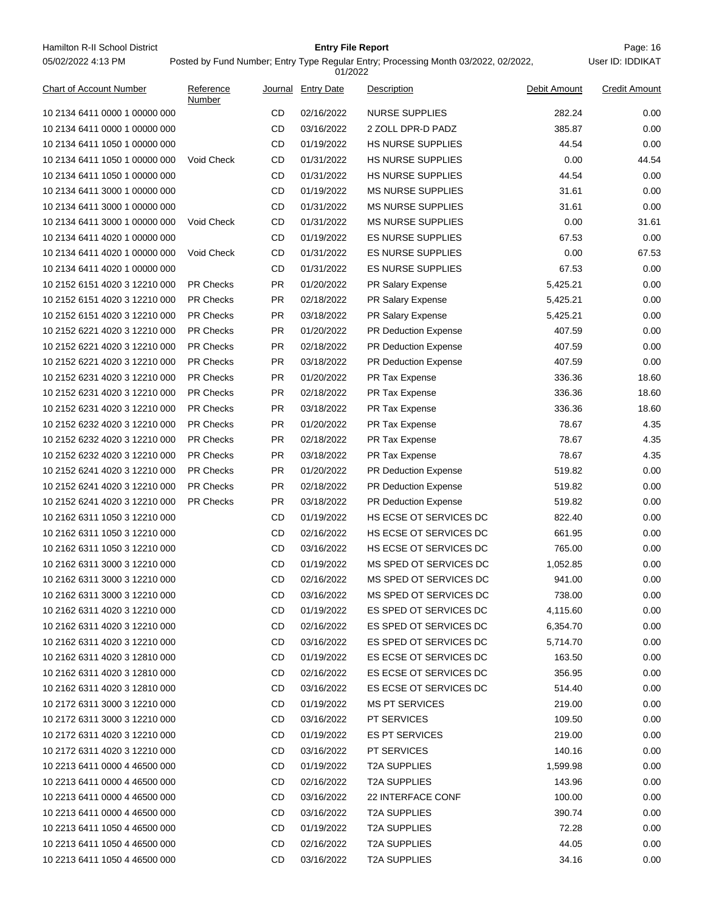| Chart of Account Number | Reference Number | Journal | Entry Date | Description | Debit Amount | Credit Amount |
|---|---|---|---|---|---|---|
| 10 2134 6411 0000 1 00000 000 | | CD | 02/16/2022 | NURSE SUPPLIES | 282.24 | 0.00 |
| 10 2134 6411 0000 1 00000 000 | | CD | 03/16/2022 | 2 ZOLL DPR-D PADZ | 385.87 | 0.00 |
| 10 2134 6411 1050 1 00000 000 | | CD | 01/19/2022 | HS NURSE SUPPLIES | 44.54 | 0.00 |
| 10 2134 6411 1050 1 00000 000 | Void Check | CD | 01/31/2022 | HS NURSE SUPPLIES | 0.00 | 44.54 |
| 10 2134 6411 1050 1 00000 000 | | CD | 01/31/2022 | HS NURSE SUPPLIES | 44.54 | 0.00 |
| 10 2134 6411 3000 1 00000 000 | | CD | 01/19/2022 | MS NURSE SUPPLIES | 31.61 | 0.00 |
| 10 2134 6411 3000 1 00000 000 | | CD | 01/31/2022 | MS NURSE SUPPLIES | 31.61 | 0.00 |
| 10 2134 6411 3000 1 00000 000 | Void Check | CD | 01/31/2022 | MS NURSE SUPPLIES | 0.00 | 31.61 |
| 10 2134 6411 4020 1 00000 000 | | CD | 01/19/2022 | ES NURSE SUPPLIES | 67.53 | 0.00 |
| 10 2134 6411 4020 1 00000 000 | Void Check | CD | 01/31/2022 | ES NURSE SUPPLIES | 0.00 | 67.53 |
| 10 2134 6411 4020 1 00000 000 | | CD | 01/31/2022 | ES NURSE SUPPLIES | 67.53 | 0.00 |
| 10 2152 6151 4020 3 12210 000 | PR Checks | PR | 01/20/2022 | PR Salary Expense | 5,425.21 | 0.00 |
| 10 2152 6151 4020 3 12210 000 | PR Checks | PR | 02/18/2022 | PR Salary Expense | 5,425.21 | 0.00 |
| 10 2152 6151 4020 3 12210 000 | PR Checks | PR | 03/18/2022 | PR Salary Expense | 5,425.21 | 0.00 |
| 10 2152 6221 4020 3 12210 000 | PR Checks | PR | 01/20/2022 | PR Deduction Expense | 407.59 | 0.00 |
| 10 2152 6221 4020 3 12210 000 | PR Checks | PR | 02/18/2022 | PR Deduction Expense | 407.59 | 0.00 |
| 10 2152 6221 4020 3 12210 000 | PR Checks | PR | 03/18/2022 | PR Deduction Expense | 407.59 | 0.00 |
| 10 2152 6231 4020 3 12210 000 | PR Checks | PR | 01/20/2022 | PR Tax Expense | 336.36 | 18.60 |
| 10 2152 6231 4020 3 12210 000 | PR Checks | PR | 02/18/2022 | PR Tax Expense | 336.36 | 18.60 |
| 10 2152 6231 4020 3 12210 000 | PR Checks | PR | 03/18/2022 | PR Tax Expense | 336.36 | 18.60 |
| 10 2152 6232 4020 3 12210 000 | PR Checks | PR | 01/20/2022 | PR Tax Expense | 78.67 | 4.35 |
| 10 2152 6232 4020 3 12210 000 | PR Checks | PR | 02/18/2022 | PR Tax Expense | 78.67 | 4.35 |
| 10 2152 6232 4020 3 12210 000 | PR Checks | PR | 03/18/2022 | PR Tax Expense | 78.67 | 4.35 |
| 10 2152 6241 4020 3 12210 000 | PR Checks | PR | 01/20/2022 | PR Deduction Expense | 519.82 | 0.00 |
| 10 2152 6241 4020 3 12210 000 | PR Checks | PR | 02/18/2022 | PR Deduction Expense | 519.82 | 0.00 |
| 10 2152 6241 4020 3 12210 000 | PR Checks | PR | 03/18/2022 | PR Deduction Expense | 519.82 | 0.00 |
| 10 2162 6311 1050 3 12210 000 | | CD | 01/19/2022 | HS ECSE OT SERVICES DC | 822.40 | 0.00 |
| 10 2162 6311 1050 3 12210 000 | | CD | 02/16/2022 | HS ECSE OT SERVICES DC | 661.95 | 0.00 |
| 10 2162 6311 1050 3 12210 000 | | CD | 03/16/2022 | HS ECSE OT SERVICES DC | 765.00 | 0.00 |
| 10 2162 6311 3000 3 12210 000 | | CD | 01/19/2022 | MS SPED OT SERVICES DC | 1,052.85 | 0.00 |
| 10 2162 6311 3000 3 12210 000 | | CD | 02/16/2022 | MS SPED OT SERVICES DC | 941.00 | 0.00 |
| 10 2162 6311 3000 3 12210 000 | | CD | 03/16/2022 | MS SPED OT SERVICES DC | 738.00 | 0.00 |
| 10 2162 6311 4020 3 12210 000 | | CD | 01/19/2022 | ES SPED OT SERVICES DC | 4,115.60 | 0.00 |
| 10 2162 6311 4020 3 12210 000 | | CD | 02/16/2022 | ES SPED OT SERVICES DC | 6,354.70 | 0.00 |
| 10 2162 6311 4020 3 12210 000 | | CD | 03/16/2022 | ES SPED OT SERVICES DC | 5,714.70 | 0.00 |
| 10 2162 6311 4020 3 12810 000 | | CD | 01/19/2022 | ES ECSE OT SERVICES DC | 163.50 | 0.00 |
| 10 2162 6311 4020 3 12810 000 | | CD | 02/16/2022 | ES ECSE OT SERVICES DC | 356.95 | 0.00 |
| 10 2162 6311 4020 3 12810 000 | | CD | 03/16/2022 | ES ECSE OT SERVICES DC | 514.40 | 0.00 |
| 10 2172 6311 3000 3 12210 000 | | CD | 01/19/2022 | MS PT SERVICES | 219.00 | 0.00 |
| 10 2172 6311 3000 3 12210 000 | | CD | 03/16/2022 | PT SERVICES | 109.50 | 0.00 |
| 10 2172 6311 4020 3 12210 000 | | CD | 01/19/2022 | ES PT SERVICES | 219.00 | 0.00 |
| 10 2172 6311 4020 3 12210 000 | | CD | 03/16/2022 | PT SERVICES | 140.16 | 0.00 |
| 10 2213 6411 0000 4 46500 000 | | CD | 01/19/2022 | T2A SUPPLIES | 1,599.98 | 0.00 |
| 10 2213 6411 0000 4 46500 000 | | CD | 02/16/2022 | T2A SUPPLIES | 143.96 | 0.00 |
| 10 2213 6411 0000 4 46500 000 | | CD | 03/16/2022 | 22 INTERFACE CONF | 100.00 | 0.00 |
| 10 2213 6411 0000 4 46500 000 | | CD | 03/16/2022 | T2A SUPPLIES | 390.74 | 0.00 |
| 10 2213 6411 1050 4 46500 000 | | CD | 01/19/2022 | T2A SUPPLIES | 72.28 | 0.00 |
| 10 2213 6411 1050 4 46500 000 | | CD | 02/16/2022 | T2A SUPPLIES | 44.05 | 0.00 |
| 10 2213 6411 1050 4 46500 000 | | CD | 03/16/2022 | T2A SUPPLIES | 34.16 | 0.00 |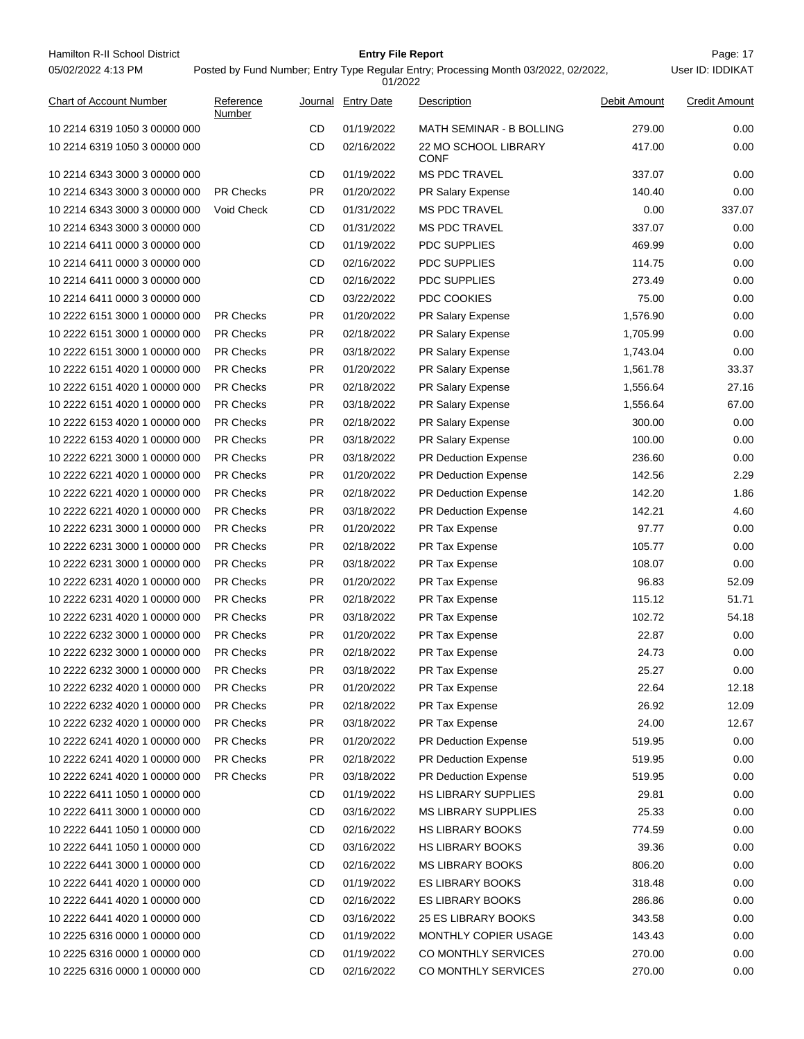| Chart of Account Number | Reference Number | Journal | Entry Date | Description | Debit Amount | Credit Amount |
|---|---|---|---|---|---|---|
| 10 2214 6319 1050 3 00000 000 | | CD | 01/19/2022 | MATH SEMINAR - B BOLLING | 279.00 | 0.00 |
| 10 2214 6319 1050 3 00000 000 | | CD | 02/16/2022 | 22 MO SCHOOL LIBRARY CONF | 417.00 | 0.00 |
| 10 2214 6343 3000 3 00000 000 | | CD | 01/19/2022 | MS PDC TRAVEL | 337.07 | 0.00 |
| 10 2214 6343 3000 3 00000 000 | PR Checks | PR | 01/20/2022 | PR Salary Expense | 140.40 | 0.00 |
| 10 2214 6343 3000 3 00000 000 | Void Check | CD | 01/31/2022 | MS PDC TRAVEL | 0.00 | 337.07 |
| 10 2214 6343 3000 3 00000 000 | | CD | 01/31/2022 | MS PDC TRAVEL | 337.07 | 0.00 |
| 10 2214 6411 0000 3 00000 000 | | CD | 01/19/2022 | PDC SUPPLIES | 469.99 | 0.00 |
| 10 2214 6411 0000 3 00000 000 | | CD | 02/16/2022 | PDC SUPPLIES | 114.75 | 0.00 |
| 10 2214 6411 0000 3 00000 000 | | CD | 02/16/2022 | PDC SUPPLIES | 273.49 | 0.00 |
| 10 2214 6411 0000 3 00000 000 | | CD | 03/22/2022 | PDC COOKIES | 75.00 | 0.00 |
| 10 2222 6151 3000 1 00000 000 | PR Checks | PR | 01/20/2022 | PR Salary Expense | 1,576.90 | 0.00 |
| 10 2222 6151 3000 1 00000 000 | PR Checks | PR | 02/18/2022 | PR Salary Expense | 1,705.99 | 0.00 |
| 10 2222 6151 3000 1 00000 000 | PR Checks | PR | 03/18/2022 | PR Salary Expense | 1,743.04 | 0.00 |
| 10 2222 6151 4020 1 00000 000 | PR Checks | PR | 01/20/2022 | PR Salary Expense | 1,561.78 | 33.37 |
| 10 2222 6151 4020 1 00000 000 | PR Checks | PR | 02/18/2022 | PR Salary Expense | 1,556.64 | 27.16 |
| 10 2222 6151 4020 1 00000 000 | PR Checks | PR | 03/18/2022 | PR Salary Expense | 1,556.64 | 67.00 |
| 10 2222 6153 4020 1 00000 000 | PR Checks | PR | 02/18/2022 | PR Salary Expense | 300.00 | 0.00 |
| 10 2222 6153 4020 1 00000 000 | PR Checks | PR | 03/18/2022 | PR Salary Expense | 100.00 | 0.00 |
| 10 2222 6221 3000 1 00000 000 | PR Checks | PR | 03/18/2022 | PR Deduction Expense | 236.60 | 0.00 |
| 10 2222 6221 4020 1 00000 000 | PR Checks | PR | 01/20/2022 | PR Deduction Expense | 142.56 | 2.29 |
| 10 2222 6221 4020 1 00000 000 | PR Checks | PR | 02/18/2022 | PR Deduction Expense | 142.20 | 1.86 |
| 10 2222 6221 4020 1 00000 000 | PR Checks | PR | 03/18/2022 | PR Deduction Expense | 142.21 | 4.60 |
| 10 2222 6231 3000 1 00000 000 | PR Checks | PR | 01/20/2022 | PR Tax Expense | 97.77 | 0.00 |
| 10 2222 6231 3000 1 00000 000 | PR Checks | PR | 02/18/2022 | PR Tax Expense | 105.77 | 0.00 |
| 10 2222 6231 3000 1 00000 000 | PR Checks | PR | 03/18/2022 | PR Tax Expense | 108.07 | 0.00 |
| 10 2222 6231 4020 1 00000 000 | PR Checks | PR | 01/20/2022 | PR Tax Expense | 96.83 | 52.09 |
| 10 2222 6231 4020 1 00000 000 | PR Checks | PR | 02/18/2022 | PR Tax Expense | 115.12 | 51.71 |
| 10 2222 6231 4020 1 00000 000 | PR Checks | PR | 03/18/2022 | PR Tax Expense | 102.72 | 54.18 |
| 10 2222 6232 3000 1 00000 000 | PR Checks | PR | 01/20/2022 | PR Tax Expense | 22.87 | 0.00 |
| 10 2222 6232 3000 1 00000 000 | PR Checks | PR | 02/18/2022 | PR Tax Expense | 24.73 | 0.00 |
| 10 2222 6232 3000 1 00000 000 | PR Checks | PR | 03/18/2022 | PR Tax Expense | 25.27 | 0.00 |
| 10 2222 6232 4020 1 00000 000 | PR Checks | PR | 01/20/2022 | PR Tax Expense | 22.64 | 12.18 |
| 10 2222 6232 4020 1 00000 000 | PR Checks | PR | 02/18/2022 | PR Tax Expense | 26.92 | 12.09 |
| 10 2222 6232 4020 1 00000 000 | PR Checks | PR | 03/18/2022 | PR Tax Expense | 24.00 | 12.67 |
| 10 2222 6241 4020 1 00000 000 | PR Checks | PR | 01/20/2022 | PR Deduction Expense | 519.95 | 0.00 |
| 10 2222 6241 4020 1 00000 000 | PR Checks | PR | 02/18/2022 | PR Deduction Expense | 519.95 | 0.00 |
| 10 2222 6241 4020 1 00000 000 | PR Checks | PR | 03/18/2022 | PR Deduction Expense | 519.95 | 0.00 |
| 10 2222 6411 1050 1 00000 000 | | CD | 01/19/2022 | HS LIBRARY SUPPLIES | 29.81 | 0.00 |
| 10 2222 6411 3000 1 00000 000 | | CD | 03/16/2022 | MS LIBRARY SUPPLIES | 25.33 | 0.00 |
| 10 2222 6441 1050 1 00000 000 | | CD | 02/16/2022 | HS LIBRARY BOOKS | 774.59 | 0.00 |
| 10 2222 6441 1050 1 00000 000 | | CD | 03/16/2022 | HS LIBRARY BOOKS | 39.36 | 0.00 |
| 10 2222 6441 3000 1 00000 000 | | CD | 02/16/2022 | MS LIBRARY BOOKS | 806.20 | 0.00 |
| 10 2222 6441 4020 1 00000 000 | | CD | 01/19/2022 | ES LIBRARY BOOKS | 318.48 | 0.00 |
| 10 2222 6441 4020 1 00000 000 | | CD | 02/16/2022 | ES LIBRARY BOOKS | 286.86 | 0.00 |
| 10 2222 6441 4020 1 00000 000 | | CD | 03/16/2022 | 25 ES LIBRARY BOOKS | 343.58 | 0.00 |
| 10 2225 6316 0000 1 00000 000 | | CD | 01/19/2022 | MONTHLY COPIER USAGE | 143.43 | 0.00 |
| 10 2225 6316 0000 1 00000 000 | | CD | 01/19/2022 | CO MONTHLY SERVICES | 270.00 | 0.00 |
| 10 2225 6316 0000 1 00000 000 | | CD | 02/16/2022 | CO MONTHLY SERVICES | 270.00 | 0.00 |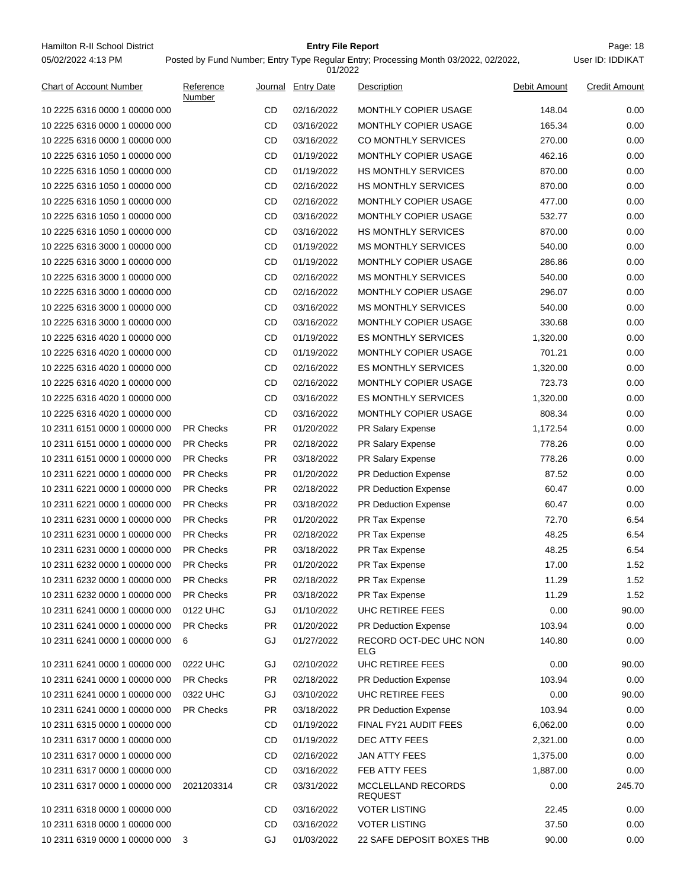| Chart of Account Number | Reference Number | Journal | Entry Date | Description | Debit Amount | Credit Amount |
|---|---|---|---|---|---|---|
| 10 2225 6316 0000 1 00000 000 | | CD | 02/16/2022 | MONTHLY COPIER USAGE | 148.04 | 0.00 |
| 10 2225 6316 0000 1 00000 000 | | CD | 03/16/2022 | MONTHLY COPIER USAGE | 165.34 | 0.00 |
| 10 2225 6316 0000 1 00000 000 | | CD | 03/16/2022 | CO MONTHLY SERVICES | 270.00 | 0.00 |
| 10 2225 6316 1050 1 00000 000 | | CD | 01/19/2022 | MONTHLY COPIER USAGE | 462.16 | 0.00 |
| 10 2225 6316 1050 1 00000 000 | | CD | 01/19/2022 | HS MONTHLY SERVICES | 870.00 | 0.00 |
| 10 2225 6316 1050 1 00000 000 | | CD | 02/16/2022 | HS MONTHLY SERVICES | 870.00 | 0.00 |
| 10 2225 6316 1050 1 00000 000 | | CD | 02/16/2022 | MONTHLY COPIER USAGE | 477.00 | 0.00 |
| 10 2225 6316 1050 1 00000 000 | | CD | 03/16/2022 | MONTHLY COPIER USAGE | 532.77 | 0.00 |
| 10 2225 6316 1050 1 00000 000 | | CD | 03/16/2022 | HS MONTHLY SERVICES | 870.00 | 0.00 |
| 10 2225 6316 3000 1 00000 000 | | CD | 01/19/2022 | MS MONTHLY SERVICES | 540.00 | 0.00 |
| 10 2225 6316 3000 1 00000 000 | | CD | 01/19/2022 | MONTHLY COPIER USAGE | 286.86 | 0.00 |
| 10 2225 6316 3000 1 00000 000 | | CD | 02/16/2022 | MS MONTHLY SERVICES | 540.00 | 0.00 |
| 10 2225 6316 3000 1 00000 000 | | CD | 02/16/2022 | MONTHLY COPIER USAGE | 296.07 | 0.00 |
| 10 2225 6316 3000 1 00000 000 | | CD | 03/16/2022 | MS MONTHLY SERVICES | 540.00 | 0.00 |
| 10 2225 6316 3000 1 00000 000 | | CD | 03/16/2022 | MONTHLY COPIER USAGE | 330.68 | 0.00 |
| 10 2225 6316 4020 1 00000 000 | | CD | 01/19/2022 | ES MONTHLY SERVICES | 1,320.00 | 0.00 |
| 10 2225 6316 4020 1 00000 000 | | CD | 01/19/2022 | MONTHLY COPIER USAGE | 701.21 | 0.00 |
| 10 2225 6316 4020 1 00000 000 | | CD | 02/16/2022 | ES MONTHLY SERVICES | 1,320.00 | 0.00 |
| 10 2225 6316 4020 1 00000 000 | | CD | 02/16/2022 | MONTHLY COPIER USAGE | 723.73 | 0.00 |
| 10 2225 6316 4020 1 00000 000 | | CD | 03/16/2022 | ES MONTHLY SERVICES | 1,320.00 | 0.00 |
| 10 2225 6316 4020 1 00000 000 | | CD | 03/16/2022 | MONTHLY COPIER USAGE | 808.34 | 0.00 |
| 10 2311 6151 0000 1 00000 000 | PR Checks | PR | 01/20/2022 | PR Salary Expense | 1,172.54 | 0.00 |
| 10 2311 6151 0000 1 00000 000 | PR Checks | PR | 02/18/2022 | PR Salary Expense | 778.26 | 0.00 |
| 10 2311 6151 0000 1 00000 000 | PR Checks | PR | 03/18/2022 | PR Salary Expense | 778.26 | 0.00 |
| 10 2311 6221 0000 1 00000 000 | PR Checks | PR | 01/20/2022 | PR Deduction Expense | 87.52 | 0.00 |
| 10 2311 6221 0000 1 00000 000 | PR Checks | PR | 02/18/2022 | PR Deduction Expense | 60.47 | 0.00 |
| 10 2311 6221 0000 1 00000 000 | PR Checks | PR | 03/18/2022 | PR Deduction Expense | 60.47 | 0.00 |
| 10 2311 6231 0000 1 00000 000 | PR Checks | PR | 01/20/2022 | PR Tax Expense | 72.70 | 6.54 |
| 10 2311 6231 0000 1 00000 000 | PR Checks | PR | 02/18/2022 | PR Tax Expense | 48.25 | 6.54 |
| 10 2311 6231 0000 1 00000 000 | PR Checks | PR | 03/18/2022 | PR Tax Expense | 48.25 | 6.54 |
| 10 2311 6232 0000 1 00000 000 | PR Checks | PR | 01/20/2022 | PR Tax Expense | 17.00 | 1.52 |
| 10 2311 6232 0000 1 00000 000 | PR Checks | PR | 02/18/2022 | PR Tax Expense | 11.29 | 1.52 |
| 10 2311 6232 0000 1 00000 000 | PR Checks | PR | 03/18/2022 | PR Tax Expense | 11.29 | 1.52 |
| 10 2311 6241 0000 1 00000 000 | 0122 UHC | GJ | 01/10/2022 | UHC RETIREE FEES | 0.00 | 90.00 |
| 10 2311 6241 0000 1 00000 000 | PR Checks | PR | 01/20/2022 | PR Deduction Expense | 103.94 | 0.00 |
| 10 2311 6241 0000 1 00000 000 | 6 | GJ | 01/27/2022 | RECORD OCT-DEC UHC NON ELG | 140.80 | 0.00 |
| 10 2311 6241 0000 1 00000 000 | 0222 UHC | GJ | 02/10/2022 | UHC RETIREE FEES | 0.00 | 90.00 |
| 10 2311 6241 0000 1 00000 000 | PR Checks | PR | 02/18/2022 | PR Deduction Expense | 103.94 | 0.00 |
| 10 2311 6241 0000 1 00000 000 | 0322 UHC | GJ | 03/10/2022 | UHC RETIREE FEES | 0.00 | 90.00 |
| 10 2311 6241 0000 1 00000 000 | PR Checks | PR | 03/18/2022 | PR Deduction Expense | 103.94 | 0.00 |
| 10 2311 6315 0000 1 00000 000 | | CD | 01/19/2022 | FINAL FY21 AUDIT FEES | 6,062.00 | 0.00 |
| 10 2311 6317 0000 1 00000 000 | | CD | 01/19/2022 | DEC ATTY FEES | 2,321.00 | 0.00 |
| 10 2311 6317 0000 1 00000 000 | | CD | 02/16/2022 | JAN ATTY FEES | 1,375.00 | 0.00 |
| 10 2311 6317 0000 1 00000 000 | | CD | 03/16/2022 | FEB ATTY FEES | 1,887.00 | 0.00 |
| 10 2311 6317 0000 1 00000 000 | 2021203314 | CR | 03/31/2022 | MCCLELLAND RECORDS REQUEST | 0.00 | 245.70 |
| 10 2311 6318 0000 1 00000 000 | | CD | 03/16/2022 | VOTER LISTING | 22.45 | 0.00 |
| 10 2311 6318 0000 1 00000 000 | | CD | 03/16/2022 | VOTER LISTING | 37.50 | 0.00 |
| 10 2311 6319 0000 1 00000 000 | 3 | GJ | 01/03/2022 | 22 SAFE DEPOSIT BOXES THB | 90.00 | 0.00 |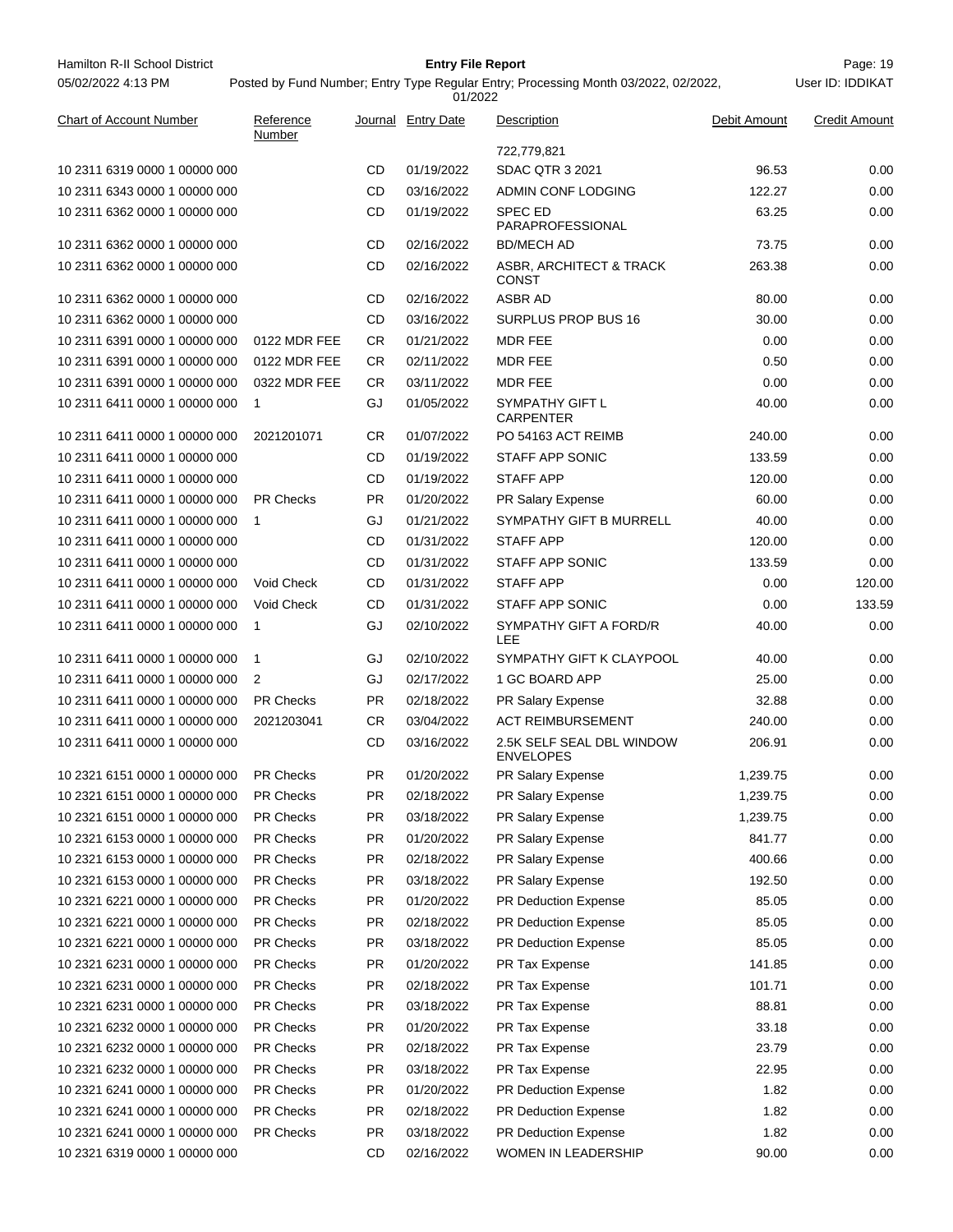| Chart of Account Number | Reference Number | Journal | Entry Date | Description | Debit Amount | Credit Amount |
|---|---|---|---|---|---|---|
| | | | | 722,779,821 | | |
| 10 2311 6319 0000 1 00000 000 | | CD | 01/19/2022 | SDAC QTR 3 2021 | 96.53 | 0.00 |
| 10 2311 6343 0000 1 00000 000 | | CD | 03/16/2022 | ADMIN CONF LODGING | 122.27 | 0.00 |
| 10 2311 6362 0000 1 00000 000 | | CD | 01/19/2022 | SPEC ED PARAPROFESSIONAL | 63.25 | 0.00 |
| 10 2311 6362 0000 1 00000 000 | | CD | 02/16/2022 | BD/MECH AD | 73.75 | 0.00 |
| 10 2311 6362 0000 1 00000 000 | | CD | 02/16/2022 | ASBR, ARCHITECT & TRACK CONST | 263.38 | 0.00 |
| 10 2311 6362 0000 1 00000 000 | | CD | 02/16/2022 | ASBR AD | 80.00 | 0.00 |
| 10 2311 6362 0000 1 00000 000 | | CD | 03/16/2022 | SURPLUS PROP BUS 16 | 30.00 | 0.00 |
| 10 2311 6391 0000 1 00000 000 | 0122 MDR FEE | CR | 01/21/2022 | MDR FEE | 0.00 | 0.00 |
| 10 2311 6391 0000 1 00000 000 | 0122 MDR FEE | CR | 02/11/2022 | MDR FEE | 0.50 | 0.00 |
| 10 2311 6391 0000 1 00000 000 | 0322 MDR FEE | CR | 03/11/2022 | MDR FEE | 0.00 | 0.00 |
| 10 2311 6411 0000 1 00000 000 | 1 | GJ | 01/05/2022 | SYMPATHY GIFT L CARPENTER | 40.00 | 0.00 |
| 10 2311 6411 0000 1 00000 000 | 2021201071 | CR | 01/07/2022 | PO 54163 ACT REIMB | 240.00 | 0.00 |
| 10 2311 6411 0000 1 00000 000 | | CD | 01/19/2022 | STAFF APP SONIC | 133.59 | 0.00 |
| 10 2311 6411 0000 1 00000 000 | | CD | 01/19/2022 | STAFF APP | 120.00 | 0.00 |
| 10 2311 6411 0000 1 00000 000 | PR Checks | PR | 01/20/2022 | PR Salary Expense | 60.00 | 0.00 |
| 10 2311 6411 0000 1 00000 000 | 1 | GJ | 01/21/2022 | SYMPATHY GIFT B MURRELL | 40.00 | 0.00 |
| 10 2311 6411 0000 1 00000 000 | | CD | 01/31/2022 | STAFF APP | 120.00 | 0.00 |
| 10 2311 6411 0000 1 00000 000 | | CD | 01/31/2022 | STAFF APP SONIC | 133.59 | 0.00 |
| 10 2311 6411 0000 1 00000 000 | Void Check | CD | 01/31/2022 | STAFF APP | 0.00 | 120.00 |
| 10 2311 6411 0000 1 00000 000 | Void Check | CD | 01/31/2022 | STAFF APP SONIC | 0.00 | 133.59 |
| 10 2311 6411 0000 1 00000 000 | 1 | GJ | 02/10/2022 | SYMPATHY GIFT A FORD/R LEE | 40.00 | 0.00 |
| 10 2311 6411 0000 1 00000 000 | 1 | GJ | 02/10/2022 | SYMPATHY GIFT K CLAYPOOL | 40.00 | 0.00 |
| 10 2311 6411 0000 1 00000 000 | 2 | GJ | 02/17/2022 | 1 GC BOARD APP | 25.00 | 0.00 |
| 10 2311 6411 0000 1 00000 000 | PR Checks | PR | 02/18/2022 | PR Salary Expense | 32.88 | 0.00 |
| 10 2311 6411 0000 1 00000 000 | 2021203041 | CR | 03/04/2022 | ACT REIMBURSEMENT | 240.00 | 0.00 |
| 10 2311 6411 0000 1 00000 000 | | CD | 03/16/2022 | 2.5K SELF SEAL DBL WINDOW ENVELOPES | 206.91 | 0.00 |
| 10 2321 6151 0000 1 00000 000 | PR Checks | PR | 01/20/2022 | PR Salary Expense | 1,239.75 | 0.00 |
| 10 2321 6151 0000 1 00000 000 | PR Checks | PR | 02/18/2022 | PR Salary Expense | 1,239.75 | 0.00 |
| 10 2321 6151 0000 1 00000 000 | PR Checks | PR | 03/18/2022 | PR Salary Expense | 1,239.75 | 0.00 |
| 10 2321 6153 0000 1 00000 000 | PR Checks | PR | 01/20/2022 | PR Salary Expense | 841.77 | 0.00 |
| 10 2321 6153 0000 1 00000 000 | PR Checks | PR | 02/18/2022 | PR Salary Expense | 400.66 | 0.00 |
| 10 2321 6153 0000 1 00000 000 | PR Checks | PR | 03/18/2022 | PR Salary Expense | 192.50 | 0.00 |
| 10 2321 6221 0000 1 00000 000 | PR Checks | PR | 01/20/2022 | PR Deduction Expense | 85.05 | 0.00 |
| 10 2321 6221 0000 1 00000 000 | PR Checks | PR | 02/18/2022 | PR Deduction Expense | 85.05 | 0.00 |
| 10 2321 6221 0000 1 00000 000 | PR Checks | PR | 03/18/2022 | PR Deduction Expense | 85.05 | 0.00 |
| 10 2321 6231 0000 1 00000 000 | PR Checks | PR | 01/20/2022 | PR Tax Expense | 141.85 | 0.00 |
| 10 2321 6231 0000 1 00000 000 | PR Checks | PR | 02/18/2022 | PR Tax Expense | 101.71 | 0.00 |
| 10 2321 6231 0000 1 00000 000 | PR Checks | PR | 03/18/2022 | PR Tax Expense | 88.81 | 0.00 |
| 10 2321 6232 0000 1 00000 000 | PR Checks | PR | 01/20/2022 | PR Tax Expense | 33.18 | 0.00 |
| 10 2321 6232 0000 1 00000 000 | PR Checks | PR | 02/18/2022 | PR Tax Expense | 23.79 | 0.00 |
| 10 2321 6232 0000 1 00000 000 | PR Checks | PR | 03/18/2022 | PR Tax Expense | 22.95 | 0.00 |
| 10 2321 6241 0000 1 00000 000 | PR Checks | PR | 01/20/2022 | PR Deduction Expense | 1.82 | 0.00 |
| 10 2321 6241 0000 1 00000 000 | PR Checks | PR | 02/18/2022 | PR Deduction Expense | 1.82 | 0.00 |
| 10 2321 6241 0000 1 00000 000 | PR Checks | PR | 03/18/2022 | PR Deduction Expense | 1.82 | 0.00 |
| 10 2321 6319 0000 1 00000 000 | | CD | 02/16/2022 | WOMEN IN LEADERSHIP | 90.00 | 0.00 |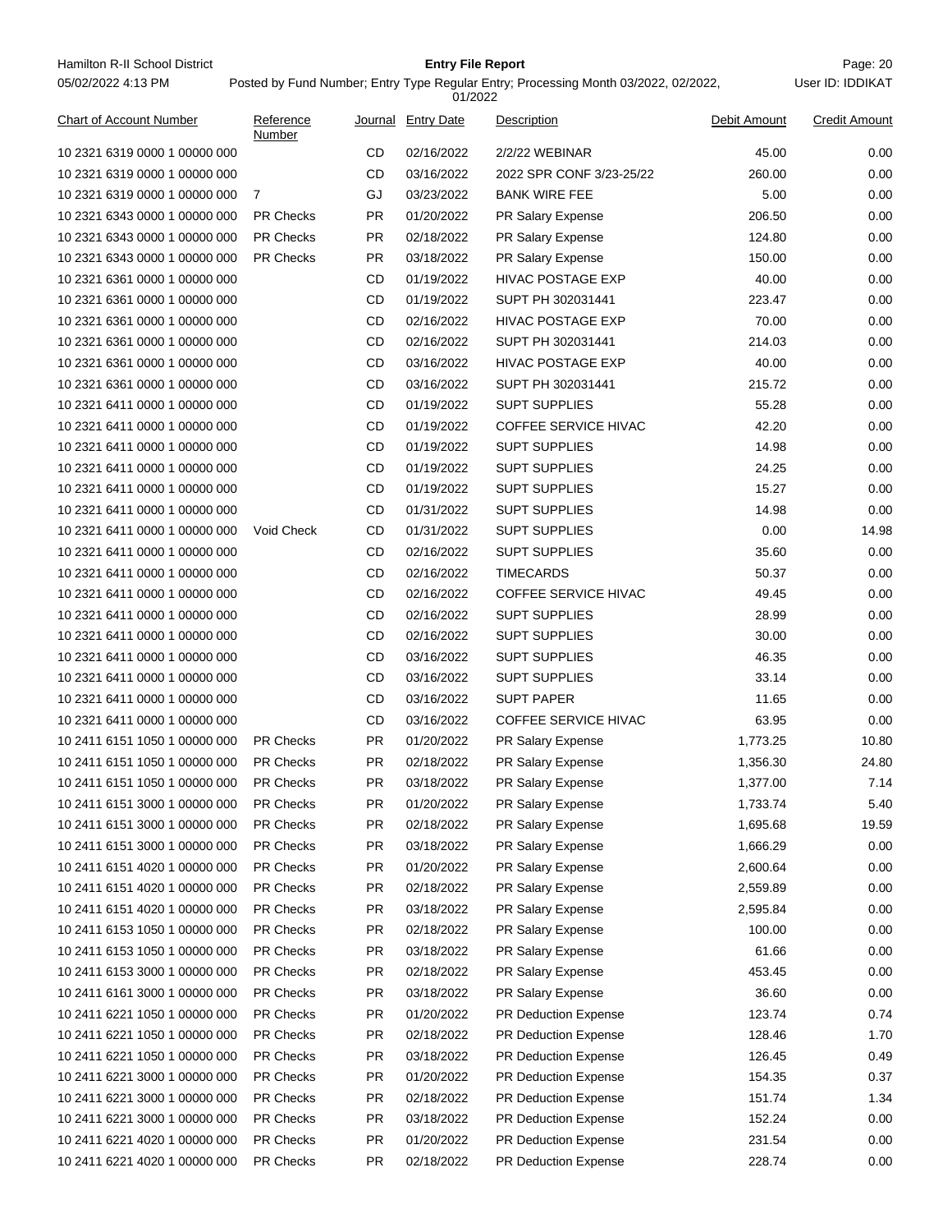| Chart of Account Number | Reference Number | Journal | Entry Date | Description | Debit Amount | Credit Amount |
|---|---|---|---|---|---|---|
| 10 2321 6319 0000 1 00000 000 | | CD | 02/16/2022 | 2/2/22 WEBINAR | 45.00 | 0.00 |
| 10 2321 6319 0000 1 00000 000 | | CD | 03/16/2022 | 2022 SPR CONF 3/23-25/22 | 260.00 | 0.00 |
| 10 2321 6319 0000 1 00000 000 | 7 | GJ | 03/23/2022 | BANK WIRE FEE | 5.00 | 0.00 |
| 10 2321 6343 0000 1 00000 000 | PR Checks | PR | 01/20/2022 | PR Salary Expense | 206.50 | 0.00 |
| 10 2321 6343 0000 1 00000 000 | PR Checks | PR | 02/18/2022 | PR Salary Expense | 124.80 | 0.00 |
| 10 2321 6343 0000 1 00000 000 | PR Checks | PR | 03/18/2022 | PR Salary Expense | 150.00 | 0.00 |
| 10 2321 6361 0000 1 00000 000 | | CD | 01/19/2022 | HIVAC POSTAGE EXP | 40.00 | 0.00 |
| 10 2321 6361 0000 1 00000 000 | | CD | 01/19/2022 | SUPT PH 302031441 | 223.47 | 0.00 |
| 10 2321 6361 0000 1 00000 000 | | CD | 02/16/2022 | HIVAC POSTAGE EXP | 70.00 | 0.00 |
| 10 2321 6361 0000 1 00000 000 | | CD | 02/16/2022 | SUPT PH 302031441 | 214.03 | 0.00 |
| 10 2321 6361 0000 1 00000 000 | | CD | 03/16/2022 | HIVAC POSTAGE EXP | 40.00 | 0.00 |
| 10 2321 6361 0000 1 00000 000 | | CD | 03/16/2022 | SUPT PH 302031441 | 215.72 | 0.00 |
| 10 2321 6411 0000 1 00000 000 | | CD | 01/19/2022 | SUPT SUPPLIES | 55.28 | 0.00 |
| 10 2321 6411 0000 1 00000 000 | | CD | 01/19/2022 | COFFEE SERVICE HIVAC | 42.20 | 0.00 |
| 10 2321 6411 0000 1 00000 000 | | CD | 01/19/2022 | SUPT SUPPLIES | 14.98 | 0.00 |
| 10 2321 6411 0000 1 00000 000 | | CD | 01/19/2022 | SUPT SUPPLIES | 24.25 | 0.00 |
| 10 2321 6411 0000 1 00000 000 | | CD | 01/19/2022 | SUPT SUPPLIES | 15.27 | 0.00 |
| 10 2321 6411 0000 1 00000 000 | | CD | 01/31/2022 | SUPT SUPPLIES | 14.98 | 0.00 |
| 10 2321 6411 0000 1 00000 000 | Void Check | CD | 01/31/2022 | SUPT SUPPLIES | 0.00 | 14.98 |
| 10 2321 6411 0000 1 00000 000 | | CD | 02/16/2022 | SUPT SUPPLIES | 35.60 | 0.00 |
| 10 2321 6411 0000 1 00000 000 | | CD | 02/16/2022 | TIMECARDS | 50.37 | 0.00 |
| 10 2321 6411 0000 1 00000 000 | | CD | 02/16/2022 | COFFEE SERVICE HIVAC | 49.45 | 0.00 |
| 10 2321 6411 0000 1 00000 000 | | CD | 02/16/2022 | SUPT SUPPLIES | 28.99 | 0.00 |
| 10 2321 6411 0000 1 00000 000 | | CD | 02/16/2022 | SUPT SUPPLIES | 30.00 | 0.00 |
| 10 2321 6411 0000 1 00000 000 | | CD | 03/16/2022 | SUPT SUPPLIES | 46.35 | 0.00 |
| 10 2321 6411 0000 1 00000 000 | | CD | 03/16/2022 | SUPT SUPPLIES | 33.14 | 0.00 |
| 10 2321 6411 0000 1 00000 000 | | CD | 03/16/2022 | SUPT PAPER | 11.65 | 0.00 |
| 10 2321 6411 0000 1 00000 000 | | CD | 03/16/2022 | COFFEE SERVICE HIVAC | 63.95 | 0.00 |
| 10 2411 6151 1050 1 00000 000 | PR Checks | PR | 01/20/2022 | PR Salary Expense | 1,773.25 | 10.80 |
| 10 2411 6151 1050 1 00000 000 | PR Checks | PR | 02/18/2022 | PR Salary Expense | 1,356.30 | 24.80 |
| 10 2411 6151 1050 1 00000 000 | PR Checks | PR | 03/18/2022 | PR Salary Expense | 1,377.00 | 7.14 |
| 10 2411 6151 3000 1 00000 000 | PR Checks | PR | 01/20/2022 | PR Salary Expense | 1,733.74 | 5.40 |
| 10 2411 6151 3000 1 00000 000 | PR Checks | PR | 02/18/2022 | PR Salary Expense | 1,695.68 | 19.59 |
| 10 2411 6151 3000 1 00000 000 | PR Checks | PR | 03/18/2022 | PR Salary Expense | 1,666.29 | 0.00 |
| 10 2411 6151 4020 1 00000 000 | PR Checks | PR | 01/20/2022 | PR Salary Expense | 2,600.64 | 0.00 |
| 10 2411 6151 4020 1 00000 000 | PR Checks | PR | 02/18/2022 | PR Salary Expense | 2,559.89 | 0.00 |
| 10 2411 6151 4020 1 00000 000 | PR Checks | PR | 03/18/2022 | PR Salary Expense | 2,595.84 | 0.00 |
| 10 2411 6153 1050 1 00000 000 | PR Checks | PR | 02/18/2022 | PR Salary Expense | 100.00 | 0.00 |
| 10 2411 6153 1050 1 00000 000 | PR Checks | PR | 03/18/2022 | PR Salary Expense | 61.66 | 0.00 |
| 10 2411 6153 3000 1 00000 000 | PR Checks | PR | 02/18/2022 | PR Salary Expense | 453.45 | 0.00 |
| 10 2411 6161 3000 1 00000 000 | PR Checks | PR | 03/18/2022 | PR Salary Expense | 36.60 | 0.00 |
| 10 2411 6221 1050 1 00000 000 | PR Checks | PR | 01/20/2022 | PR Deduction Expense | 123.74 | 0.74 |
| 10 2411 6221 1050 1 00000 000 | PR Checks | PR | 02/18/2022 | PR Deduction Expense | 128.46 | 1.70 |
| 10 2411 6221 1050 1 00000 000 | PR Checks | PR | 03/18/2022 | PR Deduction Expense | 126.45 | 0.49 |
| 10 2411 6221 3000 1 00000 000 | PR Checks | PR | 01/20/2022 | PR Deduction Expense | 154.35 | 0.37 |
| 10 2411 6221 3000 1 00000 000 | PR Checks | PR | 02/18/2022 | PR Deduction Expense | 151.74 | 1.34 |
| 10 2411 6221 3000 1 00000 000 | PR Checks | PR | 03/18/2022 | PR Deduction Expense | 152.24 | 0.00 |
| 10 2411 6221 4020 1 00000 000 | PR Checks | PR | 01/20/2022 | PR Deduction Expense | 231.54 | 0.00 |
| 10 2411 6221 4020 1 00000 000 | PR Checks | PR | 02/18/2022 | PR Deduction Expense | 228.74 | 0.00 |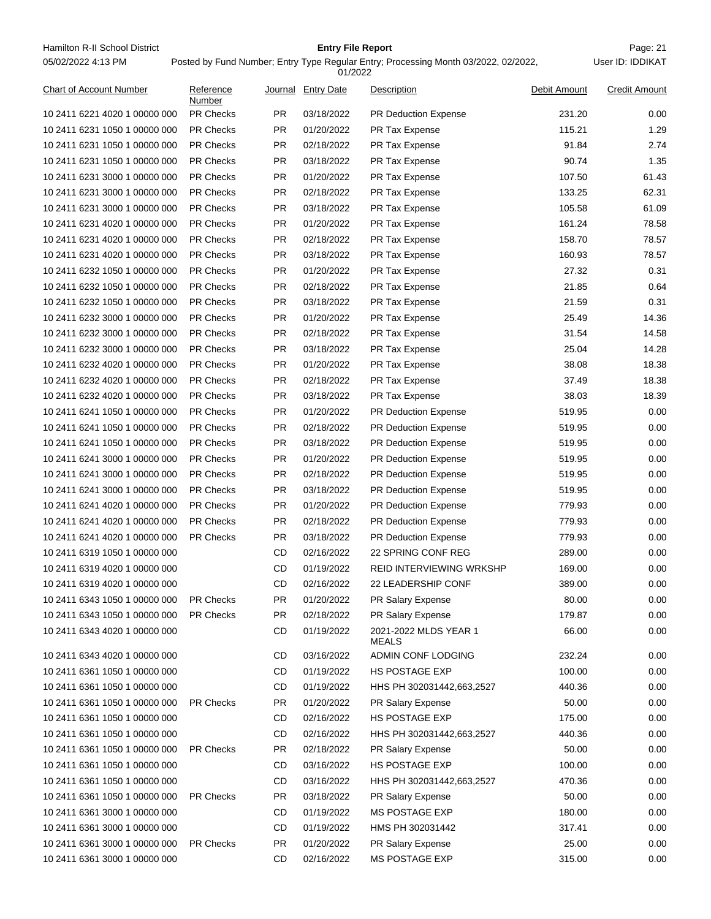| Chart of Account Number | Reference Number | Journal | Entry Date | Description | Debit Amount | Credit Amount |
|---|---|---|---|---|---|---|
| 10 2411 6221 4020 1 00000 000 | PR Checks | PR | 03/18/2022 | PR Deduction Expense | 231.20 | 0.00 |
| 10 2411 6231 1050 1 00000 000 | PR Checks | PR | 01/20/2022 | PR Tax Expense | 115.21 | 1.29 |
| 10 2411 6231 1050 1 00000 000 | PR Checks | PR | 02/18/2022 | PR Tax Expense | 91.84 | 2.74 |
| 10 2411 6231 1050 1 00000 000 | PR Checks | PR | 03/18/2022 | PR Tax Expense | 90.74 | 1.35 |
| 10 2411 6231 3000 1 00000 000 | PR Checks | PR | 01/20/2022 | PR Tax Expense | 107.50 | 61.43 |
| 10 2411 6231 3000 1 00000 000 | PR Checks | PR | 02/18/2022 | PR Tax Expense | 133.25 | 62.31 |
| 10 2411 6231 3000 1 00000 000 | PR Checks | PR | 03/18/2022 | PR Tax Expense | 105.58 | 61.09 |
| 10 2411 6231 4020 1 00000 000 | PR Checks | PR | 01/20/2022 | PR Tax Expense | 161.24 | 78.58 |
| 10 2411 6231 4020 1 00000 000 | PR Checks | PR | 02/18/2022 | PR Tax Expense | 158.70 | 78.57 |
| 10 2411 6231 4020 1 00000 000 | PR Checks | PR | 03/18/2022 | PR Tax Expense | 160.93 | 78.57 |
| 10 2411 6232 1050 1 00000 000 | PR Checks | PR | 01/20/2022 | PR Tax Expense | 27.32 | 0.31 |
| 10 2411 6232 1050 1 00000 000 | PR Checks | PR | 02/18/2022 | PR Tax Expense | 21.85 | 0.64 |
| 10 2411 6232 1050 1 00000 000 | PR Checks | PR | 03/18/2022 | PR Tax Expense | 21.59 | 0.31 |
| 10 2411 6232 3000 1 00000 000 | PR Checks | PR | 01/20/2022 | PR Tax Expense | 25.49 | 14.36 |
| 10 2411 6232 3000 1 00000 000 | PR Checks | PR | 02/18/2022 | PR Tax Expense | 31.54 | 14.58 |
| 10 2411 6232 3000 1 00000 000 | PR Checks | PR | 03/18/2022 | PR Tax Expense | 25.04 | 14.28 |
| 10 2411 6232 4020 1 00000 000 | PR Checks | PR | 01/20/2022 | PR Tax Expense | 38.08 | 18.38 |
| 10 2411 6232 4020 1 00000 000 | PR Checks | PR | 02/18/2022 | PR Tax Expense | 37.49 | 18.38 |
| 10 2411 6232 4020 1 00000 000 | PR Checks | PR | 03/18/2022 | PR Tax Expense | 38.03 | 18.39 |
| 10 2411 6241 1050 1 00000 000 | PR Checks | PR | 01/20/2022 | PR Deduction Expense | 519.95 | 0.00 |
| 10 2411 6241 1050 1 00000 000 | PR Checks | PR | 02/18/2022 | PR Deduction Expense | 519.95 | 0.00 |
| 10 2411 6241 1050 1 00000 000 | PR Checks | PR | 03/18/2022 | PR Deduction Expense | 519.95 | 0.00 |
| 10 2411 6241 3000 1 00000 000 | PR Checks | PR | 01/20/2022 | PR Deduction Expense | 519.95 | 0.00 |
| 10 2411 6241 3000 1 00000 000 | PR Checks | PR | 02/18/2022 | PR Deduction Expense | 519.95 | 0.00 |
| 10 2411 6241 3000 1 00000 000 | PR Checks | PR | 03/18/2022 | PR Deduction Expense | 519.95 | 0.00 |
| 10 2411 6241 4020 1 00000 000 | PR Checks | PR | 01/20/2022 | PR Deduction Expense | 779.93 | 0.00 |
| 10 2411 6241 4020 1 00000 000 | PR Checks | PR | 02/18/2022 | PR Deduction Expense | 779.93 | 0.00 |
| 10 2411 6241 4020 1 00000 000 | PR Checks | PR | 03/18/2022 | PR Deduction Expense | 779.93 | 0.00 |
| 10 2411 6319 1050 1 00000 000 | | CD | 02/16/2022 | 22 SPRING CONF REG | 289.00 | 0.00 |
| 10 2411 6319 4020 1 00000 000 | | CD | 01/19/2022 | REID INTERVIEWING WRKSHP | 169.00 | 0.00 |
| 10 2411 6319 4020 1 00000 000 | | CD | 02/16/2022 | 22 LEADERSHIP CONF | 389.00 | 0.00 |
| 10 2411 6343 1050 1 00000 000 | PR Checks | PR | 01/20/2022 | PR Salary Expense | 80.00 | 0.00 |
| 10 2411 6343 1050 1 00000 000 | PR Checks | PR | 02/18/2022 | PR Salary Expense | 179.87 | 0.00 |
| 10 2411 6343 4020 1 00000 000 | | CD | 01/19/2022 | 2021-2022 MLDS YEAR 1 MEALS | 66.00 | 0.00 |
| 10 2411 6343 4020 1 00000 000 | | CD | 03/16/2022 | ADMIN CONF LODGING | 232.24 | 0.00 |
| 10 2411 6361 1050 1 00000 000 | | CD | 01/19/2022 | HS POSTAGE EXP | 100.00 | 0.00 |
| 10 2411 6361 1050 1 00000 000 | | CD | 01/19/2022 | HHS PH 302031442,663,2527 | 440.36 | 0.00 |
| 10 2411 6361 1050 1 00000 000 | PR Checks | PR | 01/20/2022 | PR Salary Expense | 50.00 | 0.00 |
| 10 2411 6361 1050 1 00000 000 | | CD | 02/16/2022 | HS POSTAGE EXP | 175.00 | 0.00 |
| 10 2411 6361 1050 1 00000 000 | | CD | 02/16/2022 | HHS PH 302031442,663,2527 | 440.36 | 0.00 |
| 10 2411 6361 1050 1 00000 000 | PR Checks | PR | 02/18/2022 | PR Salary Expense | 50.00 | 0.00 |
| 10 2411 6361 1050 1 00000 000 | | CD | 03/16/2022 | HS POSTAGE EXP | 100.00 | 0.00 |
| 10 2411 6361 1050 1 00000 000 | | CD | 03/16/2022 | HHS PH 302031442,663,2527 | 470.36 | 0.00 |
| 10 2411 6361 1050 1 00000 000 | PR Checks | PR | 03/18/2022 | PR Salary Expense | 50.00 | 0.00 |
| 10 2411 6361 3000 1 00000 000 | | CD | 01/19/2022 | MS POSTAGE EXP | 180.00 | 0.00 |
| 10 2411 6361 3000 1 00000 000 | | CD | 01/19/2022 | HMS PH 302031442 | 317.41 | 0.00 |
| 10 2411 6361 3000 1 00000 000 | PR Checks | PR | 01/20/2022 | PR Salary Expense | 25.00 | 0.00 |
| 10 2411 6361 3000 1 00000 000 | | CD | 02/16/2022 | MS POSTAGE EXP | 315.00 | 0.00 |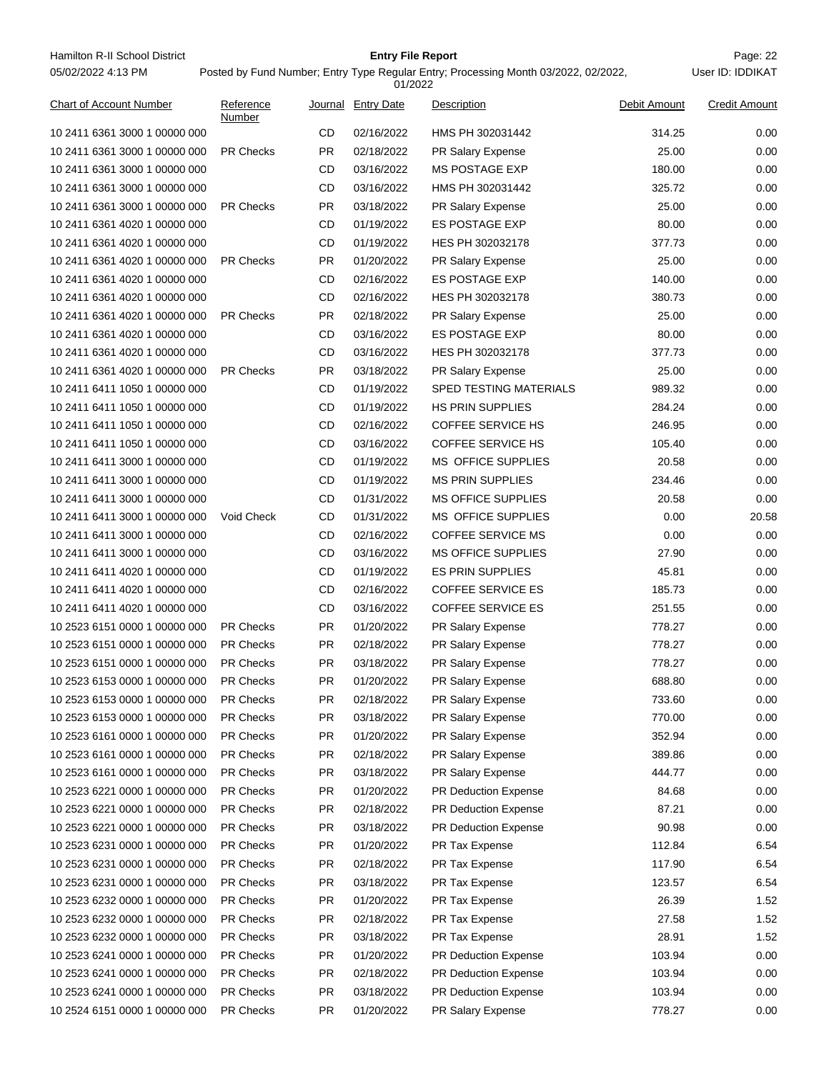| Chart of Account Number | Reference Number | Journal | Entry Date | Description | Debit Amount | Credit Amount |
|---|---|---|---|---|---|---|
| 10 2411 6361 3000 1 00000 000 | | CD | 02/16/2022 | HMS PH 302031442 | 314.25 | 0.00 |
| 10 2411 6361 3000 1 00000 000 | PR Checks | PR | 02/18/2022 | PR Salary Expense | 25.00 | 0.00 |
| 10 2411 6361 3000 1 00000 000 | | CD | 03/16/2022 | MS POSTAGE EXP | 180.00 | 0.00 |
| 10 2411 6361 3000 1 00000 000 | | CD | 03/16/2022 | HMS PH 302031442 | 325.72 | 0.00 |
| 10 2411 6361 3000 1 00000 000 | PR Checks | PR | 03/18/2022 | PR Salary Expense | 25.00 | 0.00 |
| 10 2411 6361 4020 1 00000 000 | | CD | 01/19/2022 | ES POSTAGE EXP | 80.00 | 0.00 |
| 10 2411 6361 4020 1 00000 000 | | CD | 01/19/2022 | HES PH 302032178 | 377.73 | 0.00 |
| 10 2411 6361 4020 1 00000 000 | PR Checks | PR | 01/20/2022 | PR Salary Expense | 25.00 | 0.00 |
| 10 2411 6361 4020 1 00000 000 | | CD | 02/16/2022 | ES POSTAGE EXP | 140.00 | 0.00 |
| 10 2411 6361 4020 1 00000 000 | | CD | 02/16/2022 | HES PH 302032178 | 380.73 | 0.00 |
| 10 2411 6361 4020 1 00000 000 | PR Checks | PR | 02/18/2022 | PR Salary Expense | 25.00 | 0.00 |
| 10 2411 6361 4020 1 00000 000 | | CD | 03/16/2022 | ES POSTAGE EXP | 80.00 | 0.00 |
| 10 2411 6361 4020 1 00000 000 | | CD | 03/16/2022 | HES PH 302032178 | 377.73 | 0.00 |
| 10 2411 6361 4020 1 00000 000 | PR Checks | PR | 03/18/2022 | PR Salary Expense | 25.00 | 0.00 |
| 10 2411 6411 1050 1 00000 000 | | CD | 01/19/2022 | SPED TESTING MATERIALS | 989.32 | 0.00 |
| 10 2411 6411 1050 1 00000 000 | | CD | 01/19/2022 | HS PRIN SUPPLIES | 284.24 | 0.00 |
| 10 2411 6411 1050 1 00000 000 | | CD | 02/16/2022 | COFFEE SERVICE HS | 246.95 | 0.00 |
| 10 2411 6411 1050 1 00000 000 | | CD | 03/16/2022 | COFFEE SERVICE HS | 105.40 | 0.00 |
| 10 2411 6411 3000 1 00000 000 | | CD | 01/19/2022 | MS OFFICE SUPPLIES | 20.58 | 0.00 |
| 10 2411 6411 3000 1 00000 000 | | CD | 01/19/2022 | MS PRIN SUPPLIES | 234.46 | 0.00 |
| 10 2411 6411 3000 1 00000 000 | | CD | 01/31/2022 | MS OFFICE SUPPLIES | 20.58 | 0.00 |
| 10 2411 6411 3000 1 00000 000 | Void Check | CD | 01/31/2022 | MS OFFICE SUPPLIES | 0.00 | 20.58 |
| 10 2411 6411 3000 1 00000 000 | | CD | 02/16/2022 | COFFEE SERVICE MS | 0.00 | 0.00 |
| 10 2411 6411 3000 1 00000 000 | | CD | 03/16/2022 | MS OFFICE SUPPLIES | 27.90 | 0.00 |
| 10 2411 6411 4020 1 00000 000 | | CD | 01/19/2022 | ES PRIN SUPPLIES | 45.81 | 0.00 |
| 10 2411 6411 4020 1 00000 000 | | CD | 02/16/2022 | COFFEE SERVICE ES | 185.73 | 0.00 |
| 10 2411 6411 4020 1 00000 000 | | CD | 03/16/2022 | COFFEE SERVICE ES | 251.55 | 0.00 |
| 10 2523 6151 0000 1 00000 000 | PR Checks | PR | 01/20/2022 | PR Salary Expense | 778.27 | 0.00 |
| 10 2523 6151 0000 1 00000 000 | PR Checks | PR | 02/18/2022 | PR Salary Expense | 778.27 | 0.00 |
| 10 2523 6151 0000 1 00000 000 | PR Checks | PR | 03/18/2022 | PR Salary Expense | 778.27 | 0.00 |
| 10 2523 6153 0000 1 00000 000 | PR Checks | PR | 01/20/2022 | PR Salary Expense | 688.80 | 0.00 |
| 10 2523 6153 0000 1 00000 000 | PR Checks | PR | 02/18/2022 | PR Salary Expense | 733.60 | 0.00 |
| 10 2523 6153 0000 1 00000 000 | PR Checks | PR | 03/18/2022 | PR Salary Expense | 770.00 | 0.00 |
| 10 2523 6161 0000 1 00000 000 | PR Checks | PR | 01/20/2022 | PR Salary Expense | 352.94 | 0.00 |
| 10 2523 6161 0000 1 00000 000 | PR Checks | PR | 02/18/2022 | PR Salary Expense | 389.86 | 0.00 |
| 10 2523 6161 0000 1 00000 000 | PR Checks | PR | 03/18/2022 | PR Salary Expense | 444.77 | 0.00 |
| 10 2523 6221 0000 1 00000 000 | PR Checks | PR | 01/20/2022 | PR Deduction Expense | 84.68 | 0.00 |
| 10 2523 6221 0000 1 00000 000 | PR Checks | PR | 02/18/2022 | PR Deduction Expense | 87.21 | 0.00 |
| 10 2523 6221 0000 1 00000 000 | PR Checks | PR | 03/18/2022 | PR Deduction Expense | 90.98 | 0.00 |
| 10 2523 6231 0000 1 00000 000 | PR Checks | PR | 01/20/2022 | PR Tax Expense | 112.84 | 6.54 |
| 10 2523 6231 0000 1 00000 000 | PR Checks | PR | 02/18/2022 | PR Tax Expense | 117.90 | 6.54 |
| 10 2523 6231 0000 1 00000 000 | PR Checks | PR | 03/18/2022 | PR Tax Expense | 123.57 | 6.54 |
| 10 2523 6232 0000 1 00000 000 | PR Checks | PR | 01/20/2022 | PR Tax Expense | 26.39 | 1.52 |
| 10 2523 6232 0000 1 00000 000 | PR Checks | PR | 02/18/2022 | PR Tax Expense | 27.58 | 1.52 |
| 10 2523 6232 0000 1 00000 000 | PR Checks | PR | 03/18/2022 | PR Tax Expense | 28.91 | 1.52 |
| 10 2523 6241 0000 1 00000 000 | PR Checks | PR | 01/20/2022 | PR Deduction Expense | 103.94 | 0.00 |
| 10 2523 6241 0000 1 00000 000 | PR Checks | PR | 02/18/2022 | PR Deduction Expense | 103.94 | 0.00 |
| 10 2523 6241 0000 1 00000 000 | PR Checks | PR | 03/18/2022 | PR Deduction Expense | 103.94 | 0.00 |
| 10 2524 6151 0000 1 00000 000 | PR Checks | PR | 01/20/2022 | PR Salary Expense | 778.27 | 0.00 |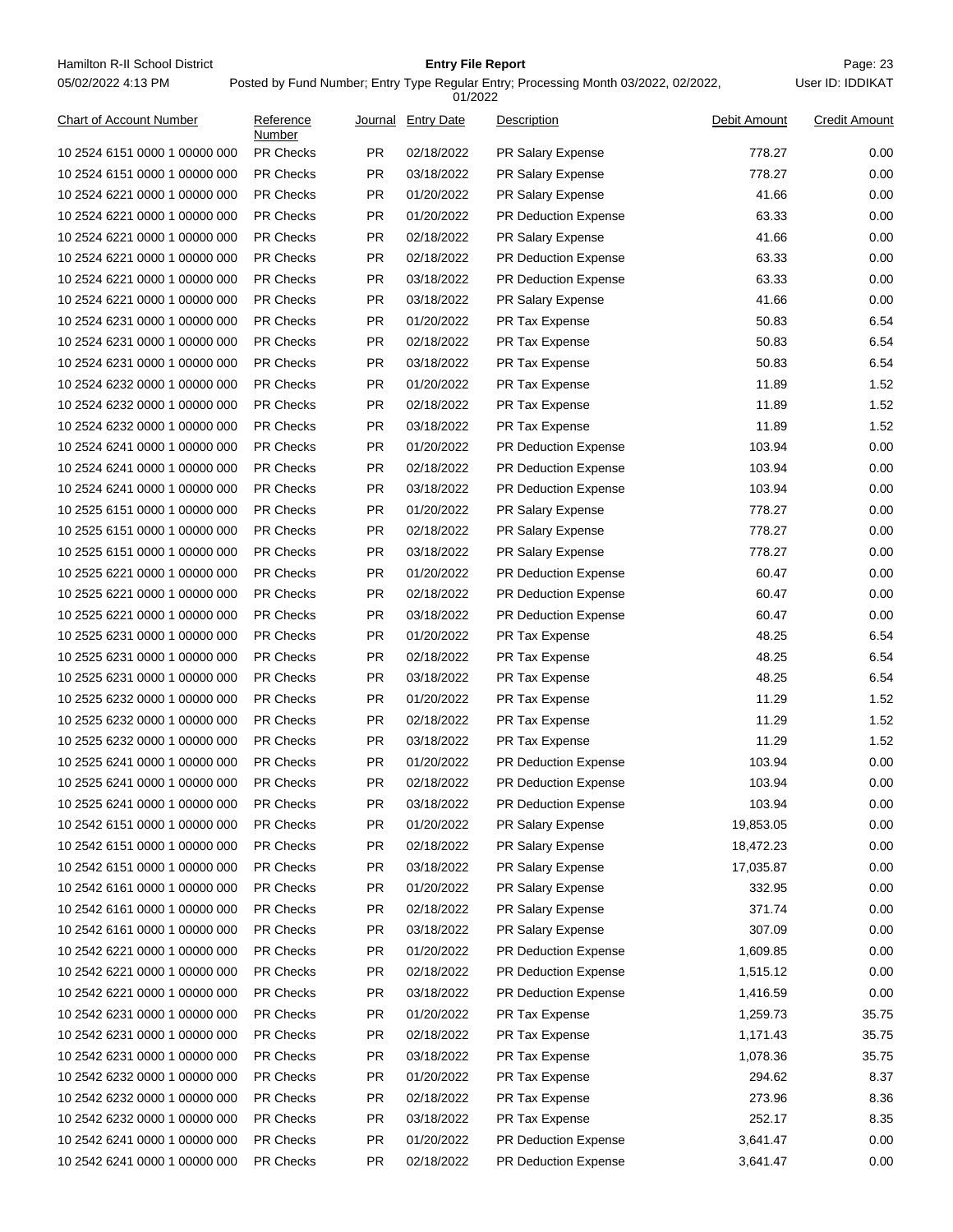| Chart of Account Number | Reference Number | Journal | Entry Date | Description | Debit Amount | Credit Amount |
|---|---|---|---|---|---|---|
| 10 2524 6151 0000 1 00000 000 | PR Checks | PR | 02/18/2022 | PR Salary Expense | 778.27 | 0.00 |
| 10 2524 6151 0000 1 00000 000 | PR Checks | PR | 03/18/2022 | PR Salary Expense | 778.27 | 0.00 |
| 10 2524 6221 0000 1 00000 000 | PR Checks | PR | 01/20/2022 | PR Salary Expense | 41.66 | 0.00 |
| 10 2524 6221 0000 1 00000 000 | PR Checks | PR | 01/20/2022 | PR Deduction Expense | 63.33 | 0.00 |
| 10 2524 6221 0000 1 00000 000 | PR Checks | PR | 02/18/2022 | PR Salary Expense | 41.66 | 0.00 |
| 10 2524 6221 0000 1 00000 000 | PR Checks | PR | 02/18/2022 | PR Deduction Expense | 63.33 | 0.00 |
| 10 2524 6221 0000 1 00000 000 | PR Checks | PR | 03/18/2022 | PR Deduction Expense | 63.33 | 0.00 |
| 10 2524 6221 0000 1 00000 000 | PR Checks | PR | 03/18/2022 | PR Salary Expense | 41.66 | 0.00 |
| 10 2524 6231 0000 1 00000 000 | PR Checks | PR | 01/20/2022 | PR Tax Expense | 50.83 | 6.54 |
| 10 2524 6231 0000 1 00000 000 | PR Checks | PR | 02/18/2022 | PR Tax Expense | 50.83 | 6.54 |
| 10 2524 6231 0000 1 00000 000 | PR Checks | PR | 03/18/2022 | PR Tax Expense | 50.83 | 6.54 |
| 10 2524 6232 0000 1 00000 000 | PR Checks | PR | 01/20/2022 | PR Tax Expense | 11.89 | 1.52 |
| 10 2524 6232 0000 1 00000 000 | PR Checks | PR | 02/18/2022 | PR Tax Expense | 11.89 | 1.52 |
| 10 2524 6232 0000 1 00000 000 | PR Checks | PR | 03/18/2022 | PR Tax Expense | 11.89 | 1.52 |
| 10 2524 6241 0000 1 00000 000 | PR Checks | PR | 01/20/2022 | PR Deduction Expense | 103.94 | 0.00 |
| 10 2524 6241 0000 1 00000 000 | PR Checks | PR | 02/18/2022 | PR Deduction Expense | 103.94 | 0.00 |
| 10 2524 6241 0000 1 00000 000 | PR Checks | PR | 03/18/2022 | PR Deduction Expense | 103.94 | 0.00 |
| 10 2525 6151 0000 1 00000 000 | PR Checks | PR | 01/20/2022 | PR Salary Expense | 778.27 | 0.00 |
| 10 2525 6151 0000 1 00000 000 | PR Checks | PR | 02/18/2022 | PR Salary Expense | 778.27 | 0.00 |
| 10 2525 6151 0000 1 00000 000 | PR Checks | PR | 03/18/2022 | PR Salary Expense | 778.27 | 0.00 |
| 10 2525 6221 0000 1 00000 000 | PR Checks | PR | 01/20/2022 | PR Deduction Expense | 60.47 | 0.00 |
| 10 2525 6221 0000 1 00000 000 | PR Checks | PR | 02/18/2022 | PR Deduction Expense | 60.47 | 0.00 |
| 10 2525 6221 0000 1 00000 000 | PR Checks | PR | 03/18/2022 | PR Deduction Expense | 60.47 | 0.00 |
| 10 2525 6231 0000 1 00000 000 | PR Checks | PR | 01/20/2022 | PR Tax Expense | 48.25 | 6.54 |
| 10 2525 6231 0000 1 00000 000 | PR Checks | PR | 02/18/2022 | PR Tax Expense | 48.25 | 6.54 |
| 10 2525 6231 0000 1 00000 000 | PR Checks | PR | 03/18/2022 | PR Tax Expense | 48.25 | 6.54 |
| 10 2525 6232 0000 1 00000 000 | PR Checks | PR | 01/20/2022 | PR Tax Expense | 11.29 | 1.52 |
| 10 2525 6232 0000 1 00000 000 | PR Checks | PR | 02/18/2022 | PR Tax Expense | 11.29 | 1.52 |
| 10 2525 6232 0000 1 00000 000 | PR Checks | PR | 03/18/2022 | PR Tax Expense | 11.29 | 1.52 |
| 10 2525 6241 0000 1 00000 000 | PR Checks | PR | 01/20/2022 | PR Deduction Expense | 103.94 | 0.00 |
| 10 2525 6241 0000 1 00000 000 | PR Checks | PR | 02/18/2022 | PR Deduction Expense | 103.94 | 0.00 |
| 10 2525 6241 0000 1 00000 000 | PR Checks | PR | 03/18/2022 | PR Deduction Expense | 103.94 | 0.00 |
| 10 2542 6151 0000 1 00000 000 | PR Checks | PR | 01/20/2022 | PR Salary Expense | 19,853.05 | 0.00 |
| 10 2542 6151 0000 1 00000 000 | PR Checks | PR | 02/18/2022 | PR Salary Expense | 18,472.23 | 0.00 |
| 10 2542 6151 0000 1 00000 000 | PR Checks | PR | 03/18/2022 | PR Salary Expense | 17,035.87 | 0.00 |
| 10 2542 6161 0000 1 00000 000 | PR Checks | PR | 01/20/2022 | PR Salary Expense | 332.95 | 0.00 |
| 10 2542 6161 0000 1 00000 000 | PR Checks | PR | 02/18/2022 | PR Salary Expense | 371.74 | 0.00 |
| 10 2542 6161 0000 1 00000 000 | PR Checks | PR | 03/18/2022 | PR Salary Expense | 307.09 | 0.00 |
| 10 2542 6221 0000 1 00000 000 | PR Checks | PR | 01/20/2022 | PR Deduction Expense | 1,609.85 | 0.00 |
| 10 2542 6221 0000 1 00000 000 | PR Checks | PR | 02/18/2022 | PR Deduction Expense | 1,515.12 | 0.00 |
| 10 2542 6221 0000 1 00000 000 | PR Checks | PR | 03/18/2022 | PR Deduction Expense | 1,416.59 | 0.00 |
| 10 2542 6231 0000 1 00000 000 | PR Checks | PR | 01/20/2022 | PR Tax Expense | 1,259.73 | 35.75 |
| 10 2542 6231 0000 1 00000 000 | PR Checks | PR | 02/18/2022 | PR Tax Expense | 1,171.43 | 35.75 |
| 10 2542 6231 0000 1 00000 000 | PR Checks | PR | 03/18/2022 | PR Tax Expense | 1,078.36 | 35.75 |
| 10 2542 6232 0000 1 00000 000 | PR Checks | PR | 01/20/2022 | PR Tax Expense | 294.62 | 8.37 |
| 10 2542 6232 0000 1 00000 000 | PR Checks | PR | 02/18/2022 | PR Tax Expense | 273.96 | 8.36 |
| 10 2542 6232 0000 1 00000 000 | PR Checks | PR | 03/18/2022 | PR Tax Expense | 252.17 | 8.35 |
| 10 2542 6241 0000 1 00000 000 | PR Checks | PR | 01/20/2022 | PR Deduction Expense | 3,641.47 | 0.00 |
| 10 2542 6241 0000 1 00000 000 | PR Checks | PR | 02/18/2022 | PR Deduction Expense | 3,641.47 | 0.00 |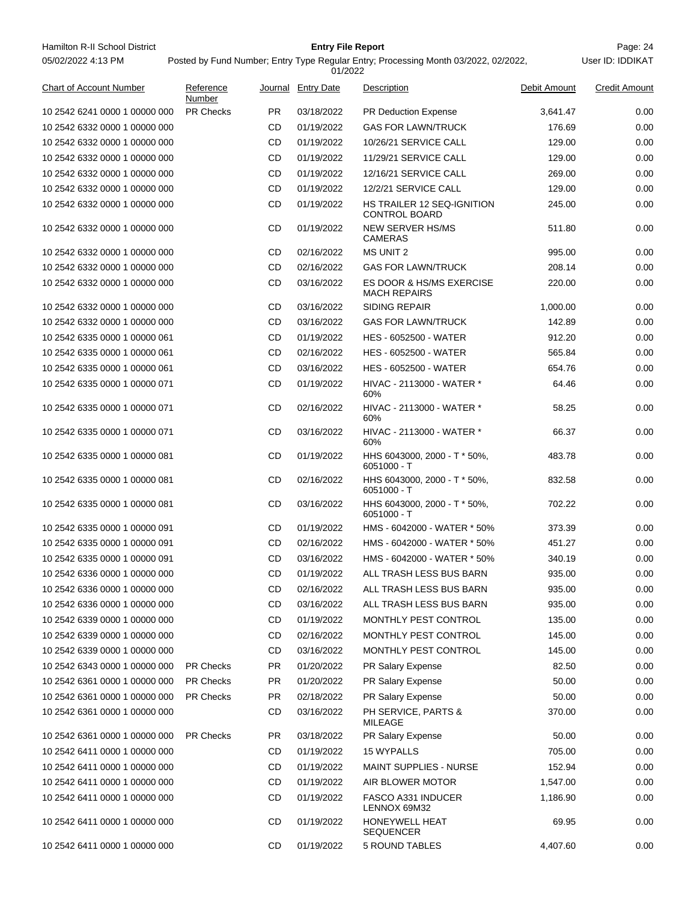| Chart of Account Number | Reference Number | Journal | Entry Date | Description | Debit Amount | Credit Amount |
|---|---|---|---|---|---|---|
| 10 2542 6241 0000 1 00000 000 | PR Checks | PR | 03/18/2022 | PR Deduction Expense | 3,641.47 | 0.00 |
| 10 2542 6332 0000 1 00000 000 | | CD | 01/19/2022 | GAS FOR LAWN/TRUCK | 176.69 | 0.00 |
| 10 2542 6332 0000 1 00000 000 | | CD | 01/19/2022 | 10/26/21 SERVICE CALL | 129.00 | 0.00 |
| 10 2542 6332 0000 1 00000 000 | | CD | 01/19/2022 | 11/29/21 SERVICE CALL | 129.00 | 0.00 |
| 10 2542 6332 0000 1 00000 000 | | CD | 01/19/2022 | 12/16/21 SERVICE CALL | 269.00 | 0.00 |
| 10 2542 6332 0000 1 00000 000 | | CD | 01/19/2022 | 12/2/21 SERVICE CALL | 129.00 | 0.00 |
| 10 2542 6332 0000 1 00000 000 | | CD | 01/19/2022 | HS TRAILER 12 SEQ-IGNITION CONTROL BOARD | 245.00 | 0.00 |
| 10 2542 6332 0000 1 00000 000 | | CD | 01/19/2022 | NEW SERVER HS/MS CAMERAS | 511.80 | 0.00 |
| 10 2542 6332 0000 1 00000 000 | | CD | 02/16/2022 | MS UNIT 2 | 995.00 | 0.00 |
| 10 2542 6332 0000 1 00000 000 | | CD | 02/16/2022 | GAS FOR LAWN/TRUCK | 208.14 | 0.00 |
| 10 2542 6332 0000 1 00000 000 | | CD | 03/16/2022 | ES DOOR & HS/MS EXERCISE MACH REPAIRS | 220.00 | 0.00 |
| 10 2542 6332 0000 1 00000 000 | | CD | 03/16/2022 | SIDING REPAIR | 1,000.00 | 0.00 |
| 10 2542 6332 0000 1 00000 000 | | CD | 03/16/2022 | GAS FOR LAWN/TRUCK | 142.89 | 0.00 |
| 10 2542 6335 0000 1 00000 061 | | CD | 01/19/2022 | HES - 6052500 - WATER | 912.20 | 0.00 |
| 10 2542 6335 0000 1 00000 061 | | CD | 02/16/2022 | HES - 6052500 - WATER | 565.84 | 0.00 |
| 10 2542 6335 0000 1 00000 061 | | CD | 03/16/2022 | HES - 6052500 - WATER | 654.76 | 0.00 |
| 10 2542 6335 0000 1 00000 071 | | CD | 01/19/2022 | HIVAC - 2113000 - WATER * 60% | 64.46 | 0.00 |
| 10 2542 6335 0000 1 00000 071 | | CD | 02/16/2022 | HIVAC - 2113000 - WATER * 60% | 58.25 | 0.00 |
| 10 2542 6335 0000 1 00000 071 | | CD | 03/16/2022 | HIVAC - 2113000 - WATER * 60% | 66.37 | 0.00 |
| 10 2542 6335 0000 1 00000 081 | | CD | 01/19/2022 | HHS 6043000, 2000 - T * 50%, 6051000 - T | 483.78 | 0.00 |
| 10 2542 6335 0000 1 00000 081 | | CD | 02/16/2022 | HHS 6043000, 2000 - T * 50%, 6051000 - T | 832.58 | 0.00 |
| 10 2542 6335 0000 1 00000 081 | | CD | 03/16/2022 | HHS 6043000, 2000 - T * 50%, 6051000 - T | 702.22 | 0.00 |
| 10 2542 6335 0000 1 00000 091 | | CD | 01/19/2022 | HMS - 6042000 - WATER * 50% | 373.39 | 0.00 |
| 10 2542 6335 0000 1 00000 091 | | CD | 02/16/2022 | HMS - 6042000 - WATER * 50% | 451.27 | 0.00 |
| 10 2542 6335 0000 1 00000 091 | | CD | 03/16/2022 | HMS - 6042000 - WATER * 50% | 340.19 | 0.00 |
| 10 2542 6336 0000 1 00000 000 | | CD | 01/19/2022 | ALL TRASH LESS BUS BARN | 935.00 | 0.00 |
| 10 2542 6336 0000 1 00000 000 | | CD | 02/16/2022 | ALL TRASH LESS BUS BARN | 935.00 | 0.00 |
| 10 2542 6336 0000 1 00000 000 | | CD | 03/16/2022 | ALL TRASH LESS BUS BARN | 935.00 | 0.00 |
| 10 2542 6339 0000 1 00000 000 | | CD | 01/19/2022 | MONTHLY PEST CONTROL | 135.00 | 0.00 |
| 10 2542 6339 0000 1 00000 000 | | CD | 02/16/2022 | MONTHLY PEST CONTROL | 145.00 | 0.00 |
| 10 2542 6339 0000 1 00000 000 | | CD | 03/16/2022 | MONTHLY PEST CONTROL | 145.00 | 0.00 |
| 10 2542 6343 0000 1 00000 000 | PR Checks | PR | 01/20/2022 | PR Salary Expense | 82.50 | 0.00 |
| 10 2542 6361 0000 1 00000 000 | PR Checks | PR | 01/20/2022 | PR Salary Expense | 50.00 | 0.00 |
| 10 2542 6361 0000 1 00000 000 | PR Checks | PR | 02/18/2022 | PR Salary Expense | 50.00 | 0.00 |
| 10 2542 6361 0000 1 00000 000 | | CD | 03/16/2022 | PH SERVICE, PARTS & MILEAGE | 370.00 | 0.00 |
| 10 2542 6361 0000 1 00000 000 | PR Checks | PR | 03/18/2022 | PR Salary Expense | 50.00 | 0.00 |
| 10 2542 6411 0000 1 00000 000 | | CD | 01/19/2022 | 15 WYPALLS | 705.00 | 0.00 |
| 10 2542 6411 0000 1 00000 000 | | CD | 01/19/2022 | MAINT SUPPLIES - NURSE | 152.94 | 0.00 |
| 10 2542 6411 0000 1 00000 000 | | CD | 01/19/2022 | AIR BLOWER MOTOR | 1,547.00 | 0.00 |
| 10 2542 6411 0000 1 00000 000 | | CD | 01/19/2022 | FASCO A331 INDUCER LENNOX 69M32 | 1,186.90 | 0.00 |
| 10 2542 6411 0000 1 00000 000 | | CD | 01/19/2022 | HONEYWELL HEAT SEQUENCER | 69.95 | 0.00 |
| 10 2542 6411 0000 1 00000 000 | | CD | 01/19/2022 | 5 ROUND TABLES | 4,407.60 | 0.00 |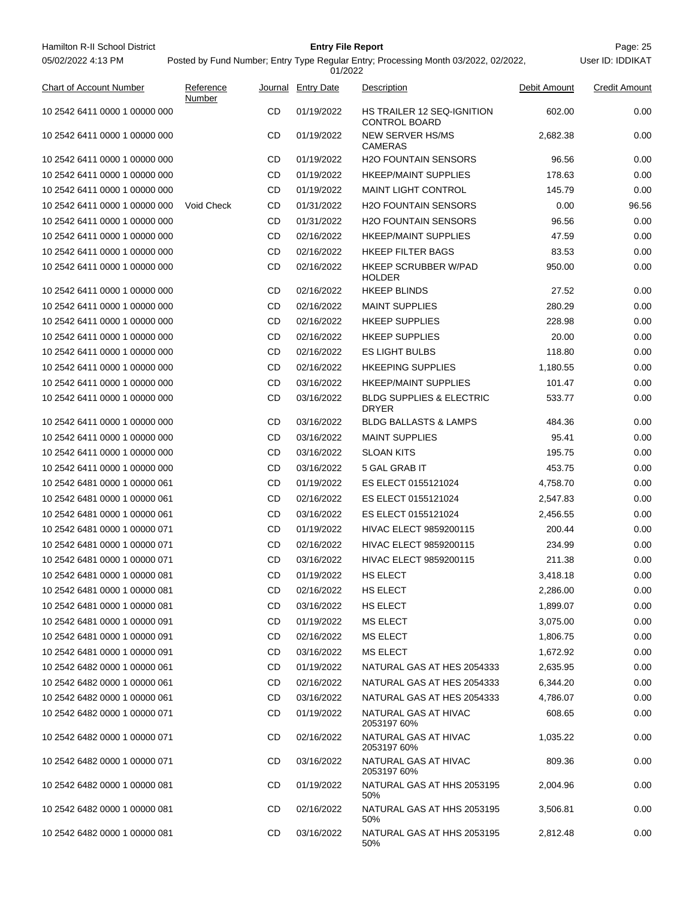Hamilton R-II School District

05/02/2022 4:13 PM

**Entry File Report**

Posted by Fund Number; Entry Type Regular Entry; Processing Month 03/2022, 02/2022, 01/2022

User ID: IDDIKAT

| Chart of Account Number | Reference Number | Journal | Entry Date | Description | Debit Amount | Credit Amount |
|---|---|---|---|---|---|---|
| 10 2542 6411 0000 1 00000 000 | | CD | 01/19/2022 | HS TRAILER 12 SEQ-IGNITION CONTROL BOARD | 602.00 | 0.00 |
| 10 2542 6411 0000 1 00000 000 | | CD | 01/19/2022 | NEW SERVER HS/MS CAMERAS | 2,682.38 | 0.00 |
| 10 2542 6411 0000 1 00000 000 | | CD | 01/19/2022 | H2O FOUNTAIN SENSORS | 96.56 | 0.00 |
| 10 2542 6411 0000 1 00000 000 | | CD | 01/19/2022 | HKEEP/MAINT SUPPLIES | 178.63 | 0.00 |
| 10 2542 6411 0000 1 00000 000 | | CD | 01/19/2022 | MAINT LIGHT CONTROL | 145.79 | 0.00 |
| 10 2542 6411 0000 1 00000 000 | Void Check | CD | 01/31/2022 | H2O FOUNTAIN SENSORS | 0.00 | 96.56 |
| 10 2542 6411 0000 1 00000 000 | | CD | 01/31/2022 | H2O FOUNTAIN SENSORS | 96.56 | 0.00 |
| 10 2542 6411 0000 1 00000 000 | | CD | 02/16/2022 | HKEEP/MAINT SUPPLIES | 47.59 | 0.00 |
| 10 2542 6411 0000 1 00000 000 | | CD | 02/16/2022 | HKEEP FILTER BAGS | 83.53 | 0.00 |
| 10 2542 6411 0000 1 00000 000 | | CD | 02/16/2022 | HKEEP SCRUBBER W/PAD HOLDER | 950.00 | 0.00 |
| 10 2542 6411 0000 1 00000 000 | | CD | 02/16/2022 | HKEEP BLINDS | 27.52 | 0.00 |
| 10 2542 6411 0000 1 00000 000 | | CD | 02/16/2022 | MAINT SUPPLIES | 280.29 | 0.00 |
| 10 2542 6411 0000 1 00000 000 | | CD | 02/16/2022 | HKEEP SUPPLIES | 228.98 | 0.00 |
| 10 2542 6411 0000 1 00000 000 | | CD | 02/16/2022 | HKEEP SUPPLIES | 20.00 | 0.00 |
| 10 2542 6411 0000 1 00000 000 | | CD | 02/16/2022 | ES LIGHT BULBS | 118.80 | 0.00 |
| 10 2542 6411 0000 1 00000 000 | | CD | 02/16/2022 | HKEEPING SUPPLIES | 1,180.55 | 0.00 |
| 10 2542 6411 0000 1 00000 000 | | CD | 03/16/2022 | HKEEP/MAINT SUPPLIES | 101.47 | 0.00 |
| 10 2542 6411 0000 1 00000 000 | | CD | 03/16/2022 | BLDG SUPPLIES & ELECTRIC DRYER | 533.77 | 0.00 |
| 10 2542 6411 0000 1 00000 000 | | CD | 03/16/2022 | BLDG BALLASTS & LAMPS | 484.36 | 0.00 |
| 10 2542 6411 0000 1 00000 000 | | CD | 03/16/2022 | MAINT SUPPLIES | 95.41 | 0.00 |
| 10 2542 6411 0000 1 00000 000 | | CD | 03/16/2022 | SLOAN KITS | 195.75 | 0.00 |
| 10 2542 6411 0000 1 00000 000 | | CD | 03/16/2022 | 5 GAL GRAB IT | 453.75 | 0.00 |
| 10 2542 6481 0000 1 00000 061 | | CD | 01/19/2022 | ES ELECT 0155121024 | 4,758.70 | 0.00 |
| 10 2542 6481 0000 1 00000 061 | | CD | 02/16/2022 | ES ELECT 0155121024 | 2,547.83 | 0.00 |
| 10 2542 6481 0000 1 00000 061 | | CD | 03/16/2022 | ES ELECT 0155121024 | 2,456.55 | 0.00 |
| 10 2542 6481 0000 1 00000 071 | | CD | 01/19/2022 | HIVAC ELECT 9859200115 | 200.44 | 0.00 |
| 10 2542 6481 0000 1 00000 071 | | CD | 02/16/2022 | HIVAC ELECT 9859200115 | 234.99 | 0.00 |
| 10 2542 6481 0000 1 00000 071 | | CD | 03/16/2022 | HIVAC ELECT 9859200115 | 211.38 | 0.00 |
| 10 2542 6481 0000 1 00000 081 | | CD | 01/19/2022 | HS ELECT | 3,418.18 | 0.00 |
| 10 2542 6481 0000 1 00000 081 | | CD | 02/16/2022 | HS ELECT | 2,286.00 | 0.00 |
| 10 2542 6481 0000 1 00000 081 | | CD | 03/16/2022 | HS ELECT | 1,899.07 | 0.00 |
| 10 2542 6481 0000 1 00000 091 | | CD | 01/19/2022 | MS ELECT | 3,075.00 | 0.00 |
| 10 2542 6481 0000 1 00000 091 | | CD | 02/16/2022 | MS ELECT | 1,806.75 | 0.00 |
| 10 2542 6481 0000 1 00000 091 | | CD | 03/16/2022 | MS ELECT | 1,672.92 | 0.00 |
| 10 2542 6482 0000 1 00000 061 | | CD | 01/19/2022 | NATURAL GAS AT HES 2054333 | 2,635.95 | 0.00 |
| 10 2542 6482 0000 1 00000 061 | | CD | 02/16/2022 | NATURAL GAS AT HES 2054333 | 6,344.20 | 0.00 |
| 10 2542 6482 0000 1 00000 061 | | CD | 03/16/2022 | NATURAL GAS AT HES 2054333 | 4,786.07 | 0.00 |
| 10 2542 6482 0000 1 00000 071 | | CD | 01/19/2022 | NATURAL GAS AT HIVAC 2053197 60% | 608.65 | 0.00 |
| 10 2542 6482 0000 1 00000 071 | | CD | 02/16/2022 | NATURAL GAS AT HIVAC 2053197 60% | 1,035.22 | 0.00 |
| 10 2542 6482 0000 1 00000 071 | | CD | 03/16/2022 | NATURAL GAS AT HIVAC 2053197 60% | 809.36 | 0.00 |
| 10 2542 6482 0000 1 00000 081 | | CD | 01/19/2022 | NATURAL GAS AT HHS 2053195 50% | 2,004.96 | 0.00 |
| 10 2542 6482 0000 1 00000 081 | | CD | 02/16/2022 | NATURAL GAS AT HHS 2053195 50% | 3,506.81 | 0.00 |
| 10 2542 6482 0000 1 00000 081 | | CD | 03/16/2022 | NATURAL GAS AT HHS 2053195 50% | 2,812.48 | 0.00 |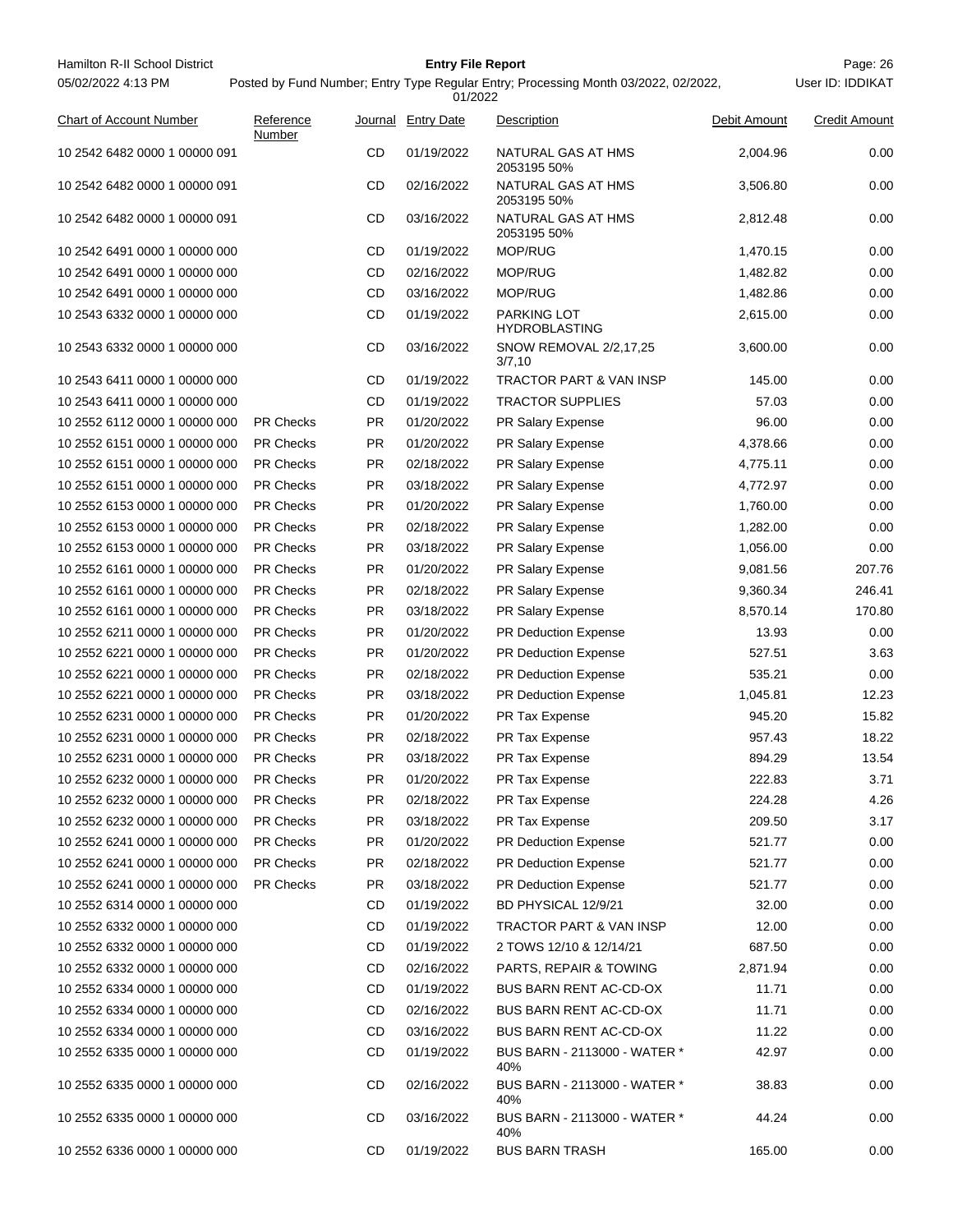| Chart of Account Number | Reference Number | Journal | Entry Date | Description | Debit Amount | Credit Amount |
|---|---|---|---|---|---|---|
| 10 2542 6482 0000 1 00000 091 | | CD | 01/19/2022 | NATURAL GAS AT HMS 2053195 50% | 2,004.96 | 0.00 |
| 10 2542 6482 0000 1 00000 091 | | CD | 02/16/2022 | NATURAL GAS AT HMS 2053195 50% | 3,506.80 | 0.00 |
| 10 2542 6482 0000 1 00000 091 | | CD | 03/16/2022 | NATURAL GAS AT HMS 2053195 50% | 2,812.48 | 0.00 |
| 10 2542 6491 0000 1 00000 000 | | CD | 01/19/2022 | MOP/RUG | 1,470.15 | 0.00 |
| 10 2542 6491 0000 1 00000 000 | | CD | 02/16/2022 | MOP/RUG | 1,482.82 | 0.00 |
| 10 2542 6491 0000 1 00000 000 | | CD | 03/16/2022 | MOP/RUG | 1,482.86 | 0.00 |
| 10 2543 6332 0000 1 00000 000 | | CD | 01/19/2022 | PARKING LOT HYDROBLASTING | 2,615.00 | 0.00 |
| 10 2543 6332 0000 1 00000 000 | | CD | 03/16/2022 | SNOW REMOVAL 2/2,17,25 3/7,10 | 3,600.00 | 0.00 |
| 10 2543 6411 0000 1 00000 000 | | CD | 01/19/2022 | TRACTOR PART & VAN INSP | 145.00 | 0.00 |
| 10 2543 6411 0000 1 00000 000 | | CD | 01/19/2022 | TRACTOR SUPPLIES | 57.03 | 0.00 |
| 10 2552 6112 0000 1 00000 000 | PR Checks | PR | 01/20/2022 | PR Salary Expense | 96.00 | 0.00 |
| 10 2552 6151 0000 1 00000 000 | PR Checks | PR | 01/20/2022 | PR Salary Expense | 4,378.66 | 0.00 |
| 10 2552 6151 0000 1 00000 000 | PR Checks | PR | 02/18/2022 | PR Salary Expense | 4,775.11 | 0.00 |
| 10 2552 6151 0000 1 00000 000 | PR Checks | PR | 03/18/2022 | PR Salary Expense | 4,772.97 | 0.00 |
| 10 2552 6153 0000 1 00000 000 | PR Checks | PR | 01/20/2022 | PR Salary Expense | 1,760.00 | 0.00 |
| 10 2552 6153 0000 1 00000 000 | PR Checks | PR | 02/18/2022 | PR Salary Expense | 1,282.00 | 0.00 |
| 10 2552 6153 0000 1 00000 000 | PR Checks | PR | 03/18/2022 | PR Salary Expense | 1,056.00 | 0.00 |
| 10 2552 6161 0000 1 00000 000 | PR Checks | PR | 01/20/2022 | PR Salary Expense | 9,081.56 | 207.76 |
| 10 2552 6161 0000 1 00000 000 | PR Checks | PR | 02/18/2022 | PR Salary Expense | 9,360.34 | 246.41 |
| 10 2552 6161 0000 1 00000 000 | PR Checks | PR | 03/18/2022 | PR Salary Expense | 8,570.14 | 170.80 |
| 10 2552 6211 0000 1 00000 000 | PR Checks | PR | 01/20/2022 | PR Deduction Expense | 13.93 | 0.00 |
| 10 2552 6221 0000 1 00000 000 | PR Checks | PR | 01/20/2022 | PR Deduction Expense | 527.51 | 3.63 |
| 10 2552 6221 0000 1 00000 000 | PR Checks | PR | 02/18/2022 | PR Deduction Expense | 535.21 | 0.00 |
| 10 2552 6221 0000 1 00000 000 | PR Checks | PR | 03/18/2022 | PR Deduction Expense | 1,045.81 | 12.23 |
| 10 2552 6231 0000 1 00000 000 | PR Checks | PR | 01/20/2022 | PR Tax Expense | 945.20 | 15.82 |
| 10 2552 6231 0000 1 00000 000 | PR Checks | PR | 02/18/2022 | PR Tax Expense | 957.43 | 18.22 |
| 10 2552 6231 0000 1 00000 000 | PR Checks | PR | 03/18/2022 | PR Tax Expense | 894.29 | 13.54 |
| 10 2552 6232 0000 1 00000 000 | PR Checks | PR | 01/20/2022 | PR Tax Expense | 222.83 | 3.71 |
| 10 2552 6232 0000 1 00000 000 | PR Checks | PR | 02/18/2022 | PR Tax Expense | 224.28 | 4.26 |
| 10 2552 6232 0000 1 00000 000 | PR Checks | PR | 03/18/2022 | PR Tax Expense | 209.50 | 3.17 |
| 10 2552 6241 0000 1 00000 000 | PR Checks | PR | 01/20/2022 | PR Deduction Expense | 521.77 | 0.00 |
| 10 2552 6241 0000 1 00000 000 | PR Checks | PR | 02/18/2022 | PR Deduction Expense | 521.77 | 0.00 |
| 10 2552 6241 0000 1 00000 000 | PR Checks | PR | 03/18/2022 | PR Deduction Expense | 521.77 | 0.00 |
| 10 2552 6314 0000 1 00000 000 | | CD | 01/19/2022 | BD PHYSICAL 12/9/21 | 32.00 | 0.00 |
| 10 2552 6332 0000 1 00000 000 | | CD | 01/19/2022 | TRACTOR PART & VAN INSP | 12.00 | 0.00 |
| 10 2552 6332 0000 1 00000 000 | | CD | 01/19/2022 | 2 TOWS 12/10 & 12/14/21 | 687.50 | 0.00 |
| 10 2552 6332 0000 1 00000 000 | | CD | 02/16/2022 | PARTS, REPAIR & TOWING | 2,871.94 | 0.00 |
| 10 2552 6334 0000 1 00000 000 | | CD | 01/19/2022 | BUS BARN RENT AC-CD-OX | 11.71 | 0.00 |
| 10 2552 6334 0000 1 00000 000 | | CD | 02/16/2022 | BUS BARN RENT AC-CD-OX | 11.71 | 0.00 |
| 10 2552 6334 0000 1 00000 000 | | CD | 03/16/2022 | BUS BARN RENT AC-CD-OX | 11.22 | 0.00 |
| 10 2552 6335 0000 1 00000 000 | | CD | 01/19/2022 | BUS BARN - 2113000 - WATER * 40% | 42.97 | 0.00 |
| 10 2552 6335 0000 1 00000 000 | | CD | 02/16/2022 | BUS BARN - 2113000 - WATER * 40% | 38.83 | 0.00 |
| 10 2552 6335 0000 1 00000 000 | | CD | 03/16/2022 | BUS BARN - 2113000 - WATER * 40% | 44.24 | 0.00 |
| 10 2552 6336 0000 1 00000 000 | | CD | 01/19/2022 | BUS BARN TRASH | 165.00 | 0.00 |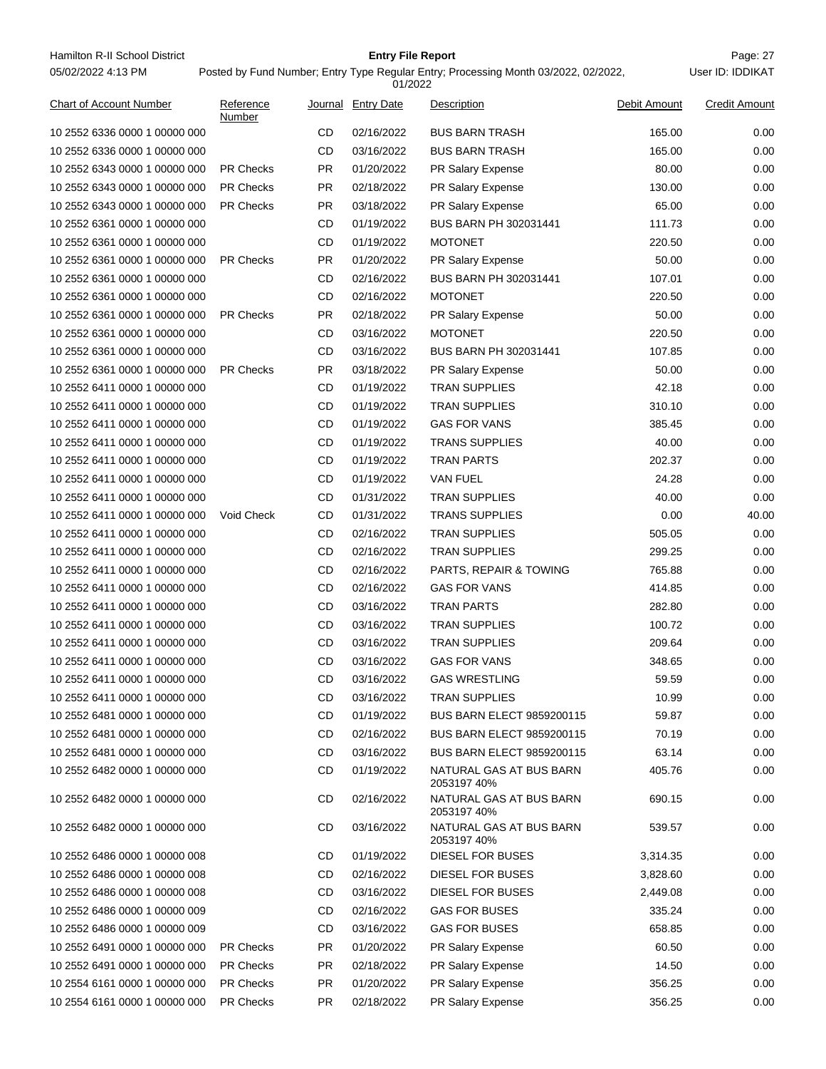| Chart of Account Number | Reference Number | Journal | Entry Date | Description | Debit Amount | Credit Amount |
|---|---|---|---|---|---|---|
| 10 2552 6336 0000 1 00000 000 | | CD | 02/16/2022 | BUS BARN TRASH | 165.00 | 0.00 |
| 10 2552 6336 0000 1 00000 000 | | CD | 03/16/2022 | BUS BARN TRASH | 165.00 | 0.00 |
| 10 2552 6343 0000 1 00000 000 | PR Checks | PR | 01/20/2022 | PR Salary Expense | 80.00 | 0.00 |
| 10 2552 6343 0000 1 00000 000 | PR Checks | PR | 02/18/2022 | PR Salary Expense | 130.00 | 0.00 |
| 10 2552 6343 0000 1 00000 000 | PR Checks | PR | 03/18/2022 | PR Salary Expense | 65.00 | 0.00 |
| 10 2552 6361 0000 1 00000 000 | | CD | 01/19/2022 | BUS BARN PH 302031441 | 111.73 | 0.00 |
| 10 2552 6361 0000 1 00000 000 | | CD | 01/19/2022 | MOTONET | 220.50 | 0.00 |
| 10 2552 6361 0000 1 00000 000 | PR Checks | PR | 01/20/2022 | PR Salary Expense | 50.00 | 0.00 |
| 10 2552 6361 0000 1 00000 000 | | CD | 02/16/2022 | BUS BARN PH 302031441 | 107.01 | 0.00 |
| 10 2552 6361 0000 1 00000 000 | | CD | 02/16/2022 | MOTONET | 220.50 | 0.00 |
| 10 2552 6361 0000 1 00000 000 | PR Checks | PR | 02/18/2022 | PR Salary Expense | 50.00 | 0.00 |
| 10 2552 6361 0000 1 00000 000 | | CD | 03/16/2022 | MOTONET | 220.50 | 0.00 |
| 10 2552 6361 0000 1 00000 000 | | CD | 03/16/2022 | BUS BARN PH 302031441 | 107.85 | 0.00 |
| 10 2552 6361 0000 1 00000 000 | PR Checks | PR | 03/18/2022 | PR Salary Expense | 50.00 | 0.00 |
| 10 2552 6411 0000 1 00000 000 | | CD | 01/19/2022 | TRAN SUPPLIES | 42.18 | 0.00 |
| 10 2552 6411 0000 1 00000 000 | | CD | 01/19/2022 | TRAN SUPPLIES | 310.10 | 0.00 |
| 10 2552 6411 0000 1 00000 000 | | CD | 01/19/2022 | GAS FOR VANS | 385.45 | 0.00 |
| 10 2552 6411 0000 1 00000 000 | | CD | 01/19/2022 | TRANS SUPPLIES | 40.00 | 0.00 |
| 10 2552 6411 0000 1 00000 000 | | CD | 01/19/2022 | TRAN PARTS | 202.37 | 0.00 |
| 10 2552 6411 0000 1 00000 000 | | CD | 01/19/2022 | VAN FUEL | 24.28 | 0.00 |
| 10 2552 6411 0000 1 00000 000 | | CD | 01/31/2022 | TRAN SUPPLIES | 40.00 | 0.00 |
| 10 2552 6411 0000 1 00000 000 | Void Check | CD | 01/31/2022 | TRANS SUPPLIES | 0.00 | 40.00 |
| 10 2552 6411 0000 1 00000 000 | | CD | 02/16/2022 | TRAN SUPPLIES | 505.05 | 0.00 |
| 10 2552 6411 0000 1 00000 000 | | CD | 02/16/2022 | TRAN SUPPLIES | 299.25 | 0.00 |
| 10 2552 6411 0000 1 00000 000 | | CD | 02/16/2022 | PARTS, REPAIR & TOWING | 765.88 | 0.00 |
| 10 2552 6411 0000 1 00000 000 | | CD | 02/16/2022 | GAS FOR VANS | 414.85 | 0.00 |
| 10 2552 6411 0000 1 00000 000 | | CD | 03/16/2022 | TRAN PARTS | 282.80 | 0.00 |
| 10 2552 6411 0000 1 00000 000 | | CD | 03/16/2022 | TRAN SUPPLIES | 100.72 | 0.00 |
| 10 2552 6411 0000 1 00000 000 | | CD | 03/16/2022 | TRAN SUPPLIES | 209.64 | 0.00 |
| 10 2552 6411 0000 1 00000 000 | | CD | 03/16/2022 | GAS FOR VANS | 348.65 | 0.00 |
| 10 2552 6411 0000 1 00000 000 | | CD | 03/16/2022 | GAS WRESTLING | 59.59 | 0.00 |
| 10 2552 6411 0000 1 00000 000 | | CD | 03/16/2022 | TRAN SUPPLIES | 10.99 | 0.00 |
| 10 2552 6481 0000 1 00000 000 | | CD | 01/19/2022 | BUS BARN ELECT 9859200115 | 59.87 | 0.00 |
| 10 2552 6481 0000 1 00000 000 | | CD | 02/16/2022 | BUS BARN ELECT 9859200115 | 70.19 | 0.00 |
| 10 2552 6481 0000 1 00000 000 | | CD | 03/16/2022 | BUS BARN ELECT 9859200115 | 63.14 | 0.00 |
| 10 2552 6482 0000 1 00000 000 | | CD | 01/19/2022 | NATURAL GAS AT BUS BARN 2053197 40% | 405.76 | 0.00 |
| 10 2552 6482 0000 1 00000 000 | | CD | 02/16/2022 | NATURAL GAS AT BUS BARN 2053197 40% | 690.15 | 0.00 |
| 10 2552 6482 0000 1 00000 000 | | CD | 03/16/2022 | NATURAL GAS AT BUS BARN 2053197 40% | 539.57 | 0.00 |
| 10 2552 6486 0000 1 00000 008 | | CD | 01/19/2022 | DIESEL FOR BUSES | 3,314.35 | 0.00 |
| 10 2552 6486 0000 1 00000 008 | | CD | 02/16/2022 | DIESEL FOR BUSES | 3,828.60 | 0.00 |
| 10 2552 6486 0000 1 00000 008 | | CD | 03/16/2022 | DIESEL FOR BUSES | 2,449.08 | 0.00 |
| 10 2552 6486 0000 1 00000 009 | | CD | 02/16/2022 | GAS FOR BUSES | 335.24 | 0.00 |
| 10 2552 6486 0000 1 00000 009 | | CD | 03/16/2022 | GAS FOR BUSES | 658.85 | 0.00 |
| 10 2552 6491 0000 1 00000 000 | PR Checks | PR | 01/20/2022 | PR Salary Expense | 60.50 | 0.00 |
| 10 2552 6491 0000 1 00000 000 | PR Checks | PR | 02/18/2022 | PR Salary Expense | 14.50 | 0.00 |
| 10 2554 6161 0000 1 00000 000 | PR Checks | PR | 01/20/2022 | PR Salary Expense | 356.25 | 0.00 |
| 10 2554 6161 0000 1 00000 000 | PR Checks | PR | 02/18/2022 | PR Salary Expense | 356.25 | 0.00 |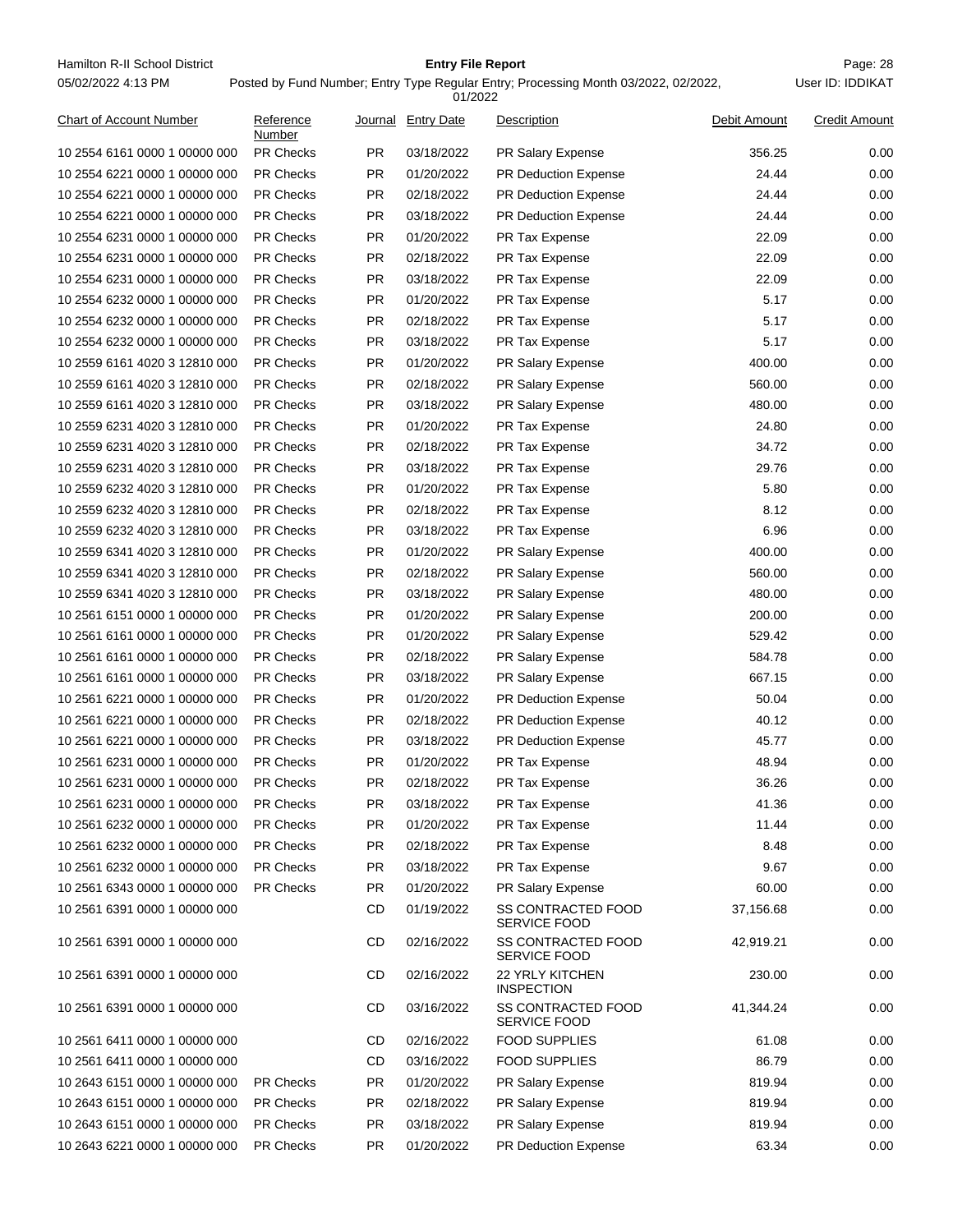| Chart of Account Number | Reference Number | Journal | Entry Date | Description | Debit Amount | Credit Amount |
|---|---|---|---|---|---|---|
| 10 2554 6161 0000 1 00000 000 | PR Checks | PR | 03/18/2022 | PR Salary Expense | 356.25 | 0.00 |
| 10 2554 6221 0000 1 00000 000 | PR Checks | PR | 01/20/2022 | PR Deduction Expense | 24.44 | 0.00 |
| 10 2554 6221 0000 1 00000 000 | PR Checks | PR | 02/18/2022 | PR Deduction Expense | 24.44 | 0.00 |
| 10 2554 6221 0000 1 00000 000 | PR Checks | PR | 03/18/2022 | PR Deduction Expense | 24.44 | 0.00 |
| 10 2554 6231 0000 1 00000 000 | PR Checks | PR | 01/20/2022 | PR Tax Expense | 22.09 | 0.00 |
| 10 2554 6231 0000 1 00000 000 | PR Checks | PR | 02/18/2022 | PR Tax Expense | 22.09 | 0.00 |
| 10 2554 6231 0000 1 00000 000 | PR Checks | PR | 03/18/2022 | PR Tax Expense | 22.09 | 0.00 |
| 10 2554 6232 0000 1 00000 000 | PR Checks | PR | 01/20/2022 | PR Tax Expense | 5.17 | 0.00 |
| 10 2554 6232 0000 1 00000 000 | PR Checks | PR | 02/18/2022 | PR Tax Expense | 5.17 | 0.00 |
| 10 2554 6232 0000 1 00000 000 | PR Checks | PR | 03/18/2022 | PR Tax Expense | 5.17 | 0.00 |
| 10 2559 6161 4020 3 12810 000 | PR Checks | PR | 01/20/2022 | PR Salary Expense | 400.00 | 0.00 |
| 10 2559 6161 4020 3 12810 000 | PR Checks | PR | 02/18/2022 | PR Salary Expense | 560.00 | 0.00 |
| 10 2559 6161 4020 3 12810 000 | PR Checks | PR | 03/18/2022 | PR Salary Expense | 480.00 | 0.00 |
| 10 2559 6231 4020 3 12810 000 | PR Checks | PR | 01/20/2022 | PR Tax Expense | 24.80 | 0.00 |
| 10 2559 6231 4020 3 12810 000 | PR Checks | PR | 02/18/2022 | PR Tax Expense | 34.72 | 0.00 |
| 10 2559 6231 4020 3 12810 000 | PR Checks | PR | 03/18/2022 | PR Tax Expense | 29.76 | 0.00 |
| 10 2559 6232 4020 3 12810 000 | PR Checks | PR | 01/20/2022 | PR Tax Expense | 5.80 | 0.00 |
| 10 2559 6232 4020 3 12810 000 | PR Checks | PR | 02/18/2022 | PR Tax Expense | 8.12 | 0.00 |
| 10 2559 6232 4020 3 12810 000 | PR Checks | PR | 03/18/2022 | PR Tax Expense | 6.96 | 0.00 |
| 10 2559 6341 4020 3 12810 000 | PR Checks | PR | 01/20/2022 | PR Salary Expense | 400.00 | 0.00 |
| 10 2559 6341 4020 3 12810 000 | PR Checks | PR | 02/18/2022 | PR Salary Expense | 560.00 | 0.00 |
| 10 2559 6341 4020 3 12810 000 | PR Checks | PR | 03/18/2022 | PR Salary Expense | 480.00 | 0.00 |
| 10 2561 6151 0000 1 00000 000 | PR Checks | PR | 01/20/2022 | PR Salary Expense | 200.00 | 0.00 |
| 10 2561 6161 0000 1 00000 000 | PR Checks | PR | 01/20/2022 | PR Salary Expense | 529.42 | 0.00 |
| 10 2561 6161 0000 1 00000 000 | PR Checks | PR | 02/18/2022 | PR Salary Expense | 584.78 | 0.00 |
| 10 2561 6161 0000 1 00000 000 | PR Checks | PR | 03/18/2022 | PR Salary Expense | 667.15 | 0.00 |
| 10 2561 6221 0000 1 00000 000 | PR Checks | PR | 01/20/2022 | PR Deduction Expense | 50.04 | 0.00 |
| 10 2561 6221 0000 1 00000 000 | PR Checks | PR | 02/18/2022 | PR Deduction Expense | 40.12 | 0.00 |
| 10 2561 6221 0000 1 00000 000 | PR Checks | PR | 03/18/2022 | PR Deduction Expense | 45.77 | 0.00 |
| 10 2561 6231 0000 1 00000 000 | PR Checks | PR | 01/20/2022 | PR Tax Expense | 48.94 | 0.00 |
| 10 2561 6231 0000 1 00000 000 | PR Checks | PR | 02/18/2022 | PR Tax Expense | 36.26 | 0.00 |
| 10 2561 6231 0000 1 00000 000 | PR Checks | PR | 03/18/2022 | PR Tax Expense | 41.36 | 0.00 |
| 10 2561 6232 0000 1 00000 000 | PR Checks | PR | 01/20/2022 | PR Tax Expense | 11.44 | 0.00 |
| 10 2561 6232 0000 1 00000 000 | PR Checks | PR | 02/18/2022 | PR Tax Expense | 8.48 | 0.00 |
| 10 2561 6232 0000 1 00000 000 | PR Checks | PR | 03/18/2022 | PR Tax Expense | 9.67 | 0.00 |
| 10 2561 6343 0000 1 00000 000 | PR Checks | PR | 01/20/2022 | PR Salary Expense | 60.00 | 0.00 |
| 10 2561 6391 0000 1 00000 000 | | CD | 01/19/2022 | SS CONTRACTED FOOD SERVICE FOOD | 37,156.68 | 0.00 |
| 10 2561 6391 0000 1 00000 000 | | CD | 02/16/2022 | SS CONTRACTED FOOD SERVICE FOOD | 42,919.21 | 0.00 |
| 10 2561 6391 0000 1 00000 000 | | CD | 02/16/2022 | 22 YRLY KITCHEN INSPECTION | 230.00 | 0.00 |
| 10 2561 6391 0000 1 00000 000 | | CD | 03/16/2022 | SS CONTRACTED FOOD SERVICE FOOD | 41,344.24 | 0.00 |
| 10 2561 6411 0000 1 00000 000 | | CD | 02/16/2022 | FOOD SUPPLIES | 61.08 | 0.00 |
| 10 2561 6411 0000 1 00000 000 | | CD | 03/16/2022 | FOOD SUPPLIES | 86.79 | 0.00 |
| 10 2643 6151 0000 1 00000 000 | PR Checks | PR | 01/20/2022 | PR Salary Expense | 819.94 | 0.00 |
| 10 2643 6151 0000 1 00000 000 | PR Checks | PR | 02/18/2022 | PR Salary Expense | 819.94 | 0.00 |
| 10 2643 6151 0000 1 00000 000 | PR Checks | PR | 03/18/2022 | PR Salary Expense | 819.94 | 0.00 |
| 10 2643 6221 0000 1 00000 000 | PR Checks | PR | 01/20/2022 | PR Deduction Expense | 63.34 | 0.00 |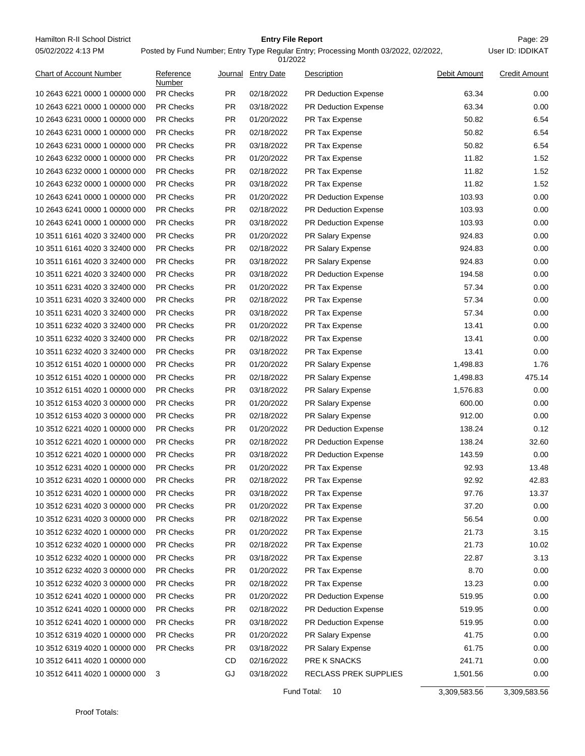| Chart of Account Number | Reference Number | Journal | Entry Date | Description | Debit Amount | Credit Amount |
|---|---|---|---|---|---|---|
| 10 2643 6221 0000 1 00000 000 | PR Checks | PR | 02/18/2022 | PR Deduction Expense | 63.34 | 0.00 |
| 10 2643 6221 0000 1 00000 000 | PR Checks | PR | 03/18/2022 | PR Deduction Expense | 63.34 | 0.00 |
| 10 2643 6231 0000 1 00000 000 | PR Checks | PR | 01/20/2022 | PR Tax Expense | 50.82 | 6.54 |
| 10 2643 6231 0000 1 00000 000 | PR Checks | PR | 02/18/2022 | PR Tax Expense | 50.82 | 6.54 |
| 10 2643 6231 0000 1 00000 000 | PR Checks | PR | 03/18/2022 | PR Tax Expense | 50.82 | 6.54 |
| 10 2643 6232 0000 1 00000 000 | PR Checks | PR | 01/20/2022 | PR Tax Expense | 11.82 | 1.52 |
| 10 2643 6232 0000 1 00000 000 | PR Checks | PR | 02/18/2022 | PR Tax Expense | 11.82 | 1.52 |
| 10 2643 6232 0000 1 00000 000 | PR Checks | PR | 03/18/2022 | PR Tax Expense | 11.82 | 1.52 |
| 10 2643 6241 0000 1 00000 000 | PR Checks | PR | 01/20/2022 | PR Deduction Expense | 103.93 | 0.00 |
| 10 2643 6241 0000 1 00000 000 | PR Checks | PR | 02/18/2022 | PR Deduction Expense | 103.93 | 0.00 |
| 10 2643 6241 0000 1 00000 000 | PR Checks | PR | 03/18/2022 | PR Deduction Expense | 103.93 | 0.00 |
| 10 3511 6161 4020 3 32400 000 | PR Checks | PR | 01/20/2022 | PR Salary Expense | 924.83 | 0.00 |
| 10 3511 6161 4020 3 32400 000 | PR Checks | PR | 02/18/2022 | PR Salary Expense | 924.83 | 0.00 |
| 10 3511 6161 4020 3 32400 000 | PR Checks | PR | 03/18/2022 | PR Salary Expense | 924.83 | 0.00 |
| 10 3511 6221 4020 3 32400 000 | PR Checks | PR | 03/18/2022 | PR Deduction Expense | 194.58 | 0.00 |
| 10 3511 6231 4020 3 32400 000 | PR Checks | PR | 01/20/2022 | PR Tax Expense | 57.34 | 0.00 |
| 10 3511 6231 4020 3 32400 000 | PR Checks | PR | 02/18/2022 | PR Tax Expense | 57.34 | 0.00 |
| 10 3511 6231 4020 3 32400 000 | PR Checks | PR | 03/18/2022 | PR Tax Expense | 57.34 | 0.00 |
| 10 3511 6232 4020 3 32400 000 | PR Checks | PR | 01/20/2022 | PR Tax Expense | 13.41 | 0.00 |
| 10 3511 6232 4020 3 32400 000 | PR Checks | PR | 02/18/2022 | PR Tax Expense | 13.41 | 0.00 |
| 10 3511 6232 4020 3 32400 000 | PR Checks | PR | 03/18/2022 | PR Tax Expense | 13.41 | 0.00 |
| 10 3512 6151 4020 1 00000 000 | PR Checks | PR | 01/20/2022 | PR Salary Expense | 1,498.83 | 1.76 |
| 10 3512 6151 4020 1 00000 000 | PR Checks | PR | 02/18/2022 | PR Salary Expense | 1,498.83 | 475.14 |
| 10 3512 6151 4020 1 00000 000 | PR Checks | PR | 03/18/2022 | PR Salary Expense | 1,576.83 | 0.00 |
| 10 3512 6153 4020 3 00000 000 | PR Checks | PR | 01/20/2022 | PR Salary Expense | 600.00 | 0.00 |
| 10 3512 6153 4020 3 00000 000 | PR Checks | PR | 02/18/2022 | PR Salary Expense | 912.00 | 0.00 |
| 10 3512 6221 4020 1 00000 000 | PR Checks | PR | 01/20/2022 | PR Deduction Expense | 138.24 | 0.12 |
| 10 3512 6221 4020 1 00000 000 | PR Checks | PR | 02/18/2022 | PR Deduction Expense | 138.24 | 32.60 |
| 10 3512 6221 4020 1 00000 000 | PR Checks | PR | 03/18/2022 | PR Deduction Expense | 143.59 | 0.00 |
| 10 3512 6231 4020 1 00000 000 | PR Checks | PR | 01/20/2022 | PR Tax Expense | 92.93 | 13.48 |
| 10 3512 6231 4020 1 00000 000 | PR Checks | PR | 02/18/2022 | PR Tax Expense | 92.92 | 42.83 |
| 10 3512 6231 4020 1 00000 000 | PR Checks | PR | 03/18/2022 | PR Tax Expense | 97.76 | 13.37 |
| 10 3512 6231 4020 3 00000 000 | PR Checks | PR | 01/20/2022 | PR Tax Expense | 37.20 | 0.00 |
| 10 3512 6231 4020 3 00000 000 | PR Checks | PR | 02/18/2022 | PR Tax Expense | 56.54 | 0.00 |
| 10 3512 6232 4020 1 00000 000 | PR Checks | PR | 01/20/2022 | PR Tax Expense | 21.73 | 3.15 |
| 10 3512 6232 4020 1 00000 000 | PR Checks | PR | 02/18/2022 | PR Tax Expense | 21.73 | 10.02 |
| 10 3512 6232 4020 1 00000 000 | PR Checks | PR | 03/18/2022 | PR Tax Expense | 22.87 | 3.13 |
| 10 3512 6232 4020 3 00000 000 | PR Checks | PR | 01/20/2022 | PR Tax Expense | 8.70 | 0.00 |
| 10 3512 6232 4020 3 00000 000 | PR Checks | PR | 02/18/2022 | PR Tax Expense | 13.23 | 0.00 |
| 10 3512 6241 4020 1 00000 000 | PR Checks | PR | 01/20/2022 | PR Deduction Expense | 519.95 | 0.00 |
| 10 3512 6241 4020 1 00000 000 | PR Checks | PR | 02/18/2022 | PR Deduction Expense | 519.95 | 0.00 |
| 10 3512 6241 4020 1 00000 000 | PR Checks | PR | 03/18/2022 | PR Deduction Expense | 519.95 | 0.00 |
| 10 3512 6319 4020 1 00000 000 | PR Checks | PR | 01/20/2022 | PR Salary Expense | 41.75 | 0.00 |
| 10 3512 6319 4020 1 00000 000 | PR Checks | PR | 03/18/2022 | PR Salary Expense | 61.75 | 0.00 |
| 10 3512 6411 4020 1 00000 000 | | CD | 02/16/2022 | PRE K SNACKS | 241.71 | 0.00 |
| 10 3512 6411 4020 1 00000 000 | 3 | GJ | 03/18/2022 | RECLASS PREK SUPPLIES | 1,501.56 | 0.00 |
| | | | | Fund Total: 10 | 3,309,583.56 | 3,309,583.56 |

Proof Totals: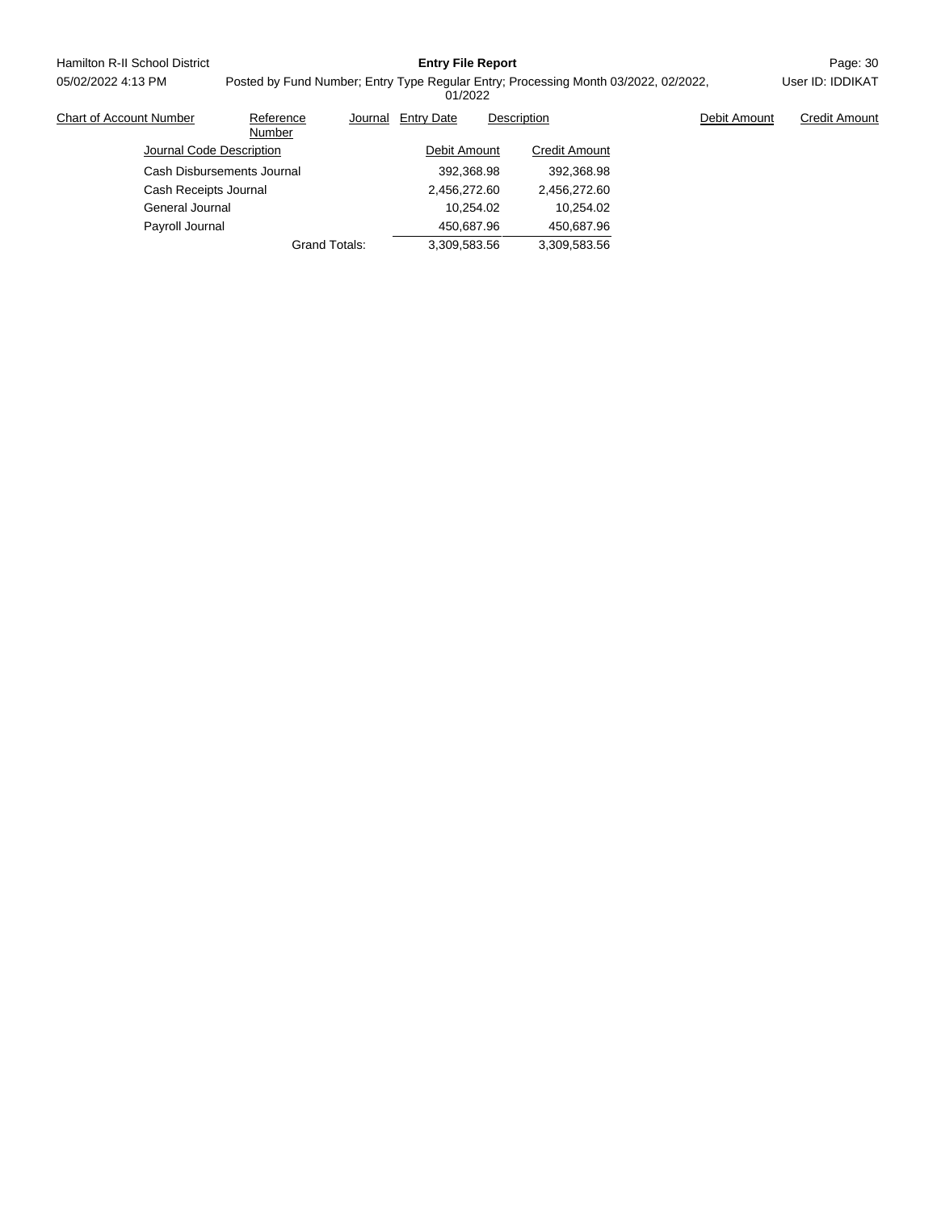Hamilton R-II School District

05/02/2022 4:13 PM

**Entry File Report**

Posted by Fund Number; Entry Type Regular Entry; Processing Month 03/2022, 02/2022, 01/2022

User ID: IDDIKAT

| Chart of Account Number | Reference Number | Journal | Entry Date | Description | Debit Amount | Credit Amount |
|---|---|---|---|---|---|---|

| Journal Code Description | Debit Amount | Credit Amount |
|---|---|---|
| Cash Disbursements Journal | 392,368.98 | 392,368.98 |
| Cash Receipts Journal | 2,456,272.60 | 2,456,272.60 |
| General Journal | 10,254.02 | 10,254.02 |
| Payroll Journal | 450,687.96 | 450,687.96 |
| Grand Totals: | 3,309,583.56 | 3,309,583.56 |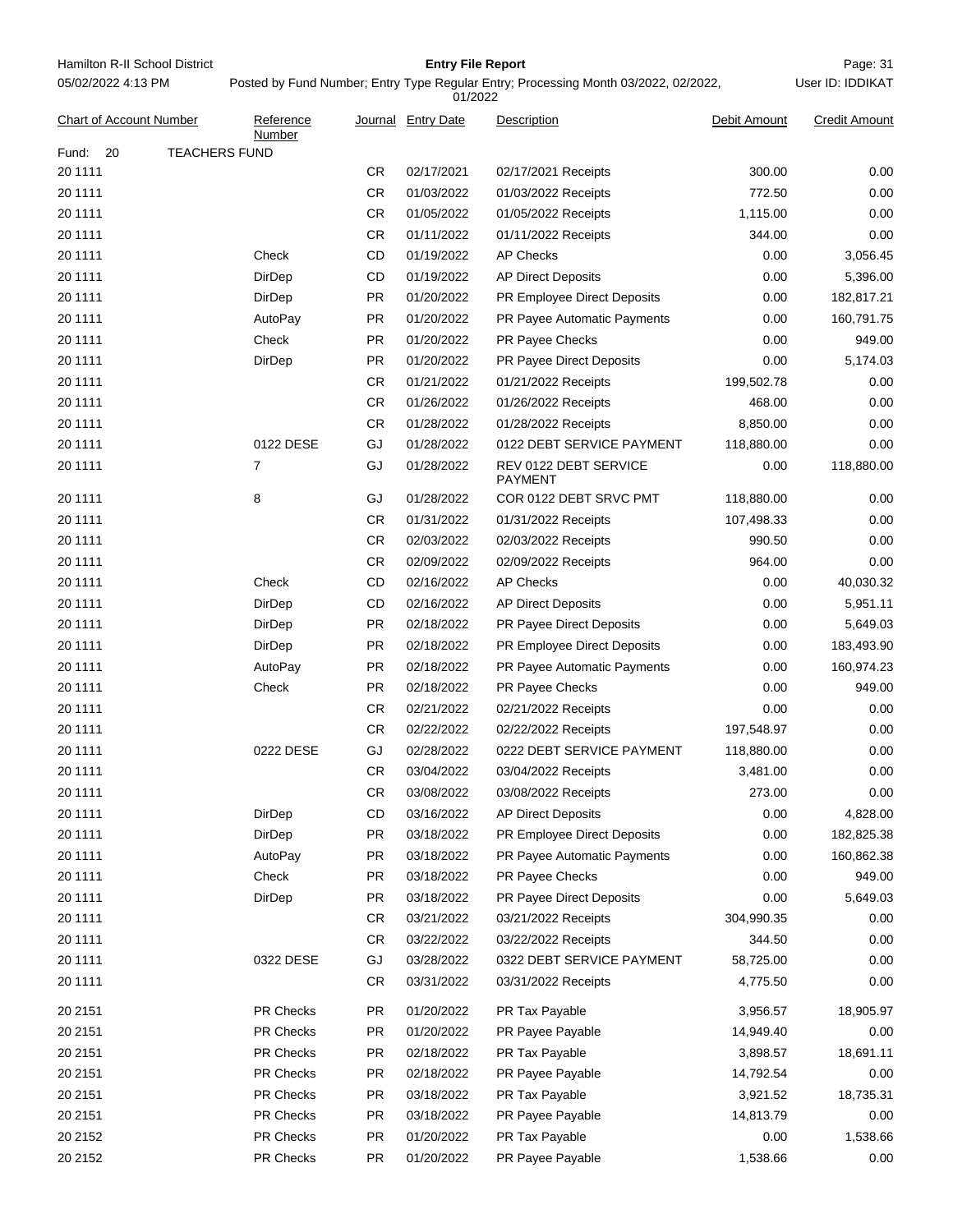Hamilton R-II School District

05/02/2022 4:13 PM

**Entry File Report**

Posted by Fund Number; Entry Type Regular Entry; Processing Month 03/2022, 02/2022, 01/2022

User ID: IDDIKAT

| Chart of Account Number | Reference Number | Journal | Entry Date | Description | Debit Amount | Credit Amount |
|---|---|---|---|---|---|---|
| Fund: 20 TEACHERS FUND | | | | | | |
| 20 1111 | | CR | 02/17/2021 | 02/17/2021 Receipts | 300.00 | 0.00 |
| 20 1111 | | CR | 01/03/2022 | 01/03/2022 Receipts | 772.50 | 0.00 |
| 20 1111 | | CR | 01/05/2022 | 01/05/2022 Receipts | 1,115.00 | 0.00 |
| 20 1111 | | CR | 01/11/2022 | 01/11/2022 Receipts | 344.00 | 0.00 |
| 20 1111 | Check | CD | 01/19/2022 | AP Checks | 0.00 | 3,056.45 |
| 20 1111 | DirDep | CD | 01/19/2022 | AP Direct Deposits | 0.00 | 5,396.00 |
| 20 1111 | DirDep | PR | 01/20/2022 | PR Employee Direct Deposits | 0.00 | 182,817.21 |
| 20 1111 | AutoPay | PR | 01/20/2022 | PR Payee Automatic Payments | 0.00 | 160,791.75 |
| 20 1111 | Check | PR | 01/20/2022 | PR Payee Checks | 0.00 | 949.00 |
| 20 1111 | DirDep | PR | 01/20/2022 | PR Payee Direct Deposits | 0.00 | 5,174.03 |
| 20 1111 | | CR | 01/21/2022 | 01/21/2022 Receipts | 199,502.78 | 0.00 |
| 20 1111 | | CR | 01/26/2022 | 01/26/2022 Receipts | 468.00 | 0.00 |
| 20 1111 | | CR | 01/28/2022 | 01/28/2022 Receipts | 8,850.00 | 0.00 |
| 20 1111 | 0122 DESE | GJ | 01/28/2022 | 0122 DEBT SERVICE PAYMENT | 118,880.00 | 0.00 |
| 20 1111 | 7 | GJ | 01/28/2022 | REV 0122 DEBT SERVICE PAYMENT | 0.00 | 118,880.00 |
| 20 1111 | 8 | GJ | 01/28/2022 | COR 0122 DEBT SRVC PMT | 118,880.00 | 0.00 |
| 20 1111 | | CR | 01/31/2022 | 01/31/2022 Receipts | 107,498.33 | 0.00 |
| 20 1111 | | CR | 02/03/2022 | 02/03/2022 Receipts | 990.50 | 0.00 |
| 20 1111 | | CR | 02/09/2022 | 02/09/2022 Receipts | 964.00 | 0.00 |
| 20 1111 | Check | CD | 02/16/2022 | AP Checks | 0.00 | 40,030.32 |
| 20 1111 | DirDep | CD | 02/16/2022 | AP Direct Deposits | 0.00 | 5,951.11 |
| 20 1111 | DirDep | PR | 02/18/2022 | PR Payee Direct Deposits | 0.00 | 5,649.03 |
| 20 1111 | DirDep | PR | 02/18/2022 | PR Employee Direct Deposits | 0.00 | 183,493.90 |
| 20 1111 | AutoPay | PR | 02/18/2022 | PR Payee Automatic Payments | 0.00 | 160,974.23 |
| 20 1111 | Check | PR | 02/18/2022 | PR Payee Checks | 0.00 | 949.00 |
| 20 1111 | | CR | 02/21/2022 | 02/21/2022 Receipts | 0.00 | 0.00 |
| 20 1111 | | CR | 02/22/2022 | 02/22/2022 Receipts | 197,548.97 | 0.00 |
| 20 1111 | 0222 DESE | GJ | 02/28/2022 | 0222 DEBT SERVICE PAYMENT | 118,880.00 | 0.00 |
| 20 1111 | | CR | 03/04/2022 | 03/04/2022 Receipts | 3,481.00 | 0.00 |
| 20 1111 | | CR | 03/08/2022 | 03/08/2022 Receipts | 273.00 | 0.00 |
| 20 1111 | DirDep | CD | 03/16/2022 | AP Direct Deposits | 0.00 | 4,828.00 |
| 20 1111 | DirDep | PR | 03/18/2022 | PR Employee Direct Deposits | 0.00 | 182,825.38 |
| 20 1111 | AutoPay | PR | 03/18/2022 | PR Payee Automatic Payments | 0.00 | 160,862.38 |
| 20 1111 | Check | PR | 03/18/2022 | PR Payee Checks | 0.00 | 949.00 |
| 20 1111 | DirDep | PR | 03/18/2022 | PR Payee Direct Deposits | 0.00 | 5,649.03 |
| 20 1111 | | CR | 03/21/2022 | 03/21/2022 Receipts | 304,990.35 | 0.00 |
| 20 1111 | | CR | 03/22/2022 | 03/22/2022 Receipts | 344.50 | 0.00 |
| 20 1111 | 0322 DESE | GJ | 03/28/2022 | 0322 DEBT SERVICE PAYMENT | 58,725.00 | 0.00 |
| 20 1111 | | CR | 03/31/2022 | 03/31/2022 Receipts | 4,775.50 | 0.00 |
| 20 2151 | PR Checks | PR | 01/20/2022 | PR Tax Payable | 3,956.57 | 18,905.97 |
| 20 2151 | PR Checks | PR | 01/20/2022 | PR Payee Payable | 14,949.40 | 0.00 |
| 20 2151 | PR Checks | PR | 02/18/2022 | PR Tax Payable | 3,898.57 | 18,691.11 |
| 20 2151 | PR Checks | PR | 02/18/2022 | PR Payee Payable | 14,792.54 | 0.00 |
| 20 2151 | PR Checks | PR | 03/18/2022 | PR Tax Payable | 3,921.52 | 18,735.31 |
| 20 2151 | PR Checks | PR | 03/18/2022 | PR Payee Payable | 14,813.79 | 0.00 |
| 20 2152 | PR Checks | PR | 01/20/2022 | PR Tax Payable | 0.00 | 1,538.66 |
| 20 2152 | PR Checks | PR | 01/20/2022 | PR Payee Payable | 1,538.66 | 0.00 |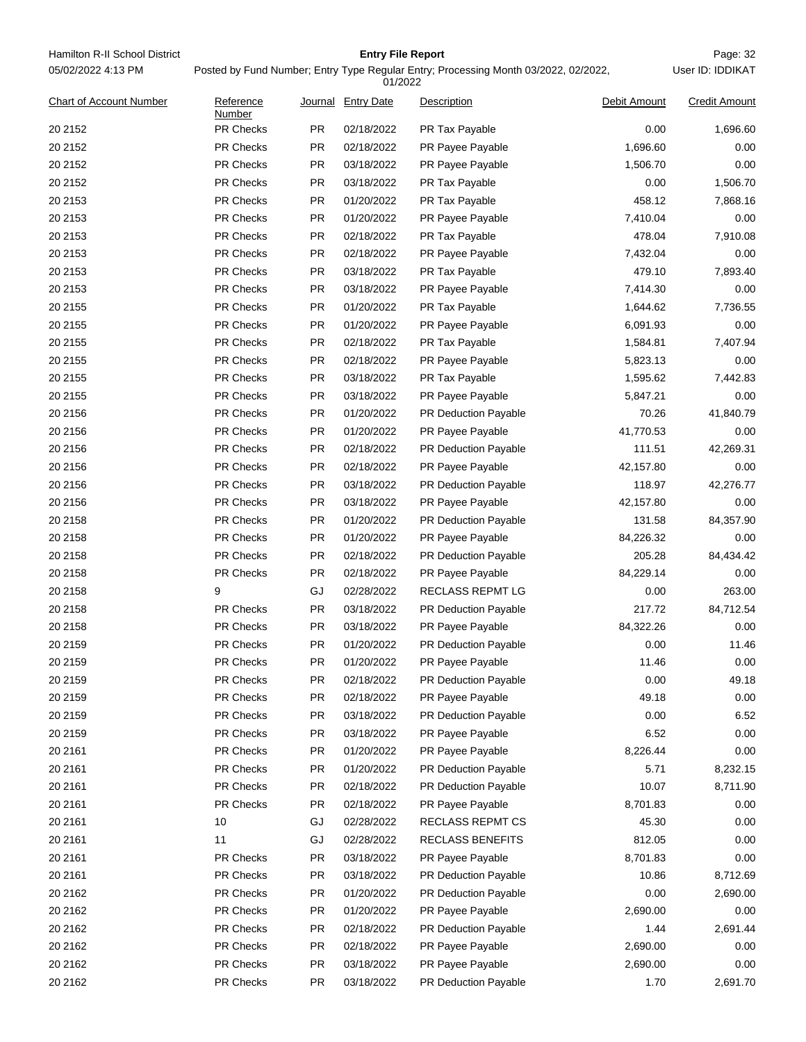| Chart of Account Number | Reference Number | Journal | Entry Date | Description | Debit Amount | Credit Amount |
|---|---|---|---|---|---|---|
| 20 2152 | PR Checks | PR | 02/18/2022 | PR Tax Payable | 0.00 | 1,696.60 |
| 20 2152 | PR Checks | PR | 02/18/2022 | PR Payee Payable | 1,696.60 | 0.00 |
| 20 2152 | PR Checks | PR | 03/18/2022 | PR Payee Payable | 1,506.70 | 0.00 |
| 20 2152 | PR Checks | PR | 03/18/2022 | PR Tax Payable | 0.00 | 1,506.70 |
| 20 2153 | PR Checks | PR | 01/20/2022 | PR Tax Payable | 458.12 | 7,868.16 |
| 20 2153 | PR Checks | PR | 01/20/2022 | PR Payee Payable | 7,410.04 | 0.00 |
| 20 2153 | PR Checks | PR | 02/18/2022 | PR Tax Payable | 478.04 | 7,910.08 |
| 20 2153 | PR Checks | PR | 02/18/2022 | PR Payee Payable | 7,432.04 | 0.00 |
| 20 2153 | PR Checks | PR | 03/18/2022 | PR Tax Payable | 479.10 | 7,893.40 |
| 20 2153 | PR Checks | PR | 03/18/2022 | PR Payee Payable | 7,414.30 | 0.00 |
| 20 2155 | PR Checks | PR | 01/20/2022 | PR Tax Payable | 1,644.62 | 7,736.55 |
| 20 2155 | PR Checks | PR | 01/20/2022 | PR Payee Payable | 6,091.93 | 0.00 |
| 20 2155 | PR Checks | PR | 02/18/2022 | PR Tax Payable | 1,584.81 | 7,407.94 |
| 20 2155 | PR Checks | PR | 02/18/2022 | PR Payee Payable | 5,823.13 | 0.00 |
| 20 2155 | PR Checks | PR | 03/18/2022 | PR Tax Payable | 1,595.62 | 7,442.83 |
| 20 2155 | PR Checks | PR | 03/18/2022 | PR Payee Payable | 5,847.21 | 0.00 |
| 20 2156 | PR Checks | PR | 01/20/2022 | PR Deduction Payable | 70.26 | 41,840.79 |
| 20 2156 | PR Checks | PR | 01/20/2022 | PR Payee Payable | 41,770.53 | 0.00 |
| 20 2156 | PR Checks | PR | 02/18/2022 | PR Deduction Payable | 111.51 | 42,269.31 |
| 20 2156 | PR Checks | PR | 02/18/2022 | PR Payee Payable | 42,157.80 | 0.00 |
| 20 2156 | PR Checks | PR | 03/18/2022 | PR Deduction Payable | 118.97 | 42,276.77 |
| 20 2156 | PR Checks | PR | 03/18/2022 | PR Payee Payable | 42,157.80 | 0.00 |
| 20 2158 | PR Checks | PR | 01/20/2022 | PR Deduction Payable | 131.58 | 84,357.90 |
| 20 2158 | PR Checks | PR | 01/20/2022 | PR Payee Payable | 84,226.32 | 0.00 |
| 20 2158 | PR Checks | PR | 02/18/2022 | PR Deduction Payable | 205.28 | 84,434.42 |
| 20 2158 | PR Checks | PR | 02/18/2022 | PR Payee Payable | 84,229.14 | 0.00 |
| 20 2158 | 9 | GJ | 02/28/2022 | RECLASS REPMT LG | 0.00 | 263.00 |
| 20 2158 | PR Checks | PR | 03/18/2022 | PR Deduction Payable | 217.72 | 84,712.54 |
| 20 2158 | PR Checks | PR | 03/18/2022 | PR Payee Payable | 84,322.26 | 0.00 |
| 20 2159 | PR Checks | PR | 01/20/2022 | PR Deduction Payable | 0.00 | 11.46 |
| 20 2159 | PR Checks | PR | 01/20/2022 | PR Payee Payable | 11.46 | 0.00 |
| 20 2159 | PR Checks | PR | 02/18/2022 | PR Deduction Payable | 0.00 | 49.18 |
| 20 2159 | PR Checks | PR | 02/18/2022 | PR Payee Payable | 49.18 | 0.00 |
| 20 2159 | PR Checks | PR | 03/18/2022 | PR Deduction Payable | 0.00 | 6.52 |
| 20 2159 | PR Checks | PR | 03/18/2022 | PR Payee Payable | 6.52 | 0.00 |
| 20 2161 | PR Checks | PR | 01/20/2022 | PR Payee Payable | 8,226.44 | 0.00 |
| 20 2161 | PR Checks | PR | 01/20/2022 | PR Deduction Payable | 5.71 | 8,232.15 |
| 20 2161 | PR Checks | PR | 02/18/2022 | PR Deduction Payable | 10.07 | 8,711.90 |
| 20 2161 | PR Checks | PR | 02/18/2022 | PR Payee Payable | 8,701.83 | 0.00 |
| 20 2161 | 10 | GJ | 02/28/2022 | RECLASS REPMT CS | 45.30 | 0.00 |
| 20 2161 | 11 | GJ | 02/28/2022 | RECLASS BENEFITS | 812.05 | 0.00 |
| 20 2161 | PR Checks | PR | 03/18/2022 | PR Payee Payable | 8,701.83 | 0.00 |
| 20 2161 | PR Checks | PR | 03/18/2022 | PR Deduction Payable | 10.86 | 8,712.69 |
| 20 2162 | PR Checks | PR | 01/20/2022 | PR Deduction Payable | 0.00 | 2,690.00 |
| 20 2162 | PR Checks | PR | 01/20/2022 | PR Payee Payable | 2,690.00 | 0.00 |
| 20 2162 | PR Checks | PR | 02/18/2022 | PR Deduction Payable | 1.44 | 2,691.44 |
| 20 2162 | PR Checks | PR | 02/18/2022 | PR Payee Payable | 2,690.00 | 0.00 |
| 20 2162 | PR Checks | PR | 03/18/2022 | PR Payee Payable | 2,690.00 | 0.00 |
| 20 2162 | PR Checks | PR | 03/18/2022 | PR Deduction Payable | 1.70 | 2,691.70 |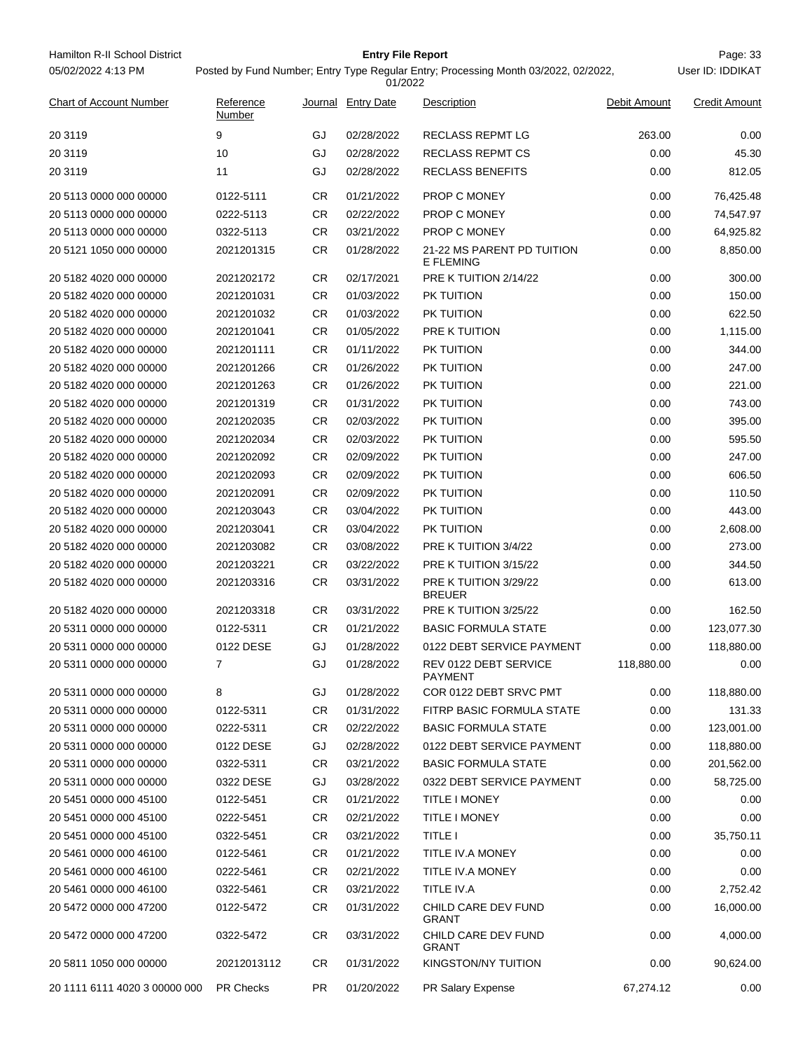Hamilton R-II School District

05/02/2022 4:13 PM

**Entry File Report**

Posted by Fund Number; Entry Type Regular Entry; Processing Month 03/2022, 02/2022, 01/2022

User ID: IDDIKAT

| Chart of Account Number | Reference Number | Journal | Entry Date | Description | Debit Amount | Credit Amount |
|---|---|---|---|---|---|---|
| 20 3119 | 9 | GJ | 02/28/2022 | RECLASS REPMT LG | 263.00 | 0.00 |
| 20 3119 | 10 | GJ | 02/28/2022 | RECLASS REPMT CS | 0.00 | 45.30 |
| 20 3119 | 11 | GJ | 02/28/2022 | RECLASS BENEFITS | 0.00 | 812.05 |
| 20 5113 0000 000 00000 | 0122-5111 | CR | 01/21/2022 | PROP C MONEY | 0.00 | 76,425.48 |
| 20 5113 0000 000 00000 | 0222-5113 | CR | 02/22/2022 | PROP C MONEY | 0.00 | 74,547.97 |
| 20 5113 0000 000 00000 | 0322-5113 | CR | 03/21/2022 | PROP C MONEY | 0.00 | 64,925.82 |
| 20 5121 1050 000 00000 | 2021201315 | CR | 01/28/2022 | 21-22 MS PARENT PD TUITION E FLEMING | 0.00 | 8,850.00 |
| 20 5182 4020 000 00000 | 2021202172 | CR | 02/17/2021 | PRE K TUITION 2/14/22 | 0.00 | 300.00 |
| 20 5182 4020 000 00000 | 2021201031 | CR | 01/03/2022 | PK TUITION | 0.00 | 150.00 |
| 20 5182 4020 000 00000 | 2021201032 | CR | 01/03/2022 | PK TUITION | 0.00 | 622.50 |
| 20 5182 4020 000 00000 | 2021201041 | CR | 01/05/2022 | PRE K TUITION | 0.00 | 1,115.00 |
| 20 5182 4020 000 00000 | 2021201111 | CR | 01/11/2022 | PK TUITION | 0.00 | 344.00 |
| 20 5182 4020 000 00000 | 2021201266 | CR | 01/26/2022 | PK TUITION | 0.00 | 247.00 |
| 20 5182 4020 000 00000 | 2021201263 | CR | 01/26/2022 | PK TUITION | 0.00 | 221.00 |
| 20 5182 4020 000 00000 | 2021201319 | CR | 01/31/2022 | PK TUITION | 0.00 | 743.00 |
| 20 5182 4020 000 00000 | 2021202035 | CR | 02/03/2022 | PK TUITION | 0.00 | 395.00 |
| 20 5182 4020 000 00000 | 2021202034 | CR | 02/03/2022 | PK TUITION | 0.00 | 595.50 |
| 20 5182 4020 000 00000 | 2021202092 | CR | 02/09/2022 | PK TUITION | 0.00 | 247.00 |
| 20 5182 4020 000 00000 | 2021202093 | CR | 02/09/2022 | PK TUITION | 0.00 | 606.50 |
| 20 5182 4020 000 00000 | 2021202091 | CR | 02/09/2022 | PK TUITION | 0.00 | 110.50 |
| 20 5182 4020 000 00000 | 2021203043 | CR | 03/04/2022 | PK TUITION | 0.00 | 443.00 |
| 20 5182 4020 000 00000 | 2021203041 | CR | 03/04/2022 | PK TUITION | 0.00 | 2,608.00 |
| 20 5182 4020 000 00000 | 2021203082 | CR | 03/08/2022 | PRE K TUITION 3/4/22 | 0.00 | 273.00 |
| 20 5182 4020 000 00000 | 2021203221 | CR | 03/22/2022 | PRE K TUITION 3/15/22 | 0.00 | 344.50 |
| 20 5182 4020 000 00000 | 2021203316 | CR | 03/31/2022 | PRE K TUITION 3/29/22 BREUER | 0.00 | 613.00 |
| 20 5182 4020 000 00000 | 2021203318 | CR | 03/31/2022 | PRE K TUITION 3/25/22 | 0.00 | 162.50 |
| 20 5311 0000 000 00000 | 0122-5311 | CR | 01/21/2022 | BASIC FORMULA STATE | 0.00 | 123,077.30 |
| 20 5311 0000 000 00000 | 0122 DESE | GJ | 01/28/2022 | 0122 DEBT SERVICE PAYMENT | 0.00 | 118,880.00 |
| 20 5311 0000 000 00000 | 7 | GJ | 01/28/2022 | REV 0122 DEBT SERVICE PAYMENT | 118,880.00 | 0.00 |
| 20 5311 0000 000 00000 | 8 | GJ | 01/28/2022 | COR 0122 DEBT SRVC PMT | 0.00 | 118,880.00 |
| 20 5311 0000 000 00000 | 0122-5311 | CR | 01/31/2022 | FITRP BASIC FORMULA STATE | 0.00 | 131.33 |
| 20 5311 0000 000 00000 | 0222-5311 | CR | 02/22/2022 | BASIC FORMULA STATE | 0.00 | 123,001.00 |
| 20 5311 0000 000 00000 | 0122 DESE | GJ | 02/28/2022 | 0122 DEBT SERVICE PAYMENT | 0.00 | 118,880.00 |
| 20 5311 0000 000 00000 | 0322-5311 | CR | 03/21/2022 | BASIC FORMULA STATE | 0.00 | 201,562.00 |
| 20 5311 0000 000 00000 | 0322 DESE | GJ | 03/28/2022 | 0322 DEBT SERVICE PAYMENT | 0.00 | 58,725.00 |
| 20 5451 0000 000 45100 | 0122-5451 | CR | 01/21/2022 | TITLE I MONEY | 0.00 | 0.00 |
| 20 5451 0000 000 45100 | 0222-5451 | CR | 02/21/2022 | TITLE I MONEY | 0.00 | 0.00 |
| 20 5451 0000 000 45100 | 0322-5451 | CR | 03/21/2022 | TITLE I | 0.00 | 35,750.11 |
| 20 5461 0000 000 46100 | 0122-5461 | CR | 01/21/2022 | TITLE IV.A MONEY | 0.00 | 0.00 |
| 20 5461 0000 000 46100 | 0222-5461 | CR | 02/21/2022 | TITLE IV.A MONEY | 0.00 | 0.00 |
| 20 5461 0000 000 46100 | 0322-5461 | CR | 03/21/2022 | TITLE IV.A | 0.00 | 2,752.42 |
| 20 5472 0000 000 47200 | 0122-5472 | CR | 01/31/2022 | CHILD CARE DEV FUND GRANT | 0.00 | 16,000.00 |
| 20 5472 0000 000 47200 | 0322-5472 | CR | 03/31/2022 | CHILD CARE DEV FUND GRANT | 0.00 | 4,000.00 |
| 20 5811 1050 000 00000 | 20212013112 | CR | 01/31/2022 | KINGSTON/NY TUITION | 0.00 | 90,624.00 |
| 20 1111 6111 4020 3 00000 000 | PR Checks | PR | 01/20/2022 | PR Salary Expense | 67,274.12 | 0.00 |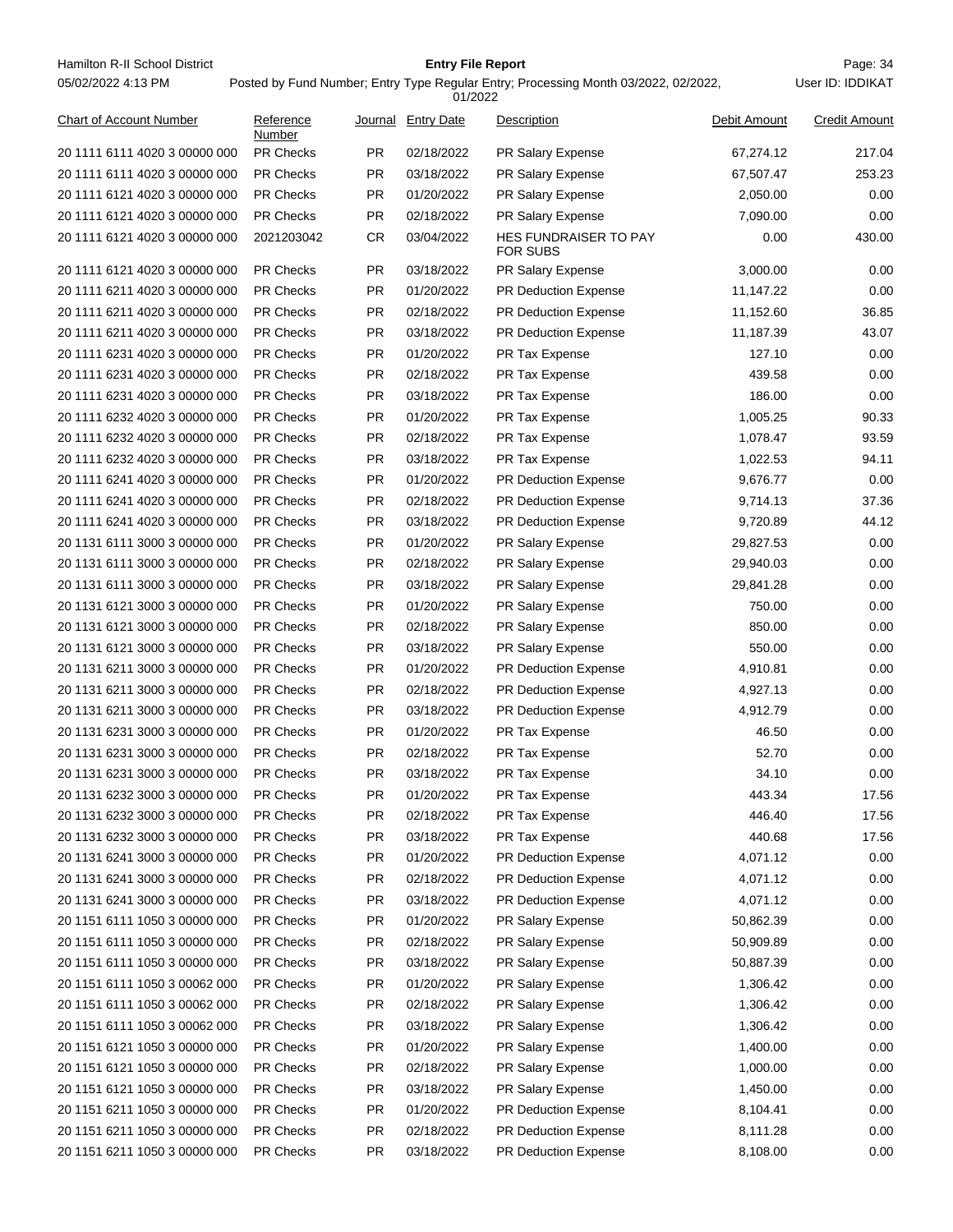| Chart of Account Number | Reference Number | Journal | Entry Date | Description | Debit Amount | Credit Amount |
|---|---|---|---|---|---|---|
| 20 1111 6111 4020 3 00000 000 | PR Checks | PR | 02/18/2022 | PR Salary Expense | 67,274.12 | 217.04 |
| 20 1111 6111 4020 3 00000 000 | PR Checks | PR | 03/18/2022 | PR Salary Expense | 67,507.47 | 253.23 |
| 20 1111 6121 4020 3 00000 000 | PR Checks | PR | 01/20/2022 | PR Salary Expense | 2,050.00 | 0.00 |
| 20 1111 6121 4020 3 00000 000 | PR Checks | PR | 02/18/2022 | PR Salary Expense | 7,090.00 | 0.00 |
| 20 1111 6121 4020 3 00000 000 | 2021203042 | CR | 03/04/2022 | HES FUNDRAISER TO PAY FOR SUBS | 0.00 | 430.00 |
| 20 1111 6121 4020 3 00000 000 | PR Checks | PR | 03/18/2022 | PR Salary Expense | 3,000.00 | 0.00 |
| 20 1111 6211 4020 3 00000 000 | PR Checks | PR | 01/20/2022 | PR Deduction Expense | 11,147.22 | 0.00 |
| 20 1111 6211 4020 3 00000 000 | PR Checks | PR | 02/18/2022 | PR Deduction Expense | 11,152.60 | 36.85 |
| 20 1111 6211 4020 3 00000 000 | PR Checks | PR | 03/18/2022 | PR Deduction Expense | 11,187.39 | 43.07 |
| 20 1111 6231 4020 3 00000 000 | PR Checks | PR | 01/20/2022 | PR Tax Expense | 127.10 | 0.00 |
| 20 1111 6231 4020 3 00000 000 | PR Checks | PR | 02/18/2022 | PR Tax Expense | 439.58 | 0.00 |
| 20 1111 6231 4020 3 00000 000 | PR Checks | PR | 03/18/2022 | PR Tax Expense | 186.00 | 0.00 |
| 20 1111 6232 4020 3 00000 000 | PR Checks | PR | 01/20/2022 | PR Tax Expense | 1,005.25 | 90.33 |
| 20 1111 6232 4020 3 00000 000 | PR Checks | PR | 02/18/2022 | PR Tax Expense | 1,078.47 | 93.59 |
| 20 1111 6232 4020 3 00000 000 | PR Checks | PR | 03/18/2022 | PR Tax Expense | 1,022.53 | 94.11 |
| 20 1111 6241 4020 3 00000 000 | PR Checks | PR | 01/20/2022 | PR Deduction Expense | 9,676.77 | 0.00 |
| 20 1111 6241 4020 3 00000 000 | PR Checks | PR | 02/18/2022 | PR Deduction Expense | 9,714.13 | 37.36 |
| 20 1111 6241 4020 3 00000 000 | PR Checks | PR | 03/18/2022 | PR Deduction Expense | 9,720.89 | 44.12 |
| 20 1131 6111 3000 3 00000 000 | PR Checks | PR | 01/20/2022 | PR Salary Expense | 29,827.53 | 0.00 |
| 20 1131 6111 3000 3 00000 000 | PR Checks | PR | 02/18/2022 | PR Salary Expense | 29,940.03 | 0.00 |
| 20 1131 6111 3000 3 00000 000 | PR Checks | PR | 03/18/2022 | PR Salary Expense | 29,841.28 | 0.00 |
| 20 1131 6121 3000 3 00000 000 | PR Checks | PR | 01/20/2022 | PR Salary Expense | 750.00 | 0.00 |
| 20 1131 6121 3000 3 00000 000 | PR Checks | PR | 02/18/2022 | PR Salary Expense | 850.00 | 0.00 |
| 20 1131 6121 3000 3 00000 000 | PR Checks | PR | 03/18/2022 | PR Salary Expense | 550.00 | 0.00 |
| 20 1131 6211 3000 3 00000 000 | PR Checks | PR | 01/20/2022 | PR Deduction Expense | 4,910.81 | 0.00 |
| 20 1131 6211 3000 3 00000 000 | PR Checks | PR | 02/18/2022 | PR Deduction Expense | 4,927.13 | 0.00 |
| 20 1131 6211 3000 3 00000 000 | PR Checks | PR | 03/18/2022 | PR Deduction Expense | 4,912.79 | 0.00 |
| 20 1131 6231 3000 3 00000 000 | PR Checks | PR | 01/20/2022 | PR Tax Expense | 46.50 | 0.00 |
| 20 1131 6231 3000 3 00000 000 | PR Checks | PR | 02/18/2022 | PR Tax Expense | 52.70 | 0.00 |
| 20 1131 6231 3000 3 00000 000 | PR Checks | PR | 03/18/2022 | PR Tax Expense | 34.10 | 0.00 |
| 20 1131 6232 3000 3 00000 000 | PR Checks | PR | 01/20/2022 | PR Tax Expense | 443.34 | 17.56 |
| 20 1131 6232 3000 3 00000 000 | PR Checks | PR | 02/18/2022 | PR Tax Expense | 446.40 | 17.56 |
| 20 1131 6232 3000 3 00000 000 | PR Checks | PR | 03/18/2022 | PR Tax Expense | 440.68 | 17.56 |
| 20 1131 6241 3000 3 00000 000 | PR Checks | PR | 01/20/2022 | PR Deduction Expense | 4,071.12 | 0.00 |
| 20 1131 6241 3000 3 00000 000 | PR Checks | PR | 02/18/2022 | PR Deduction Expense | 4,071.12 | 0.00 |
| 20 1131 6241 3000 3 00000 000 | PR Checks | PR | 03/18/2022 | PR Deduction Expense | 4,071.12 | 0.00 |
| 20 1151 6111 1050 3 00000 000 | PR Checks | PR | 01/20/2022 | PR Salary Expense | 50,862.39 | 0.00 |
| 20 1151 6111 1050 3 00000 000 | PR Checks | PR | 02/18/2022 | PR Salary Expense | 50,909.89 | 0.00 |
| 20 1151 6111 1050 3 00000 000 | PR Checks | PR | 03/18/2022 | PR Salary Expense | 50,887.39 | 0.00 |
| 20 1151 6111 1050 3 00062 000 | PR Checks | PR | 01/20/2022 | PR Salary Expense | 1,306.42 | 0.00 |
| 20 1151 6111 1050 3 00062 000 | PR Checks | PR | 02/18/2022 | PR Salary Expense | 1,306.42 | 0.00 |
| 20 1151 6111 1050 3 00062 000 | PR Checks | PR | 03/18/2022 | PR Salary Expense | 1,306.42 | 0.00 |
| 20 1151 6121 1050 3 00000 000 | PR Checks | PR | 01/20/2022 | PR Salary Expense | 1,400.00 | 0.00 |
| 20 1151 6121 1050 3 00000 000 | PR Checks | PR | 02/18/2022 | PR Salary Expense | 1,000.00 | 0.00 |
| 20 1151 6121 1050 3 00000 000 | PR Checks | PR | 03/18/2022 | PR Salary Expense | 1,450.00 | 0.00 |
| 20 1151 6211 1050 3 00000 000 | PR Checks | PR | 01/20/2022 | PR Deduction Expense | 8,104.41 | 0.00 |
| 20 1151 6211 1050 3 00000 000 | PR Checks | PR | 02/18/2022 | PR Deduction Expense | 8,111.28 | 0.00 |
| 20 1151 6211 1050 3 00000 000 | PR Checks | PR | 03/18/2022 | PR Deduction Expense | 8,108.00 | 0.00 |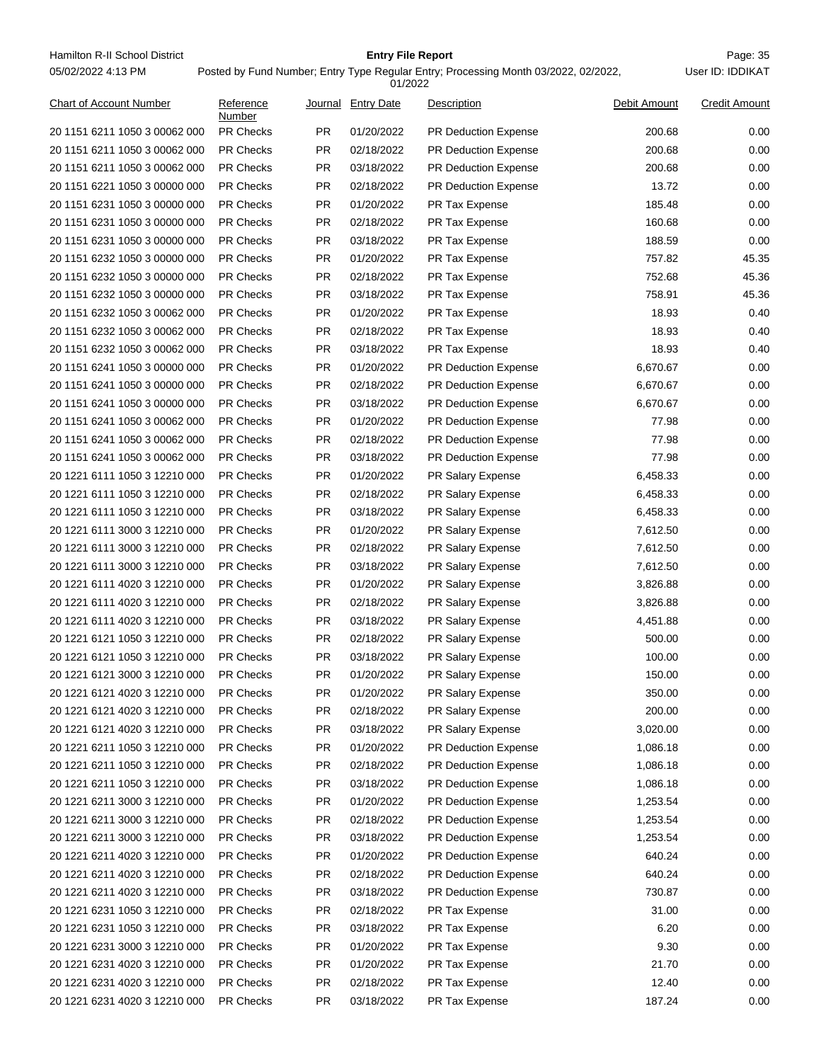| Chart of Account Number | Reference Number | Journal | Entry Date | Description | Debit Amount | Credit Amount |
|---|---|---|---|---|---|---|
| 20 1151 6211 1050 3 00062 000 | PR Checks | PR | 01/20/2022 | PR Deduction Expense | 200.68 | 0.00 |
| 20 1151 6211 1050 3 00062 000 | PR Checks | PR | 02/18/2022 | PR Deduction Expense | 200.68 | 0.00 |
| 20 1151 6211 1050 3 00062 000 | PR Checks | PR | 03/18/2022 | PR Deduction Expense | 200.68 | 0.00 |
| 20 1151 6221 1050 3 00000 000 | PR Checks | PR | 02/18/2022 | PR Deduction Expense | 13.72 | 0.00 |
| 20 1151 6231 1050 3 00000 000 | PR Checks | PR | 01/20/2022 | PR Tax Expense | 185.48 | 0.00 |
| 20 1151 6231 1050 3 00000 000 | PR Checks | PR | 02/18/2022 | PR Tax Expense | 160.68 | 0.00 |
| 20 1151 6231 1050 3 00000 000 | PR Checks | PR | 03/18/2022 | PR Tax Expense | 188.59 | 0.00 |
| 20 1151 6232 1050 3 00000 000 | PR Checks | PR | 01/20/2022 | PR Tax Expense | 757.82 | 45.35 |
| 20 1151 6232 1050 3 00000 000 | PR Checks | PR | 02/18/2022 | PR Tax Expense | 752.68 | 45.36 |
| 20 1151 6232 1050 3 00000 000 | PR Checks | PR | 03/18/2022 | PR Tax Expense | 758.91 | 45.36 |
| 20 1151 6232 1050 3 00062 000 | PR Checks | PR | 01/20/2022 | PR Tax Expense | 18.93 | 0.40 |
| 20 1151 6232 1050 3 00062 000 | PR Checks | PR | 02/18/2022 | PR Tax Expense | 18.93 | 0.40 |
| 20 1151 6232 1050 3 00062 000 | PR Checks | PR | 03/18/2022 | PR Tax Expense | 18.93 | 0.40 |
| 20 1151 6241 1050 3 00000 000 | PR Checks | PR | 01/20/2022 | PR Deduction Expense | 6,670.67 | 0.00 |
| 20 1151 6241 1050 3 00000 000 | PR Checks | PR | 02/18/2022 | PR Deduction Expense | 6,670.67 | 0.00 |
| 20 1151 6241 1050 3 00000 000 | PR Checks | PR | 03/18/2022 | PR Deduction Expense | 6,670.67 | 0.00 |
| 20 1151 6241 1050 3 00062 000 | PR Checks | PR | 01/20/2022 | PR Deduction Expense | 77.98 | 0.00 |
| 20 1151 6241 1050 3 00062 000 | PR Checks | PR | 02/18/2022 | PR Deduction Expense | 77.98 | 0.00 |
| 20 1151 6241 1050 3 00062 000 | PR Checks | PR | 03/18/2022 | PR Deduction Expense | 77.98 | 0.00 |
| 20 1221 6111 1050 3 12210 000 | PR Checks | PR | 01/20/2022 | PR Salary Expense | 6,458.33 | 0.00 |
| 20 1221 6111 1050 3 12210 000 | PR Checks | PR | 02/18/2022 | PR Salary Expense | 6,458.33 | 0.00 |
| 20 1221 6111 1050 3 12210 000 | PR Checks | PR | 03/18/2022 | PR Salary Expense | 6,458.33 | 0.00 |
| 20 1221 6111 3000 3 12210 000 | PR Checks | PR | 01/20/2022 | PR Salary Expense | 7,612.50 | 0.00 |
| 20 1221 6111 3000 3 12210 000 | PR Checks | PR | 02/18/2022 | PR Salary Expense | 7,612.50 | 0.00 |
| 20 1221 6111 3000 3 12210 000 | PR Checks | PR | 03/18/2022 | PR Salary Expense | 7,612.50 | 0.00 |
| 20 1221 6111 4020 3 12210 000 | PR Checks | PR | 01/20/2022 | PR Salary Expense | 3,826.88 | 0.00 |
| 20 1221 6111 4020 3 12210 000 | PR Checks | PR | 02/18/2022 | PR Salary Expense | 3,826.88 | 0.00 |
| 20 1221 6111 4020 3 12210 000 | PR Checks | PR | 03/18/2022 | PR Salary Expense | 4,451.88 | 0.00 |
| 20 1221 6121 1050 3 12210 000 | PR Checks | PR | 02/18/2022 | PR Salary Expense | 500.00 | 0.00 |
| 20 1221 6121 1050 3 12210 000 | PR Checks | PR | 03/18/2022 | PR Salary Expense | 100.00 | 0.00 |
| 20 1221 6121 3000 3 12210 000 | PR Checks | PR | 01/20/2022 | PR Salary Expense | 150.00 | 0.00 |
| 20 1221 6121 4020 3 12210 000 | PR Checks | PR | 01/20/2022 | PR Salary Expense | 350.00 | 0.00 |
| 20 1221 6121 4020 3 12210 000 | PR Checks | PR | 02/18/2022 | PR Salary Expense | 200.00 | 0.00 |
| 20 1221 6121 4020 3 12210 000 | PR Checks | PR | 03/18/2022 | PR Salary Expense | 3,020.00 | 0.00 |
| 20 1221 6211 1050 3 12210 000 | PR Checks | PR | 01/20/2022 | PR Deduction Expense | 1,086.18 | 0.00 |
| 20 1221 6211 1050 3 12210 000 | PR Checks | PR | 02/18/2022 | PR Deduction Expense | 1,086.18 | 0.00 |
| 20 1221 6211 1050 3 12210 000 | PR Checks | PR | 03/18/2022 | PR Deduction Expense | 1,086.18 | 0.00 |
| 20 1221 6211 3000 3 12210 000 | PR Checks | PR | 01/20/2022 | PR Deduction Expense | 1,253.54 | 0.00 |
| 20 1221 6211 3000 3 12210 000 | PR Checks | PR | 02/18/2022 | PR Deduction Expense | 1,253.54 | 0.00 |
| 20 1221 6211 3000 3 12210 000 | PR Checks | PR | 03/18/2022 | PR Deduction Expense | 1,253.54 | 0.00 |
| 20 1221 6211 4020 3 12210 000 | PR Checks | PR | 01/20/2022 | PR Deduction Expense | 640.24 | 0.00 |
| 20 1221 6211 4020 3 12210 000 | PR Checks | PR | 02/18/2022 | PR Deduction Expense | 640.24 | 0.00 |
| 20 1221 6211 4020 3 12210 000 | PR Checks | PR | 03/18/2022 | PR Deduction Expense | 730.87 | 0.00 |
| 20 1221 6231 1050 3 12210 000 | PR Checks | PR | 02/18/2022 | PR Tax Expense | 31.00 | 0.00 |
| 20 1221 6231 1050 3 12210 000 | PR Checks | PR | 03/18/2022 | PR Tax Expense | 6.20 | 0.00 |
| 20 1221 6231 3000 3 12210 000 | PR Checks | PR | 01/20/2022 | PR Tax Expense | 9.30 | 0.00 |
| 20 1221 6231 4020 3 12210 000 | PR Checks | PR | 01/20/2022 | PR Tax Expense | 21.70 | 0.00 |
| 20 1221 6231 4020 3 12210 000 | PR Checks | PR | 02/18/2022 | PR Tax Expense | 12.40 | 0.00 |
| 20 1221 6231 4020 3 12210 000 | PR Checks | PR | 03/18/2022 | PR Tax Expense | 187.24 | 0.00 |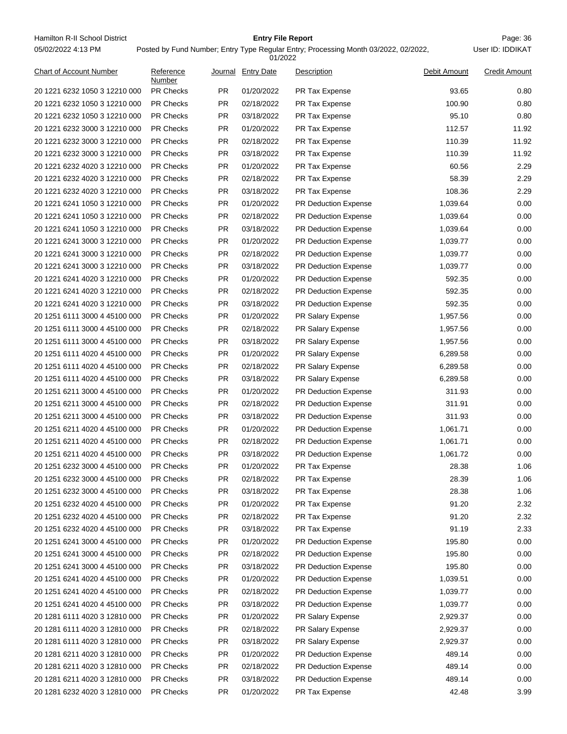| Chart of Account Number | Reference Number | Journal | Entry Date | Description | Debit Amount | Credit Amount |
|---|---|---|---|---|---|---|
| 20 1221 6232 1050 3 12210 000 | PR Checks | PR | 01/20/2022 | PR Tax Expense | 93.65 | 0.80 |
| 20 1221 6232 1050 3 12210 000 | PR Checks | PR | 02/18/2022 | PR Tax Expense | 100.90 | 0.80 |
| 20 1221 6232 1050 3 12210 000 | PR Checks | PR | 03/18/2022 | PR Tax Expense | 95.10 | 0.80 |
| 20 1221 6232 3000 3 12210 000 | PR Checks | PR | 01/20/2022 | PR Tax Expense | 112.57 | 11.92 |
| 20 1221 6232 3000 3 12210 000 | PR Checks | PR | 02/18/2022 | PR Tax Expense | 110.39 | 11.92 |
| 20 1221 6232 3000 3 12210 000 | PR Checks | PR | 03/18/2022 | PR Tax Expense | 110.39 | 11.92 |
| 20 1221 6232 4020 3 12210 000 | PR Checks | PR | 01/20/2022 | PR Tax Expense | 60.56 | 2.29 |
| 20 1221 6232 4020 3 12210 000 | PR Checks | PR | 02/18/2022 | PR Tax Expense | 58.39 | 2.29 |
| 20 1221 6232 4020 3 12210 000 | PR Checks | PR | 03/18/2022 | PR Tax Expense | 108.36 | 2.29 |
| 20 1221 6241 1050 3 12210 000 | PR Checks | PR | 01/20/2022 | PR Deduction Expense | 1,039.64 | 0.00 |
| 20 1221 6241 1050 3 12210 000 | PR Checks | PR | 02/18/2022 | PR Deduction Expense | 1,039.64 | 0.00 |
| 20 1221 6241 1050 3 12210 000 | PR Checks | PR | 03/18/2022 | PR Deduction Expense | 1,039.64 | 0.00 |
| 20 1221 6241 3000 3 12210 000 | PR Checks | PR | 01/20/2022 | PR Deduction Expense | 1,039.77 | 0.00 |
| 20 1221 6241 3000 3 12210 000 | PR Checks | PR | 02/18/2022 | PR Deduction Expense | 1,039.77 | 0.00 |
| 20 1221 6241 3000 3 12210 000 | PR Checks | PR | 03/18/2022 | PR Deduction Expense | 1,039.77 | 0.00 |
| 20 1221 6241 4020 3 12210 000 | PR Checks | PR | 01/20/2022 | PR Deduction Expense | 592.35 | 0.00 |
| 20 1221 6241 4020 3 12210 000 | PR Checks | PR | 02/18/2022 | PR Deduction Expense | 592.35 | 0.00 |
| 20 1221 6241 4020 3 12210 000 | PR Checks | PR | 03/18/2022 | PR Deduction Expense | 592.35 | 0.00 |
| 20 1251 6111 3000 4 45100 000 | PR Checks | PR | 01/20/2022 | PR Salary Expense | 1,957.56 | 0.00 |
| 20 1251 6111 3000 4 45100 000 | PR Checks | PR | 02/18/2022 | PR Salary Expense | 1,957.56 | 0.00 |
| 20 1251 6111 3000 4 45100 000 | PR Checks | PR | 03/18/2022 | PR Salary Expense | 1,957.56 | 0.00 |
| 20 1251 6111 4020 4 45100 000 | PR Checks | PR | 01/20/2022 | PR Salary Expense | 6,289.58 | 0.00 |
| 20 1251 6111 4020 4 45100 000 | PR Checks | PR | 02/18/2022 | PR Salary Expense | 6,289.58 | 0.00 |
| 20 1251 6111 4020 4 45100 000 | PR Checks | PR | 03/18/2022 | PR Salary Expense | 6,289.58 | 0.00 |
| 20 1251 6211 3000 4 45100 000 | PR Checks | PR | 01/20/2022 | PR Deduction Expense | 311.93 | 0.00 |
| 20 1251 6211 3000 4 45100 000 | PR Checks | PR | 02/18/2022 | PR Deduction Expense | 311.91 | 0.00 |
| 20 1251 6211 3000 4 45100 000 | PR Checks | PR | 03/18/2022 | PR Deduction Expense | 311.93 | 0.00 |
| 20 1251 6211 4020 4 45100 000 | PR Checks | PR | 01/20/2022 | PR Deduction Expense | 1,061.71 | 0.00 |
| 20 1251 6211 4020 4 45100 000 | PR Checks | PR | 02/18/2022 | PR Deduction Expense | 1,061.71 | 0.00 |
| 20 1251 6211 4020 4 45100 000 | PR Checks | PR | 03/18/2022 | PR Deduction Expense | 1,061.72 | 0.00 |
| 20 1251 6232 3000 4 45100 000 | PR Checks | PR | 01/20/2022 | PR Tax Expense | 28.38 | 1.06 |
| 20 1251 6232 3000 4 45100 000 | PR Checks | PR | 02/18/2022 | PR Tax Expense | 28.39 | 1.06 |
| 20 1251 6232 3000 4 45100 000 | PR Checks | PR | 03/18/2022 | PR Tax Expense | 28.38 | 1.06 |
| 20 1251 6232 4020 4 45100 000 | PR Checks | PR | 01/20/2022 | PR Tax Expense | 91.20 | 2.32 |
| 20 1251 6232 4020 4 45100 000 | PR Checks | PR | 02/18/2022 | PR Tax Expense | 91.20 | 2.32 |
| 20 1251 6232 4020 4 45100 000 | PR Checks | PR | 03/18/2022 | PR Tax Expense | 91.19 | 2.33 |
| 20 1251 6241 3000 4 45100 000 | PR Checks | PR | 01/20/2022 | PR Deduction Expense | 195.80 | 0.00 |
| 20 1251 6241 3000 4 45100 000 | PR Checks | PR | 02/18/2022 | PR Deduction Expense | 195.80 | 0.00 |
| 20 1251 6241 3000 4 45100 000 | PR Checks | PR | 03/18/2022 | PR Deduction Expense | 195.80 | 0.00 |
| 20 1251 6241 4020 4 45100 000 | PR Checks | PR | 01/20/2022 | PR Deduction Expense | 1,039.51 | 0.00 |
| 20 1251 6241 4020 4 45100 000 | PR Checks | PR | 02/18/2022 | PR Deduction Expense | 1,039.77 | 0.00 |
| 20 1251 6241 4020 4 45100 000 | PR Checks | PR | 03/18/2022 | PR Deduction Expense | 1,039.77 | 0.00 |
| 20 1281 6111 4020 3 12810 000 | PR Checks | PR | 01/20/2022 | PR Salary Expense | 2,929.37 | 0.00 |
| 20 1281 6111 4020 3 12810 000 | PR Checks | PR | 02/18/2022 | PR Salary Expense | 2,929.37 | 0.00 |
| 20 1281 6111 4020 3 12810 000 | PR Checks | PR | 03/18/2022 | PR Salary Expense | 2,929.37 | 0.00 |
| 20 1281 6211 4020 3 12810 000 | PR Checks | PR | 01/20/2022 | PR Deduction Expense | 489.14 | 0.00 |
| 20 1281 6211 4020 3 12810 000 | PR Checks | PR | 02/18/2022 | PR Deduction Expense | 489.14 | 0.00 |
| 20 1281 6211 4020 3 12810 000 | PR Checks | PR | 03/18/2022 | PR Deduction Expense | 489.14 | 0.00 |
| 20 1281 6232 4020 3 12810 000 | PR Checks | PR | 01/20/2022 | PR Tax Expense | 42.48 | 3.99 |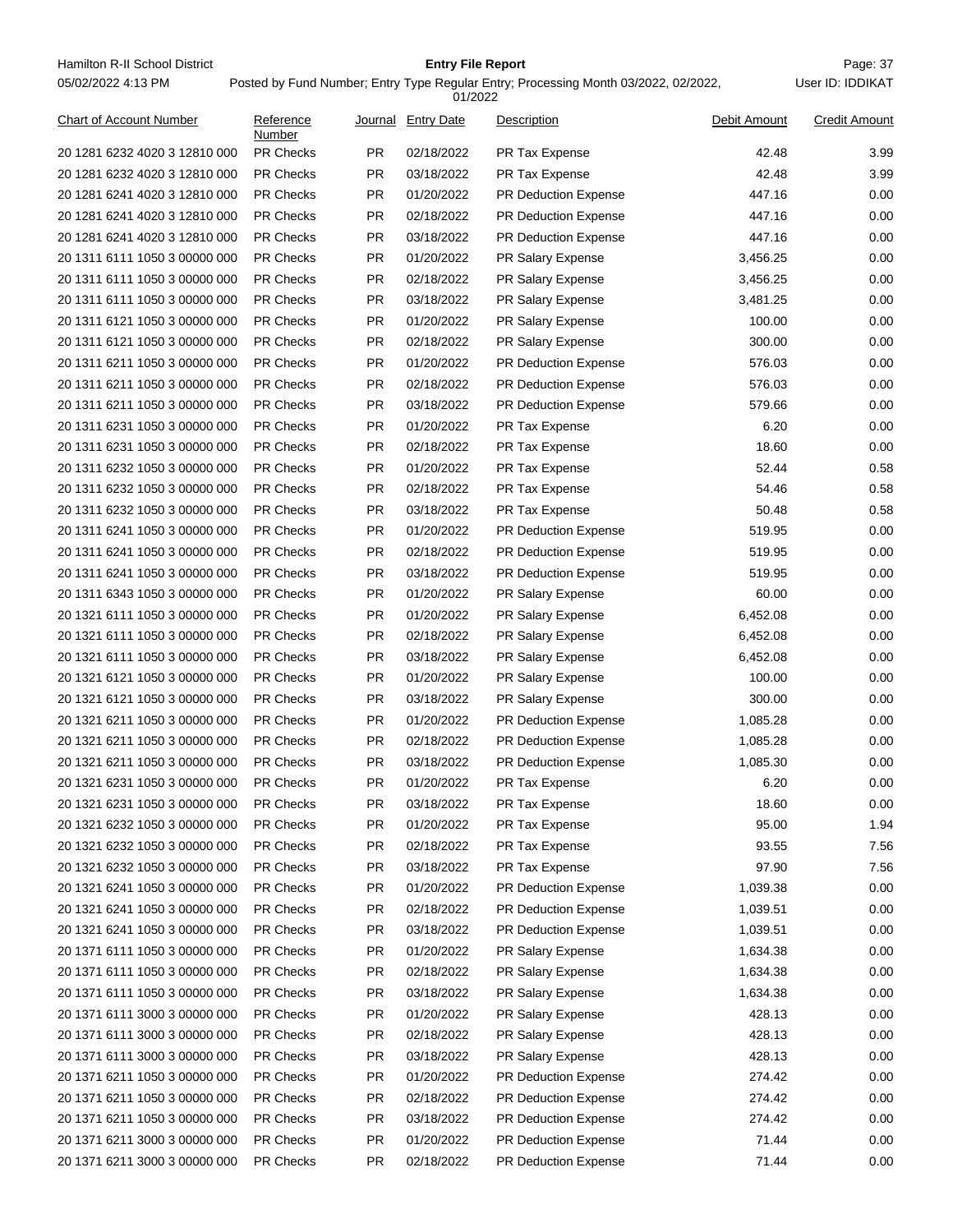| Chart of Account Number | Reference Number | Journal | Entry Date | Description | Debit Amount | Credit Amount |
|---|---|---|---|---|---|---|
| 20 1281 6232 4020 3 12810 000 | PR Checks | PR | 02/18/2022 | PR Tax Expense | 42.48 | 3.99 |
| 20 1281 6232 4020 3 12810 000 | PR Checks | PR | 03/18/2022 | PR Tax Expense | 42.48 | 3.99 |
| 20 1281 6241 4020 3 12810 000 | PR Checks | PR | 01/20/2022 | PR Deduction Expense | 447.16 | 0.00 |
| 20 1281 6241 4020 3 12810 000 | PR Checks | PR | 02/18/2022 | PR Deduction Expense | 447.16 | 0.00 |
| 20 1281 6241 4020 3 12810 000 | PR Checks | PR | 03/18/2022 | PR Deduction Expense | 447.16 | 0.00 |
| 20 1311 6111 1050 3 00000 000 | PR Checks | PR | 01/20/2022 | PR Salary Expense | 3,456.25 | 0.00 |
| 20 1311 6111 1050 3 00000 000 | PR Checks | PR | 02/18/2022 | PR Salary Expense | 3,456.25 | 0.00 |
| 20 1311 6111 1050 3 00000 000 | PR Checks | PR | 03/18/2022 | PR Salary Expense | 3,481.25 | 0.00 |
| 20 1311 6121 1050 3 00000 000 | PR Checks | PR | 01/20/2022 | PR Salary Expense | 100.00 | 0.00 |
| 20 1311 6121 1050 3 00000 000 | PR Checks | PR | 02/18/2022 | PR Salary Expense | 300.00 | 0.00 |
| 20 1311 6211 1050 3 00000 000 | PR Checks | PR | 01/20/2022 | PR Deduction Expense | 576.03 | 0.00 |
| 20 1311 6211 1050 3 00000 000 | PR Checks | PR | 02/18/2022 | PR Deduction Expense | 576.03 | 0.00 |
| 20 1311 6211 1050 3 00000 000 | PR Checks | PR | 03/18/2022 | PR Deduction Expense | 579.66 | 0.00 |
| 20 1311 6231 1050 3 00000 000 | PR Checks | PR | 01/20/2022 | PR Tax Expense | 6.20 | 0.00 |
| 20 1311 6231 1050 3 00000 000 | PR Checks | PR | 02/18/2022 | PR Tax Expense | 18.60 | 0.00 |
| 20 1311 6232 1050 3 00000 000 | PR Checks | PR | 01/20/2022 | PR Tax Expense | 52.44 | 0.58 |
| 20 1311 6232 1050 3 00000 000 | PR Checks | PR | 02/18/2022 | PR Tax Expense | 54.46 | 0.58 |
| 20 1311 6232 1050 3 00000 000 | PR Checks | PR | 03/18/2022 | PR Tax Expense | 50.48 | 0.58 |
| 20 1311 6241 1050 3 00000 000 | PR Checks | PR | 01/20/2022 | PR Deduction Expense | 519.95 | 0.00 |
| 20 1311 6241 1050 3 00000 000 | PR Checks | PR | 02/18/2022 | PR Deduction Expense | 519.95 | 0.00 |
| 20 1311 6241 1050 3 00000 000 | PR Checks | PR | 03/18/2022 | PR Deduction Expense | 519.95 | 0.00 |
| 20 1311 6343 1050 3 00000 000 | PR Checks | PR | 01/20/2022 | PR Salary Expense | 60.00 | 0.00 |
| 20 1321 6111 1050 3 00000 000 | PR Checks | PR | 01/20/2022 | PR Salary Expense | 6,452.08 | 0.00 |
| 20 1321 6111 1050 3 00000 000 | PR Checks | PR | 02/18/2022 | PR Salary Expense | 6,452.08 | 0.00 |
| 20 1321 6111 1050 3 00000 000 | PR Checks | PR | 03/18/2022 | PR Salary Expense | 6,452.08 | 0.00 |
| 20 1321 6121 1050 3 00000 000 | PR Checks | PR | 01/20/2022 | PR Salary Expense | 100.00 | 0.00 |
| 20 1321 6121 1050 3 00000 000 | PR Checks | PR | 03/18/2022 | PR Salary Expense | 300.00 | 0.00 |
| 20 1321 6211 1050 3 00000 000 | PR Checks | PR | 01/20/2022 | PR Deduction Expense | 1,085.28 | 0.00 |
| 20 1321 6211 1050 3 00000 000 | PR Checks | PR | 02/18/2022 | PR Deduction Expense | 1,085.28 | 0.00 |
| 20 1321 6211 1050 3 00000 000 | PR Checks | PR | 03/18/2022 | PR Deduction Expense | 1,085.30 | 0.00 |
| 20 1321 6231 1050 3 00000 000 | PR Checks | PR | 01/20/2022 | PR Tax Expense | 6.20 | 0.00 |
| 20 1321 6231 1050 3 00000 000 | PR Checks | PR | 03/18/2022 | PR Tax Expense | 18.60 | 0.00 |
| 20 1321 6232 1050 3 00000 000 | PR Checks | PR | 01/20/2022 | PR Tax Expense | 95.00 | 1.94 |
| 20 1321 6232 1050 3 00000 000 | PR Checks | PR | 02/18/2022 | PR Tax Expense | 93.55 | 7.56 |
| 20 1321 6232 1050 3 00000 000 | PR Checks | PR | 03/18/2022 | PR Tax Expense | 97.90 | 7.56 |
| 20 1321 6241 1050 3 00000 000 | PR Checks | PR | 01/20/2022 | PR Deduction Expense | 1,039.38 | 0.00 |
| 20 1321 6241 1050 3 00000 000 | PR Checks | PR | 02/18/2022 | PR Deduction Expense | 1,039.51 | 0.00 |
| 20 1321 6241 1050 3 00000 000 | PR Checks | PR | 03/18/2022 | PR Deduction Expense | 1,039.51 | 0.00 |
| 20 1371 6111 1050 3 00000 000 | PR Checks | PR | 01/20/2022 | PR Salary Expense | 1,634.38 | 0.00 |
| 20 1371 6111 1050 3 00000 000 | PR Checks | PR | 02/18/2022 | PR Salary Expense | 1,634.38 | 0.00 |
| 20 1371 6111 1050 3 00000 000 | PR Checks | PR | 03/18/2022 | PR Salary Expense | 1,634.38 | 0.00 |
| 20 1371 6111 3000 3 00000 000 | PR Checks | PR | 01/20/2022 | PR Salary Expense | 428.13 | 0.00 |
| 20 1371 6111 3000 3 00000 000 | PR Checks | PR | 02/18/2022 | PR Salary Expense | 428.13 | 0.00 |
| 20 1371 6111 3000 3 00000 000 | PR Checks | PR | 03/18/2022 | PR Salary Expense | 428.13 | 0.00 |
| 20 1371 6211 1050 3 00000 000 | PR Checks | PR | 01/20/2022 | PR Deduction Expense | 274.42 | 0.00 |
| 20 1371 6211 1050 3 00000 000 | PR Checks | PR | 02/18/2022 | PR Deduction Expense | 274.42 | 0.00 |
| 20 1371 6211 1050 3 00000 000 | PR Checks | PR | 03/18/2022 | PR Deduction Expense | 274.42 | 0.00 |
| 20 1371 6211 3000 3 00000 000 | PR Checks | PR | 01/20/2022 | PR Deduction Expense | 71.44 | 0.00 |
| 20 1371 6211 3000 3 00000 000 | PR Checks | PR | 02/18/2022 | PR Deduction Expense | 71.44 | 0.00 |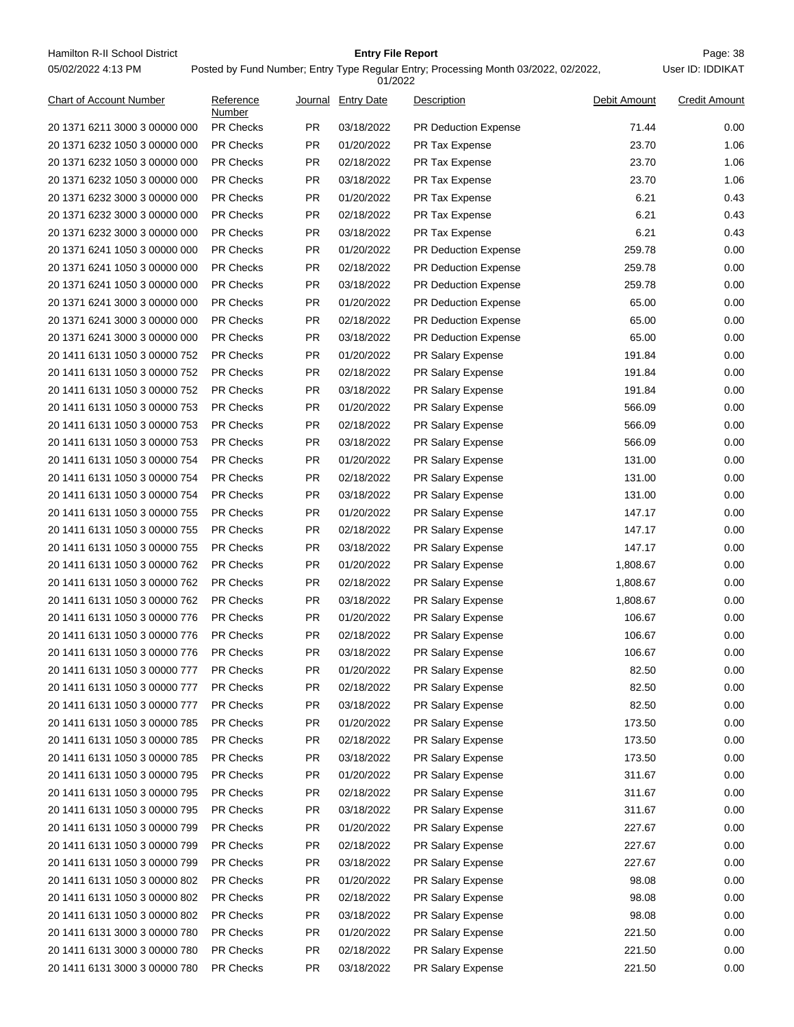| Chart of Account Number | Reference Number | Journal | Entry Date | Description | Debit Amount | Credit Amount |
|---|---|---|---|---|---|---|
| 20 1371 6211 3000 3 00000 000 | PR Checks | PR | 03/18/2022 | PR Deduction Expense | 71.44 | 0.00 |
| 20 1371 6232 1050 3 00000 000 | PR Checks | PR | 01/20/2022 | PR Tax Expense | 23.70 | 1.06 |
| 20 1371 6232 1050 3 00000 000 | PR Checks | PR | 02/18/2022 | PR Tax Expense | 23.70 | 1.06 |
| 20 1371 6232 1050 3 00000 000 | PR Checks | PR | 03/18/2022 | PR Tax Expense | 23.70 | 1.06 |
| 20 1371 6232 3000 3 00000 000 | PR Checks | PR | 01/20/2022 | PR Tax Expense | 6.21 | 0.43 |
| 20 1371 6232 3000 3 00000 000 | PR Checks | PR | 02/18/2022 | PR Tax Expense | 6.21 | 0.43 |
| 20 1371 6232 3000 3 00000 000 | PR Checks | PR | 03/18/2022 | PR Tax Expense | 6.21 | 0.43 |
| 20 1371 6241 1050 3 00000 000 | PR Checks | PR | 01/20/2022 | PR Deduction Expense | 259.78 | 0.00 |
| 20 1371 6241 1050 3 00000 000 | PR Checks | PR | 02/18/2022 | PR Deduction Expense | 259.78 | 0.00 |
| 20 1371 6241 1050 3 00000 000 | PR Checks | PR | 03/18/2022 | PR Deduction Expense | 259.78 | 0.00 |
| 20 1371 6241 3000 3 00000 000 | PR Checks | PR | 01/20/2022 | PR Deduction Expense | 65.00 | 0.00 |
| 20 1371 6241 3000 3 00000 000 | PR Checks | PR | 02/18/2022 | PR Deduction Expense | 65.00 | 0.00 |
| 20 1371 6241 3000 3 00000 000 | PR Checks | PR | 03/18/2022 | PR Deduction Expense | 65.00 | 0.00 |
| 20 1411 6131 1050 3 00000 752 | PR Checks | PR | 01/20/2022 | PR Salary Expense | 191.84 | 0.00 |
| 20 1411 6131 1050 3 00000 752 | PR Checks | PR | 02/18/2022 | PR Salary Expense | 191.84 | 0.00 |
| 20 1411 6131 1050 3 00000 752 | PR Checks | PR | 03/18/2022 | PR Salary Expense | 191.84 | 0.00 |
| 20 1411 6131 1050 3 00000 753 | PR Checks | PR | 01/20/2022 | PR Salary Expense | 566.09 | 0.00 |
| 20 1411 6131 1050 3 00000 753 | PR Checks | PR | 02/18/2022 | PR Salary Expense | 566.09 | 0.00 |
| 20 1411 6131 1050 3 00000 753 | PR Checks | PR | 03/18/2022 | PR Salary Expense | 566.09 | 0.00 |
| 20 1411 6131 1050 3 00000 754 | PR Checks | PR | 01/20/2022 | PR Salary Expense | 131.00 | 0.00 |
| 20 1411 6131 1050 3 00000 754 | PR Checks | PR | 02/18/2022 | PR Salary Expense | 131.00 | 0.00 |
| 20 1411 6131 1050 3 00000 754 | PR Checks | PR | 03/18/2022 | PR Salary Expense | 131.00 | 0.00 |
| 20 1411 6131 1050 3 00000 755 | PR Checks | PR | 01/20/2022 | PR Salary Expense | 147.17 | 0.00 |
| 20 1411 6131 1050 3 00000 755 | PR Checks | PR | 02/18/2022 | PR Salary Expense | 147.17 | 0.00 |
| 20 1411 6131 1050 3 00000 755 | PR Checks | PR | 03/18/2022 | PR Salary Expense | 147.17 | 0.00 |
| 20 1411 6131 1050 3 00000 762 | PR Checks | PR | 01/20/2022 | PR Salary Expense | 1,808.67 | 0.00 |
| 20 1411 6131 1050 3 00000 762 | PR Checks | PR | 02/18/2022 | PR Salary Expense | 1,808.67 | 0.00 |
| 20 1411 6131 1050 3 00000 762 | PR Checks | PR | 03/18/2022 | PR Salary Expense | 1,808.67 | 0.00 |
| 20 1411 6131 1050 3 00000 776 | PR Checks | PR | 01/20/2022 | PR Salary Expense | 106.67 | 0.00 |
| 20 1411 6131 1050 3 00000 776 | PR Checks | PR | 02/18/2022 | PR Salary Expense | 106.67 | 0.00 |
| 20 1411 6131 1050 3 00000 776 | PR Checks | PR | 03/18/2022 | PR Salary Expense | 106.67 | 0.00 |
| 20 1411 6131 1050 3 00000 777 | PR Checks | PR | 01/20/2022 | PR Salary Expense | 82.50 | 0.00 |
| 20 1411 6131 1050 3 00000 777 | PR Checks | PR | 02/18/2022 | PR Salary Expense | 82.50 | 0.00 |
| 20 1411 6131 1050 3 00000 777 | PR Checks | PR | 03/18/2022 | PR Salary Expense | 82.50 | 0.00 |
| 20 1411 6131 1050 3 00000 785 | PR Checks | PR | 01/20/2022 | PR Salary Expense | 173.50 | 0.00 |
| 20 1411 6131 1050 3 00000 785 | PR Checks | PR | 02/18/2022 | PR Salary Expense | 173.50 | 0.00 |
| 20 1411 6131 1050 3 00000 785 | PR Checks | PR | 03/18/2022 | PR Salary Expense | 173.50 | 0.00 |
| 20 1411 6131 1050 3 00000 795 | PR Checks | PR | 01/20/2022 | PR Salary Expense | 311.67 | 0.00 |
| 20 1411 6131 1050 3 00000 795 | PR Checks | PR | 02/18/2022 | PR Salary Expense | 311.67 | 0.00 |
| 20 1411 6131 1050 3 00000 795 | PR Checks | PR | 03/18/2022 | PR Salary Expense | 311.67 | 0.00 |
| 20 1411 6131 1050 3 00000 799 | PR Checks | PR | 01/20/2022 | PR Salary Expense | 227.67 | 0.00 |
| 20 1411 6131 1050 3 00000 799 | PR Checks | PR | 02/18/2022 | PR Salary Expense | 227.67 | 0.00 |
| 20 1411 6131 1050 3 00000 799 | PR Checks | PR | 03/18/2022 | PR Salary Expense | 227.67 | 0.00 |
| 20 1411 6131 1050 3 00000 802 | PR Checks | PR | 01/20/2022 | PR Salary Expense | 98.08 | 0.00 |
| 20 1411 6131 1050 3 00000 802 | PR Checks | PR | 02/18/2022 | PR Salary Expense | 98.08 | 0.00 |
| 20 1411 6131 1050 3 00000 802 | PR Checks | PR | 03/18/2022 | PR Salary Expense | 98.08 | 0.00 |
| 20 1411 6131 3000 3 00000 780 | PR Checks | PR | 01/20/2022 | PR Salary Expense | 221.50 | 0.00 |
| 20 1411 6131 3000 3 00000 780 | PR Checks | PR | 02/18/2022 | PR Salary Expense | 221.50 | 0.00 |
| 20 1411 6131 3000 3 00000 780 | PR Checks | PR | 03/18/2022 | PR Salary Expense | 221.50 | 0.00 |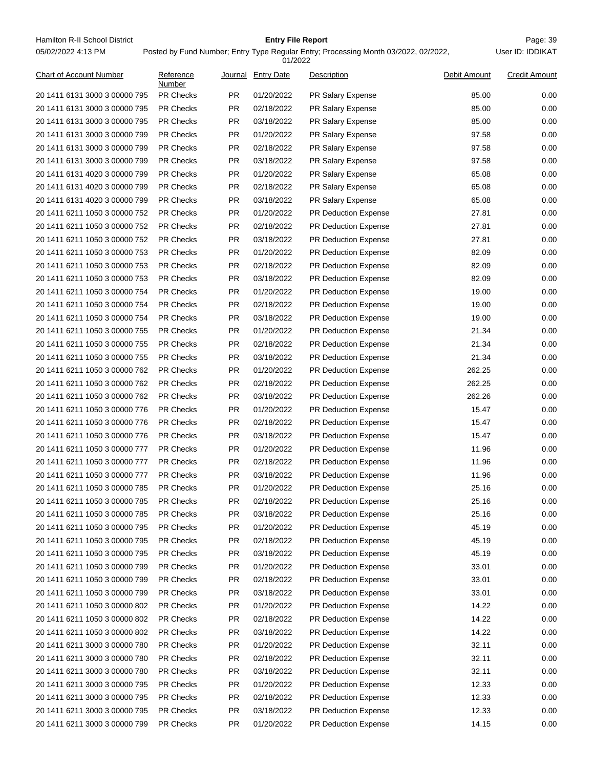| Chart of Account Number | Reference Number | Journal | Entry Date | Description | Debit Amount | Credit Amount |
|---|---|---|---|---|---|---|
| 20 1411 6131 3000 3 00000 795 | PR Checks | PR | 01/20/2022 | PR Salary Expense | 85.00 | 0.00 |
| 20 1411 6131 3000 3 00000 795 | PR Checks | PR | 02/18/2022 | PR Salary Expense | 85.00 | 0.00 |
| 20 1411 6131 3000 3 00000 795 | PR Checks | PR | 03/18/2022 | PR Salary Expense | 85.00 | 0.00 |
| 20 1411 6131 3000 3 00000 799 | PR Checks | PR | 01/20/2022 | PR Salary Expense | 97.58 | 0.00 |
| 20 1411 6131 3000 3 00000 799 | PR Checks | PR | 02/18/2022 | PR Salary Expense | 97.58 | 0.00 |
| 20 1411 6131 3000 3 00000 799 | PR Checks | PR | 03/18/2022 | PR Salary Expense | 97.58 | 0.00 |
| 20 1411 6131 4020 3 00000 799 | PR Checks | PR | 01/20/2022 | PR Salary Expense | 65.08 | 0.00 |
| 20 1411 6131 4020 3 00000 799 | PR Checks | PR | 02/18/2022 | PR Salary Expense | 65.08 | 0.00 |
| 20 1411 6131 4020 3 00000 799 | PR Checks | PR | 03/18/2022 | PR Salary Expense | 65.08 | 0.00 |
| 20 1411 6211 1050 3 00000 752 | PR Checks | PR | 01/20/2022 | PR Deduction Expense | 27.81 | 0.00 |
| 20 1411 6211 1050 3 00000 752 | PR Checks | PR | 02/18/2022 | PR Deduction Expense | 27.81 | 0.00 |
| 20 1411 6211 1050 3 00000 752 | PR Checks | PR | 03/18/2022 | PR Deduction Expense | 27.81 | 0.00 |
| 20 1411 6211 1050 3 00000 753 | PR Checks | PR | 01/20/2022 | PR Deduction Expense | 82.09 | 0.00 |
| 20 1411 6211 1050 3 00000 753 | PR Checks | PR | 02/18/2022 | PR Deduction Expense | 82.09 | 0.00 |
| 20 1411 6211 1050 3 00000 753 | PR Checks | PR | 03/18/2022 | PR Deduction Expense | 82.09 | 0.00 |
| 20 1411 6211 1050 3 00000 754 | PR Checks | PR | 01/20/2022 | PR Deduction Expense | 19.00 | 0.00 |
| 20 1411 6211 1050 3 00000 754 | PR Checks | PR | 02/18/2022 | PR Deduction Expense | 19.00 | 0.00 |
| 20 1411 6211 1050 3 00000 754 | PR Checks | PR | 03/18/2022 | PR Deduction Expense | 19.00 | 0.00 |
| 20 1411 6211 1050 3 00000 755 | PR Checks | PR | 01/20/2022 | PR Deduction Expense | 21.34 | 0.00 |
| 20 1411 6211 1050 3 00000 755 | PR Checks | PR | 02/18/2022 | PR Deduction Expense | 21.34 | 0.00 |
| 20 1411 6211 1050 3 00000 755 | PR Checks | PR | 03/18/2022 | PR Deduction Expense | 21.34 | 0.00 |
| 20 1411 6211 1050 3 00000 762 | PR Checks | PR | 01/20/2022 | PR Deduction Expense | 262.25 | 0.00 |
| 20 1411 6211 1050 3 00000 762 | PR Checks | PR | 02/18/2022 | PR Deduction Expense | 262.25 | 0.00 |
| 20 1411 6211 1050 3 00000 762 | PR Checks | PR | 03/18/2022 | PR Deduction Expense | 262.26 | 0.00 |
| 20 1411 6211 1050 3 00000 776 | PR Checks | PR | 01/20/2022 | PR Deduction Expense | 15.47 | 0.00 |
| 20 1411 6211 1050 3 00000 776 | PR Checks | PR | 02/18/2022 | PR Deduction Expense | 15.47 | 0.00 |
| 20 1411 6211 1050 3 00000 776 | PR Checks | PR | 03/18/2022 | PR Deduction Expense | 15.47 | 0.00 |
| 20 1411 6211 1050 3 00000 777 | PR Checks | PR | 01/20/2022 | PR Deduction Expense | 11.96 | 0.00 |
| 20 1411 6211 1050 3 00000 777 | PR Checks | PR | 02/18/2022 | PR Deduction Expense | 11.96 | 0.00 |
| 20 1411 6211 1050 3 00000 777 | PR Checks | PR | 03/18/2022 | PR Deduction Expense | 11.96 | 0.00 |
| 20 1411 6211 1050 3 00000 785 | PR Checks | PR | 01/20/2022 | PR Deduction Expense | 25.16 | 0.00 |
| 20 1411 6211 1050 3 00000 785 | PR Checks | PR | 02/18/2022 | PR Deduction Expense | 25.16 | 0.00 |
| 20 1411 6211 1050 3 00000 785 | PR Checks | PR | 03/18/2022 | PR Deduction Expense | 25.16 | 0.00 |
| 20 1411 6211 1050 3 00000 795 | PR Checks | PR | 01/20/2022 | PR Deduction Expense | 45.19 | 0.00 |
| 20 1411 6211 1050 3 00000 795 | PR Checks | PR | 02/18/2022 | PR Deduction Expense | 45.19 | 0.00 |
| 20 1411 6211 1050 3 00000 795 | PR Checks | PR | 03/18/2022 | PR Deduction Expense | 45.19 | 0.00 |
| 20 1411 6211 1050 3 00000 799 | PR Checks | PR | 01/20/2022 | PR Deduction Expense | 33.01 | 0.00 |
| 20 1411 6211 1050 3 00000 799 | PR Checks | PR | 02/18/2022 | PR Deduction Expense | 33.01 | 0.00 |
| 20 1411 6211 1050 3 00000 799 | PR Checks | PR | 03/18/2022 | PR Deduction Expense | 33.01 | 0.00 |
| 20 1411 6211 1050 3 00000 802 | PR Checks | PR | 01/20/2022 | PR Deduction Expense | 14.22 | 0.00 |
| 20 1411 6211 1050 3 00000 802 | PR Checks | PR | 02/18/2022 | PR Deduction Expense | 14.22 | 0.00 |
| 20 1411 6211 1050 3 00000 802 | PR Checks | PR | 03/18/2022 | PR Deduction Expense | 14.22 | 0.00 |
| 20 1411 6211 3000 3 00000 780 | PR Checks | PR | 01/20/2022 | PR Deduction Expense | 32.11 | 0.00 |
| 20 1411 6211 3000 3 00000 780 | PR Checks | PR | 02/18/2022 | PR Deduction Expense | 32.11 | 0.00 |
| 20 1411 6211 3000 3 00000 780 | PR Checks | PR | 03/18/2022 | PR Deduction Expense | 32.11 | 0.00 |
| 20 1411 6211 3000 3 00000 795 | PR Checks | PR | 01/20/2022 | PR Deduction Expense | 12.33 | 0.00 |
| 20 1411 6211 3000 3 00000 795 | PR Checks | PR | 02/18/2022 | PR Deduction Expense | 12.33 | 0.00 |
| 20 1411 6211 3000 3 00000 795 | PR Checks | PR | 03/18/2022 | PR Deduction Expense | 12.33 | 0.00 |
| 20 1411 6211 3000 3 00000 799 | PR Checks | PR | 01/20/2022 | PR Deduction Expense | 14.15 | 0.00 |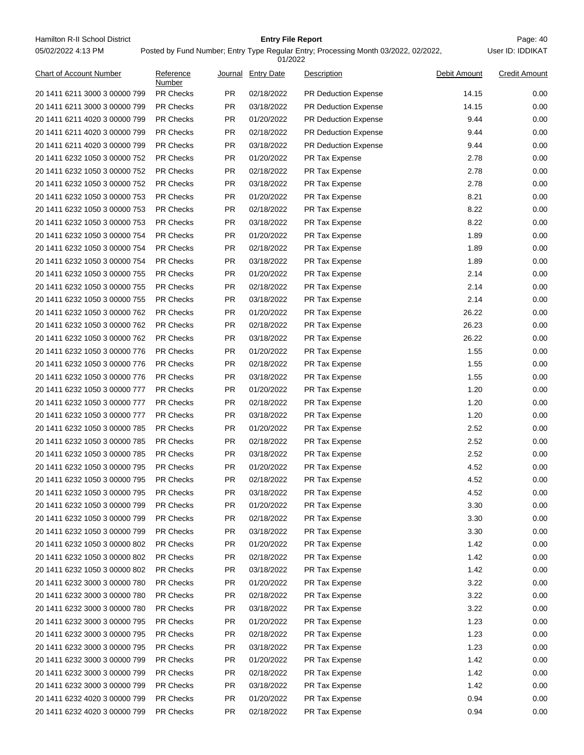| Chart of Account Number | Reference Number | Journal | Entry Date | Description | Debit Amount | Credit Amount |
|---|---|---|---|---|---|---|
| 20 1411 6211 3000 3 00000 799 | PR Checks | PR | 02/18/2022 | PR Deduction Expense | 14.15 | 0.00 |
| 20 1411 6211 3000 3 00000 799 | PR Checks | PR | 03/18/2022 | PR Deduction Expense | 14.15 | 0.00 |
| 20 1411 6211 4020 3 00000 799 | PR Checks | PR | 01/20/2022 | PR Deduction Expense | 9.44 | 0.00 |
| 20 1411 6211 4020 3 00000 799 | PR Checks | PR | 02/18/2022 | PR Deduction Expense | 9.44 | 0.00 |
| 20 1411 6211 4020 3 00000 799 | PR Checks | PR | 03/18/2022 | PR Deduction Expense | 9.44 | 0.00 |
| 20 1411 6232 1050 3 00000 752 | PR Checks | PR | 01/20/2022 | PR Tax Expense | 2.78 | 0.00 |
| 20 1411 6232 1050 3 00000 752 | PR Checks | PR | 02/18/2022 | PR Tax Expense | 2.78 | 0.00 |
| 20 1411 6232 1050 3 00000 752 | PR Checks | PR | 03/18/2022 | PR Tax Expense | 2.78 | 0.00 |
| 20 1411 6232 1050 3 00000 753 | PR Checks | PR | 01/20/2022 | PR Tax Expense | 8.21 | 0.00 |
| 20 1411 6232 1050 3 00000 753 | PR Checks | PR | 02/18/2022 | PR Tax Expense | 8.22 | 0.00 |
| 20 1411 6232 1050 3 00000 753 | PR Checks | PR | 03/18/2022 | PR Tax Expense | 8.22 | 0.00 |
| 20 1411 6232 1050 3 00000 754 | PR Checks | PR | 01/20/2022 | PR Tax Expense | 1.89 | 0.00 |
| 20 1411 6232 1050 3 00000 754 | PR Checks | PR | 02/18/2022 | PR Tax Expense | 1.89 | 0.00 |
| 20 1411 6232 1050 3 00000 754 | PR Checks | PR | 03/18/2022 | PR Tax Expense | 1.89 | 0.00 |
| 20 1411 6232 1050 3 00000 755 | PR Checks | PR | 01/20/2022 | PR Tax Expense | 2.14 | 0.00 |
| 20 1411 6232 1050 3 00000 755 | PR Checks | PR | 02/18/2022 | PR Tax Expense | 2.14 | 0.00 |
| 20 1411 6232 1050 3 00000 755 | PR Checks | PR | 03/18/2022 | PR Tax Expense | 2.14 | 0.00 |
| 20 1411 6232 1050 3 00000 762 | PR Checks | PR | 01/20/2022 | PR Tax Expense | 26.22 | 0.00 |
| 20 1411 6232 1050 3 00000 762 | PR Checks | PR | 02/18/2022 | PR Tax Expense | 26.23 | 0.00 |
| 20 1411 6232 1050 3 00000 762 | PR Checks | PR | 03/18/2022 | PR Tax Expense | 26.22 | 0.00 |
| 20 1411 6232 1050 3 00000 776 | PR Checks | PR | 01/20/2022 | PR Tax Expense | 1.55 | 0.00 |
| 20 1411 6232 1050 3 00000 776 | PR Checks | PR | 02/18/2022 | PR Tax Expense | 1.55 | 0.00 |
| 20 1411 6232 1050 3 00000 776 | PR Checks | PR | 03/18/2022 | PR Tax Expense | 1.55 | 0.00 |
| 20 1411 6232 1050 3 00000 777 | PR Checks | PR | 01/20/2022 | PR Tax Expense | 1.20 | 0.00 |
| 20 1411 6232 1050 3 00000 777 | PR Checks | PR | 02/18/2022 | PR Tax Expense | 1.20 | 0.00 |
| 20 1411 6232 1050 3 00000 777 | PR Checks | PR | 03/18/2022 | PR Tax Expense | 1.20 | 0.00 |
| 20 1411 6232 1050 3 00000 785 | PR Checks | PR | 01/20/2022 | PR Tax Expense | 2.52 | 0.00 |
| 20 1411 6232 1050 3 00000 785 | PR Checks | PR | 02/18/2022 | PR Tax Expense | 2.52 | 0.00 |
| 20 1411 6232 1050 3 00000 785 | PR Checks | PR | 03/18/2022 | PR Tax Expense | 2.52 | 0.00 |
| 20 1411 6232 1050 3 00000 795 | PR Checks | PR | 01/20/2022 | PR Tax Expense | 4.52 | 0.00 |
| 20 1411 6232 1050 3 00000 795 | PR Checks | PR | 02/18/2022 | PR Tax Expense | 4.52 | 0.00 |
| 20 1411 6232 1050 3 00000 795 | PR Checks | PR | 03/18/2022 | PR Tax Expense | 4.52 | 0.00 |
| 20 1411 6232 1050 3 00000 799 | PR Checks | PR | 01/20/2022 | PR Tax Expense | 3.30 | 0.00 |
| 20 1411 6232 1050 3 00000 799 | PR Checks | PR | 02/18/2022 | PR Tax Expense | 3.30 | 0.00 |
| 20 1411 6232 1050 3 00000 799 | PR Checks | PR | 03/18/2022 | PR Tax Expense | 3.30 | 0.00 |
| 20 1411 6232 1050 3 00000 802 | PR Checks | PR | 01/20/2022 | PR Tax Expense | 1.42 | 0.00 |
| 20 1411 6232 1050 3 00000 802 | PR Checks | PR | 02/18/2022 | PR Tax Expense | 1.42 | 0.00 |
| 20 1411 6232 1050 3 00000 802 | PR Checks | PR | 03/18/2022 | PR Tax Expense | 1.42 | 0.00 |
| 20 1411 6232 3000 3 00000 780 | PR Checks | PR | 01/20/2022 | PR Tax Expense | 3.22 | 0.00 |
| 20 1411 6232 3000 3 00000 780 | PR Checks | PR | 02/18/2022 | PR Tax Expense | 3.22 | 0.00 |
| 20 1411 6232 3000 3 00000 780 | PR Checks | PR | 03/18/2022 | PR Tax Expense | 3.22 | 0.00 |
| 20 1411 6232 3000 3 00000 795 | PR Checks | PR | 01/20/2022 | PR Tax Expense | 1.23 | 0.00 |
| 20 1411 6232 3000 3 00000 795 | PR Checks | PR | 02/18/2022 | PR Tax Expense | 1.23 | 0.00 |
| 20 1411 6232 3000 3 00000 795 | PR Checks | PR | 03/18/2022 | PR Tax Expense | 1.23 | 0.00 |
| 20 1411 6232 3000 3 00000 799 | PR Checks | PR | 01/20/2022 | PR Tax Expense | 1.42 | 0.00 |
| 20 1411 6232 3000 3 00000 799 | PR Checks | PR | 02/18/2022 | PR Tax Expense | 1.42 | 0.00 |
| 20 1411 6232 3000 3 00000 799 | PR Checks | PR | 03/18/2022 | PR Tax Expense | 1.42 | 0.00 |
| 20 1411 6232 4020 3 00000 799 | PR Checks | PR | 01/20/2022 | PR Tax Expense | 0.94 | 0.00 |
| 20 1411 6232 4020 3 00000 799 | PR Checks | PR | 02/18/2022 | PR Tax Expense | 0.94 | 0.00 |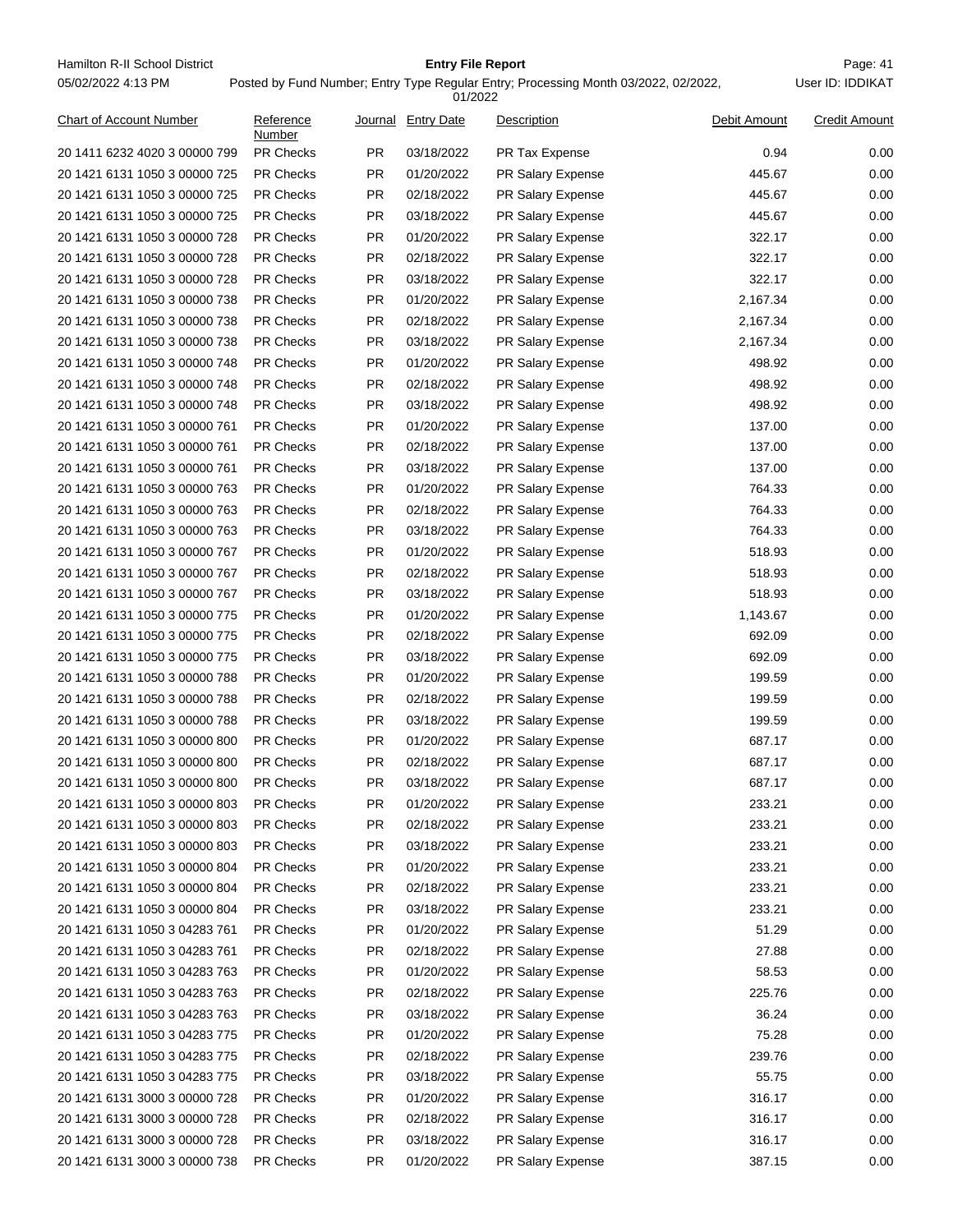Hamilton R-II School District

05/02/2022 4:13 PM

**Entry File Report**

Posted by Fund Number; Entry Type Regular Entry; Processing Month 03/2022, 02/2022, 01/2022

User ID: IDDIKAT

| Chart of Account Number | Reference Number | Journal | Entry Date | Description | Debit Amount | Credit Amount |
|---|---|---|---|---|---|---|
| 20 1411 6232 4020 3 00000 799 | PR Checks | PR | 03/18/2022 | PR Tax Expense | 0.94 | 0.00 |
| 20 1421 6131 1050 3 00000 725 | PR Checks | PR | 01/20/2022 | PR Salary Expense | 445.67 | 0.00 |
| 20 1421 6131 1050 3 00000 725 | PR Checks | PR | 02/18/2022 | PR Salary Expense | 445.67 | 0.00 |
| 20 1421 6131 1050 3 00000 725 | PR Checks | PR | 03/18/2022 | PR Salary Expense | 445.67 | 0.00 |
| 20 1421 6131 1050 3 00000 728 | PR Checks | PR | 01/20/2022 | PR Salary Expense | 322.17 | 0.00 |
| 20 1421 6131 1050 3 00000 728 | PR Checks | PR | 02/18/2022 | PR Salary Expense | 322.17 | 0.00 |
| 20 1421 6131 1050 3 00000 728 | PR Checks | PR | 03/18/2022 | PR Salary Expense | 322.17 | 0.00 |
| 20 1421 6131 1050 3 00000 738 | PR Checks | PR | 01/20/2022 | PR Salary Expense | 2,167.34 | 0.00 |
| 20 1421 6131 1050 3 00000 738 | PR Checks | PR | 02/18/2022 | PR Salary Expense | 2,167.34 | 0.00 |
| 20 1421 6131 1050 3 00000 738 | PR Checks | PR | 03/18/2022 | PR Salary Expense | 2,167.34 | 0.00 |
| 20 1421 6131 1050 3 00000 748 | PR Checks | PR | 01/20/2022 | PR Salary Expense | 498.92 | 0.00 |
| 20 1421 6131 1050 3 00000 748 | PR Checks | PR | 02/18/2022 | PR Salary Expense | 498.92 | 0.00 |
| 20 1421 6131 1050 3 00000 748 | PR Checks | PR | 03/18/2022 | PR Salary Expense | 498.92 | 0.00 |
| 20 1421 6131 1050 3 00000 761 | PR Checks | PR | 01/20/2022 | PR Salary Expense | 137.00 | 0.00 |
| 20 1421 6131 1050 3 00000 761 | PR Checks | PR | 02/18/2022 | PR Salary Expense | 137.00 | 0.00 |
| 20 1421 6131 1050 3 00000 761 | PR Checks | PR | 03/18/2022 | PR Salary Expense | 137.00 | 0.00 |
| 20 1421 6131 1050 3 00000 763 | PR Checks | PR | 01/20/2022 | PR Salary Expense | 764.33 | 0.00 |
| 20 1421 6131 1050 3 00000 763 | PR Checks | PR | 02/18/2022 | PR Salary Expense | 764.33 | 0.00 |
| 20 1421 6131 1050 3 00000 763 | PR Checks | PR | 03/18/2022 | PR Salary Expense | 764.33 | 0.00 |
| 20 1421 6131 1050 3 00000 767 | PR Checks | PR | 01/20/2022 | PR Salary Expense | 518.93 | 0.00 |
| 20 1421 6131 1050 3 00000 767 | PR Checks | PR | 02/18/2022 | PR Salary Expense | 518.93 | 0.00 |
| 20 1421 6131 1050 3 00000 767 | PR Checks | PR | 03/18/2022 | PR Salary Expense | 518.93 | 0.00 |
| 20 1421 6131 1050 3 00000 775 | PR Checks | PR | 01/20/2022 | PR Salary Expense | 1,143.67 | 0.00 |
| 20 1421 6131 1050 3 00000 775 | PR Checks | PR | 02/18/2022 | PR Salary Expense | 692.09 | 0.00 |
| 20 1421 6131 1050 3 00000 775 | PR Checks | PR | 03/18/2022 | PR Salary Expense | 692.09 | 0.00 |
| 20 1421 6131 1050 3 00000 788 | PR Checks | PR | 01/20/2022 | PR Salary Expense | 199.59 | 0.00 |
| 20 1421 6131 1050 3 00000 788 | PR Checks | PR | 02/18/2022 | PR Salary Expense | 199.59 | 0.00 |
| 20 1421 6131 1050 3 00000 788 | PR Checks | PR | 03/18/2022 | PR Salary Expense | 199.59 | 0.00 |
| 20 1421 6131 1050 3 00000 800 | PR Checks | PR | 01/20/2022 | PR Salary Expense | 687.17 | 0.00 |
| 20 1421 6131 1050 3 00000 800 | PR Checks | PR | 02/18/2022 | PR Salary Expense | 687.17 | 0.00 |
| 20 1421 6131 1050 3 00000 800 | PR Checks | PR | 03/18/2022 | PR Salary Expense | 687.17 | 0.00 |
| 20 1421 6131 1050 3 00000 803 | PR Checks | PR | 01/20/2022 | PR Salary Expense | 233.21 | 0.00 |
| 20 1421 6131 1050 3 00000 803 | PR Checks | PR | 02/18/2022 | PR Salary Expense | 233.21 | 0.00 |
| 20 1421 6131 1050 3 00000 803 | PR Checks | PR | 03/18/2022 | PR Salary Expense | 233.21 | 0.00 |
| 20 1421 6131 1050 3 00000 804 | PR Checks | PR | 01/20/2022 | PR Salary Expense | 233.21 | 0.00 |
| 20 1421 6131 1050 3 00000 804 | PR Checks | PR | 02/18/2022 | PR Salary Expense | 233.21 | 0.00 |
| 20 1421 6131 1050 3 00000 804 | PR Checks | PR | 03/18/2022 | PR Salary Expense | 233.21 | 0.00 |
| 20 1421 6131 1050 3 04283 761 | PR Checks | PR | 01/20/2022 | PR Salary Expense | 51.29 | 0.00 |
| 20 1421 6131 1050 3 04283 761 | PR Checks | PR | 02/18/2022 | PR Salary Expense | 27.88 | 0.00 |
| 20 1421 6131 1050 3 04283 763 | PR Checks | PR | 01/20/2022 | PR Salary Expense | 58.53 | 0.00 |
| 20 1421 6131 1050 3 04283 763 | PR Checks | PR | 02/18/2022 | PR Salary Expense | 225.76 | 0.00 |
| 20 1421 6131 1050 3 04283 763 | PR Checks | PR | 03/18/2022 | PR Salary Expense | 36.24 | 0.00 |
| 20 1421 6131 1050 3 04283 775 | PR Checks | PR | 01/20/2022 | PR Salary Expense | 75.28 | 0.00 |
| 20 1421 6131 1050 3 04283 775 | PR Checks | PR | 02/18/2022 | PR Salary Expense | 239.76 | 0.00 |
| 20 1421 6131 1050 3 04283 775 | PR Checks | PR | 03/18/2022 | PR Salary Expense | 55.75 | 0.00 |
| 20 1421 6131 3000 3 00000 728 | PR Checks | PR | 01/20/2022 | PR Salary Expense | 316.17 | 0.00 |
| 20 1421 6131 3000 3 00000 728 | PR Checks | PR | 02/18/2022 | PR Salary Expense | 316.17 | 0.00 |
| 20 1421 6131 3000 3 00000 728 | PR Checks | PR | 03/18/2022 | PR Salary Expense | 316.17 | 0.00 |
| 20 1421 6131 3000 3 00000 738 | PR Checks | PR | 01/20/2022 | PR Salary Expense | 387.15 | 0.00 |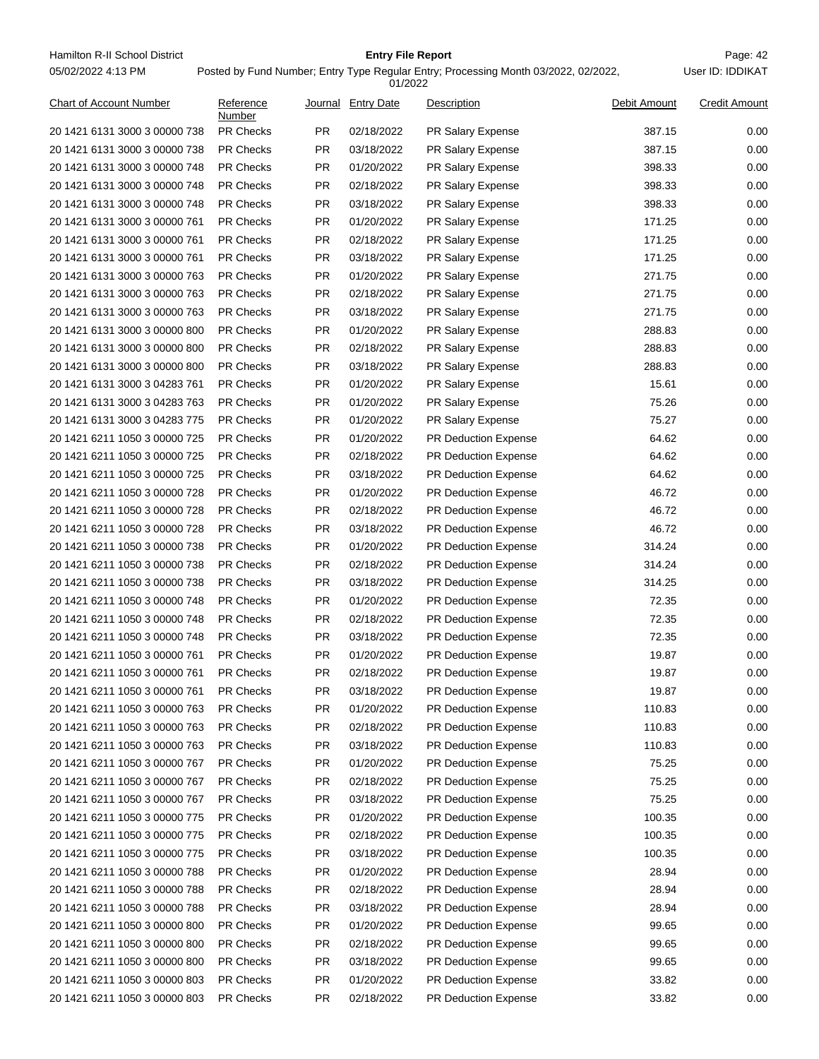| Chart of Account Number | Reference Number | Journal | Entry Date | Description | Debit Amount | Credit Amount |
|---|---|---|---|---|---|---|
| 20 1421 6131 3000 3 00000 738 | PR Checks | PR | 02/18/2022 | PR Salary Expense | 387.15 | 0.00 |
| 20 1421 6131 3000 3 00000 738 | PR Checks | PR | 03/18/2022 | PR Salary Expense | 387.15 | 0.00 |
| 20 1421 6131 3000 3 00000 748 | PR Checks | PR | 01/20/2022 | PR Salary Expense | 398.33 | 0.00 |
| 20 1421 6131 3000 3 00000 748 | PR Checks | PR | 02/18/2022 | PR Salary Expense | 398.33 | 0.00 |
| 20 1421 6131 3000 3 00000 748 | PR Checks | PR | 03/18/2022 | PR Salary Expense | 398.33 | 0.00 |
| 20 1421 6131 3000 3 00000 761 | PR Checks | PR | 01/20/2022 | PR Salary Expense | 171.25 | 0.00 |
| 20 1421 6131 3000 3 00000 761 | PR Checks | PR | 02/18/2022 | PR Salary Expense | 171.25 | 0.00 |
| 20 1421 6131 3000 3 00000 761 | PR Checks | PR | 03/18/2022 | PR Salary Expense | 171.25 | 0.00 |
| 20 1421 6131 3000 3 00000 763 | PR Checks | PR | 01/20/2022 | PR Salary Expense | 271.75 | 0.00 |
| 20 1421 6131 3000 3 00000 763 | PR Checks | PR | 02/18/2022 | PR Salary Expense | 271.75 | 0.00 |
| 20 1421 6131 3000 3 00000 763 | PR Checks | PR | 03/18/2022 | PR Salary Expense | 271.75 | 0.00 |
| 20 1421 6131 3000 3 00000 800 | PR Checks | PR | 01/20/2022 | PR Salary Expense | 288.83 | 0.00 |
| 20 1421 6131 3000 3 00000 800 | PR Checks | PR | 02/18/2022 | PR Salary Expense | 288.83 | 0.00 |
| 20 1421 6131 3000 3 00000 800 | PR Checks | PR | 03/18/2022 | PR Salary Expense | 288.83 | 0.00 |
| 20 1421 6131 3000 3 04283 761 | PR Checks | PR | 01/20/2022 | PR Salary Expense | 15.61 | 0.00 |
| 20 1421 6131 3000 3 04283 763 | PR Checks | PR | 01/20/2022 | PR Salary Expense | 75.26 | 0.00 |
| 20 1421 6131 3000 3 04283 775 | PR Checks | PR | 01/20/2022 | PR Salary Expense | 75.27 | 0.00 |
| 20 1421 6211 1050 3 00000 725 | PR Checks | PR | 01/20/2022 | PR Deduction Expense | 64.62 | 0.00 |
| 20 1421 6211 1050 3 00000 725 | PR Checks | PR | 02/18/2022 | PR Deduction Expense | 64.62 | 0.00 |
| 20 1421 6211 1050 3 00000 725 | PR Checks | PR | 03/18/2022 | PR Deduction Expense | 64.62 | 0.00 |
| 20 1421 6211 1050 3 00000 728 | PR Checks | PR | 01/20/2022 | PR Deduction Expense | 46.72 | 0.00 |
| 20 1421 6211 1050 3 00000 728 | PR Checks | PR | 02/18/2022 | PR Deduction Expense | 46.72 | 0.00 |
| 20 1421 6211 1050 3 00000 728 | PR Checks | PR | 03/18/2022 | PR Deduction Expense | 46.72 | 0.00 |
| 20 1421 6211 1050 3 00000 738 | PR Checks | PR | 01/20/2022 | PR Deduction Expense | 314.24 | 0.00 |
| 20 1421 6211 1050 3 00000 738 | PR Checks | PR | 02/18/2022 | PR Deduction Expense | 314.24 | 0.00 |
| 20 1421 6211 1050 3 00000 738 | PR Checks | PR | 03/18/2022 | PR Deduction Expense | 314.25 | 0.00 |
| 20 1421 6211 1050 3 00000 748 | PR Checks | PR | 01/20/2022 | PR Deduction Expense | 72.35 | 0.00 |
| 20 1421 6211 1050 3 00000 748 | PR Checks | PR | 02/18/2022 | PR Deduction Expense | 72.35 | 0.00 |
| 20 1421 6211 1050 3 00000 748 | PR Checks | PR | 03/18/2022 | PR Deduction Expense | 72.35 | 0.00 |
| 20 1421 6211 1050 3 00000 761 | PR Checks | PR | 01/20/2022 | PR Deduction Expense | 19.87 | 0.00 |
| 20 1421 6211 1050 3 00000 761 | PR Checks | PR | 02/18/2022 | PR Deduction Expense | 19.87 | 0.00 |
| 20 1421 6211 1050 3 00000 761 | PR Checks | PR | 03/18/2022 | PR Deduction Expense | 19.87 | 0.00 |
| 20 1421 6211 1050 3 00000 763 | PR Checks | PR | 01/20/2022 | PR Deduction Expense | 110.83 | 0.00 |
| 20 1421 6211 1050 3 00000 763 | PR Checks | PR | 02/18/2022 | PR Deduction Expense | 110.83 | 0.00 |
| 20 1421 6211 1050 3 00000 763 | PR Checks | PR | 03/18/2022 | PR Deduction Expense | 110.83 | 0.00 |
| 20 1421 6211 1050 3 00000 767 | PR Checks | PR | 01/20/2022 | PR Deduction Expense | 75.25 | 0.00 |
| 20 1421 6211 1050 3 00000 767 | PR Checks | PR | 02/18/2022 | PR Deduction Expense | 75.25 | 0.00 |
| 20 1421 6211 1050 3 00000 767 | PR Checks | PR | 03/18/2022 | PR Deduction Expense | 75.25 | 0.00 |
| 20 1421 6211 1050 3 00000 775 | PR Checks | PR | 01/20/2022 | PR Deduction Expense | 100.35 | 0.00 |
| 20 1421 6211 1050 3 00000 775 | PR Checks | PR | 02/18/2022 | PR Deduction Expense | 100.35 | 0.00 |
| 20 1421 6211 1050 3 00000 775 | PR Checks | PR | 03/18/2022 | PR Deduction Expense | 100.35 | 0.00 |
| 20 1421 6211 1050 3 00000 788 | PR Checks | PR | 01/20/2022 | PR Deduction Expense | 28.94 | 0.00 |
| 20 1421 6211 1050 3 00000 788 | PR Checks | PR | 02/18/2022 | PR Deduction Expense | 28.94 | 0.00 |
| 20 1421 6211 1050 3 00000 788 | PR Checks | PR | 03/18/2022 | PR Deduction Expense | 28.94 | 0.00 |
| 20 1421 6211 1050 3 00000 800 | PR Checks | PR | 01/20/2022 | PR Deduction Expense | 99.65 | 0.00 |
| 20 1421 6211 1050 3 00000 800 | PR Checks | PR | 02/18/2022 | PR Deduction Expense | 99.65 | 0.00 |
| 20 1421 6211 1050 3 00000 800 | PR Checks | PR | 03/18/2022 | PR Deduction Expense | 99.65 | 0.00 |
| 20 1421 6211 1050 3 00000 803 | PR Checks | PR | 01/20/2022 | PR Deduction Expense | 33.82 | 0.00 |
| 20 1421 6211 1050 3 00000 803 | PR Checks | PR | 02/18/2022 | PR Deduction Expense | 33.82 | 0.00 |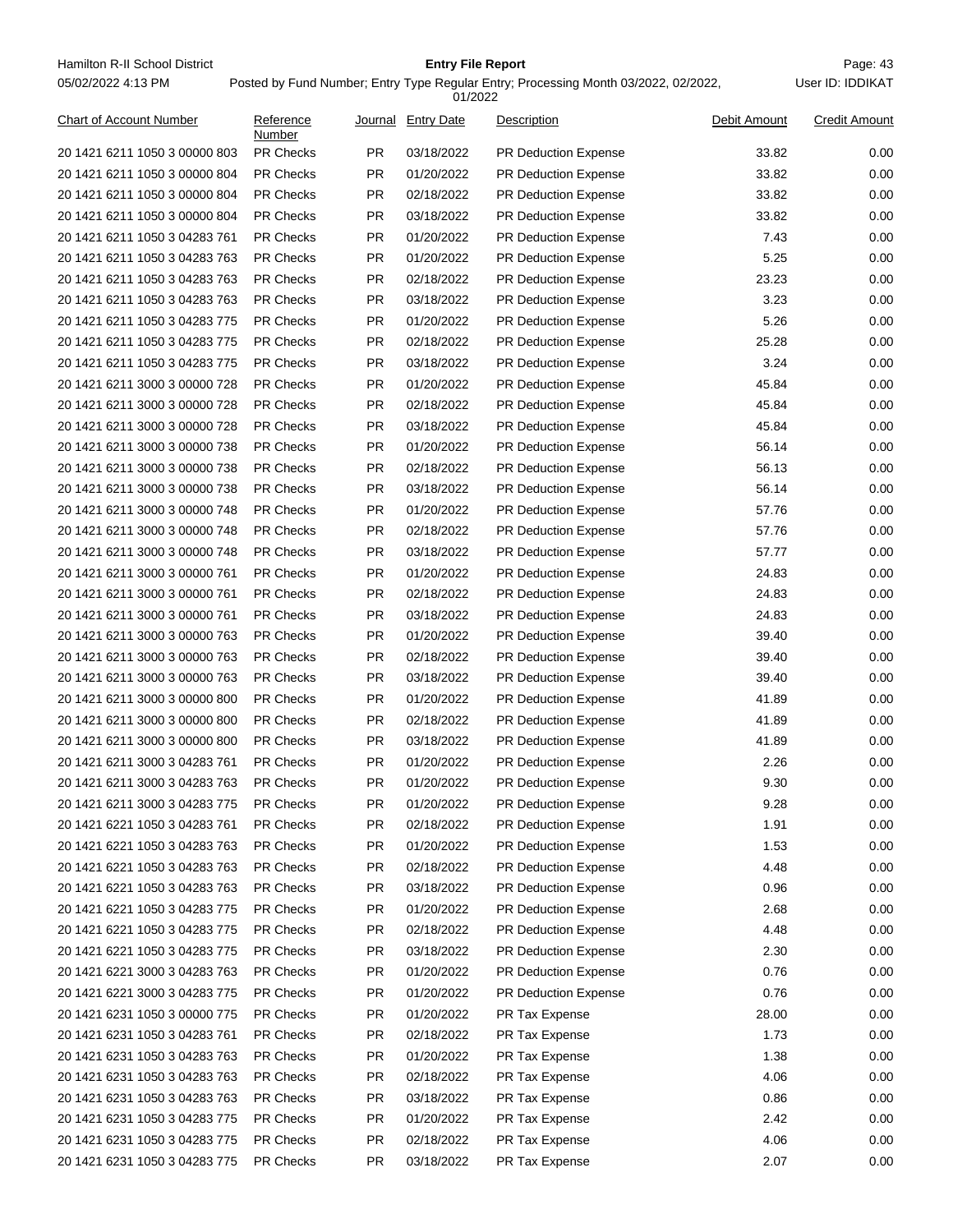| Chart of Account Number | Reference Number | Journal | Entry Date | Description | Debit Amount | Credit Amount |
|---|---|---|---|---|---|---|
| 20 1421 6211 1050 3 00000 803 | PR Checks | PR | 03/18/2022 | PR Deduction Expense | 33.82 | 0.00 |
| 20 1421 6211 1050 3 00000 804 | PR Checks | PR | 01/20/2022 | PR Deduction Expense | 33.82 | 0.00 |
| 20 1421 6211 1050 3 00000 804 | PR Checks | PR | 02/18/2022 | PR Deduction Expense | 33.82 | 0.00 |
| 20 1421 6211 1050 3 00000 804 | PR Checks | PR | 03/18/2022 | PR Deduction Expense | 33.82 | 0.00 |
| 20 1421 6211 1050 3 04283 761 | PR Checks | PR | 01/20/2022 | PR Deduction Expense | 7.43 | 0.00 |
| 20 1421 6211 1050 3 04283 763 | PR Checks | PR | 01/20/2022 | PR Deduction Expense | 5.25 | 0.00 |
| 20 1421 6211 1050 3 04283 763 | PR Checks | PR | 02/18/2022 | PR Deduction Expense | 23.23 | 0.00 |
| 20 1421 6211 1050 3 04283 763 | PR Checks | PR | 03/18/2022 | PR Deduction Expense | 3.23 | 0.00 |
| 20 1421 6211 1050 3 04283 775 | PR Checks | PR | 01/20/2022 | PR Deduction Expense | 5.26 | 0.00 |
| 20 1421 6211 1050 3 04283 775 | PR Checks | PR | 02/18/2022 | PR Deduction Expense | 25.28 | 0.00 |
| 20 1421 6211 1050 3 04283 775 | PR Checks | PR | 03/18/2022 | PR Deduction Expense | 3.24 | 0.00 |
| 20 1421 6211 3000 3 00000 728 | PR Checks | PR | 01/20/2022 | PR Deduction Expense | 45.84 | 0.00 |
| 20 1421 6211 3000 3 00000 728 | PR Checks | PR | 02/18/2022 | PR Deduction Expense | 45.84 | 0.00 |
| 20 1421 6211 3000 3 00000 728 | PR Checks | PR | 03/18/2022 | PR Deduction Expense | 45.84 | 0.00 |
| 20 1421 6211 3000 3 00000 738 | PR Checks | PR | 01/20/2022 | PR Deduction Expense | 56.14 | 0.00 |
| 20 1421 6211 3000 3 00000 738 | PR Checks | PR | 02/18/2022 | PR Deduction Expense | 56.13 | 0.00 |
| 20 1421 6211 3000 3 00000 738 | PR Checks | PR | 03/18/2022 | PR Deduction Expense | 56.14 | 0.00 |
| 20 1421 6211 3000 3 00000 748 | PR Checks | PR | 01/20/2022 | PR Deduction Expense | 57.76 | 0.00 |
| 20 1421 6211 3000 3 00000 748 | PR Checks | PR | 02/18/2022 | PR Deduction Expense | 57.76 | 0.00 |
| 20 1421 6211 3000 3 00000 748 | PR Checks | PR | 03/18/2022 | PR Deduction Expense | 57.77 | 0.00 |
| 20 1421 6211 3000 3 00000 761 | PR Checks | PR | 01/20/2022 | PR Deduction Expense | 24.83 | 0.00 |
| 20 1421 6211 3000 3 00000 761 | PR Checks | PR | 02/18/2022 | PR Deduction Expense | 24.83 | 0.00 |
| 20 1421 6211 3000 3 00000 761 | PR Checks | PR | 03/18/2022 | PR Deduction Expense | 24.83 | 0.00 |
| 20 1421 6211 3000 3 00000 763 | PR Checks | PR | 01/20/2022 | PR Deduction Expense | 39.40 | 0.00 |
| 20 1421 6211 3000 3 00000 763 | PR Checks | PR | 02/18/2022 | PR Deduction Expense | 39.40 | 0.00 |
| 20 1421 6211 3000 3 00000 763 | PR Checks | PR | 03/18/2022 | PR Deduction Expense | 39.40 | 0.00 |
| 20 1421 6211 3000 3 00000 800 | PR Checks | PR | 01/20/2022 | PR Deduction Expense | 41.89 | 0.00 |
| 20 1421 6211 3000 3 00000 800 | PR Checks | PR | 02/18/2022 | PR Deduction Expense | 41.89 | 0.00 |
| 20 1421 6211 3000 3 00000 800 | PR Checks | PR | 03/18/2022 | PR Deduction Expense | 41.89 | 0.00 |
| 20 1421 6211 3000 3 04283 761 | PR Checks | PR | 01/20/2022 | PR Deduction Expense | 2.26 | 0.00 |
| 20 1421 6211 3000 3 04283 763 | PR Checks | PR | 01/20/2022 | PR Deduction Expense | 9.30 | 0.00 |
| 20 1421 6211 3000 3 04283 775 | PR Checks | PR | 01/20/2022 | PR Deduction Expense | 9.28 | 0.00 |
| 20 1421 6221 1050 3 04283 761 | PR Checks | PR | 02/18/2022 | PR Deduction Expense | 1.91 | 0.00 |
| 20 1421 6221 1050 3 04283 763 | PR Checks | PR | 01/20/2022 | PR Deduction Expense | 1.53 | 0.00 |
| 20 1421 6221 1050 3 04283 763 | PR Checks | PR | 02/18/2022 | PR Deduction Expense | 4.48 | 0.00 |
| 20 1421 6221 1050 3 04283 763 | PR Checks | PR | 03/18/2022 | PR Deduction Expense | 0.96 | 0.00 |
| 20 1421 6221 1050 3 04283 775 | PR Checks | PR | 01/20/2022 | PR Deduction Expense | 2.68 | 0.00 |
| 20 1421 6221 1050 3 04283 775 | PR Checks | PR | 02/18/2022 | PR Deduction Expense | 4.48 | 0.00 |
| 20 1421 6221 1050 3 04283 775 | PR Checks | PR | 03/18/2022 | PR Deduction Expense | 2.30 | 0.00 |
| 20 1421 6221 3000 3 04283 763 | PR Checks | PR | 01/20/2022 | PR Deduction Expense | 0.76 | 0.00 |
| 20 1421 6221 3000 3 04283 775 | PR Checks | PR | 01/20/2022 | PR Deduction Expense | 0.76 | 0.00 |
| 20 1421 6231 1050 3 00000 775 | PR Checks | PR | 01/20/2022 | PR Tax Expense | 28.00 | 0.00 |
| 20 1421 6231 1050 3 04283 761 | PR Checks | PR | 02/18/2022 | PR Tax Expense | 1.73 | 0.00 |
| 20 1421 6231 1050 3 04283 763 | PR Checks | PR | 01/20/2022 | PR Tax Expense | 1.38 | 0.00 |
| 20 1421 6231 1050 3 04283 763 | PR Checks | PR | 02/18/2022 | PR Tax Expense | 4.06 | 0.00 |
| 20 1421 6231 1050 3 04283 763 | PR Checks | PR | 03/18/2022 | PR Tax Expense | 0.86 | 0.00 |
| 20 1421 6231 1050 3 04283 775 | PR Checks | PR | 01/20/2022 | PR Tax Expense | 2.42 | 0.00 |
| 20 1421 6231 1050 3 04283 775 | PR Checks | PR | 02/18/2022 | PR Tax Expense | 4.06 | 0.00 |
| 20 1421 6231 1050 3 04283 775 | PR Checks | PR | 03/18/2022 | PR Tax Expense | 2.07 | 0.00 |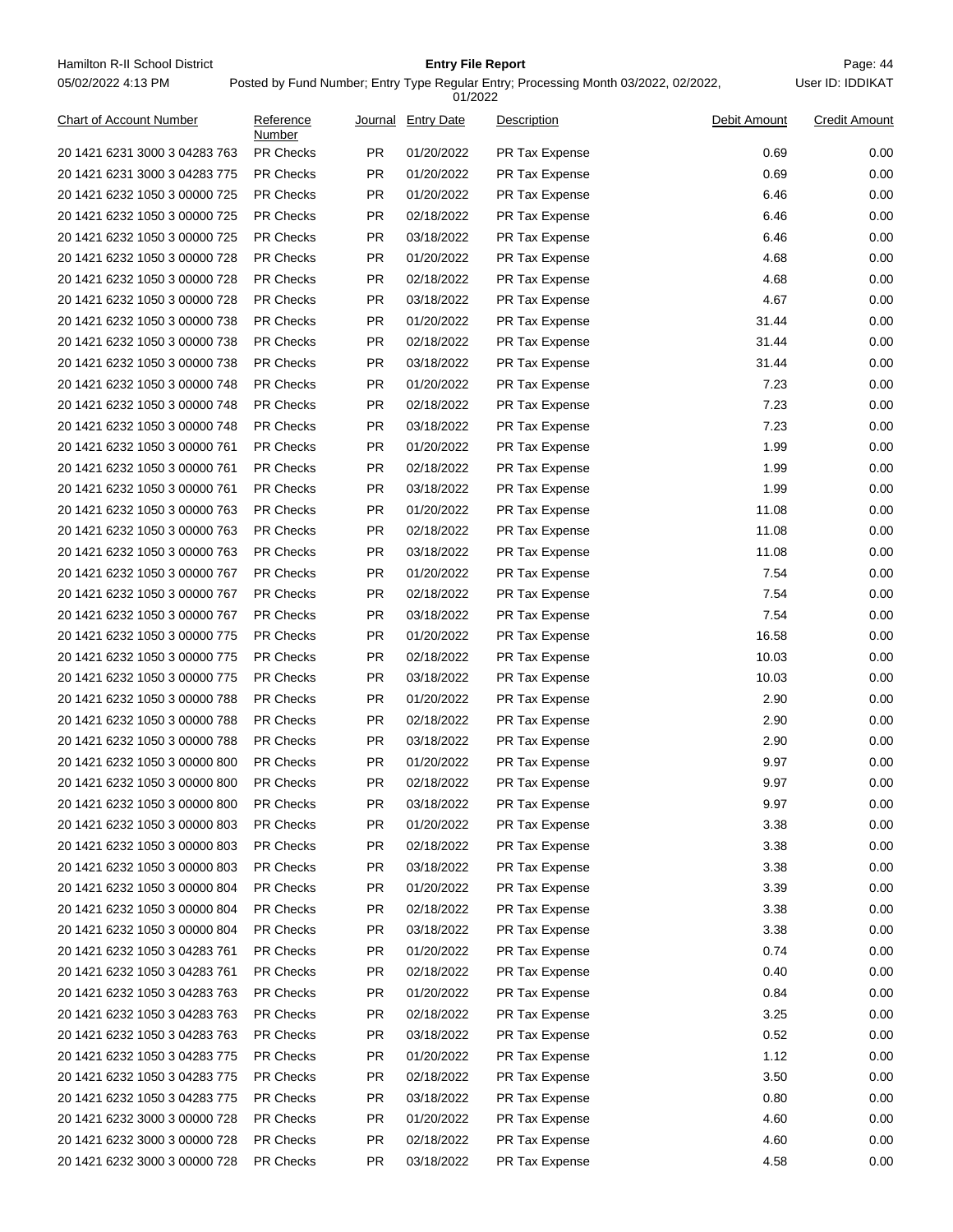| Chart of Account Number | Reference Number | Journal | Entry Date | Description | Debit Amount | Credit Amount |
|---|---|---|---|---|---|---|
| 20 1421 6231 3000 3 04283 763 | PR Checks | PR | 01/20/2022 | PR Tax Expense | 0.69 | 0.00 |
| 20 1421 6231 3000 3 04283 775 | PR Checks | PR | 01/20/2022 | PR Tax Expense | 0.69 | 0.00 |
| 20 1421 6232 1050 3 00000 725 | PR Checks | PR | 01/20/2022 | PR Tax Expense | 6.46 | 0.00 |
| 20 1421 6232 1050 3 00000 725 | PR Checks | PR | 02/18/2022 | PR Tax Expense | 6.46 | 0.00 |
| 20 1421 6232 1050 3 00000 725 | PR Checks | PR | 03/18/2022 | PR Tax Expense | 6.46 | 0.00 |
| 20 1421 6232 1050 3 00000 728 | PR Checks | PR | 01/20/2022 | PR Tax Expense | 4.68 | 0.00 |
| 20 1421 6232 1050 3 00000 728 | PR Checks | PR | 02/18/2022 | PR Tax Expense | 4.68 | 0.00 |
| 20 1421 6232 1050 3 00000 728 | PR Checks | PR | 03/18/2022 | PR Tax Expense | 4.67 | 0.00 |
| 20 1421 6232 1050 3 00000 738 | PR Checks | PR | 01/20/2022 | PR Tax Expense | 31.44 | 0.00 |
| 20 1421 6232 1050 3 00000 738 | PR Checks | PR | 02/18/2022 | PR Tax Expense | 31.44 | 0.00 |
| 20 1421 6232 1050 3 00000 738 | PR Checks | PR | 03/18/2022 | PR Tax Expense | 31.44 | 0.00 |
| 20 1421 6232 1050 3 00000 748 | PR Checks | PR | 01/20/2022 | PR Tax Expense | 7.23 | 0.00 |
| 20 1421 6232 1050 3 00000 748 | PR Checks | PR | 02/18/2022 | PR Tax Expense | 7.23 | 0.00 |
| 20 1421 6232 1050 3 00000 748 | PR Checks | PR | 03/18/2022 | PR Tax Expense | 7.23 | 0.00 |
| 20 1421 6232 1050 3 00000 761 | PR Checks | PR | 01/20/2022 | PR Tax Expense | 1.99 | 0.00 |
| 20 1421 6232 1050 3 00000 761 | PR Checks | PR | 02/18/2022 | PR Tax Expense | 1.99 | 0.00 |
| 20 1421 6232 1050 3 00000 761 | PR Checks | PR | 03/18/2022 | PR Tax Expense | 1.99 | 0.00 |
| 20 1421 6232 1050 3 00000 763 | PR Checks | PR | 01/20/2022 | PR Tax Expense | 11.08 | 0.00 |
| 20 1421 6232 1050 3 00000 763 | PR Checks | PR | 02/18/2022 | PR Tax Expense | 11.08 | 0.00 |
| 20 1421 6232 1050 3 00000 763 | PR Checks | PR | 03/18/2022 | PR Tax Expense | 11.08 | 0.00 |
| 20 1421 6232 1050 3 00000 767 | PR Checks | PR | 01/20/2022 | PR Tax Expense | 7.54 | 0.00 |
| 20 1421 6232 1050 3 00000 767 | PR Checks | PR | 02/18/2022 | PR Tax Expense | 7.54 | 0.00 |
| 20 1421 6232 1050 3 00000 767 | PR Checks | PR | 03/18/2022 | PR Tax Expense | 7.54 | 0.00 |
| 20 1421 6232 1050 3 00000 775 | PR Checks | PR | 01/20/2022 | PR Tax Expense | 16.58 | 0.00 |
| 20 1421 6232 1050 3 00000 775 | PR Checks | PR | 02/18/2022 | PR Tax Expense | 10.03 | 0.00 |
| 20 1421 6232 1050 3 00000 775 | PR Checks | PR | 03/18/2022 | PR Tax Expense | 10.03 | 0.00 |
| 20 1421 6232 1050 3 00000 788 | PR Checks | PR | 01/20/2022 | PR Tax Expense | 2.90 | 0.00 |
| 20 1421 6232 1050 3 00000 788 | PR Checks | PR | 02/18/2022 | PR Tax Expense | 2.90 | 0.00 |
| 20 1421 6232 1050 3 00000 788 | PR Checks | PR | 03/18/2022 | PR Tax Expense | 2.90 | 0.00 |
| 20 1421 6232 1050 3 00000 800 | PR Checks | PR | 01/20/2022 | PR Tax Expense | 9.97 | 0.00 |
| 20 1421 6232 1050 3 00000 800 | PR Checks | PR | 02/18/2022 | PR Tax Expense | 9.97 | 0.00 |
| 20 1421 6232 1050 3 00000 800 | PR Checks | PR | 03/18/2022 | PR Tax Expense | 9.97 | 0.00 |
| 20 1421 6232 1050 3 00000 803 | PR Checks | PR | 01/20/2022 | PR Tax Expense | 3.38 | 0.00 |
| 20 1421 6232 1050 3 00000 803 | PR Checks | PR | 02/18/2022 | PR Tax Expense | 3.38 | 0.00 |
| 20 1421 6232 1050 3 00000 803 | PR Checks | PR | 03/18/2022 | PR Tax Expense | 3.38 | 0.00 |
| 20 1421 6232 1050 3 00000 804 | PR Checks | PR | 01/20/2022 | PR Tax Expense | 3.39 | 0.00 |
| 20 1421 6232 1050 3 00000 804 | PR Checks | PR | 02/18/2022 | PR Tax Expense | 3.38 | 0.00 |
| 20 1421 6232 1050 3 00000 804 | PR Checks | PR | 03/18/2022 | PR Tax Expense | 3.38 | 0.00 |
| 20 1421 6232 1050 3 04283 761 | PR Checks | PR | 01/20/2022 | PR Tax Expense | 0.74 | 0.00 |
| 20 1421 6232 1050 3 04283 761 | PR Checks | PR | 02/18/2022 | PR Tax Expense | 0.40 | 0.00 |
| 20 1421 6232 1050 3 04283 763 | PR Checks | PR | 01/20/2022 | PR Tax Expense | 0.84 | 0.00 |
| 20 1421 6232 1050 3 04283 763 | PR Checks | PR | 02/18/2022 | PR Tax Expense | 3.25 | 0.00 |
| 20 1421 6232 1050 3 04283 763 | PR Checks | PR | 03/18/2022 | PR Tax Expense | 0.52 | 0.00 |
| 20 1421 6232 1050 3 04283 775 | PR Checks | PR | 01/20/2022 | PR Tax Expense | 1.12 | 0.00 |
| 20 1421 6232 1050 3 04283 775 | PR Checks | PR | 02/18/2022 | PR Tax Expense | 3.50 | 0.00 |
| 20 1421 6232 1050 3 04283 775 | PR Checks | PR | 03/18/2022 | PR Tax Expense | 0.80 | 0.00 |
| 20 1421 6232 3000 3 00000 728 | PR Checks | PR | 01/20/2022 | PR Tax Expense | 4.60 | 0.00 |
| 20 1421 6232 3000 3 00000 728 | PR Checks | PR | 02/18/2022 | PR Tax Expense | 4.60 | 0.00 |
| 20 1421 6232 3000 3 00000 728 | PR Checks | PR | 03/18/2022 | PR Tax Expense | 4.58 | 0.00 |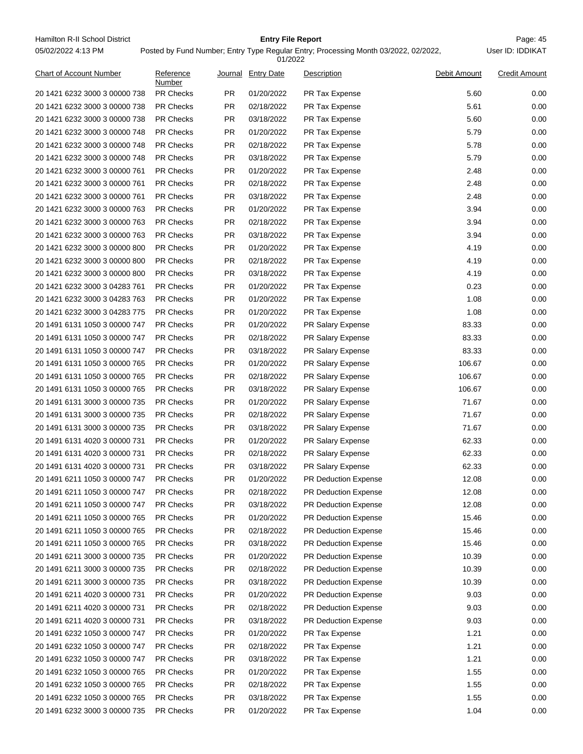| Chart of Account Number | Reference Number | Journal | Entry Date | Description | Debit Amount | Credit Amount |
|---|---|---|---|---|---|---|
| 20 1421 6232 3000 3 00000 738 | PR Checks | PR | 01/20/2022 | PR Tax Expense | 5.60 | 0.00 |
| 20 1421 6232 3000 3 00000 738 | PR Checks | PR | 02/18/2022 | PR Tax Expense | 5.61 | 0.00 |
| 20 1421 6232 3000 3 00000 738 | PR Checks | PR | 03/18/2022 | PR Tax Expense | 5.60 | 0.00 |
| 20 1421 6232 3000 3 00000 748 | PR Checks | PR | 01/20/2022 | PR Tax Expense | 5.79 | 0.00 |
| 20 1421 6232 3000 3 00000 748 | PR Checks | PR | 02/18/2022 | PR Tax Expense | 5.78 | 0.00 |
| 20 1421 6232 3000 3 00000 748 | PR Checks | PR | 03/18/2022 | PR Tax Expense | 5.79 | 0.00 |
| 20 1421 6232 3000 3 00000 761 | PR Checks | PR | 01/20/2022 | PR Tax Expense | 2.48 | 0.00 |
| 20 1421 6232 3000 3 00000 761 | PR Checks | PR | 02/18/2022 | PR Tax Expense | 2.48 | 0.00 |
| 20 1421 6232 3000 3 00000 761 | PR Checks | PR | 03/18/2022 | PR Tax Expense | 2.48 | 0.00 |
| 20 1421 6232 3000 3 00000 763 | PR Checks | PR | 01/20/2022 | PR Tax Expense | 3.94 | 0.00 |
| 20 1421 6232 3000 3 00000 763 | PR Checks | PR | 02/18/2022 | PR Tax Expense | 3.94 | 0.00 |
| 20 1421 6232 3000 3 00000 763 | PR Checks | PR | 03/18/2022 | PR Tax Expense | 3.94 | 0.00 |
| 20 1421 6232 3000 3 00000 800 | PR Checks | PR | 01/20/2022 | PR Tax Expense | 4.19 | 0.00 |
| 20 1421 6232 3000 3 00000 800 | PR Checks | PR | 02/18/2022 | PR Tax Expense | 4.19 | 0.00 |
| 20 1421 6232 3000 3 00000 800 | PR Checks | PR | 03/18/2022 | PR Tax Expense | 4.19 | 0.00 |
| 20 1421 6232 3000 3 04283 761 | PR Checks | PR | 01/20/2022 | PR Tax Expense | 0.23 | 0.00 |
| 20 1421 6232 3000 3 04283 763 | PR Checks | PR | 01/20/2022 | PR Tax Expense | 1.08 | 0.00 |
| 20 1421 6232 3000 3 04283 775 | PR Checks | PR | 01/20/2022 | PR Tax Expense | 1.08 | 0.00 |
| 20 1491 6131 1050 3 00000 747 | PR Checks | PR | 01/20/2022 | PR Salary Expense | 83.33 | 0.00 |
| 20 1491 6131 1050 3 00000 747 | PR Checks | PR | 02/18/2022 | PR Salary Expense | 83.33 | 0.00 |
| 20 1491 6131 1050 3 00000 747 | PR Checks | PR | 03/18/2022 | PR Salary Expense | 83.33 | 0.00 |
| 20 1491 6131 1050 3 00000 765 | PR Checks | PR | 01/20/2022 | PR Salary Expense | 106.67 | 0.00 |
| 20 1491 6131 1050 3 00000 765 | PR Checks | PR | 02/18/2022 | PR Salary Expense | 106.67 | 0.00 |
| 20 1491 6131 1050 3 00000 765 | PR Checks | PR | 03/18/2022 | PR Salary Expense | 106.67 | 0.00 |
| 20 1491 6131 3000 3 00000 735 | PR Checks | PR | 01/20/2022 | PR Salary Expense | 71.67 | 0.00 |
| 20 1491 6131 3000 3 00000 735 | PR Checks | PR | 02/18/2022 | PR Salary Expense | 71.67 | 0.00 |
| 20 1491 6131 3000 3 00000 735 | PR Checks | PR | 03/18/2022 | PR Salary Expense | 71.67 | 0.00 |
| 20 1491 6131 4020 3 00000 731 | PR Checks | PR | 01/20/2022 | PR Salary Expense | 62.33 | 0.00 |
| 20 1491 6131 4020 3 00000 731 | PR Checks | PR | 02/18/2022 | PR Salary Expense | 62.33 | 0.00 |
| 20 1491 6131 4020 3 00000 731 | PR Checks | PR | 03/18/2022 | PR Salary Expense | 62.33 | 0.00 |
| 20 1491 6211 1050 3 00000 747 | PR Checks | PR | 01/20/2022 | PR Deduction Expense | 12.08 | 0.00 |
| 20 1491 6211 1050 3 00000 747 | PR Checks | PR | 02/18/2022 | PR Deduction Expense | 12.08 | 0.00 |
| 20 1491 6211 1050 3 00000 747 | PR Checks | PR | 03/18/2022 | PR Deduction Expense | 12.08 | 0.00 |
| 20 1491 6211 1050 3 00000 765 | PR Checks | PR | 01/20/2022 | PR Deduction Expense | 15.46 | 0.00 |
| 20 1491 6211 1050 3 00000 765 | PR Checks | PR | 02/18/2022 | PR Deduction Expense | 15.46 | 0.00 |
| 20 1491 6211 1050 3 00000 765 | PR Checks | PR | 03/18/2022 | PR Deduction Expense | 15.46 | 0.00 |
| 20 1491 6211 3000 3 00000 735 | PR Checks | PR | 01/20/2022 | PR Deduction Expense | 10.39 | 0.00 |
| 20 1491 6211 3000 3 00000 735 | PR Checks | PR | 02/18/2022 | PR Deduction Expense | 10.39 | 0.00 |
| 20 1491 6211 3000 3 00000 735 | PR Checks | PR | 03/18/2022 | PR Deduction Expense | 10.39 | 0.00 |
| 20 1491 6211 4020 3 00000 731 | PR Checks | PR | 01/20/2022 | PR Deduction Expense | 9.03 | 0.00 |
| 20 1491 6211 4020 3 00000 731 | PR Checks | PR | 02/18/2022 | PR Deduction Expense | 9.03 | 0.00 |
| 20 1491 6211 4020 3 00000 731 | PR Checks | PR | 03/18/2022 | PR Deduction Expense | 9.03 | 0.00 |
| 20 1491 6232 1050 3 00000 747 | PR Checks | PR | 01/20/2022 | PR Tax Expense | 1.21 | 0.00 |
| 20 1491 6232 1050 3 00000 747 | PR Checks | PR | 02/18/2022 | PR Tax Expense | 1.21 | 0.00 |
| 20 1491 6232 1050 3 00000 747 | PR Checks | PR | 03/18/2022 | PR Tax Expense | 1.21 | 0.00 |
| 20 1491 6232 1050 3 00000 765 | PR Checks | PR | 01/20/2022 | PR Tax Expense | 1.55 | 0.00 |
| 20 1491 6232 1050 3 00000 765 | PR Checks | PR | 02/18/2022 | PR Tax Expense | 1.55 | 0.00 |
| 20 1491 6232 1050 3 00000 765 | PR Checks | PR | 03/18/2022 | PR Tax Expense | 1.55 | 0.00 |
| 20 1491 6232 3000 3 00000 735 | PR Checks | PR | 01/20/2022 | PR Tax Expense | 1.04 | 0.00 |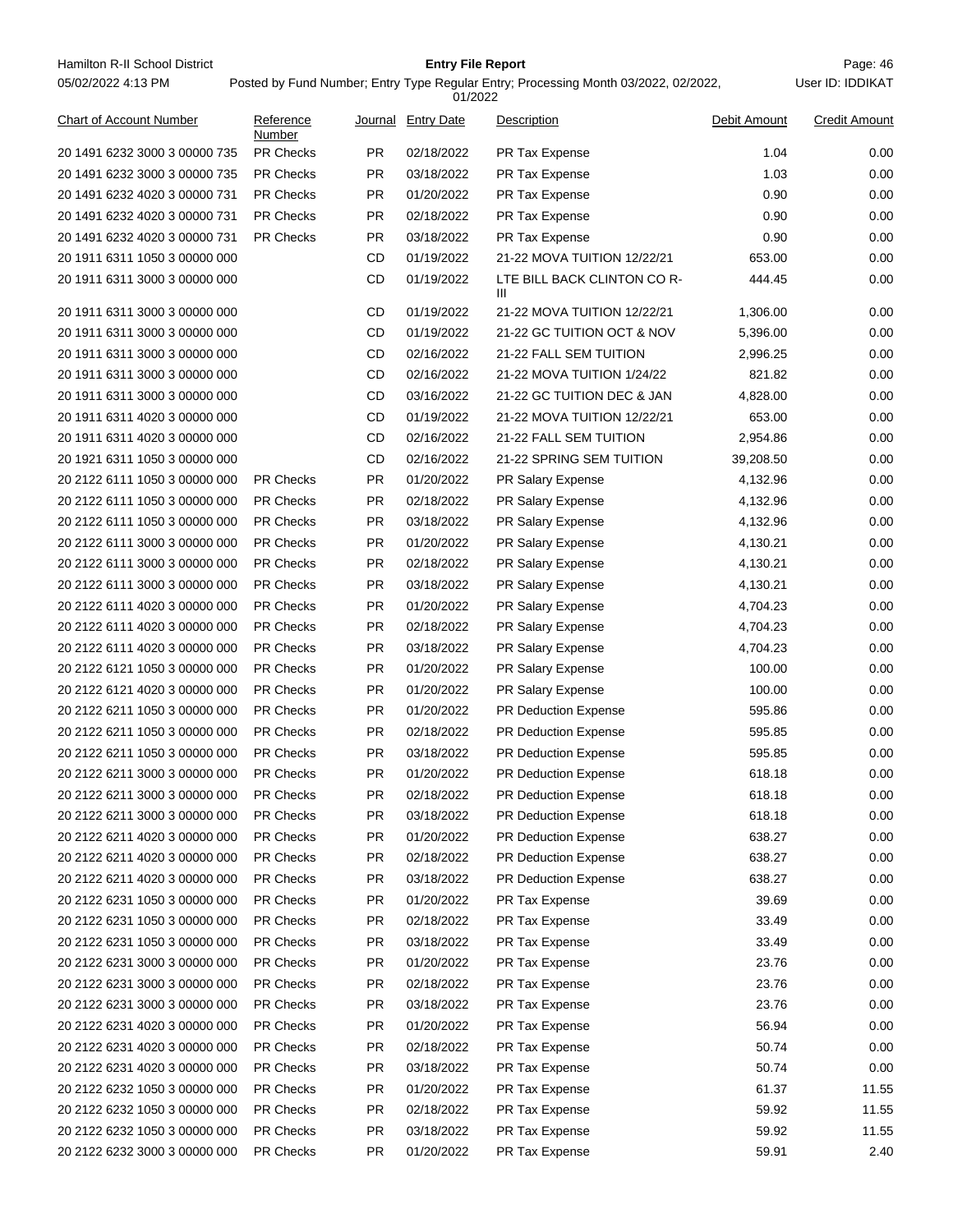| Chart of Account Number | Reference Number | Journal | Entry Date | Description | Debit Amount | Credit Amount |
|---|---|---|---|---|---|---|
| 20 1491 6232 3000 3 00000 735 | PR Checks | PR | 02/18/2022 | PR Tax Expense | 1.04 | 0.00 |
| 20 1491 6232 3000 3 00000 735 | PR Checks | PR | 03/18/2022 | PR Tax Expense | 1.03 | 0.00 |
| 20 1491 6232 4020 3 00000 731 | PR Checks | PR | 01/20/2022 | PR Tax Expense | 0.90 | 0.00 |
| 20 1491 6232 4020 3 00000 731 | PR Checks | PR | 02/18/2022 | PR Tax Expense | 0.90 | 0.00 |
| 20 1491 6232 4020 3 00000 731 | PR Checks | PR | 03/18/2022 | PR Tax Expense | 0.90 | 0.00 |
| 20 1911 6311 1050 3 00000 000 | | CD | 01/19/2022 | 21-22 MOVA TUITION 12/22/21 | 653.00 | 0.00 |
| 20 1911 6311 3000 3 00000 000 | | CD | 01/19/2022 | LTE BILL BACK CLINTON CO R-III | 444.45 | 0.00 |
| 20 1911 6311 3000 3 00000 000 | | CD | 01/19/2022 | 21-22 MOVA TUITION 12/22/21 | 1,306.00 | 0.00 |
| 20 1911 6311 3000 3 00000 000 | | CD | 01/19/2022 | 21-22 GC TUITION OCT & NOV | 5,396.00 | 0.00 |
| 20 1911 6311 3000 3 00000 000 | | CD | 02/16/2022 | 21-22 FALL SEM TUITION | 2,996.25 | 0.00 |
| 20 1911 6311 3000 3 00000 000 | | CD | 02/16/2022 | 21-22 MOVA TUITION 1/24/22 | 821.82 | 0.00 |
| 20 1911 6311 3000 3 00000 000 | | CD | 03/16/2022 | 21-22 GC TUITION DEC & JAN | 4,828.00 | 0.00 |
| 20 1911 6311 4020 3 00000 000 | | CD | 01/19/2022 | 21-22 MOVA TUITION 12/22/21 | 653.00 | 0.00 |
| 20 1911 6311 4020 3 00000 000 | | CD | 02/16/2022 | 21-22 FALL SEM TUITION | 2,954.86 | 0.00 |
| 20 1921 6311 1050 3 00000 000 | | CD | 02/16/2022 | 21-22 SPRING SEM TUITION | 39,208.50 | 0.00 |
| 20 2122 6111 1050 3 00000 000 | PR Checks | PR | 01/20/2022 | PR Salary Expense | 4,132.96 | 0.00 |
| 20 2122 6111 1050 3 00000 000 | PR Checks | PR | 02/18/2022 | PR Salary Expense | 4,132.96 | 0.00 |
| 20 2122 6111 1050 3 00000 000 | PR Checks | PR | 03/18/2022 | PR Salary Expense | 4,132.96 | 0.00 |
| 20 2122 6111 3000 3 00000 000 | PR Checks | PR | 01/20/2022 | PR Salary Expense | 4,130.21 | 0.00 |
| 20 2122 6111 3000 3 00000 000 | PR Checks | PR | 02/18/2022 | PR Salary Expense | 4,130.21 | 0.00 |
| 20 2122 6111 3000 3 00000 000 | PR Checks | PR | 03/18/2022 | PR Salary Expense | 4,130.21 | 0.00 |
| 20 2122 6111 4020 3 00000 000 | PR Checks | PR | 01/20/2022 | PR Salary Expense | 4,704.23 | 0.00 |
| 20 2122 6111 4020 3 00000 000 | PR Checks | PR | 02/18/2022 | PR Salary Expense | 4,704.23 | 0.00 |
| 20 2122 6111 4020 3 00000 000 | PR Checks | PR | 03/18/2022 | PR Salary Expense | 4,704.23 | 0.00 |
| 20 2122 6121 1050 3 00000 000 | PR Checks | PR | 01/20/2022 | PR Salary Expense | 100.00 | 0.00 |
| 20 2122 6121 4020 3 00000 000 | PR Checks | PR | 01/20/2022 | PR Salary Expense | 100.00 | 0.00 |
| 20 2122 6211 1050 3 00000 000 | PR Checks | PR | 01/20/2022 | PR Deduction Expense | 595.86 | 0.00 |
| 20 2122 6211 1050 3 00000 000 | PR Checks | PR | 02/18/2022 | PR Deduction Expense | 595.85 | 0.00 |
| 20 2122 6211 1050 3 00000 000 | PR Checks | PR | 03/18/2022 | PR Deduction Expense | 595.85 | 0.00 |
| 20 2122 6211 3000 3 00000 000 | PR Checks | PR | 01/20/2022 | PR Deduction Expense | 618.18 | 0.00 |
| 20 2122 6211 3000 3 00000 000 | PR Checks | PR | 02/18/2022 | PR Deduction Expense | 618.18 | 0.00 |
| 20 2122 6211 3000 3 00000 000 | PR Checks | PR | 03/18/2022 | PR Deduction Expense | 618.18 | 0.00 |
| 20 2122 6211 4020 3 00000 000 | PR Checks | PR | 01/20/2022 | PR Deduction Expense | 638.27 | 0.00 |
| 20 2122 6211 4020 3 00000 000 | PR Checks | PR | 02/18/2022 | PR Deduction Expense | 638.27 | 0.00 |
| 20 2122 6211 4020 3 00000 000 | PR Checks | PR | 03/18/2022 | PR Deduction Expense | 638.27 | 0.00 |
| 20 2122 6231 1050 3 00000 000 | PR Checks | PR | 01/20/2022 | PR Tax Expense | 39.69 | 0.00 |
| 20 2122 6231 1050 3 00000 000 | PR Checks | PR | 02/18/2022 | PR Tax Expense | 33.49 | 0.00 |
| 20 2122 6231 1050 3 00000 000 | PR Checks | PR | 03/18/2022 | PR Tax Expense | 33.49 | 0.00 |
| 20 2122 6231 3000 3 00000 000 | PR Checks | PR | 01/20/2022 | PR Tax Expense | 23.76 | 0.00 |
| 20 2122 6231 3000 3 00000 000 | PR Checks | PR | 02/18/2022 | PR Tax Expense | 23.76 | 0.00 |
| 20 2122 6231 3000 3 00000 000 | PR Checks | PR | 03/18/2022 | PR Tax Expense | 23.76 | 0.00 |
| 20 2122 6231 4020 3 00000 000 | PR Checks | PR | 01/20/2022 | PR Tax Expense | 56.94 | 0.00 |
| 20 2122 6231 4020 3 00000 000 | PR Checks | PR | 02/18/2022 | PR Tax Expense | 50.74 | 0.00 |
| 20 2122 6231 4020 3 00000 000 | PR Checks | PR | 03/18/2022 | PR Tax Expense | 50.74 | 0.00 |
| 20 2122 6232 1050 3 00000 000 | PR Checks | PR | 01/20/2022 | PR Tax Expense | 61.37 | 11.55 |
| 20 2122 6232 1050 3 00000 000 | PR Checks | PR | 02/18/2022 | PR Tax Expense | 59.92 | 11.55 |
| 20 2122 6232 1050 3 00000 000 | PR Checks | PR | 03/18/2022 | PR Tax Expense | 59.92 | 11.55 |
| 20 2122 6232 3000 3 00000 000 | PR Checks | PR | 01/20/2022 | PR Tax Expense | 59.91 | 2.40 |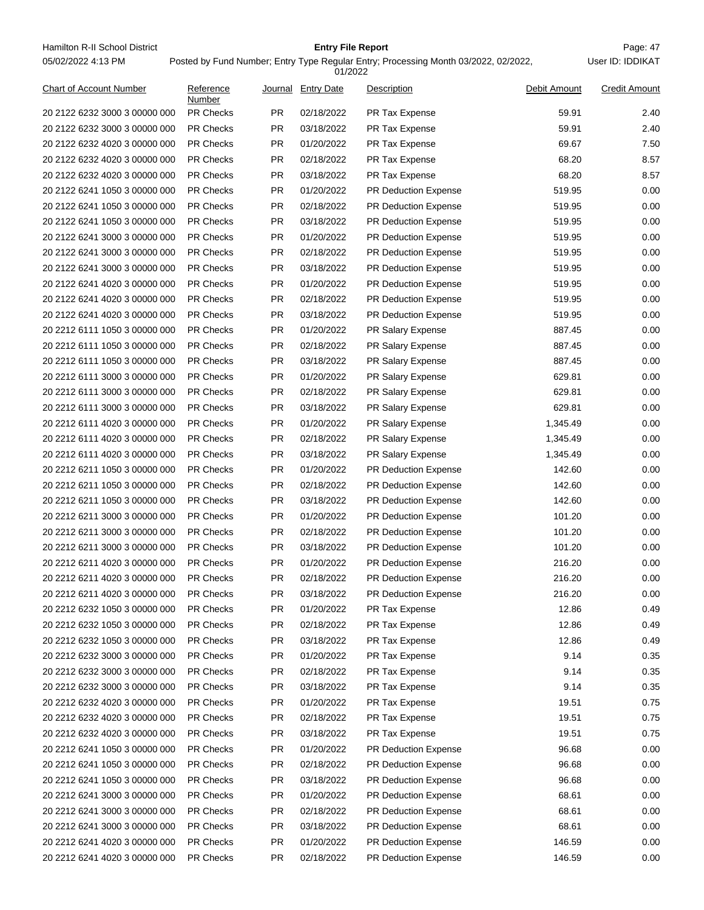| Chart of Account Number | Reference Number | Journal | Entry Date | Description | Debit Amount | Credit Amount |
|---|---|---|---|---|---|---|
| 20 2122 6232 3000 3 00000 000 | PR Checks | PR | 02/18/2022 | PR Tax Expense | 59.91 | 2.40 |
| 20 2122 6232 3000 3 00000 000 | PR Checks | PR | 03/18/2022 | PR Tax Expense | 59.91 | 2.40 |
| 20 2122 6232 4020 3 00000 000 | PR Checks | PR | 01/20/2022 | PR Tax Expense | 69.67 | 7.50 |
| 20 2122 6232 4020 3 00000 000 | PR Checks | PR | 02/18/2022 | PR Tax Expense | 68.20 | 8.57 |
| 20 2122 6232 4020 3 00000 000 | PR Checks | PR | 03/18/2022 | PR Tax Expense | 68.20 | 8.57 |
| 20 2122 6241 1050 3 00000 000 | PR Checks | PR | 01/20/2022 | PR Deduction Expense | 519.95 | 0.00 |
| 20 2122 6241 1050 3 00000 000 | PR Checks | PR | 02/18/2022 | PR Deduction Expense | 519.95 | 0.00 |
| 20 2122 6241 1050 3 00000 000 | PR Checks | PR | 03/18/2022 | PR Deduction Expense | 519.95 | 0.00 |
| 20 2122 6241 3000 3 00000 000 | PR Checks | PR | 01/20/2022 | PR Deduction Expense | 519.95 | 0.00 |
| 20 2122 6241 3000 3 00000 000 | PR Checks | PR | 02/18/2022 | PR Deduction Expense | 519.95 | 0.00 |
| 20 2122 6241 3000 3 00000 000 | PR Checks | PR | 03/18/2022 | PR Deduction Expense | 519.95 | 0.00 |
| 20 2122 6241 4020 3 00000 000 | PR Checks | PR | 01/20/2022 | PR Deduction Expense | 519.95 | 0.00 |
| 20 2122 6241 4020 3 00000 000 | PR Checks | PR | 02/18/2022 | PR Deduction Expense | 519.95 | 0.00 |
| 20 2122 6241 4020 3 00000 000 | PR Checks | PR | 03/18/2022 | PR Deduction Expense | 519.95 | 0.00 |
| 20 2212 6111 1050 3 00000 000 | PR Checks | PR | 01/20/2022 | PR Salary Expense | 887.45 | 0.00 |
| 20 2212 6111 1050 3 00000 000 | PR Checks | PR | 02/18/2022 | PR Salary Expense | 887.45 | 0.00 |
| 20 2212 6111 1050 3 00000 000 | PR Checks | PR | 03/18/2022 | PR Salary Expense | 887.45 | 0.00 |
| 20 2212 6111 3000 3 00000 000 | PR Checks | PR | 01/20/2022 | PR Salary Expense | 629.81 | 0.00 |
| 20 2212 6111 3000 3 00000 000 | PR Checks | PR | 02/18/2022 | PR Salary Expense | 629.81 | 0.00 |
| 20 2212 6111 3000 3 00000 000 | PR Checks | PR | 03/18/2022 | PR Salary Expense | 629.81 | 0.00 |
| 20 2212 6111 4020 3 00000 000 | PR Checks | PR | 01/20/2022 | PR Salary Expense | 1,345.49 | 0.00 |
| 20 2212 6111 4020 3 00000 000 | PR Checks | PR | 02/18/2022 | PR Salary Expense | 1,345.49 | 0.00 |
| 20 2212 6111 4020 3 00000 000 | PR Checks | PR | 03/18/2022 | PR Salary Expense | 1,345.49 | 0.00 |
| 20 2212 6211 1050 3 00000 000 | PR Checks | PR | 01/20/2022 | PR Deduction Expense | 142.60 | 0.00 |
| 20 2212 6211 1050 3 00000 000 | PR Checks | PR | 02/18/2022 | PR Deduction Expense | 142.60 | 0.00 |
| 20 2212 6211 1050 3 00000 000 | PR Checks | PR | 03/18/2022 | PR Deduction Expense | 142.60 | 0.00 |
| 20 2212 6211 3000 3 00000 000 | PR Checks | PR | 01/20/2022 | PR Deduction Expense | 101.20 | 0.00 |
| 20 2212 6211 3000 3 00000 000 | PR Checks | PR | 02/18/2022 | PR Deduction Expense | 101.20 | 0.00 |
| 20 2212 6211 3000 3 00000 000 | PR Checks | PR | 03/18/2022 | PR Deduction Expense | 101.20 | 0.00 |
| 20 2212 6211 4020 3 00000 000 | PR Checks | PR | 01/20/2022 | PR Deduction Expense | 216.20 | 0.00 |
| 20 2212 6211 4020 3 00000 000 | PR Checks | PR | 02/18/2022 | PR Deduction Expense | 216.20 | 0.00 |
| 20 2212 6211 4020 3 00000 000 | PR Checks | PR | 03/18/2022 | PR Deduction Expense | 216.20 | 0.00 |
| 20 2212 6232 1050 3 00000 000 | PR Checks | PR | 01/20/2022 | PR Tax Expense | 12.86 | 0.49 |
| 20 2212 6232 1050 3 00000 000 | PR Checks | PR | 02/18/2022 | PR Tax Expense | 12.86 | 0.49 |
| 20 2212 6232 1050 3 00000 000 | PR Checks | PR | 03/18/2022 | PR Tax Expense | 12.86 | 0.49 |
| 20 2212 6232 3000 3 00000 000 | PR Checks | PR | 01/20/2022 | PR Tax Expense | 9.14 | 0.35 |
| 20 2212 6232 3000 3 00000 000 | PR Checks | PR | 02/18/2022 | PR Tax Expense | 9.14 | 0.35 |
| 20 2212 6232 3000 3 00000 000 | PR Checks | PR | 03/18/2022 | PR Tax Expense | 9.14 | 0.35 |
| 20 2212 6232 4020 3 00000 000 | PR Checks | PR | 01/20/2022 | PR Tax Expense | 19.51 | 0.75 |
| 20 2212 6232 4020 3 00000 000 | PR Checks | PR | 02/18/2022 | PR Tax Expense | 19.51 | 0.75 |
| 20 2212 6232 4020 3 00000 000 | PR Checks | PR | 03/18/2022 | PR Tax Expense | 19.51 | 0.75 |
| 20 2212 6241 1050 3 00000 000 | PR Checks | PR | 01/20/2022 | PR Deduction Expense | 96.68 | 0.00 |
| 20 2212 6241 1050 3 00000 000 | PR Checks | PR | 02/18/2022 | PR Deduction Expense | 96.68 | 0.00 |
| 20 2212 6241 1050 3 00000 000 | PR Checks | PR | 03/18/2022 | PR Deduction Expense | 96.68 | 0.00 |
| 20 2212 6241 3000 3 00000 000 | PR Checks | PR | 01/20/2022 | PR Deduction Expense | 68.61 | 0.00 |
| 20 2212 6241 3000 3 00000 000 | PR Checks | PR | 02/18/2022 | PR Deduction Expense | 68.61 | 0.00 |
| 20 2212 6241 3000 3 00000 000 | PR Checks | PR | 03/18/2022 | PR Deduction Expense | 68.61 | 0.00 |
| 20 2212 6241 4020 3 00000 000 | PR Checks | PR | 01/20/2022 | PR Deduction Expense | 146.59 | 0.00 |
| 20 2212 6241 4020 3 00000 000 | PR Checks | PR | 02/18/2022 | PR Deduction Expense | 146.59 | 0.00 |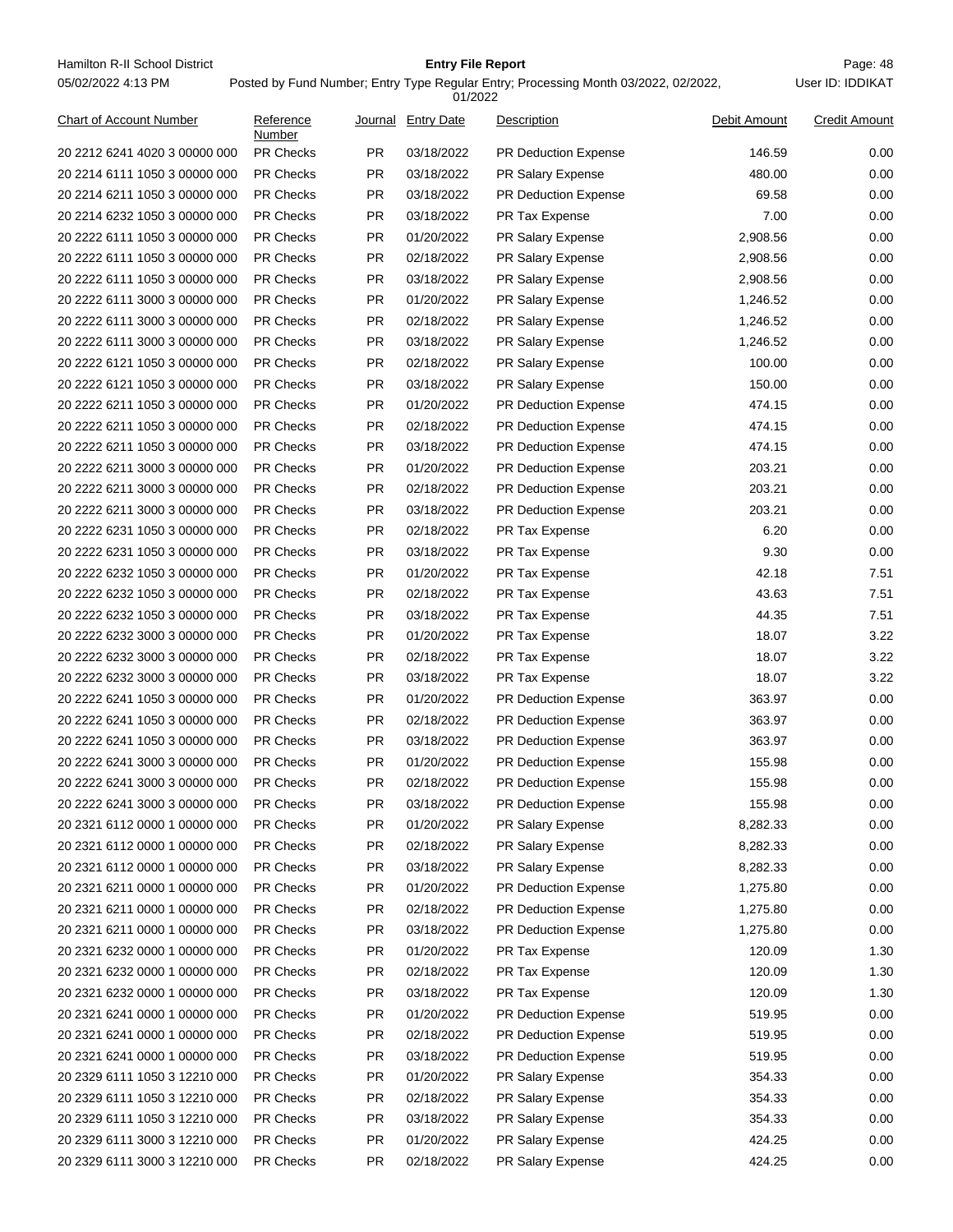| Chart of Account Number | Reference Number | Journal | Entry Date | Description | Debit Amount | Credit Amount |
|---|---|---|---|---|---|---|
| 20 2212 6241 4020 3 00000 000 | PR Checks | PR | 03/18/2022 | PR Deduction Expense | 146.59 | 0.00 |
| 20 2214 6111 1050 3 00000 000 | PR Checks | PR | 03/18/2022 | PR Salary Expense | 480.00 | 0.00 |
| 20 2214 6211 1050 3 00000 000 | PR Checks | PR | 03/18/2022 | PR Deduction Expense | 69.58 | 0.00 |
| 20 2214 6232 1050 3 00000 000 | PR Checks | PR | 03/18/2022 | PR Tax Expense | 7.00 | 0.00 |
| 20 2222 6111 1050 3 00000 000 | PR Checks | PR | 01/20/2022 | PR Salary Expense | 2,908.56 | 0.00 |
| 20 2222 6111 1050 3 00000 000 | PR Checks | PR | 02/18/2022 | PR Salary Expense | 2,908.56 | 0.00 |
| 20 2222 6111 1050 3 00000 000 | PR Checks | PR | 03/18/2022 | PR Salary Expense | 2,908.56 | 0.00 |
| 20 2222 6111 3000 3 00000 000 | PR Checks | PR | 01/20/2022 | PR Salary Expense | 1,246.52 | 0.00 |
| 20 2222 6111 3000 3 00000 000 | PR Checks | PR | 02/18/2022 | PR Salary Expense | 1,246.52 | 0.00 |
| 20 2222 6111 3000 3 00000 000 | PR Checks | PR | 03/18/2022 | PR Salary Expense | 1,246.52 | 0.00 |
| 20 2222 6121 1050 3 00000 000 | PR Checks | PR | 02/18/2022 | PR Salary Expense | 100.00 | 0.00 |
| 20 2222 6121 1050 3 00000 000 | PR Checks | PR | 03/18/2022 | PR Salary Expense | 150.00 | 0.00 |
| 20 2222 6211 1050 3 00000 000 | PR Checks | PR | 01/20/2022 | PR Deduction Expense | 474.15 | 0.00 |
| 20 2222 6211 1050 3 00000 000 | PR Checks | PR | 02/18/2022 | PR Deduction Expense | 474.15 | 0.00 |
| 20 2222 6211 1050 3 00000 000 | PR Checks | PR | 03/18/2022 | PR Deduction Expense | 474.15 | 0.00 |
| 20 2222 6211 3000 3 00000 000 | PR Checks | PR | 01/20/2022 | PR Deduction Expense | 203.21 | 0.00 |
| 20 2222 6211 3000 3 00000 000 | PR Checks | PR | 02/18/2022 | PR Deduction Expense | 203.21 | 0.00 |
| 20 2222 6211 3000 3 00000 000 | PR Checks | PR | 03/18/2022 | PR Deduction Expense | 203.21 | 0.00 |
| 20 2222 6231 1050 3 00000 000 | PR Checks | PR | 02/18/2022 | PR Tax Expense | 6.20 | 0.00 |
| 20 2222 6231 1050 3 00000 000 | PR Checks | PR | 03/18/2022 | PR Tax Expense | 9.30 | 0.00 |
| 20 2222 6232 1050 3 00000 000 | PR Checks | PR | 01/20/2022 | PR Tax Expense | 42.18 | 7.51 |
| 20 2222 6232 1050 3 00000 000 | PR Checks | PR | 02/18/2022 | PR Tax Expense | 43.63 | 7.51 |
| 20 2222 6232 1050 3 00000 000 | PR Checks | PR | 03/18/2022 | PR Tax Expense | 44.35 | 7.51 |
| 20 2222 6232 3000 3 00000 000 | PR Checks | PR | 01/20/2022 | PR Tax Expense | 18.07 | 3.22 |
| 20 2222 6232 3000 3 00000 000 | PR Checks | PR | 02/18/2022 | PR Tax Expense | 18.07 | 3.22 |
| 20 2222 6232 3000 3 00000 000 | PR Checks | PR | 03/18/2022 | PR Tax Expense | 18.07 | 3.22 |
| 20 2222 6241 1050 3 00000 000 | PR Checks | PR | 01/20/2022 | PR Deduction Expense | 363.97 | 0.00 |
| 20 2222 6241 1050 3 00000 000 | PR Checks | PR | 02/18/2022 | PR Deduction Expense | 363.97 | 0.00 |
| 20 2222 6241 1050 3 00000 000 | PR Checks | PR | 03/18/2022 | PR Deduction Expense | 363.97 | 0.00 |
| 20 2222 6241 3000 3 00000 000 | PR Checks | PR | 01/20/2022 | PR Deduction Expense | 155.98 | 0.00 |
| 20 2222 6241 3000 3 00000 000 | PR Checks | PR | 02/18/2022 | PR Deduction Expense | 155.98 | 0.00 |
| 20 2222 6241 3000 3 00000 000 | PR Checks | PR | 03/18/2022 | PR Deduction Expense | 155.98 | 0.00 |
| 20 2321 6112 0000 1 00000 000 | PR Checks | PR | 01/20/2022 | PR Salary Expense | 8,282.33 | 0.00 |
| 20 2321 6112 0000 1 00000 000 | PR Checks | PR | 02/18/2022 | PR Salary Expense | 8,282.33 | 0.00 |
| 20 2321 6112 0000 1 00000 000 | PR Checks | PR | 03/18/2022 | PR Salary Expense | 8,282.33 | 0.00 |
| 20 2321 6211 0000 1 00000 000 | PR Checks | PR | 01/20/2022 | PR Deduction Expense | 1,275.80 | 0.00 |
| 20 2321 6211 0000 1 00000 000 | PR Checks | PR | 02/18/2022 | PR Deduction Expense | 1,275.80 | 0.00 |
| 20 2321 6211 0000 1 00000 000 | PR Checks | PR | 03/18/2022 | PR Deduction Expense | 1,275.80 | 0.00 |
| 20 2321 6232 0000 1 00000 000 | PR Checks | PR | 01/20/2022 | PR Tax Expense | 120.09 | 1.30 |
| 20 2321 6232 0000 1 00000 000 | PR Checks | PR | 02/18/2022 | PR Tax Expense | 120.09 | 1.30 |
| 20 2321 6232 0000 1 00000 000 | PR Checks | PR | 03/18/2022 | PR Tax Expense | 120.09 | 1.30 |
| 20 2321 6241 0000 1 00000 000 | PR Checks | PR | 01/20/2022 | PR Deduction Expense | 519.95 | 0.00 |
| 20 2321 6241 0000 1 00000 000 | PR Checks | PR | 02/18/2022 | PR Deduction Expense | 519.95 | 0.00 |
| 20 2321 6241 0000 1 00000 000 | PR Checks | PR | 03/18/2022 | PR Deduction Expense | 519.95 | 0.00 |
| 20 2329 6111 1050 3 12210 000 | PR Checks | PR | 01/20/2022 | PR Salary Expense | 354.33 | 0.00 |
| 20 2329 6111 1050 3 12210 000 | PR Checks | PR | 02/18/2022 | PR Salary Expense | 354.33 | 0.00 |
| 20 2329 6111 1050 3 12210 000 | PR Checks | PR | 03/18/2022 | PR Salary Expense | 354.33 | 0.00 |
| 20 2329 6111 3000 3 12210 000 | PR Checks | PR | 01/20/2022 | PR Salary Expense | 424.25 | 0.00 |
| 20 2329 6111 3000 3 12210 000 | PR Checks | PR | 02/18/2022 | PR Salary Expense | 424.25 | 0.00 |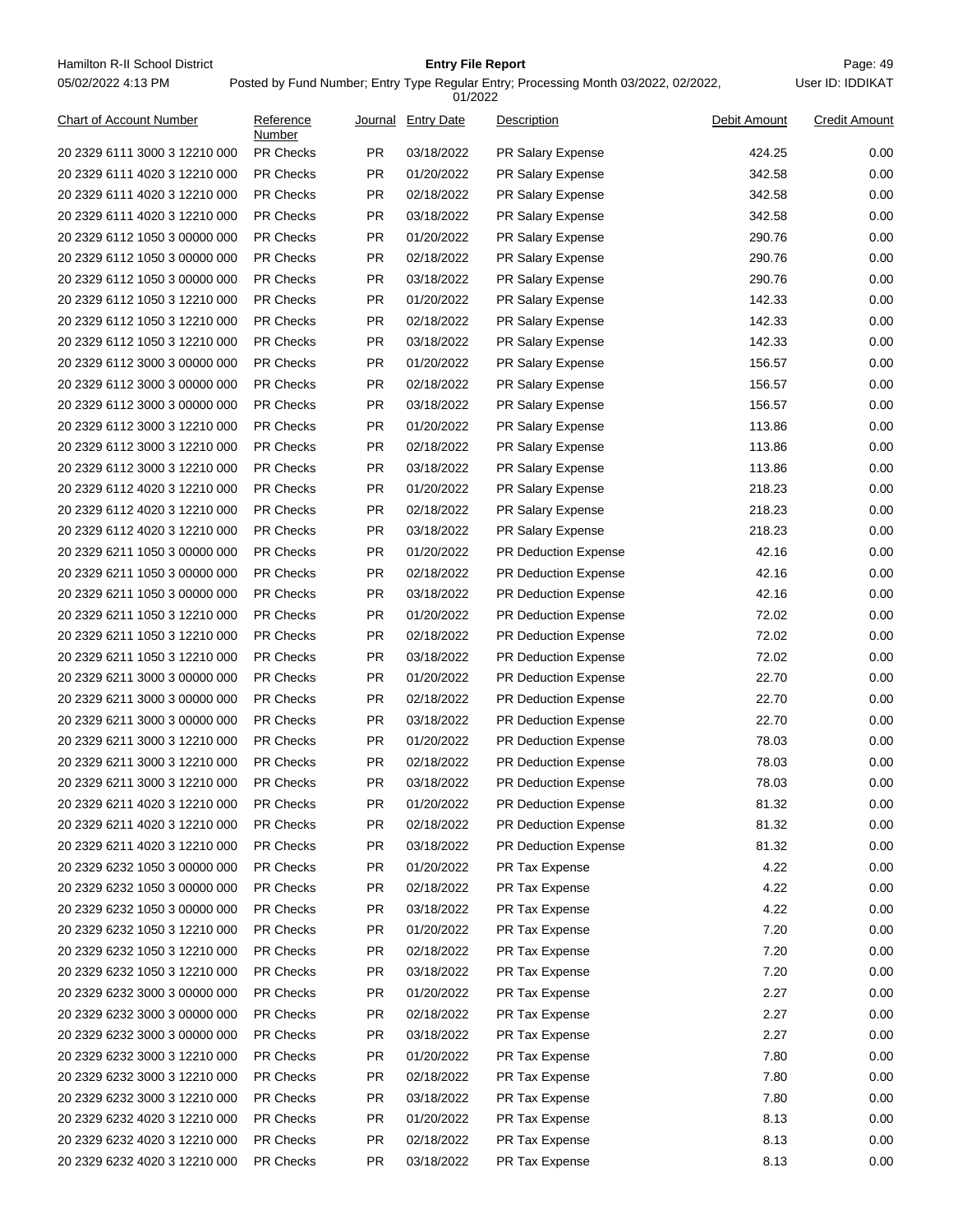| Chart of Account Number | Reference Number | Journal | Entry Date | Description | Debit Amount | Credit Amount |
|---|---|---|---|---|---|---|
| 20 2329 6111 3000 3 12210 000 | PR Checks | PR | 03/18/2022 | PR Salary Expense | 424.25 | 0.00 |
| 20 2329 6111 4020 3 12210 000 | PR Checks | PR | 01/20/2022 | PR Salary Expense | 342.58 | 0.00 |
| 20 2329 6111 4020 3 12210 000 | PR Checks | PR | 02/18/2022 | PR Salary Expense | 342.58 | 0.00 |
| 20 2329 6111 4020 3 12210 000 | PR Checks | PR | 03/18/2022 | PR Salary Expense | 342.58 | 0.00 |
| 20 2329 6112 1050 3 00000 000 | PR Checks | PR | 01/20/2022 | PR Salary Expense | 290.76 | 0.00 |
| 20 2329 6112 1050 3 00000 000 | PR Checks | PR | 02/18/2022 | PR Salary Expense | 290.76 | 0.00 |
| 20 2329 6112 1050 3 00000 000 | PR Checks | PR | 03/18/2022 | PR Salary Expense | 290.76 | 0.00 |
| 20 2329 6112 1050 3 12210 000 | PR Checks | PR | 01/20/2022 | PR Salary Expense | 142.33 | 0.00 |
| 20 2329 6112 1050 3 12210 000 | PR Checks | PR | 02/18/2022 | PR Salary Expense | 142.33 | 0.00 |
| 20 2329 6112 1050 3 12210 000 | PR Checks | PR | 03/18/2022 | PR Salary Expense | 142.33 | 0.00 |
| 20 2329 6112 3000 3 00000 000 | PR Checks | PR | 01/20/2022 | PR Salary Expense | 156.57 | 0.00 |
| 20 2329 6112 3000 3 00000 000 | PR Checks | PR | 02/18/2022 | PR Salary Expense | 156.57 | 0.00 |
| 20 2329 6112 3000 3 00000 000 | PR Checks | PR | 03/18/2022 | PR Salary Expense | 156.57 | 0.00 |
| 20 2329 6112 3000 3 12210 000 | PR Checks | PR | 01/20/2022 | PR Salary Expense | 113.86 | 0.00 |
| 20 2329 6112 3000 3 12210 000 | PR Checks | PR | 02/18/2022 | PR Salary Expense | 113.86 | 0.00 |
| 20 2329 6112 3000 3 12210 000 | PR Checks | PR | 03/18/2022 | PR Salary Expense | 113.86 | 0.00 |
| 20 2329 6112 4020 3 12210 000 | PR Checks | PR | 01/20/2022 | PR Salary Expense | 218.23 | 0.00 |
| 20 2329 6112 4020 3 12210 000 | PR Checks | PR | 02/18/2022 | PR Salary Expense | 218.23 | 0.00 |
| 20 2329 6112 4020 3 12210 000 | PR Checks | PR | 03/18/2022 | PR Salary Expense | 218.23 | 0.00 |
| 20 2329 6211 1050 3 00000 000 | PR Checks | PR | 01/20/2022 | PR Deduction Expense | 42.16 | 0.00 |
| 20 2329 6211 1050 3 00000 000 | PR Checks | PR | 02/18/2022 | PR Deduction Expense | 42.16 | 0.00 |
| 20 2329 6211 1050 3 00000 000 | PR Checks | PR | 03/18/2022 | PR Deduction Expense | 42.16 | 0.00 |
| 20 2329 6211 1050 3 12210 000 | PR Checks | PR | 01/20/2022 | PR Deduction Expense | 72.02 | 0.00 |
| 20 2329 6211 1050 3 12210 000 | PR Checks | PR | 02/18/2022 | PR Deduction Expense | 72.02 | 0.00 |
| 20 2329 6211 1050 3 12210 000 | PR Checks | PR | 03/18/2022 | PR Deduction Expense | 72.02 | 0.00 |
| 20 2329 6211 3000 3 00000 000 | PR Checks | PR | 01/20/2022 | PR Deduction Expense | 22.70 | 0.00 |
| 20 2329 6211 3000 3 00000 000 | PR Checks | PR | 02/18/2022 | PR Deduction Expense | 22.70 | 0.00 |
| 20 2329 6211 3000 3 00000 000 | PR Checks | PR | 03/18/2022 | PR Deduction Expense | 22.70 | 0.00 |
| 20 2329 6211 3000 3 12210 000 | PR Checks | PR | 01/20/2022 | PR Deduction Expense | 78.03 | 0.00 |
| 20 2329 6211 3000 3 12210 000 | PR Checks | PR | 02/18/2022 | PR Deduction Expense | 78.03 | 0.00 |
| 20 2329 6211 3000 3 12210 000 | PR Checks | PR | 03/18/2022 | PR Deduction Expense | 78.03 | 0.00 |
| 20 2329 6211 4020 3 12210 000 | PR Checks | PR | 01/20/2022 | PR Deduction Expense | 81.32 | 0.00 |
| 20 2329 6211 4020 3 12210 000 | PR Checks | PR | 02/18/2022 | PR Deduction Expense | 81.32 | 0.00 |
| 20 2329 6211 4020 3 12210 000 | PR Checks | PR | 03/18/2022 | PR Deduction Expense | 81.32 | 0.00 |
| 20 2329 6232 1050 3 00000 000 | PR Checks | PR | 01/20/2022 | PR Tax Expense | 4.22 | 0.00 |
| 20 2329 6232 1050 3 00000 000 | PR Checks | PR | 02/18/2022 | PR Tax Expense | 4.22 | 0.00 |
| 20 2329 6232 1050 3 00000 000 | PR Checks | PR | 03/18/2022 | PR Tax Expense | 4.22 | 0.00 |
| 20 2329 6232 1050 3 12210 000 | PR Checks | PR | 01/20/2022 | PR Tax Expense | 7.20 | 0.00 |
| 20 2329 6232 1050 3 12210 000 | PR Checks | PR | 02/18/2022 | PR Tax Expense | 7.20 | 0.00 |
| 20 2329 6232 1050 3 12210 000 | PR Checks | PR | 03/18/2022 | PR Tax Expense | 7.20 | 0.00 |
| 20 2329 6232 3000 3 00000 000 | PR Checks | PR | 01/20/2022 | PR Tax Expense | 2.27 | 0.00 |
| 20 2329 6232 3000 3 00000 000 | PR Checks | PR | 02/18/2022 | PR Tax Expense | 2.27 | 0.00 |
| 20 2329 6232 3000 3 00000 000 | PR Checks | PR | 03/18/2022 | PR Tax Expense | 2.27 | 0.00 |
| 20 2329 6232 3000 3 12210 000 | PR Checks | PR | 01/20/2022 | PR Tax Expense | 7.80 | 0.00 |
| 20 2329 6232 3000 3 12210 000 | PR Checks | PR | 02/18/2022 | PR Tax Expense | 7.80 | 0.00 |
| 20 2329 6232 3000 3 12210 000 | PR Checks | PR | 03/18/2022 | PR Tax Expense | 7.80 | 0.00 |
| 20 2329 6232 4020 3 12210 000 | PR Checks | PR | 01/20/2022 | PR Tax Expense | 8.13 | 0.00 |
| 20 2329 6232 4020 3 12210 000 | PR Checks | PR | 02/18/2022 | PR Tax Expense | 8.13 | 0.00 |
| 20 2329 6232 4020 3 12210 000 | PR Checks | PR | 03/18/2022 | PR Tax Expense | 8.13 | 0.00 |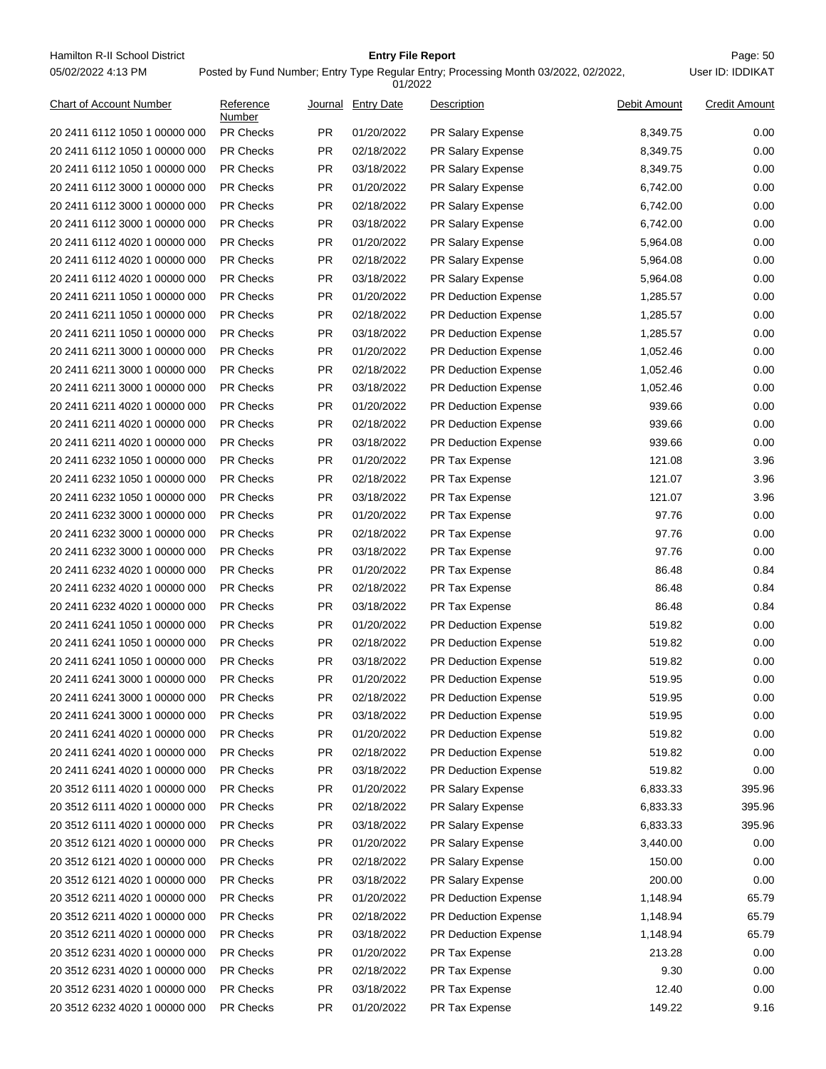Hamilton R-II School District

05/02/2022 4:13 PM

**Entry File Report**

Posted by Fund Number; Entry Type Regular Entry; Processing Month 03/2022, 02/2022, 01/2022

User ID: IDDIKAT

| Chart of Account Number | Reference Number | Journal | Entry Date | Description | Debit Amount | Credit Amount |
|---|---|---|---|---|---|---|
| 20 2411 6112 1050 1 00000 000 | PR Checks | PR | 01/20/2022 | PR Salary Expense | 8,349.75 | 0.00 |
| 20 2411 6112 1050 1 00000 000 | PR Checks | PR | 02/18/2022 | PR Salary Expense | 8,349.75 | 0.00 |
| 20 2411 6112 1050 1 00000 000 | PR Checks | PR | 03/18/2022 | PR Salary Expense | 8,349.75 | 0.00 |
| 20 2411 6112 3000 1 00000 000 | PR Checks | PR | 01/20/2022 | PR Salary Expense | 6,742.00 | 0.00 |
| 20 2411 6112 3000 1 00000 000 | PR Checks | PR | 02/18/2022 | PR Salary Expense | 6,742.00 | 0.00 |
| 20 2411 6112 3000 1 00000 000 | PR Checks | PR | 03/18/2022 | PR Salary Expense | 6,742.00 | 0.00 |
| 20 2411 6112 4020 1 00000 000 | PR Checks | PR | 01/20/2022 | PR Salary Expense | 5,964.08 | 0.00 |
| 20 2411 6112 4020 1 00000 000 | PR Checks | PR | 02/18/2022 | PR Salary Expense | 5,964.08 | 0.00 |
| 20 2411 6112 4020 1 00000 000 | PR Checks | PR | 03/18/2022 | PR Salary Expense | 5,964.08 | 0.00 |
| 20 2411 6211 1050 1 00000 000 | PR Checks | PR | 01/20/2022 | PR Deduction Expense | 1,285.57 | 0.00 |
| 20 2411 6211 1050 1 00000 000 | PR Checks | PR | 02/18/2022 | PR Deduction Expense | 1,285.57 | 0.00 |
| 20 2411 6211 1050 1 00000 000 | PR Checks | PR | 03/18/2022 | PR Deduction Expense | 1,285.57 | 0.00 |
| 20 2411 6211 3000 1 00000 000 | PR Checks | PR | 01/20/2022 | PR Deduction Expense | 1,052.46 | 0.00 |
| 20 2411 6211 3000 1 00000 000 | PR Checks | PR | 02/18/2022 | PR Deduction Expense | 1,052.46 | 0.00 |
| 20 2411 6211 3000 1 00000 000 | PR Checks | PR | 03/18/2022 | PR Deduction Expense | 1,052.46 | 0.00 |
| 20 2411 6211 4020 1 00000 000 | PR Checks | PR | 01/20/2022 | PR Deduction Expense | 939.66 | 0.00 |
| 20 2411 6211 4020 1 00000 000 | PR Checks | PR | 02/18/2022 | PR Deduction Expense | 939.66 | 0.00 |
| 20 2411 6211 4020 1 00000 000 | PR Checks | PR | 03/18/2022 | PR Deduction Expense | 939.66 | 0.00 |
| 20 2411 6232 1050 1 00000 000 | PR Checks | PR | 01/20/2022 | PR Tax Expense | 121.08 | 3.96 |
| 20 2411 6232 1050 1 00000 000 | PR Checks | PR | 02/18/2022 | PR Tax Expense | 121.07 | 3.96 |
| 20 2411 6232 1050 1 00000 000 | PR Checks | PR | 03/18/2022 | PR Tax Expense | 121.07 | 3.96 |
| 20 2411 6232 3000 1 00000 000 | PR Checks | PR | 01/20/2022 | PR Tax Expense | 97.76 | 0.00 |
| 20 2411 6232 3000 1 00000 000 | PR Checks | PR | 02/18/2022 | PR Tax Expense | 97.76 | 0.00 |
| 20 2411 6232 3000 1 00000 000 | PR Checks | PR | 03/18/2022 | PR Tax Expense | 97.76 | 0.00 |
| 20 2411 6232 4020 1 00000 000 | PR Checks | PR | 01/20/2022 | PR Tax Expense | 86.48 | 0.84 |
| 20 2411 6232 4020 1 00000 000 | PR Checks | PR | 02/18/2022 | PR Tax Expense | 86.48 | 0.84 |
| 20 2411 6232 4020 1 00000 000 | PR Checks | PR | 03/18/2022 | PR Tax Expense | 86.48 | 0.84 |
| 20 2411 6241 1050 1 00000 000 | PR Checks | PR | 01/20/2022 | PR Deduction Expense | 519.82 | 0.00 |
| 20 2411 6241 1050 1 00000 000 | PR Checks | PR | 02/18/2022 | PR Deduction Expense | 519.82 | 0.00 |
| 20 2411 6241 1050 1 00000 000 | PR Checks | PR | 03/18/2022 | PR Deduction Expense | 519.82 | 0.00 |
| 20 2411 6241 3000 1 00000 000 | PR Checks | PR | 01/20/2022 | PR Deduction Expense | 519.95 | 0.00 |
| 20 2411 6241 3000 1 00000 000 | PR Checks | PR | 02/18/2022 | PR Deduction Expense | 519.95 | 0.00 |
| 20 2411 6241 3000 1 00000 000 | PR Checks | PR | 03/18/2022 | PR Deduction Expense | 519.95 | 0.00 |
| 20 2411 6241 4020 1 00000 000 | PR Checks | PR | 01/20/2022 | PR Deduction Expense | 519.82 | 0.00 |
| 20 2411 6241 4020 1 00000 000 | PR Checks | PR | 02/18/2022 | PR Deduction Expense | 519.82 | 0.00 |
| 20 2411 6241 4020 1 00000 000 | PR Checks | PR | 03/18/2022 | PR Deduction Expense | 519.82 | 0.00 |
| 20 3512 6111 4020 1 00000 000 | PR Checks | PR | 01/20/2022 | PR Salary Expense | 6,833.33 | 395.96 |
| 20 3512 6111 4020 1 00000 000 | PR Checks | PR | 02/18/2022 | PR Salary Expense | 6,833.33 | 395.96 |
| 20 3512 6111 4020 1 00000 000 | PR Checks | PR | 03/18/2022 | PR Salary Expense | 6,833.33 | 395.96 |
| 20 3512 6121 4020 1 00000 000 | PR Checks | PR | 01/20/2022 | PR Salary Expense | 3,440.00 | 0.00 |
| 20 3512 6121 4020 1 00000 000 | PR Checks | PR | 02/18/2022 | PR Salary Expense | 150.00 | 0.00 |
| 20 3512 6121 4020 1 00000 000 | PR Checks | PR | 03/18/2022 | PR Salary Expense | 200.00 | 0.00 |
| 20 3512 6211 4020 1 00000 000 | PR Checks | PR | 01/20/2022 | PR Deduction Expense | 1,148.94 | 65.79 |
| 20 3512 6211 4020 1 00000 000 | PR Checks | PR | 02/18/2022 | PR Deduction Expense | 1,148.94 | 65.79 |
| 20 3512 6211 4020 1 00000 000 | PR Checks | PR | 03/18/2022 | PR Deduction Expense | 1,148.94 | 65.79 |
| 20 3512 6231 4020 1 00000 000 | PR Checks | PR | 01/20/2022 | PR Tax Expense | 213.28 | 0.00 |
| 20 3512 6231 4020 1 00000 000 | PR Checks | PR | 02/18/2022 | PR Tax Expense | 9.30 | 0.00 |
| 20 3512 6231 4020 1 00000 000 | PR Checks | PR | 03/18/2022 | PR Tax Expense | 12.40 | 0.00 |
| 20 3512 6232 4020 1 00000 000 | PR Checks | PR | 01/20/2022 | PR Tax Expense | 149.22 | 9.16 |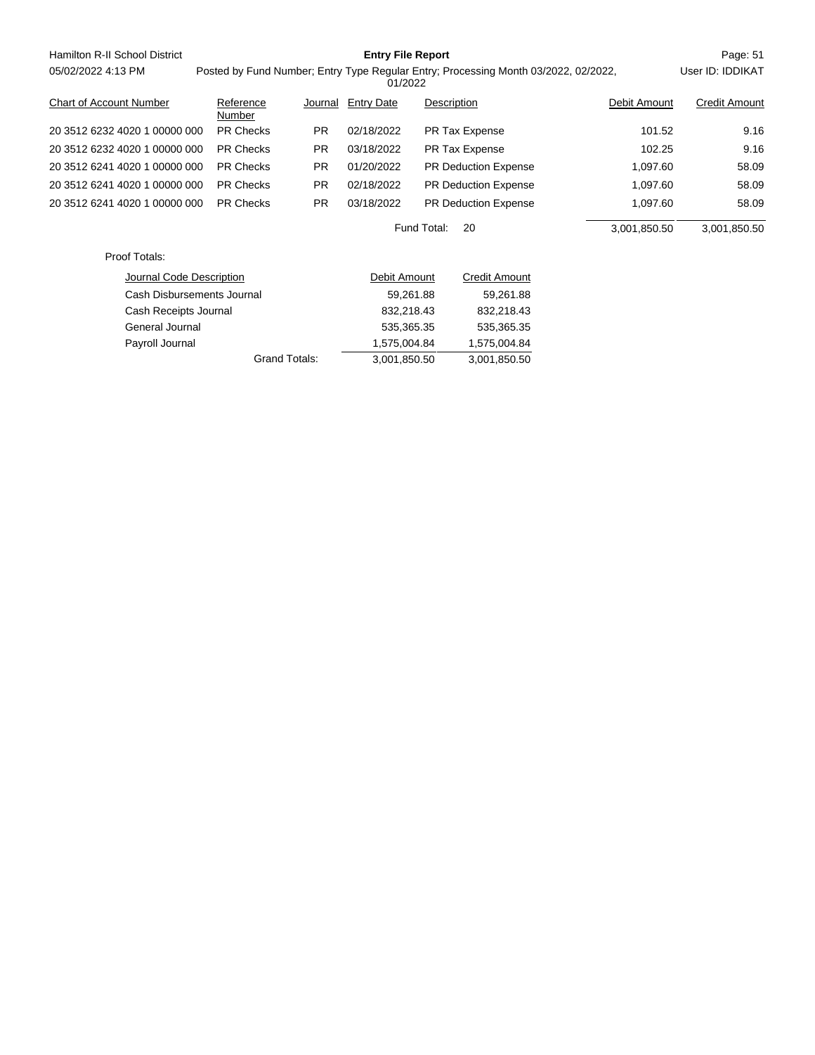| Chart of Account Number | Reference Number | Journal | Entry Date | Description | Debit Amount | Credit Amount |
|---|---|---|---|---|---|---|
| 20 3512 6232 4020 1 00000 000 | PR Checks | PR | 02/18/2022 | PR Tax Expense | 101.52 | 9.16 |
| 20 3512 6232 4020 1 00000 000 | PR Checks | PR | 03/18/2022 | PR Tax Expense | 102.25 | 9.16 |
| 20 3512 6241 4020 1 00000 000 | PR Checks | PR | 01/20/2022 | PR Deduction Expense | 1,097.60 | 58.09 |
| 20 3512 6241 4020 1 00000 000 | PR Checks | PR | 02/18/2022 | PR Deduction Expense | 1,097.60 | 58.09 |
| 20 3512 6241 4020 1 00000 000 | PR Checks | PR | 03/18/2022 | PR Deduction Expense | 1,097.60 | 58.09 |
| | | | | Fund Total: 20 | 3,001,850.50 | 3,001,850.50 |

Proof Totals:

| Journal Code Description | Debit Amount | Credit Amount |
|---|---|---|
| Cash Disbursements Journal | 59,261.88 | 59,261.88 |
| Cash Receipts Journal | 832,218.43 | 832,218.43 |
| General Journal | 535,365.35 | 535,365.35 |
| Payroll Journal | 1,575,004.84 | 1,575,004.84 |
| Grand Totals: | 3,001,850.50 | 3,001,850.50 |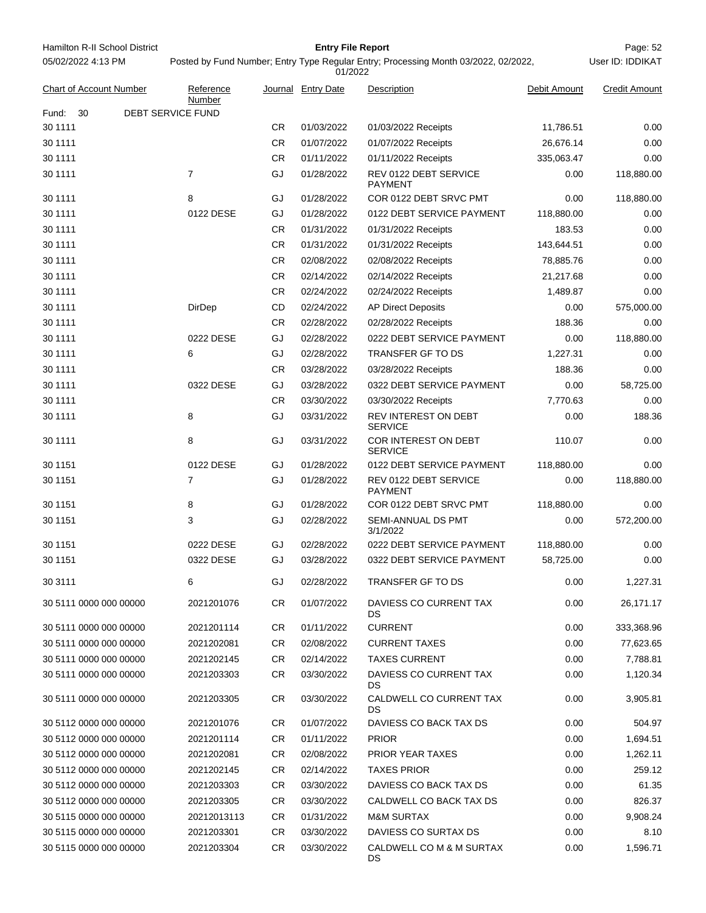Hamilton R-II School District

05/02/2022 4:13 PM

**Entry File Report**

Posted by Fund Number; Entry Type Regular Entry; Processing Month 03/2022, 02/2022, 01/2022

User ID: IDDIKAT

| Chart of Account Number | Reference Number | Journal | Entry Date | Description | Debit Amount | Credit Amount |
|---|---|---|---|---|---|---|
| Fund: 30 DEBT SERVICE FUND | | | | | | |
| 30 1111 | | CR | 01/03/2022 | 01/03/2022 Receipts | 11,786.51 | 0.00 |
| 30 1111 | | CR | 01/07/2022 | 01/07/2022 Receipts | 26,676.14 | 0.00 |
| 30 1111 | | CR | 01/11/2022 | 01/11/2022 Receipts | 335,063.47 | 0.00 |
| 30 1111 | 7 | GJ | 01/28/2022 | REV 0122 DEBT SERVICE PAYMENT | 0.00 | 118,880.00 |
| 30 1111 | 8 | GJ | 01/28/2022 | COR 0122 DEBT SRVC PMT | 0.00 | 118,880.00 |
| 30 1111 | 0122 DESE | GJ | 01/28/2022 | 0122 DEBT SERVICE PAYMENT | 118,880.00 | 0.00 |
| 30 1111 | | CR | 01/31/2022 | 01/31/2022 Receipts | 183.53 | 0.00 |
| 30 1111 | | CR | 01/31/2022 | 01/31/2022 Receipts | 143,644.51 | 0.00 |
| 30 1111 | | CR | 02/08/2022 | 02/08/2022 Receipts | 78,885.76 | 0.00 |
| 30 1111 | | CR | 02/14/2022 | 02/14/2022 Receipts | 21,217.68 | 0.00 |
| 30 1111 | | CR | 02/24/2022 | 02/24/2022 Receipts | 1,489.87 | 0.00 |
| 30 1111 | DirDep | CD | 02/24/2022 | AP Direct Deposits | 0.00 | 575,000.00 |
| 30 1111 | | CR | 02/28/2022 | 02/28/2022 Receipts | 188.36 | 0.00 |
| 30 1111 | 0222 DESE | GJ | 02/28/2022 | 0222 DEBT SERVICE PAYMENT | 0.00 | 118,880.00 |
| 30 1111 | 6 | GJ | 02/28/2022 | TRANSFER GF TO DS | 1,227.31 | 0.00 |
| 30 1111 | | CR | 03/28/2022 | 03/28/2022 Receipts | 188.36 | 0.00 |
| 30 1111 | 0322 DESE | GJ | 03/28/2022 | 0322 DEBT SERVICE PAYMENT | 0.00 | 58,725.00 |
| 30 1111 | | CR | 03/30/2022 | 03/30/2022 Receipts | 7,770.63 | 0.00 |
| 30 1111 | 8 | GJ | 03/31/2022 | REV INTEREST ON DEBT SERVICE | 0.00 | 188.36 |
| 30 1111 | 8 | GJ | 03/31/2022 | COR INTEREST ON DEBT SERVICE | 110.07 | 0.00 |
| 30 1151 | 0122 DESE | GJ | 01/28/2022 | 0122 DEBT SERVICE PAYMENT | 118,880.00 | 0.00 |
| 30 1151 | 7 | GJ | 01/28/2022 | REV 0122 DEBT SERVICE PAYMENT | 0.00 | 118,880.00 |
| 30 1151 | 8 | GJ | 01/28/2022 | COR 0122 DEBT SRVC PMT | 118,880.00 | 0.00 |
| 30 1151 | 3 | GJ | 02/28/2022 | SEMI-ANNUAL DS PMT 3/1/2022 | 0.00 | 572,200.00 |
| 30 1151 | 0222 DESE | GJ | 02/28/2022 | 0222 DEBT SERVICE PAYMENT | 118,880.00 | 0.00 |
| 30 1151 | 0322 DESE | GJ | 03/28/2022 | 0322 DEBT SERVICE PAYMENT | 58,725.00 | 0.00 |
| 30 3111 | 6 | GJ | 02/28/2022 | TRANSFER GF TO DS | 0.00 | 1,227.31 |
| 30 5111 0000 000 00000 | 2021201076 | CR | 01/07/2022 | DAVIESS CO CURRENT TAX DS | 0.00 | 26,171.17 |
| 30 5111 0000 000 00000 | 2021201114 | CR | 01/11/2022 | CURRENT | 0.00 | 333,368.96 |
| 30 5111 0000 000 00000 | 2021202081 | CR | 02/08/2022 | CURRENT TAXES | 0.00 | 77,623.65 |
| 30 5111 0000 000 00000 | 2021202145 | CR | 02/14/2022 | TAXES CURRENT | 0.00 | 7,788.81 |
| 30 5111 0000 000 00000 | 2021203303 | CR | 03/30/2022 | DAVIESS CO CURRENT TAX DS | 0.00 | 1,120.34 |
| 30 5111 0000 000 00000 | 2021203305 | CR | 03/30/2022 | CALDWELL CO CURRENT TAX DS | 0.00 | 3,905.81 |
| 30 5112 0000 000 00000 | 2021201076 | CR | 01/07/2022 | DAVIESS CO BACK TAX DS | 0.00 | 504.97 |
| 30 5112 0000 000 00000 | 2021201114 | CR | 01/11/2022 | PRIOR | 0.00 | 1,694.51 |
| 30 5112 0000 000 00000 | 2021202081 | CR | 02/08/2022 | PRIOR YEAR TAXES | 0.00 | 1,262.11 |
| 30 5112 0000 000 00000 | 2021202145 | CR | 02/14/2022 | TAXES PRIOR | 0.00 | 259.12 |
| 30 5112 0000 000 00000 | 2021203303 | CR | 03/30/2022 | DAVIESS CO BACK TAX DS | 0.00 | 61.35 |
| 30 5112 0000 000 00000 | 2021203305 | CR | 03/30/2022 | CALDWELL CO BACK TAX DS | 0.00 | 826.37 |
| 30 5115 0000 000 00000 | 20212013113 | CR | 01/31/2022 | M&M SURTAX | 0.00 | 9,908.24 |
| 30 5115 0000 000 00000 | 2021203301 | CR | 03/30/2022 | DAVIESS CO SURTAX DS | 0.00 | 8.10 |
| 30 5115 0000 000 00000 | 2021203304 | CR | 03/30/2022 | CALDWELL CO M & M SURTAX DS | 0.00 | 1,596.71 |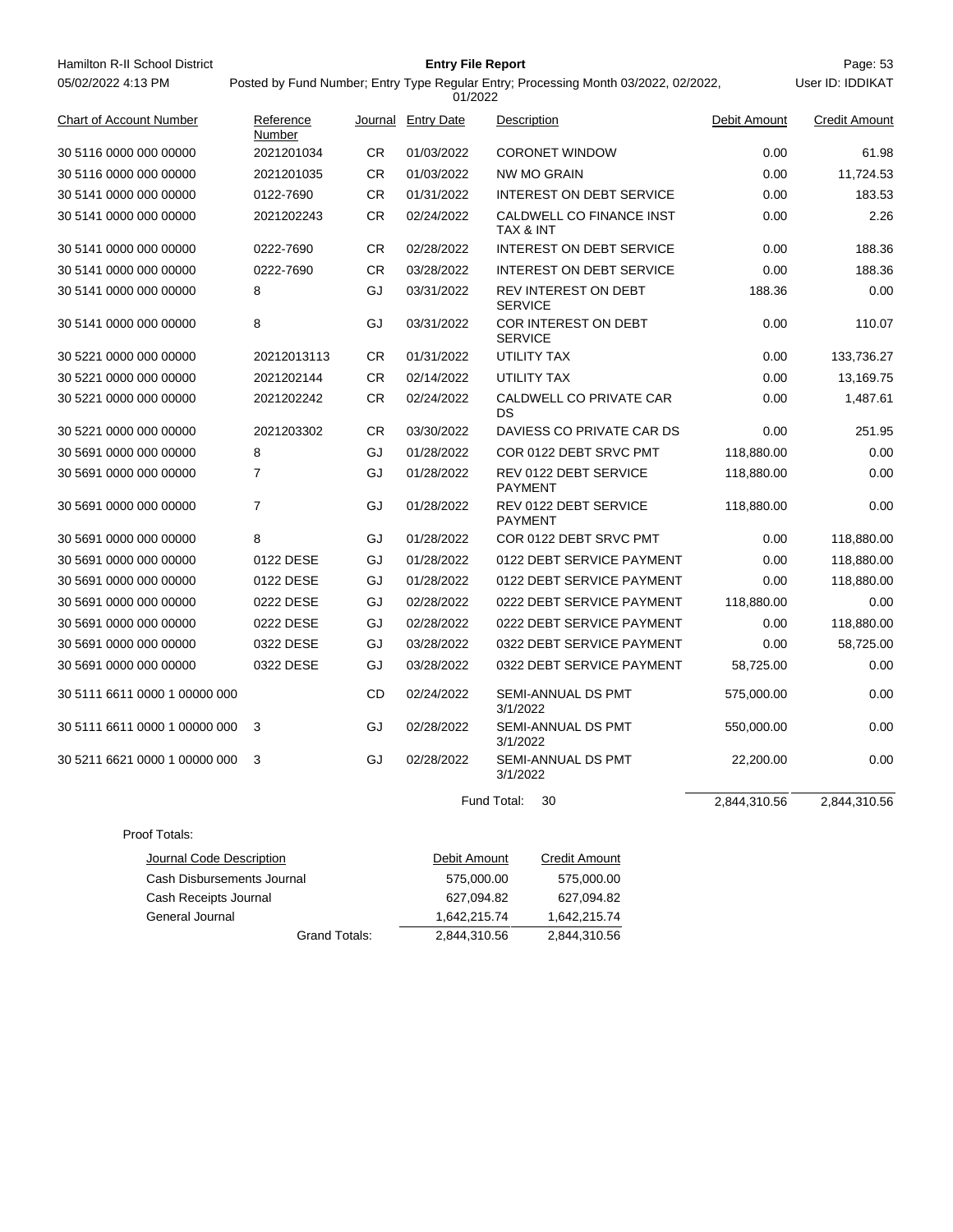Hamilton R-II School District

**Entry File Report**

05/02/2022 4:13 PM

Posted by Fund Number; Entry Type Regular Entry; Processing Month 03/2022, 02/2022, 01/2022

User ID: IDDIKAT

| Chart of Account Number | Reference Number | Journal | Entry Date | Description | Debit Amount | Credit Amount |
|---|---|---|---|---|---|---|
| 30 5116 0000 000 00000 | 2021201034 | CR | 01/03/2022 | CORONET WINDOW | 0.00 | 61.98 |
| 30 5116 0000 000 00000 | 2021201035 | CR | 01/03/2022 | NW MO GRAIN | 0.00 | 11,724.53 |
| 30 5141 0000 000 00000 | 0122-7690 | CR | 01/31/2022 | INTEREST ON DEBT SERVICE | 0.00 | 183.53 |
| 30 5141 0000 000 00000 | 2021202243 | CR | 02/24/2022 | CALDWELL CO FINANCE INST TAX & INT | 0.00 | 2.26 |
| 30 5141 0000 000 00000 | 0222-7690 | CR | 02/28/2022 | INTEREST ON DEBT SERVICE | 0.00 | 188.36 |
| 30 5141 0000 000 00000 | 0222-7690 | CR | 03/28/2022 | INTEREST ON DEBT SERVICE | 0.00 | 188.36 |
| 30 5141 0000 000 00000 | 8 | GJ | 03/31/2022 | REV INTEREST ON DEBT SERVICE | 188.36 | 0.00 |
| 30 5141 0000 000 00000 | 8 | GJ | 03/31/2022 | COR INTEREST ON DEBT SERVICE | 0.00 | 110.07 |
| 30 5221 0000 000 00000 | 20212013113 | CR | 01/31/2022 | UTILITY TAX | 0.00 | 133,736.27 |
| 30 5221 0000 000 00000 | 2021202144 | CR | 02/14/2022 | UTILITY TAX | 0.00 | 13,169.75 |
| 30 5221 0000 000 00000 | 2021202242 | CR | 02/24/2022 | CALDWELL CO PRIVATE CAR DS | 0.00 | 1,487.61 |
| 30 5221 0000 000 00000 | 2021203302 | CR | 03/30/2022 | DAVIESS CO PRIVATE CAR DS | 0.00 | 251.95 |
| 30 5691 0000 000 00000 | 8 | GJ | 01/28/2022 | COR 0122 DEBT SRVC PMT | 118,880.00 | 0.00 |
| 30 5691 0000 000 00000 | 7 | GJ | 01/28/2022 | REV 0122 DEBT SERVICE PAYMENT | 118,880.00 | 0.00 |
| 30 5691 0000 000 00000 | 7 | GJ | 01/28/2022 | REV 0122 DEBT SERVICE PAYMENT | 118,880.00 | 0.00 |
| 30 5691 0000 000 00000 | 8 | GJ | 01/28/2022 | COR 0122 DEBT SRVC PMT | 0.00 | 118,880.00 |
| 30 5691 0000 000 00000 | 0122 DESE | GJ | 01/28/2022 | 0122 DEBT SERVICE PAYMENT | 0.00 | 118,880.00 |
| 30 5691 0000 000 00000 | 0122 DESE | GJ | 01/28/2022 | 0122 DEBT SERVICE PAYMENT | 0.00 | 118,880.00 |
| 30 5691 0000 000 00000 | 0222 DESE | GJ | 02/28/2022 | 0222 DEBT SERVICE PAYMENT | 118,880.00 | 0.00 |
| 30 5691 0000 000 00000 | 0222 DESE | GJ | 02/28/2022 | 0222 DEBT SERVICE PAYMENT | 0.00 | 118,880.00 |
| 30 5691 0000 000 00000 | 0322 DESE | GJ | 03/28/2022 | 0322 DEBT SERVICE PAYMENT | 0.00 | 58,725.00 |
| 30 5691 0000 000 00000 | 0322 DESE | GJ | 03/28/2022 | 0322 DEBT SERVICE PAYMENT | 58,725.00 | 0.00 |
| 30 5111 6611 0000 1 00000 000 | | CD | 02/24/2022 | SEMI-ANNUAL DS PMT 3/1/2022 | 575,000.00 | 0.00 |
| 30 5111 6611 0000 1 00000 000 | 3 | GJ | 02/28/2022 | SEMI-ANNUAL DS PMT 3/1/2022 | 550,000.00 | 0.00 |
| 30 5211 6621 0000 1 00000 000 | 3 | GJ | 02/28/2022 | SEMI-ANNUAL DS PMT 3/1/2022 | 22,200.00 | 0.00 |
| | | | | Fund Total: 30 | 2,844,310.56 | 2,844,310.56 |

Proof Totals:

| Journal Code Description | Debit Amount | Credit Amount |
|---|---|---|
| Cash Disbursements Journal | 575,000.00 | 575,000.00 |
| Cash Receipts Journal | 627,094.82 | 627,094.82 |
| General Journal | 1,642,215.74 | 1,642,215.74 |
| Grand Totals: | 2,844,310.56 | 2,844,310.56 |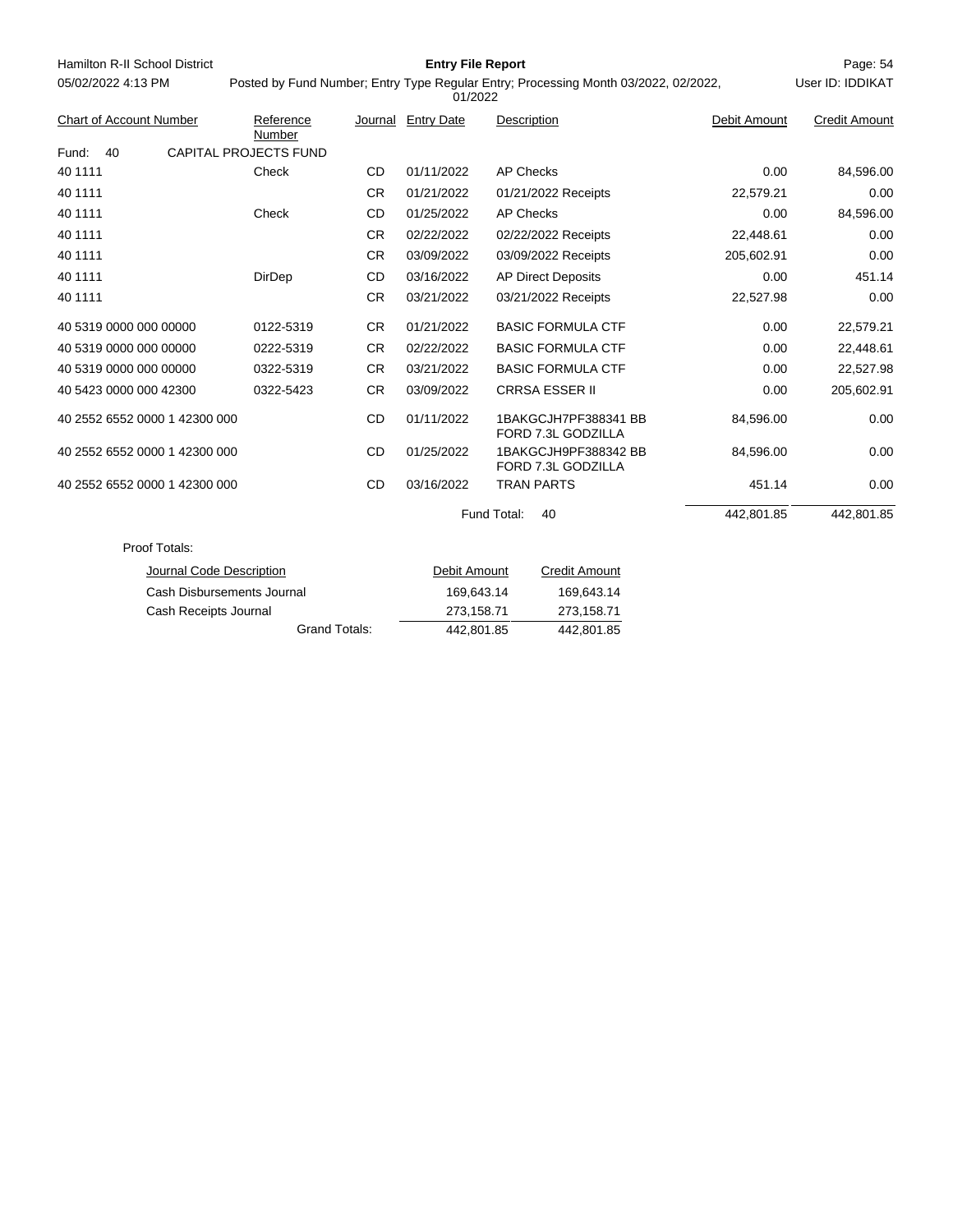Hamilton R-II School District

05/02/2022 4:13 PM

**Entry File Report**

Posted by Fund Number; Entry Type Regular Entry; Processing Month 03/2022, 02/2022, 01/2022

User ID: IDDIKAT

| Chart of Account Number | Reference Number | Journal | Entry Date | Description | Debit Amount | Credit Amount |
|---|---|---|---|---|---|---|
| Fund: 40 | CAPITAL PROJECTS FUND | | | | | |
| 40 1111 | Check | CD | 01/11/2022 | AP Checks | 0.00 | 84,596.00 |
| 40 1111 | | CR | 01/21/2022 | 01/21/2022 Receipts | 22,579.21 | 0.00 |
| 40 1111 | Check | CD | 01/25/2022 | AP Checks | 0.00 | 84,596.00 |
| 40 1111 | | CR | 02/22/2022 | 02/22/2022 Receipts | 22,448.61 | 0.00 |
| 40 1111 | | CR | 03/09/2022 | 03/09/2022 Receipts | 205,602.91 | 0.00 |
| 40 1111 | DirDep | CD | 03/16/2022 | AP Direct Deposits | 0.00 | 451.14 |
| 40 1111 | | CR | 03/21/2022 | 03/21/2022 Receipts | 22,527.98 | 0.00 |
| 40 5319 0000 000 00000 | 0122-5319 | CR | 01/21/2022 | BASIC FORMULA CTF | 0.00 | 22,579.21 |
| 40 5319 0000 000 00000 | 0222-5319 | CR | 02/22/2022 | BASIC FORMULA CTF | 0.00 | 22,448.61 |
| 40 5319 0000 000 00000 | 0322-5319 | CR | 03/21/2022 | BASIC FORMULA CTF | 0.00 | 22,527.98 |
| 40 5423 0000 000 42300 | 0322-5423 | CR | 03/09/2022 | CRRSA ESSER II | 0.00 | 205,602.91 |
| 40 2552 6552 0000 1 42300 000 | | CD | 01/11/2022 | 1BAKGCJH7PF388341 BB FORD 7.3L GODZILLA | 84,596.00 | 0.00 |
| 40 2552 6552 0000 1 42300 000 | | CD | 01/25/2022 | 1BAKGCJH9PF388342 BB FORD 7.3L GODZILLA | 84,596.00 | 0.00 |
| 40 2552 6552 0000 1 42300 000 | | CD | 03/16/2022 | TRAN PARTS | 451.14 | 0.00 |
| | | | | Fund Total: 40 | 442,801.85 | 442,801.85 |

Proof Totals:

| Journal Code Description | Debit Amount | Credit Amount |
|---|---|---|
| Cash Disbursements Journal | 169,643.14 | 169,643.14 |
| Cash Receipts Journal | 273,158.71 | 273,158.71 |
| Grand Totals: | 442,801.85 | 442,801.85 |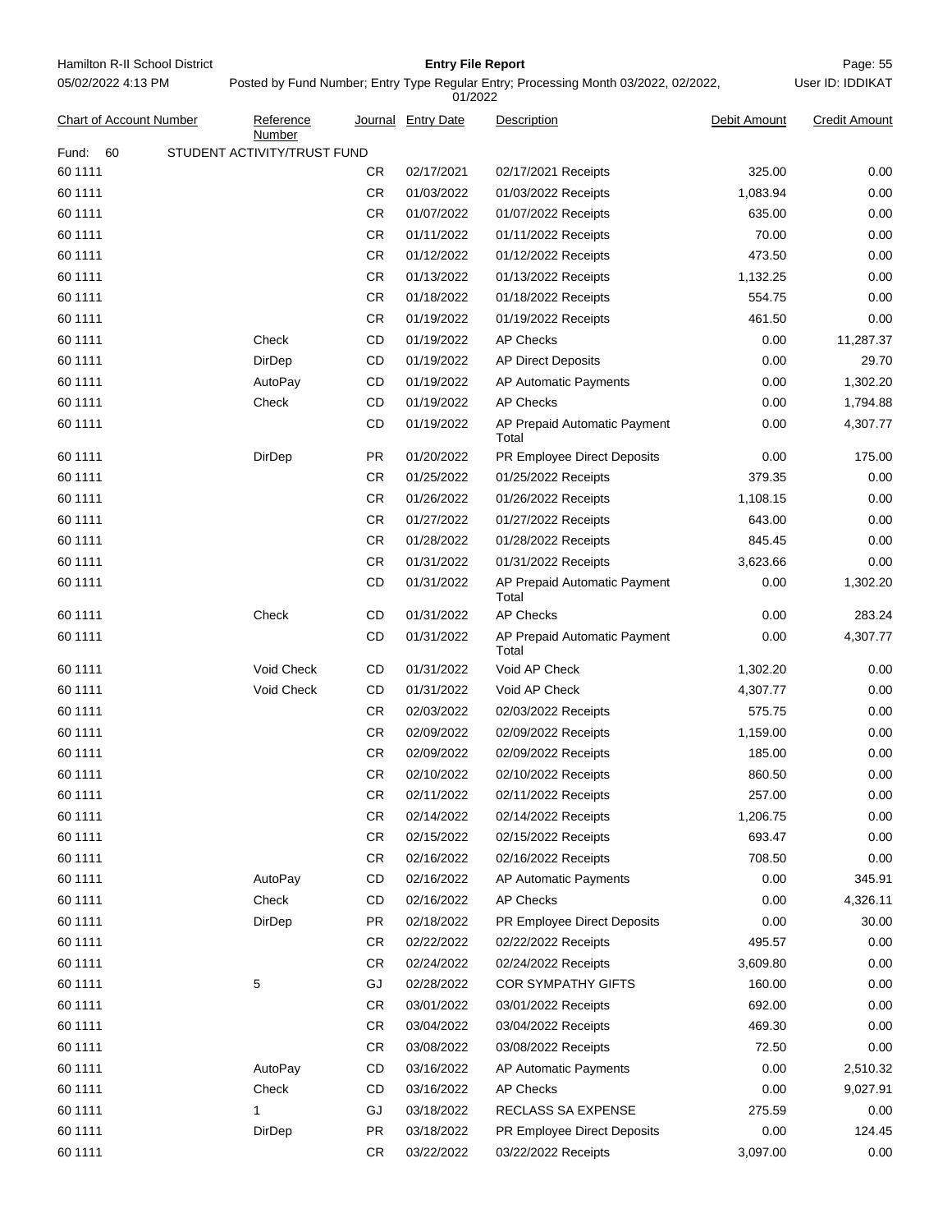Hamilton R-II School District

05/02/2022 4:13 PM

**Entry File Report**

Posted by Fund Number; Entry Type Regular Entry; Processing Month 03/2022, 02/2022, 01/2022

User ID: IDDIKAT

| Chart of Account Number | Reference Number | Journal | Entry Date | Description | Debit Amount | Credit Amount |
|---|---|---|---|---|---|---|
| Fund: 60 STUDENT ACTIVITY/TRUST FUND | | | | | | |
| 60 1111 | | CR | 02/17/2021 | 02/17/2021 Receipts | 325.00 | 0.00 |
| 60 1111 | | CR | 01/03/2022 | 01/03/2022 Receipts | 1,083.94 | 0.00 |
| 60 1111 | | CR | 01/07/2022 | 01/07/2022 Receipts | 635.00 | 0.00 |
| 60 1111 | | CR | 01/11/2022 | 01/11/2022 Receipts | 70.00 | 0.00 |
| 60 1111 | | CR | 01/12/2022 | 01/12/2022 Receipts | 473.50 | 0.00 |
| 60 1111 | | CR | 01/13/2022 | 01/13/2022 Receipts | 1,132.25 | 0.00 |
| 60 1111 | | CR | 01/18/2022 | 01/18/2022 Receipts | 554.75 | 0.00 |
| 60 1111 | | CR | 01/19/2022 | 01/19/2022 Receipts | 461.50 | 0.00 |
| 60 1111 | Check | CD | 01/19/2022 | AP Checks | 0.00 | 11,287.37 |
| 60 1111 | DirDep | CD | 01/19/2022 | AP Direct Deposits | 0.00 | 29.70 |
| 60 1111 | AutoPay | CD | 01/19/2022 | AP Automatic Payments | 0.00 | 1,302.20 |
| 60 1111 | Check | CD | 01/19/2022 | AP Checks | 0.00 | 1,794.88 |
| 60 1111 | | CD | 01/19/2022 | AP Prepaid Automatic Payment Total | 0.00 | 4,307.77 |
| 60 1111 | DirDep | PR | 01/20/2022 | PR Employee Direct Deposits | 0.00 | 175.00 |
| 60 1111 | | CR | 01/25/2022 | 01/25/2022 Receipts | 379.35 | 0.00 |
| 60 1111 | | CR | 01/26/2022 | 01/26/2022 Receipts | 1,108.15 | 0.00 |
| 60 1111 | | CR | 01/27/2022 | 01/27/2022 Receipts | 643.00 | 0.00 |
| 60 1111 | | CR | 01/28/2022 | 01/28/2022 Receipts | 845.45 | 0.00 |
| 60 1111 | | CR | 01/31/2022 | 01/31/2022 Receipts | 3,623.66 | 0.00 |
| 60 1111 | | CD | 01/31/2022 | AP Prepaid Automatic Payment Total | 0.00 | 1,302.20 |
| 60 1111 | Check | CD | 01/31/2022 | AP Checks | 0.00 | 283.24 |
| 60 1111 | | CD | 01/31/2022 | AP Prepaid Automatic Payment Total | 0.00 | 4,307.77 |
| 60 1111 | Void Check | CD | 01/31/2022 | Void AP Check | 1,302.20 | 0.00 |
| 60 1111 | Void Check | CD | 01/31/2022 | Void AP Check | 4,307.77 | 0.00 |
| 60 1111 | | CR | 02/03/2022 | 02/03/2022 Receipts | 575.75 | 0.00 |
| 60 1111 | | CR | 02/09/2022 | 02/09/2022 Receipts | 1,159.00 | 0.00 |
| 60 1111 | | CR | 02/09/2022 | 02/09/2022 Receipts | 185.00 | 0.00 |
| 60 1111 | | CR | 02/10/2022 | 02/10/2022 Receipts | 860.50 | 0.00 |
| 60 1111 | | CR | 02/11/2022 | 02/11/2022 Receipts | 257.00 | 0.00 |
| 60 1111 | | CR | 02/14/2022 | 02/14/2022 Receipts | 1,206.75 | 0.00 |
| 60 1111 | | CR | 02/15/2022 | 02/15/2022 Receipts | 693.47 | 0.00 |
| 60 1111 | | CR | 02/16/2022 | 02/16/2022 Receipts | 708.50 | 0.00 |
| 60 1111 | AutoPay | CD | 02/16/2022 | AP Automatic Payments | 0.00 | 345.91 |
| 60 1111 | Check | CD | 02/16/2022 | AP Checks | 0.00 | 4,326.11 |
| 60 1111 | DirDep | PR | 02/18/2022 | PR Employee Direct Deposits | 0.00 | 30.00 |
| 60 1111 | | CR | 02/22/2022 | 02/22/2022 Receipts | 495.57 | 0.00 |
| 60 1111 | | CR | 02/24/2022 | 02/24/2022 Receipts | 3,609.80 | 0.00 |
| 60 1111 | 5 | GJ | 02/28/2022 | COR SYMPATHY GIFTS | 160.00 | 0.00 |
| 60 1111 | | CR | 03/01/2022 | 03/01/2022 Receipts | 692.00 | 0.00 |
| 60 1111 | | CR | 03/04/2022 | 03/04/2022 Receipts | 469.30 | 0.00 |
| 60 1111 | | CR | 03/08/2022 | 03/08/2022 Receipts | 72.50 | 0.00 |
| 60 1111 | AutoPay | CD | 03/16/2022 | AP Automatic Payments | 0.00 | 2,510.32 |
| 60 1111 | Check | CD | 03/16/2022 | AP Checks | 0.00 | 9,027.91 |
| 60 1111 | 1 | GJ | 03/18/2022 | RECLASS SA EXPENSE | 275.59 | 0.00 |
| 60 1111 | DirDep | PR | 03/18/2022 | PR Employee Direct Deposits | 0.00 | 124.45 |
| 60 1111 | | CR | 03/22/2022 | 03/22/2022 Receipts | 3,097.00 | 0.00 |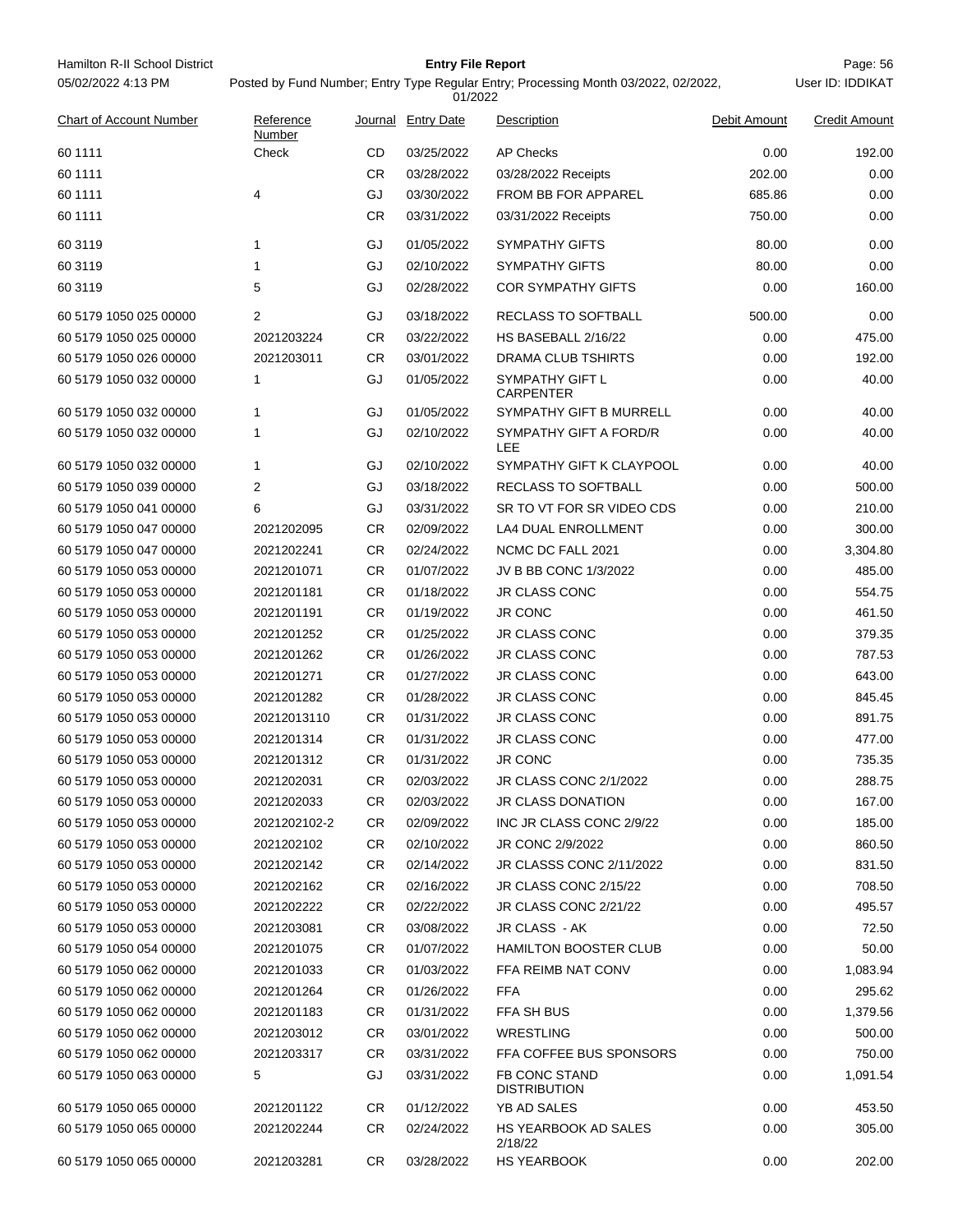| Chart of Account Number | Reference Number | Journal | Entry Date | Description | Debit Amount | Credit Amount |
|---|---|---|---|---|---|---|
| 60 1111 | Check | CD | 03/25/2022 | AP Checks | 0.00 | 192.00 |
| 60 1111 | | CR | 03/28/2022 | 03/28/2022 Receipts | 202.00 | 0.00 |
| 60 1111 | 4 | GJ | 03/30/2022 | FROM BB FOR APPAREL | 685.86 | 0.00 |
| 60 1111 | | CR | 03/31/2022 | 03/31/2022 Receipts | 750.00 | 0.00 |
| 60 3119 | 1 | GJ | 01/05/2022 | SYMPATHY GIFTS | 80.00 | 0.00 |
| 60 3119 | 1 | GJ | 02/10/2022 | SYMPATHY GIFTS | 80.00 | 0.00 |
| 60 3119 | 5 | GJ | 02/28/2022 | COR SYMPATHY GIFTS | 0.00 | 160.00 |
| 60 5179 1050 025 00000 | 2 | GJ | 03/18/2022 | RECLASS TO SOFTBALL | 500.00 | 0.00 |
| 60 5179 1050 025 00000 | 2021203224 | CR | 03/22/2022 | HS BASEBALL 2/16/22 | 0.00 | 475.00 |
| 60 5179 1050 026 00000 | 2021203011 | CR | 03/01/2022 | DRAMA CLUB TSHIRTS | 0.00 | 192.00 |
| 60 5179 1050 032 00000 | 1 | GJ | 01/05/2022 | SYMPATHY GIFT L CARPENTER | 0.00 | 40.00 |
| 60 5179 1050 032 00000 | 1 | GJ | 01/05/2022 | SYMPATHY GIFT B MURRELL | 0.00 | 40.00 |
| 60 5179 1050 032 00000 | 1 | GJ | 02/10/2022 | SYMPATHY GIFT A FORD/R LEE | 0.00 | 40.00 |
| 60 5179 1050 032 00000 | 1 | GJ | 02/10/2022 | SYMPATHY GIFT K CLAYPOOL | 0.00 | 40.00 |
| 60 5179 1050 039 00000 | 2 | GJ | 03/18/2022 | RECLASS TO SOFTBALL | 0.00 | 500.00 |
| 60 5179 1050 041 00000 | 6 | GJ | 03/31/2022 | SR TO VT FOR SR VIDEO CDS | 0.00 | 210.00 |
| 60 5179 1050 047 00000 | 2021202095 | CR | 02/09/2022 | LA4 DUAL ENROLLMENT | 0.00 | 300.00 |
| 60 5179 1050 047 00000 | 2021202241 | CR | 02/24/2022 | NCMC DC FALL 2021 | 0.00 | 3,304.80 |
| 60 5179 1050 053 00000 | 2021201071 | CR | 01/07/2022 | JV B BB CONC 1/3/2022 | 0.00 | 485.00 |
| 60 5179 1050 053 00000 | 2021201181 | CR | 01/18/2022 | JR CLASS CONC | 0.00 | 554.75 |
| 60 5179 1050 053 00000 | 2021201191 | CR | 01/19/2022 | JR CONC | 0.00 | 461.50 |
| 60 5179 1050 053 00000 | 2021201252 | CR | 01/25/2022 | JR CLASS CONC | 0.00 | 379.35 |
| 60 5179 1050 053 00000 | 2021201262 | CR | 01/26/2022 | JR CLASS CONC | 0.00 | 787.53 |
| 60 5179 1050 053 00000 | 2021201271 | CR | 01/27/2022 | JR CLASS CONC | 0.00 | 643.00 |
| 60 5179 1050 053 00000 | 2021201282 | CR | 01/28/2022 | JR CLASS CONC | 0.00 | 845.45 |
| 60 5179 1050 053 00000 | 20212013110 | CR | 01/31/2022 | JR CLASS CONC | 0.00 | 891.75 |
| 60 5179 1050 053 00000 | 2021201314 | CR | 01/31/2022 | JR CLASS CONC | 0.00 | 477.00 |
| 60 5179 1050 053 00000 | 2021201312 | CR | 01/31/2022 | JR CONC | 0.00 | 735.35 |
| 60 5179 1050 053 00000 | 2021202031 | CR | 02/03/2022 | JR CLASS CONC 2/1/2022 | 0.00 | 288.75 |
| 60 5179 1050 053 00000 | 2021202033 | CR | 02/03/2022 | JR CLASS DONATION | 0.00 | 167.00 |
| 60 5179 1050 053 00000 | 2021202102-2 | CR | 02/09/2022 | INC JR CLASS CONC 2/9/22 | 0.00 | 185.00 |
| 60 5179 1050 053 00000 | 2021202102 | CR | 02/10/2022 | JR CONC 2/9/2022 | 0.00 | 860.50 |
| 60 5179 1050 053 00000 | 2021202142 | CR | 02/14/2022 | JR CLASSS CONC 2/11/2022 | 0.00 | 831.50 |
| 60 5179 1050 053 00000 | 2021202162 | CR | 02/16/2022 | JR CLASS CONC 2/15/22 | 0.00 | 708.50 |
| 60 5179 1050 053 00000 | 2021202222 | CR | 02/22/2022 | JR CLASS CONC 2/21/22 | 0.00 | 495.57 |
| 60 5179 1050 053 00000 | 2021203081 | CR | 03/08/2022 | JR CLASS - AK | 0.00 | 72.50 |
| 60 5179 1050 054 00000 | 2021201075 | CR | 01/07/2022 | HAMILTON BOOSTER CLUB | 0.00 | 50.00 |
| 60 5179 1050 062 00000 | 2021201033 | CR | 01/03/2022 | FFA REIMB NAT CONV | 0.00 | 1,083.94 |
| 60 5179 1050 062 00000 | 2021201264 | CR | 01/26/2022 | FFA | 0.00 | 295.62 |
| 60 5179 1050 062 00000 | 2021201183 | CR | 01/31/2022 | FFA SH BUS | 0.00 | 1,379.56 |
| 60 5179 1050 062 00000 | 2021203012 | CR | 03/01/2022 | WRESTLING | 0.00 | 500.00 |
| 60 5179 1050 062 00000 | 2021203317 | CR | 03/31/2022 | FFA COFFEE BUS SPONSORS | 0.00 | 750.00 |
| 60 5179 1050 063 00000 | 5 | GJ | 03/31/2022 | FB CONC STAND DISTRIBUTION | 0.00 | 1,091.54 |
| 60 5179 1050 065 00000 | 2021201122 | CR | 01/12/2022 | YB AD SALES | 0.00 | 453.50 |
| 60 5179 1050 065 00000 | 2021202244 | CR | 02/24/2022 | HS YEARBOOK AD SALES 2/18/22 | 0.00 | 305.00 |
| 60 5179 1050 065 00000 | 2021203281 | CR | 03/28/2022 | HS YEARBOOK | 0.00 | 202.00 |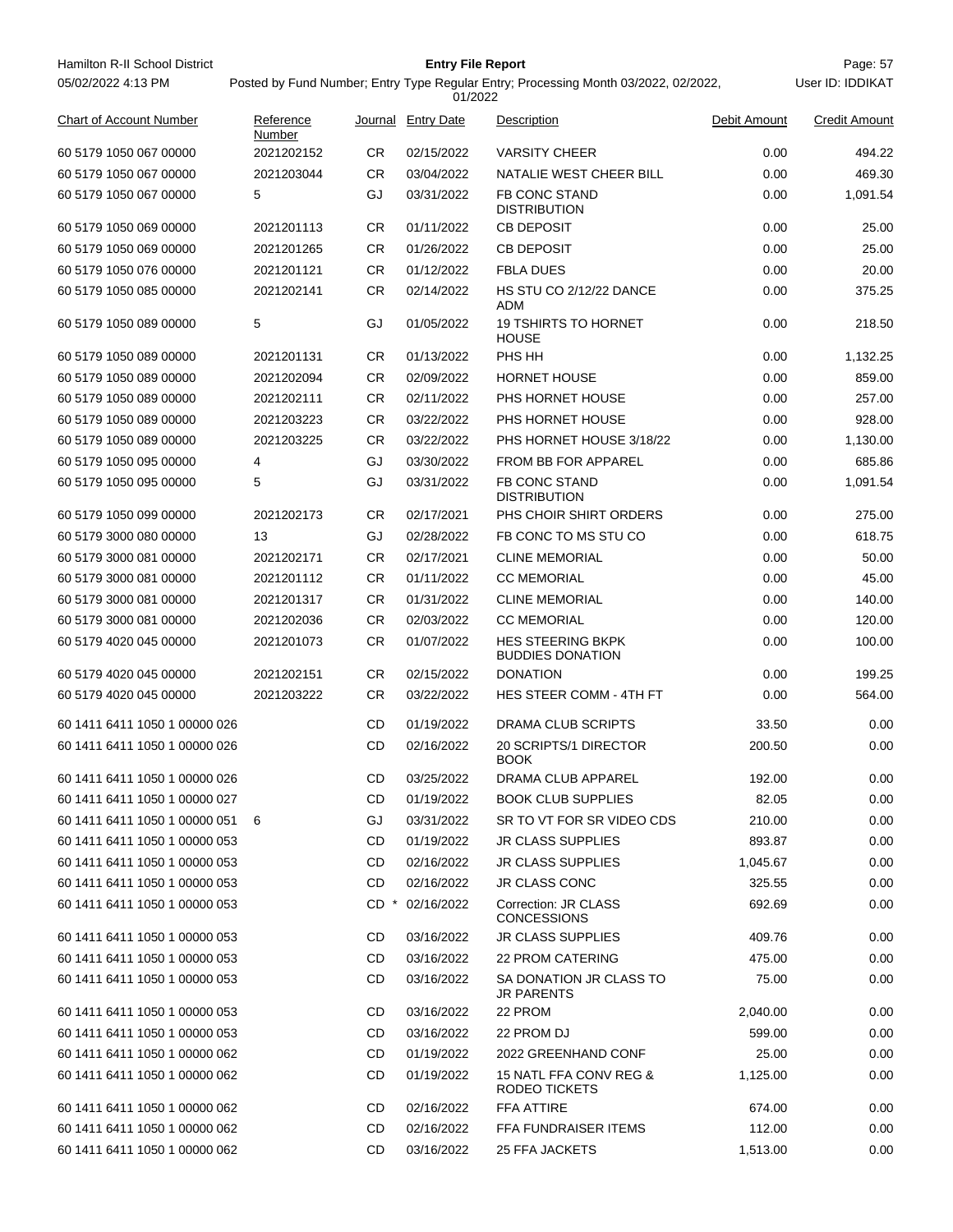| Chart of Account Number | Reference Number | Journal | Entry Date | Description | Debit Amount | Credit Amount |
|---|---|---|---|---|---|---|
| 60 5179 1050 067 00000 | 2021202152 | CR | 02/15/2022 | VARSITY CHEER | 0.00 | 494.22 |
| 60 5179 1050 067 00000 | 2021203044 | CR | 03/04/2022 | NATALIE WEST CHEER BILL | 0.00 | 469.30 |
| 60 5179 1050 067 00000 | 5 | GJ | 03/31/2022 | FB CONC STAND DISTRIBUTION | 0.00 | 1,091.54 |
| 60 5179 1050 069 00000 | 2021201113 | CR | 01/11/2022 | CB DEPOSIT | 0.00 | 25.00 |
| 60 5179 1050 069 00000 | 2021201265 | CR | 01/26/2022 | CB DEPOSIT | 0.00 | 25.00 |
| 60 5179 1050 076 00000 | 2021201121 | CR | 01/12/2022 | FBLA DUES | 0.00 | 20.00 |
| 60 5179 1050 085 00000 | 2021202141 | CR | 02/14/2022 | HS STU CO 2/12/22 DANCE ADM | 0.00 | 375.25 |
| 60 5179 1050 089 00000 | 5 | GJ | 01/05/2022 | 19 TSHIRTS TO HORNET HOUSE | 0.00 | 218.50 |
| 60 5179 1050 089 00000 | 2021201131 | CR | 01/13/2022 | PHS HH | 0.00 | 1,132.25 |
| 60 5179 1050 089 00000 | 2021202094 | CR | 02/09/2022 | HORNET HOUSE | 0.00 | 859.00 |
| 60 5179 1050 089 00000 | 2021202111 | CR | 02/11/2022 | PHS HORNET HOUSE | 0.00 | 257.00 |
| 60 5179 1050 089 00000 | 2021203223 | CR | 03/22/2022 | PHS HORNET HOUSE | 0.00 | 928.00 |
| 60 5179 1050 089 00000 | 2021203225 | CR | 03/22/2022 | PHS HORNET HOUSE 3/18/22 | 0.00 | 1,130.00 |
| 60 5179 1050 095 00000 | 4 | GJ | 03/30/2022 | FROM BB FOR APPAREL | 0.00 | 685.86 |
| 60 5179 1050 095 00000 | 5 | GJ | 03/31/2022 | FB CONC STAND DISTRIBUTION | 0.00 | 1,091.54 |
| 60 5179 1050 099 00000 | 2021202173 | CR | 02/17/2021 | PHS CHOIR SHIRT ORDERS | 0.00 | 275.00 |
| 60 5179 3000 080 00000 | 13 | GJ | 02/28/2022 | FB CONC TO MS STU CO | 0.00 | 618.75 |
| 60 5179 3000 081 00000 | 2021202171 | CR | 02/17/2021 | CLINE MEMORIAL | 0.00 | 50.00 |
| 60 5179 3000 081 00000 | 2021201112 | CR | 01/11/2022 | CC MEMORIAL | 0.00 | 45.00 |
| 60 5179 3000 081 00000 | 2021201317 | CR | 01/31/2022 | CLINE MEMORIAL | 0.00 | 140.00 |
| 60 5179 3000 081 00000 | 2021202036 | CR | 02/03/2022 | CC MEMORIAL | 0.00 | 120.00 |
| 60 5179 4020 045 00000 | 2021201073 | CR | 01/07/2022 | HES STEERING BKPK BUDDIES DONATION | 0.00 | 100.00 |
| 60 5179 4020 045 00000 | 2021202151 | CR | 02/15/2022 | DONATION | 0.00 | 199.25 |
| 60 5179 4020 045 00000 | 2021203222 | CR | 03/22/2022 | HES STEER COMM - 4TH FT | 0.00 | 564.00 |
| 60 1411 6411 1050 1 00000 026 | | CD | 01/19/2022 | DRAMA CLUB SCRIPTS | 33.50 | 0.00 |
| 60 1411 6411 1050 1 00000 026 | | CD | 02/16/2022 | 20 SCRIPTS/1 DIRECTOR BOOK | 200.50 | 0.00 |
| 60 1411 6411 1050 1 00000 026 | | CD | 03/25/2022 | DRAMA CLUB APPAREL | 192.00 | 0.00 |
| 60 1411 6411 1050 1 00000 027 | | CD | 01/19/2022 | BOOK CLUB SUPPLIES | 82.05 | 0.00 |
| 60 1411 6411 1050 1 00000 051 | 6 | GJ | 03/31/2022 | SR TO VT FOR SR VIDEO CDS | 210.00 | 0.00 |
| 60 1411 6411 1050 1 00000 053 | | CD | 01/19/2022 | JR CLASS SUPPLIES | 893.87 | 0.00 |
| 60 1411 6411 1050 1 00000 053 | | CD | 02/16/2022 | JR CLASS SUPPLIES | 1,045.67 | 0.00 |
| 60 1411 6411 1050 1 00000 053 | | CD | 02/16/2022 | JR CLASS CONC | 325.55 | 0.00 |
| 60 1411 6411 1050 1 00000 053 | | CD * | 02/16/2022 | Correction: JR CLASS CONCESSIONS | 692.69 | 0.00 |
| 60 1411 6411 1050 1 00000 053 | | CD | 03/16/2022 | JR CLASS SUPPLIES | 409.76 | 0.00 |
| 60 1411 6411 1050 1 00000 053 | | CD | 03/16/2022 | 22 PROM CATERING | 475.00 | 0.00 |
| 60 1411 6411 1050 1 00000 053 | | CD | 03/16/2022 | SA DONATION JR CLASS TO JR PARENTS | 75.00 | 0.00 |
| 60 1411 6411 1050 1 00000 053 | | CD | 03/16/2022 | 22 PROM | 2,040.00 | 0.00 |
| 60 1411 6411 1050 1 00000 053 | | CD | 03/16/2022 | 22 PROM DJ | 599.00 | 0.00 |
| 60 1411 6411 1050 1 00000 062 | | CD | 01/19/2022 | 2022 GREENHAND CONF | 25.00 | 0.00 |
| 60 1411 6411 1050 1 00000 062 | | CD | 01/19/2022 | 15 NATL FFA CONV REG & RODEO TICKETS | 1,125.00 | 0.00 |
| 60 1411 6411 1050 1 00000 062 | | CD | 02/16/2022 | FFA ATTIRE | 674.00 | 0.00 |
| 60 1411 6411 1050 1 00000 062 | | CD | 02/16/2022 | FFA FUNDRAISER ITEMS | 112.00 | 0.00 |
| 60 1411 6411 1050 1 00000 062 | | CD | 03/16/2022 | 25 FFA JACKETS | 1,513.00 | 0.00 |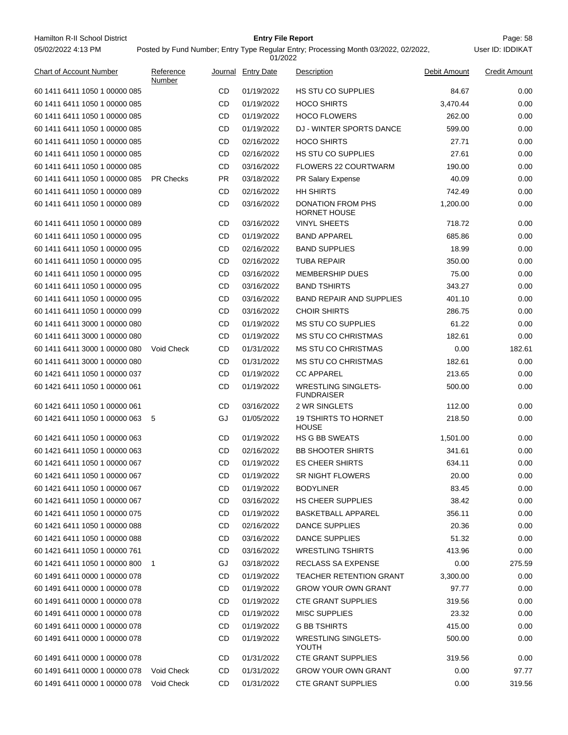Hamilton R-II School District

05/02/2022 4:13 PM

**Entry File Report**

Posted by Fund Number; Entry Type Regular Entry; Processing Month 03/2022, 02/2022, 01/2022

User ID: IDDIKAT

| Chart of Account Number | Reference Number | Journal | Entry Date | Description | Debit Amount | Credit Amount |
|---|---|---|---|---|---|---|
| 60 1411 6411 1050 1 00000 085 | | CD | 01/19/2022 | HS STU CO SUPPLIES | 84.67 | 0.00 |
| 60 1411 6411 1050 1 00000 085 | | CD | 01/19/2022 | HOCO SHIRTS | 3,470.44 | 0.00 |
| 60 1411 6411 1050 1 00000 085 | | CD | 01/19/2022 | HOCO FLOWERS | 262.00 | 0.00 |
| 60 1411 6411 1050 1 00000 085 | | CD | 01/19/2022 | DJ - WINTER SPORTS DANCE | 599.00 | 0.00 |
| 60 1411 6411 1050 1 00000 085 | | CD | 02/16/2022 | HOCO SHIRTS | 27.71 | 0.00 |
| 60 1411 6411 1050 1 00000 085 | | CD | 02/16/2022 | HS STU CO SUPPLIES | 27.61 | 0.00 |
| 60 1411 6411 1050 1 00000 085 | | CD | 03/16/2022 | FLOWERS 22 COURTWARM | 190.00 | 0.00 |
| 60 1411 6411 1050 1 00000 085 | PR Checks | PR | 03/18/2022 | PR Salary Expense | 40.09 | 0.00 |
| 60 1411 6411 1050 1 00000 089 | | CD | 02/16/2022 | HH SHIRTS | 742.49 | 0.00 |
| 60 1411 6411 1050 1 00000 089 | | CD | 03/16/2022 | DONATION FROM PHS HORNET HOUSE | 1,200.00 | 0.00 |
| 60 1411 6411 1050 1 00000 089 | | CD | 03/16/2022 | VINYL SHEETS | 718.72 | 0.00 |
| 60 1411 6411 1050 1 00000 095 | | CD | 01/19/2022 | BAND APPAREL | 685.86 | 0.00 |
| 60 1411 6411 1050 1 00000 095 | | CD | 02/16/2022 | BAND SUPPLIES | 18.99 | 0.00 |
| 60 1411 6411 1050 1 00000 095 | | CD | 02/16/2022 | TUBA REPAIR | 350.00 | 0.00 |
| 60 1411 6411 1050 1 00000 095 | | CD | 03/16/2022 | MEMBERSHIP DUES | 75.00 | 0.00 |
| 60 1411 6411 1050 1 00000 095 | | CD | 03/16/2022 | BAND TSHIRTS | 343.27 | 0.00 |
| 60 1411 6411 1050 1 00000 095 | | CD | 03/16/2022 | BAND REPAIR AND SUPPLIES | 401.10 | 0.00 |
| 60 1411 6411 1050 1 00000 099 | | CD | 03/16/2022 | CHOIR SHIRTS | 286.75 | 0.00 |
| 60 1411 6411 3000 1 00000 080 | | CD | 01/19/2022 | MS STU CO SUPPLIES | 61.22 | 0.00 |
| 60 1411 6411 3000 1 00000 080 | | CD | 01/19/2022 | MS STU CO CHRISTMAS | 182.61 | 0.00 |
| 60 1411 6411 3000 1 00000 080 | Void Check | CD | 01/31/2022 | MS STU CO CHRISTMAS | 0.00 | 182.61 |
| 60 1411 6411 3000 1 00000 080 | | CD | 01/31/2022 | MS STU CO CHRISTMAS | 182.61 | 0.00 |
| 60 1421 6411 1050 1 00000 037 | | CD | 01/19/2022 | CC APPAREL | 213.65 | 0.00 |
| 60 1421 6411 1050 1 00000 061 | | CD | 01/19/2022 | WRESTLING SINGLETS-FUNDRAISER | 500.00 | 0.00 |
| 60 1421 6411 1050 1 00000 061 | | CD | 03/16/2022 | 2 WR SINGLETS | 112.00 | 0.00 |
| 60 1421 6411 1050 1 00000 063 | 5 | GJ | 01/05/2022 | 19 TSHIRTS TO HORNET HOUSE | 218.50 | 0.00 |
| 60 1421 6411 1050 1 00000 063 | | CD | 01/19/2022 | HS G BB SWEATS | 1,501.00 | 0.00 |
| 60 1421 6411 1050 1 00000 063 | | CD | 02/16/2022 | BB SHOOTER SHIRTS | 341.61 | 0.00 |
| 60 1421 6411 1050 1 00000 067 | | CD | 01/19/2022 | ES CHEER SHIRTS | 634.11 | 0.00 |
| 60 1421 6411 1050 1 00000 067 | | CD | 01/19/2022 | SR NIGHT FLOWERS | 20.00 | 0.00 |
| 60 1421 6411 1050 1 00000 067 | | CD | 01/19/2022 | BODYLINER | 83.45 | 0.00 |
| 60 1421 6411 1050 1 00000 067 | | CD | 03/16/2022 | HS CHEER SUPPLIES | 38.42 | 0.00 |
| 60 1421 6411 1050 1 00000 075 | | CD | 01/19/2022 | BASKETBALL APPAREL | 356.11 | 0.00 |
| 60 1421 6411 1050 1 00000 088 | | CD | 02/16/2022 | DANCE SUPPLIES | 20.36 | 0.00 |
| 60 1421 6411 1050 1 00000 088 | | CD | 03/16/2022 | DANCE SUPPLIES | 51.32 | 0.00 |
| 60 1421 6411 1050 1 00000 761 | | CD | 03/16/2022 | WRESTLING TSHIRTS | 413.96 | 0.00 |
| 60 1421 6411 1050 1 00000 800 | 1 | GJ | 03/18/2022 | RECLASS SA EXPENSE | 0.00 | 275.59 |
| 60 1491 6411 0000 1 00000 078 | | CD | 01/19/2022 | TEACHER RETENTION GRANT | 3,300.00 | 0.00 |
| 60 1491 6411 0000 1 00000 078 | | CD | 01/19/2022 | GROW YOUR OWN GRANT | 97.77 | 0.00 |
| 60 1491 6411 0000 1 00000 078 | | CD | 01/19/2022 | CTE GRANT SUPPLIES | 319.56 | 0.00 |
| 60 1491 6411 0000 1 00000 078 | | CD | 01/19/2022 | MISC SUPPLIES | 23.32 | 0.00 |
| 60 1491 6411 0000 1 00000 078 | | CD | 01/19/2022 | G BB TSHIRTS | 415.00 | 0.00 |
| 60 1491 6411 0000 1 00000 078 | | CD | 01/19/2022 | WRESTLING SINGLETS-YOUTH | 500.00 | 0.00 |
| 60 1491 6411 0000 1 00000 078 | | CD | 01/31/2022 | CTE GRANT SUPPLIES | 319.56 | 0.00 |
| 60 1491 6411 0000 1 00000 078 | Void Check | CD | 01/31/2022 | GROW YOUR OWN GRANT | 0.00 | 97.77 |
| 60 1491 6411 0000 1 00000 078 | Void Check | CD | 01/31/2022 | CTE GRANT SUPPLIES | 0.00 | 319.56 |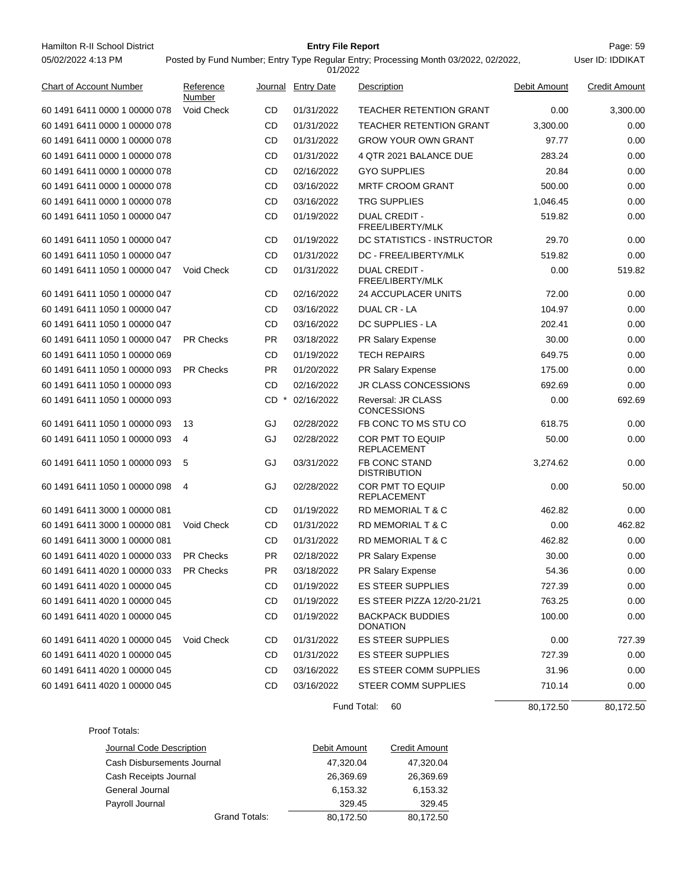Hamilton R-II School District

05/02/2022 4:13 PM

**Entry File Report**

Posted by Fund Number; Entry Type Regular Entry; Processing Month 03/2022, 02/2022, 01/2022

User ID: IDDIKAT

| Chart of Account Number | Reference Number | Journal | Entry Date | Description | Debit Amount | Credit Amount |
|---|---|---|---|---|---|---|
| 60 1491 6411 0000 1 00000 078 | Void Check | CD | 01/31/2022 | TEACHER RETENTION GRANT | 0.00 | 3,300.00 |
| 60 1491 6411 0000 1 00000 078 | | CD | 01/31/2022 | TEACHER RETENTION GRANT | 3,300.00 | 0.00 |
| 60 1491 6411 0000 1 00000 078 | | CD | 01/31/2022 | GROW YOUR OWN GRANT | 97.77 | 0.00 |
| 60 1491 6411 0000 1 00000 078 | | CD | 01/31/2022 | 4 QTR 2021 BALANCE DUE | 283.24 | 0.00 |
| 60 1491 6411 0000 1 00000 078 | | CD | 02/16/2022 | GYO SUPPLIES | 20.84 | 0.00 |
| 60 1491 6411 0000 1 00000 078 | | CD | 03/16/2022 | MRTF CROOM GRANT | 500.00 | 0.00 |
| 60 1491 6411 0000 1 00000 078 | | CD | 03/16/2022 | TRG SUPPLIES | 1,046.45 | 0.00 |
| 60 1491 6411 1050 1 00000 047 | | CD | 01/19/2022 | DUAL CREDIT - FREE/LIBERTY/MLK | 519.82 | 0.00 |
| 60 1491 6411 1050 1 00000 047 | | CD | 01/19/2022 | DC STATISTICS - INSTRUCTOR | 29.70 | 0.00 |
| 60 1491 6411 1050 1 00000 047 | | CD | 01/31/2022 | DC - FREE/LIBERTY/MLK | 519.82 | 0.00 |
| 60 1491 6411 1050 1 00000 047 | Void Check | CD | 01/31/2022 | DUAL CREDIT - FREE/LIBERTY/MLK | 0.00 | 519.82 |
| 60 1491 6411 1050 1 00000 047 | | CD | 02/16/2022 | 24 ACCUPLACER UNITS | 72.00 | 0.00 |
| 60 1491 6411 1050 1 00000 047 | | CD | 03/16/2022 | DUAL CR - LA | 104.97 | 0.00 |
| 60 1491 6411 1050 1 00000 047 | | CD | 03/16/2022 | DC SUPPLIES - LA | 202.41 | 0.00 |
| 60 1491 6411 1050 1 00000 047 | PR Checks | PR | 03/18/2022 | PR Salary Expense | 30.00 | 0.00 |
| 60 1491 6411 1050 1 00000 069 | | CD | 01/19/2022 | TECH REPAIRS | 649.75 | 0.00 |
| 60 1491 6411 1050 1 00000 093 | PR Checks | PR | 01/20/2022 | PR Salary Expense | 175.00 | 0.00 |
| 60 1491 6411 1050 1 00000 093 | | CD | 02/16/2022 | JR CLASS CONCESSIONS | 692.69 | 0.00 |
| 60 1491 6411 1050 1 00000 093 | | CD * | 02/16/2022 | Reversal: JR CLASS CONCESSIONS | 0.00 | 692.69 |
| 60 1491 6411 1050 1 00000 093 | 13 | GJ | 02/28/2022 | FB CONC TO MS STU CO | 618.75 | 0.00 |
| 60 1491 6411 1050 1 00000 093 | 4 | GJ | 02/28/2022 | COR PMT TO EQUIP REPLACEMENT | 50.00 | 0.00 |
| 60 1491 6411 1050 1 00000 093 | 5 | GJ | 03/31/2022 | FB CONC STAND DISTRIBUTION | 3,274.62 | 0.00 |
| 60 1491 6411 1050 1 00000 098 | 4 | GJ | 02/28/2022 | COR PMT TO EQUIP REPLACEMENT | 0.00 | 50.00 |
| 60 1491 6411 3000 1 00000 081 | | CD | 01/19/2022 | RD MEMORIAL T & C | 462.82 | 0.00 |
| 60 1491 6411 3000 1 00000 081 | Void Check | CD | 01/31/2022 | RD MEMORIAL T & C | 0.00 | 462.82 |
| 60 1491 6411 3000 1 00000 081 | | CD | 01/31/2022 | RD MEMORIAL T & C | 462.82 | 0.00 |
| 60 1491 6411 4020 1 00000 033 | PR Checks | PR | 02/18/2022 | PR Salary Expense | 30.00 | 0.00 |
| 60 1491 6411 4020 1 00000 033 | PR Checks | PR | 03/18/2022 | PR Salary Expense | 54.36 | 0.00 |
| 60 1491 6411 4020 1 00000 045 | | CD | 01/19/2022 | ES STEER SUPPLIES | 727.39 | 0.00 |
| 60 1491 6411 4020 1 00000 045 | | CD | 01/19/2022 | ES STEER PIZZA 12/20-21/21 | 763.25 | 0.00 |
| 60 1491 6411 4020 1 00000 045 | | CD | 01/19/2022 | BACKPACK BUDDIES DONATION | 100.00 | 0.00 |
| 60 1491 6411 4020 1 00000 045 | Void Check | CD | 01/31/2022 | ES STEER SUPPLIES | 0.00 | 727.39 |
| 60 1491 6411 4020 1 00000 045 | | CD | 01/31/2022 | ES STEER SUPPLIES | 727.39 | 0.00 |
| 60 1491 6411 4020 1 00000 045 | | CD | 03/16/2022 | ES STEER COMM SUPPLIES | 31.96 | 0.00 |
| 60 1491 6411 4020 1 00000 045 | | CD | 03/16/2022 | STEER COMM SUPPLIES | 710.14 | 0.00 |
| | | | | Fund Total: 60 | 80,172.50 | 80,172.50 |

Proof Totals:

| Journal Code Description | Debit Amount | Credit Amount |
|---|---|---|
| Cash Disbursements Journal | 47,320.04 | 47,320.04 |
| Cash Receipts Journal | 26,369.69 | 26,369.69 |
| General Journal | 6,153.32 | 6,153.32 |
| Payroll Journal | 329.45 | 329.45 |
| Grand Totals: | 80,172.50 | 80,172.50 |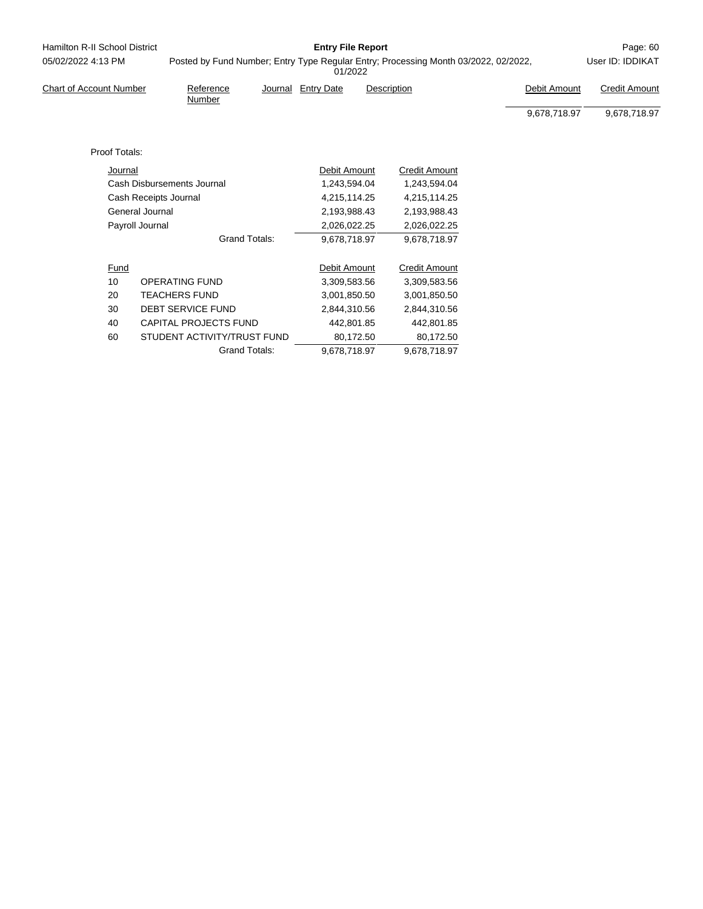| Chart of Account Number | Reference Number | Journal | Entry Date | Description | Debit Amount | Credit Amount |
|---|---|---|---|---|---|---|
| | | | | | 9,678,718.97 | 9,678,718.97 |

Proof Totals:

| Journal | Debit Amount | Credit Amount |
|---|---|---|
| Cash Disbursements Journal | 1,243,594.04 | 1,243,594.04 |
| Cash Receipts Journal | 4,215,114.25 | 4,215,114.25 |
| General Journal | 2,193,988.43 | 2,193,988.43 |
| Payroll Journal | 2,026,022.25 | 2,026,022.25 |
| Grand Totals: | 9,678,718.97 | 9,678,718.97 |

| Fund | | Debit Amount | Credit Amount |
|---|---|---|---|
| 10 | OPERATING FUND | 3,309,583.56 | 3,309,583.56 |
| 20 | TEACHERS FUND | 3,001,850.50 | 3,001,850.50 |
| 30 | DEBT SERVICE FUND | 2,844,310.56 | 2,844,310.56 |
| 40 | CAPITAL PROJECTS FUND | 442,801.85 | 442,801.85 |
| 60 | STUDENT ACTIVITY/TRUST FUND | 80,172.50 | 80,172.50 |
| | Grand Totals: | 9,678,718.97 | 9,678,718.97 |